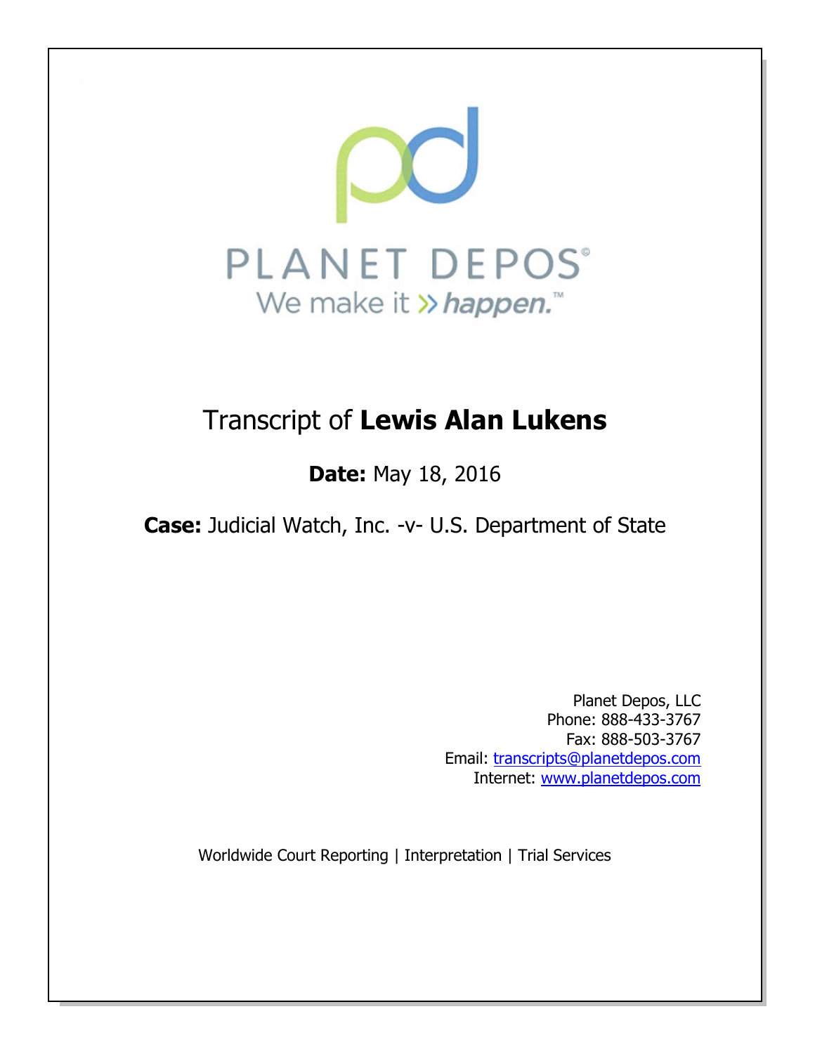PLANET DEPOS®

We make it » *happen.*™

# Transcript of **Lewis Alan Lukens**

**Date:** May 18, 2016

**Case:** Judicial Watch, Inc. -v- U.S. Department of State

Planet Depos, LLC
Phone: 888-433-3767
Fax: 888-503-3767
Email: transcripts@planetdepos.com
Internet: www.planetdepos.com

Worldwide Court Reporting | Interpretation | Trial Services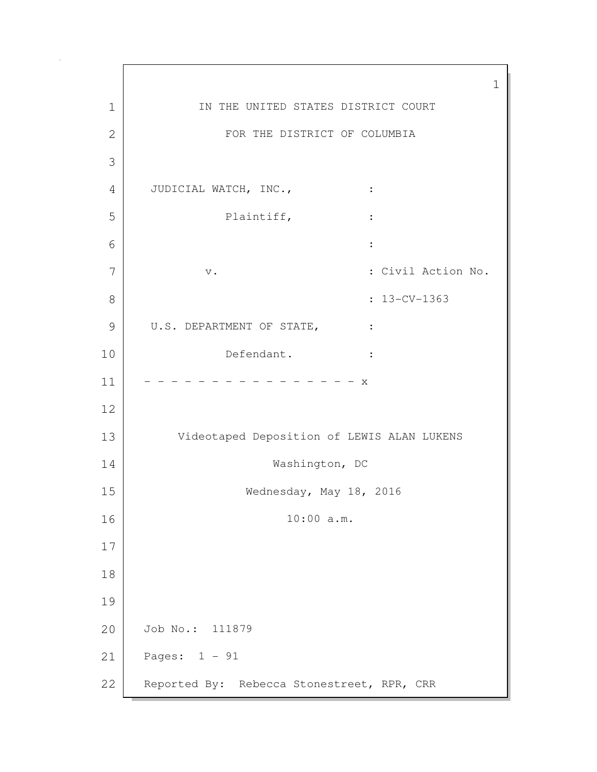IN THE UNITED STATES DISTRICT COURT

FOR THE DISTRICT OF COLUMBIA

```
JUDICIAL WATCH, INC.,          :
          Plaintiff,           :
                               :
     v.                        : Civil Action No.
                               : 13-CV-1363
U.S. DEPARTMENT OF STATE,      :
          Defendant.           :
- - - - - - - - - - - - - - - - x
```

Videotaped Deposition of LEWIS ALAN LUKENS

Washington, DC

Wednesday, May 18, 2016

10:00 a.m.

Job No.: 111879

Pages: 1 - 91

Reported By: Rebecca Stonestreet, RPR, CRR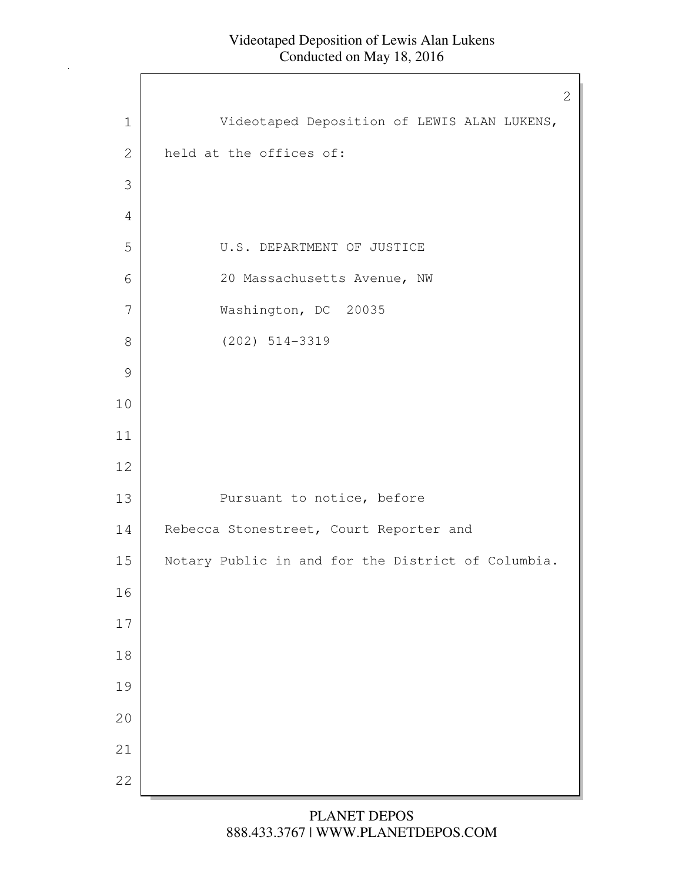Videotaped Deposition of LEWIS ALAN LUKENS,
held at the offices of:

U.S. DEPARTMENT OF JUSTICE
20 Massachusetts Avenue, NW
Washington, DC  20035
(202) 514-3319

Pursuant to notice, before
Rebecca Stonestreet, Court Reporter and
Notary Public in and for the District of Columbia.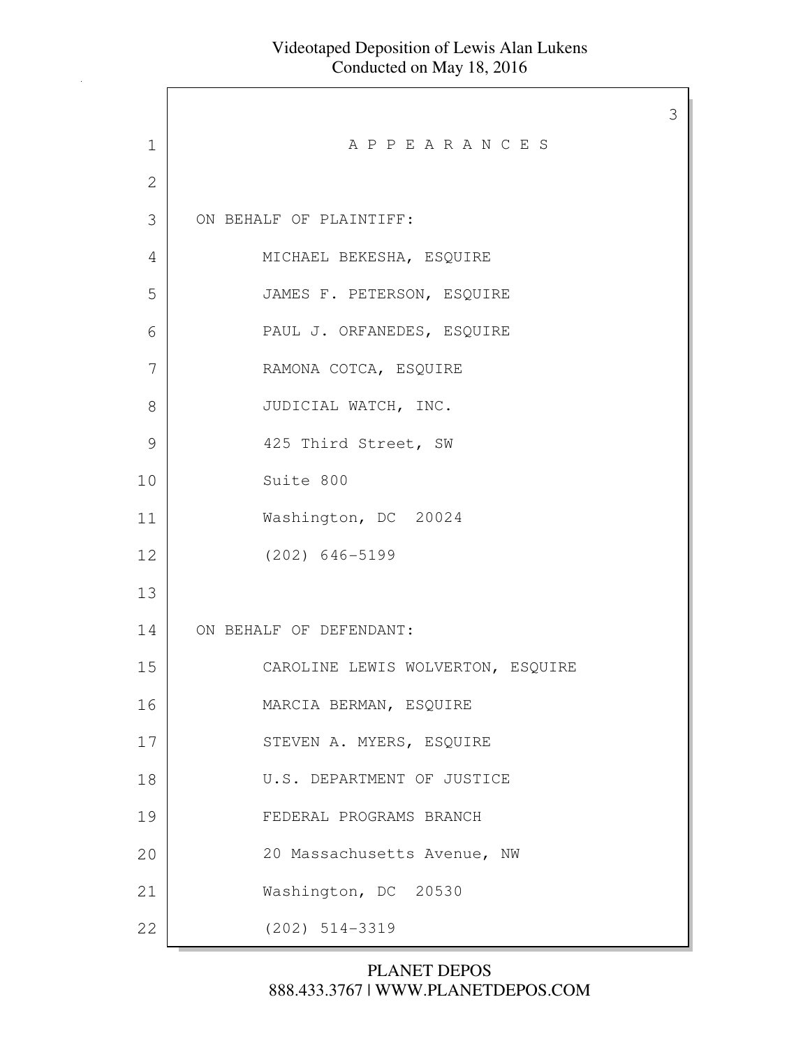# A P P E A R A N C E S

ON BEHALF OF PLAINTIFF:

MICHAEL BEKESHA, ESQUIRE
JAMES F. PETERSON, ESQUIRE
PAUL J. ORFANEDES, ESQUIRE
RAMONA COTCA, ESQUIRE
JUDICIAL WATCH, INC.
425 Third Street, SW
Suite 800
Washington, DC 20024
(202) 646-5199

ON BEHALF OF DEFENDANT:

CAROLINE LEWIS WOLVERTON, ESQUIRE
MARCIA BERMAN, ESQUIRE
STEVEN A. MYERS, ESQUIRE
U.S. DEPARTMENT OF JUSTICE
FEDERAL PROGRAMS BRANCH
20 Massachusetts Avenue, NW
Washington, DC 20530
(202) 514-3319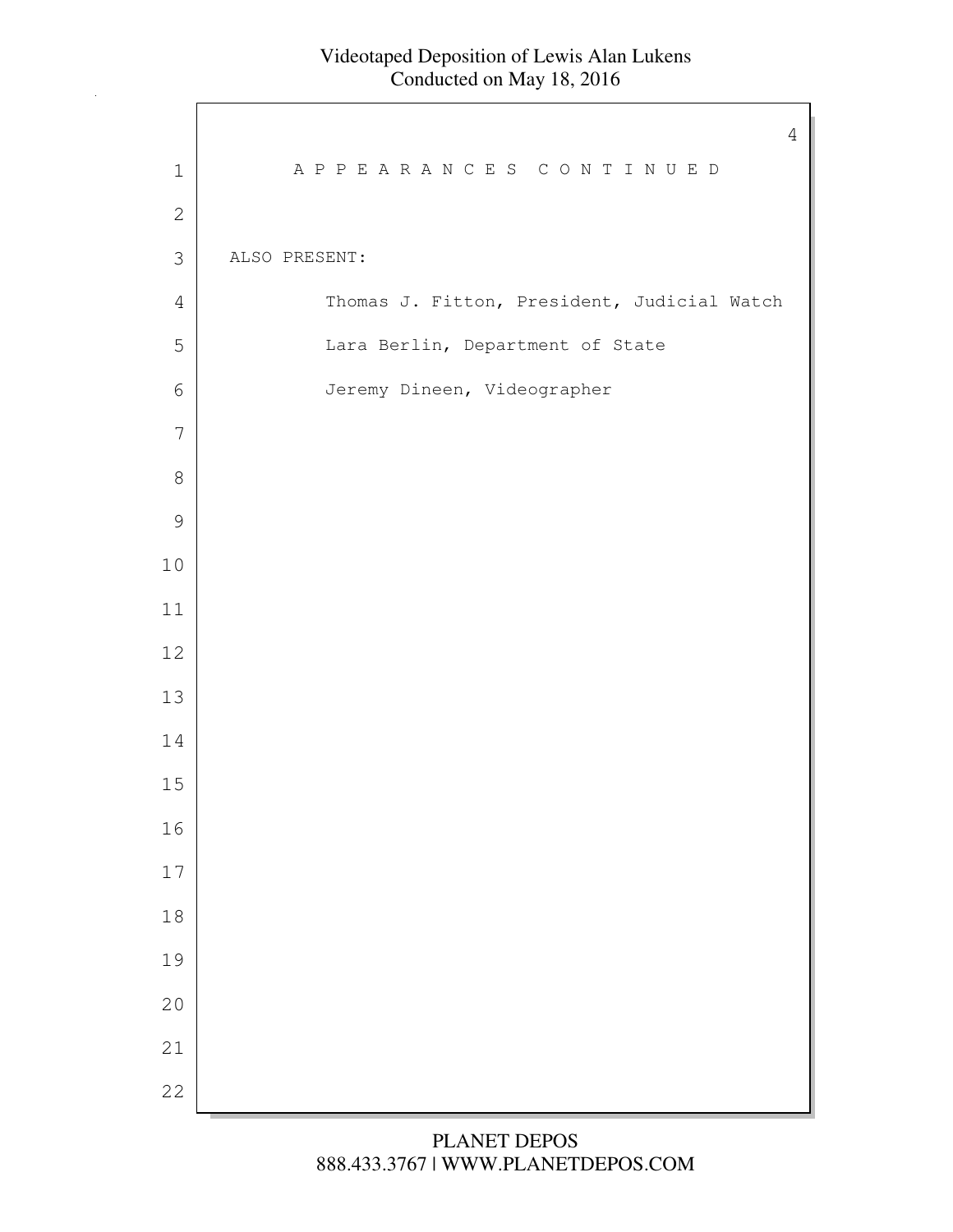A P P E A R A N C E S C O N T I N U E D

ALSO PRESENT:

Thomas J. Fitton, President, Judicial Watch

Lara Berlin, Department of State

Jeremy Dineen, Videographer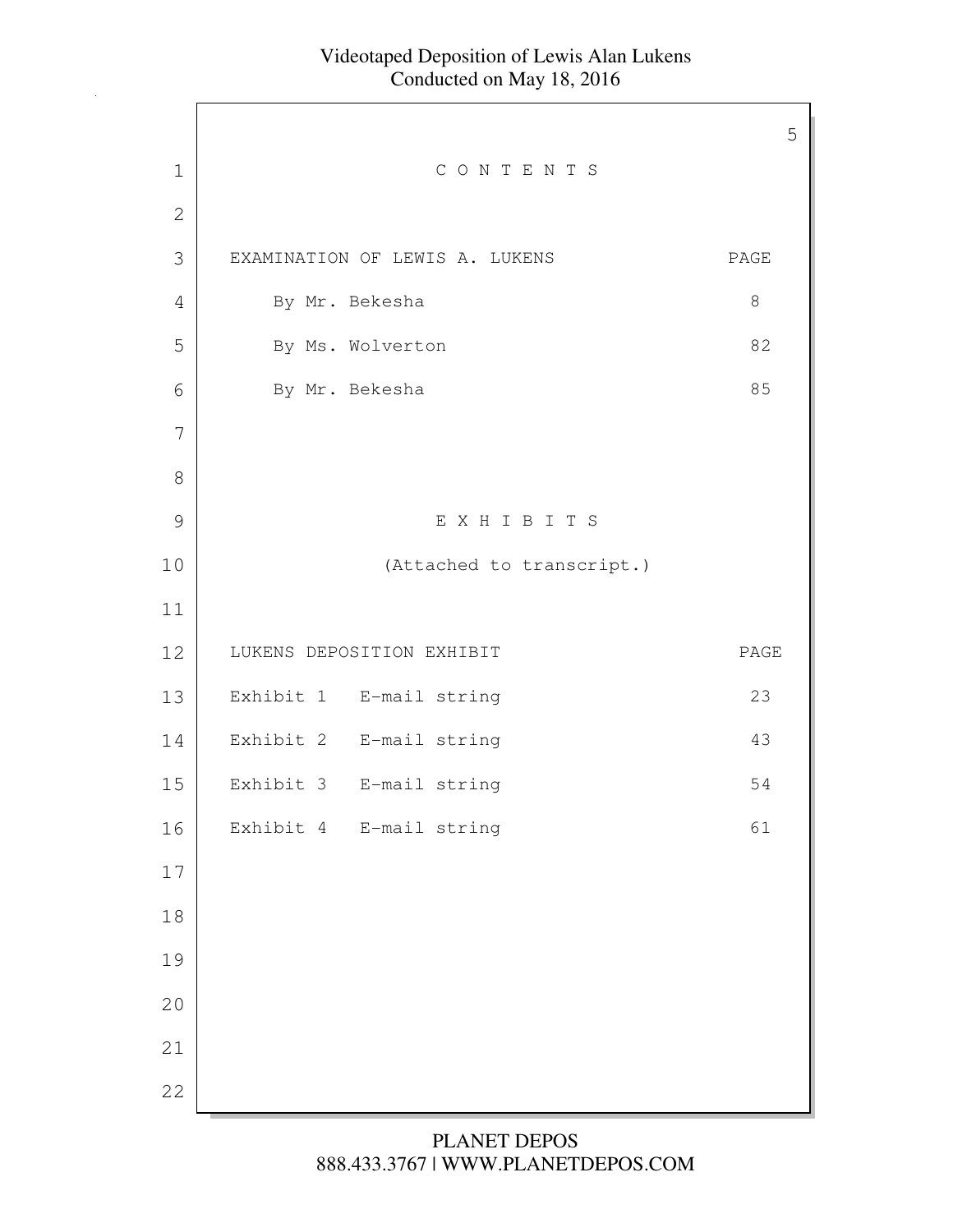# CONTENTS

| EXAMINATION OF LEWIS A. LUKENS | PAGE |
| --- | --- |
| By Mr. Bekesha | 8 |
| By Ms. Wolverton | 82 |
| By Mr. Bekesha | 85 |

# EXHIBITS

(Attached to transcript.)

| LUKENS DEPOSITION EXHIBIT | | PAGE |
| --- | --- | --- |
| Exhibit 1 | E-mail string | 23 |
| Exhibit 2 | E-mail string | 43 |
| Exhibit 3 | E-mail string | 54 |
| Exhibit 4 | E-mail string | 61 |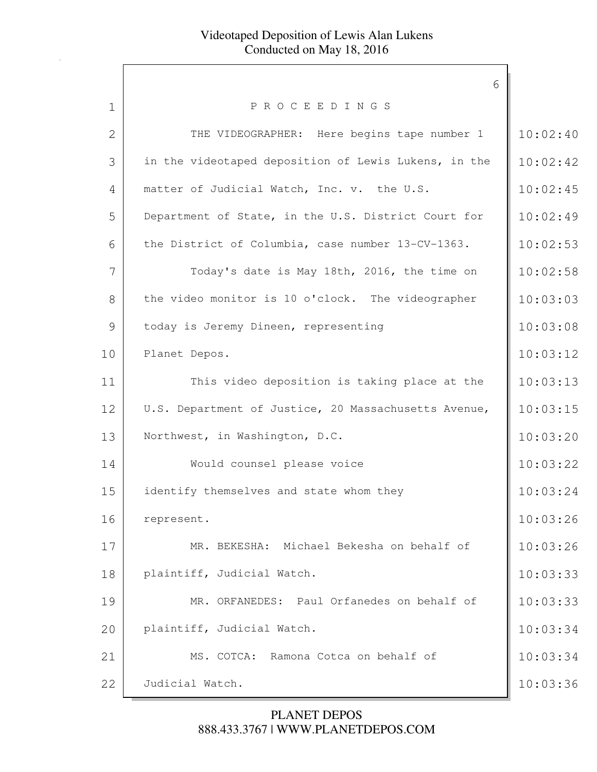P R O C E E D I N G S

THE VIDEOGRAPHER: Here begins tape number 1 in the videotaped deposition of Lewis Lukens, in the matter of Judicial Watch, Inc. v. the U.S. Department of State, in the U.S. District Court for the District of Columbia, case number 13-CV-1363.

Today's date is May 18th, 2016, the time on the video monitor is 10 o'clock. The videographer today is Jeremy Dineen, representing Planet Depos.

This video deposition is taking place at the U.S. Department of Justice, 20 Massachusetts Avenue, Northwest, in Washington, D.C.

Would counsel please voice identify themselves and state whom they represent.

MR. BEKESHA: Michael Bekesha on behalf of plaintiff, Judicial Watch.

MR. ORFANEDES: Paul Orfanedes on behalf of plaintiff, Judicial Watch.

MS. COTCA: Ramona Cotca on behalf of Judicial Watch.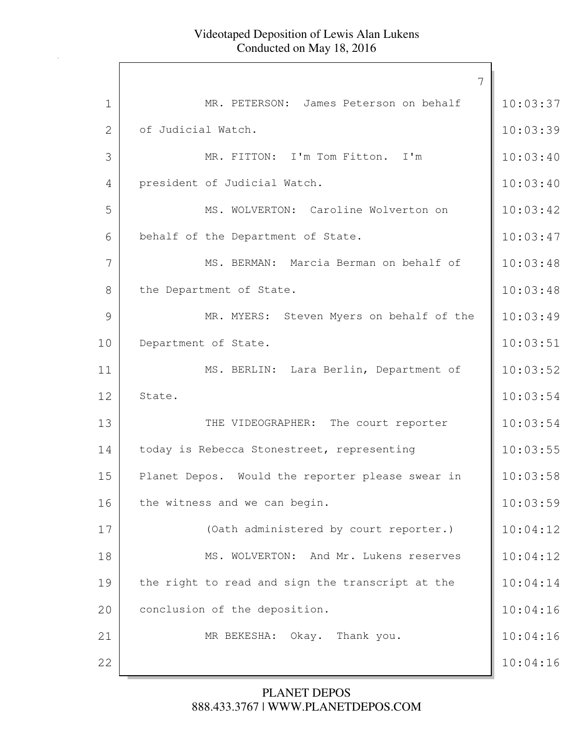MR. PETERSON: James Peterson on behalf of Judicial Watch.

MR. FITTON: I'm Tom Fitton. I'm president of Judicial Watch.

MS. WOLVERTON: Caroline Wolverton on behalf of the Department of State.

MS. BERMAN: Marcia Berman on behalf of the Department of State.

MR. MYERS: Steven Myers on behalf of the Department of State.

MS. BERLIN: Lara Berlin, Department of State.

THE VIDEOGRAPHER: The court reporter today is Rebecca Stonestreet, representing Planet Depos. Would the reporter please swear in the witness and we can begin.

(Oath administered by court reporter.)

MS. WOLVERTON: And Mr. Lukens reserves the right to read and sign the transcript at the conclusion of the deposition.

MR BEKESHA: Okay. Thank you.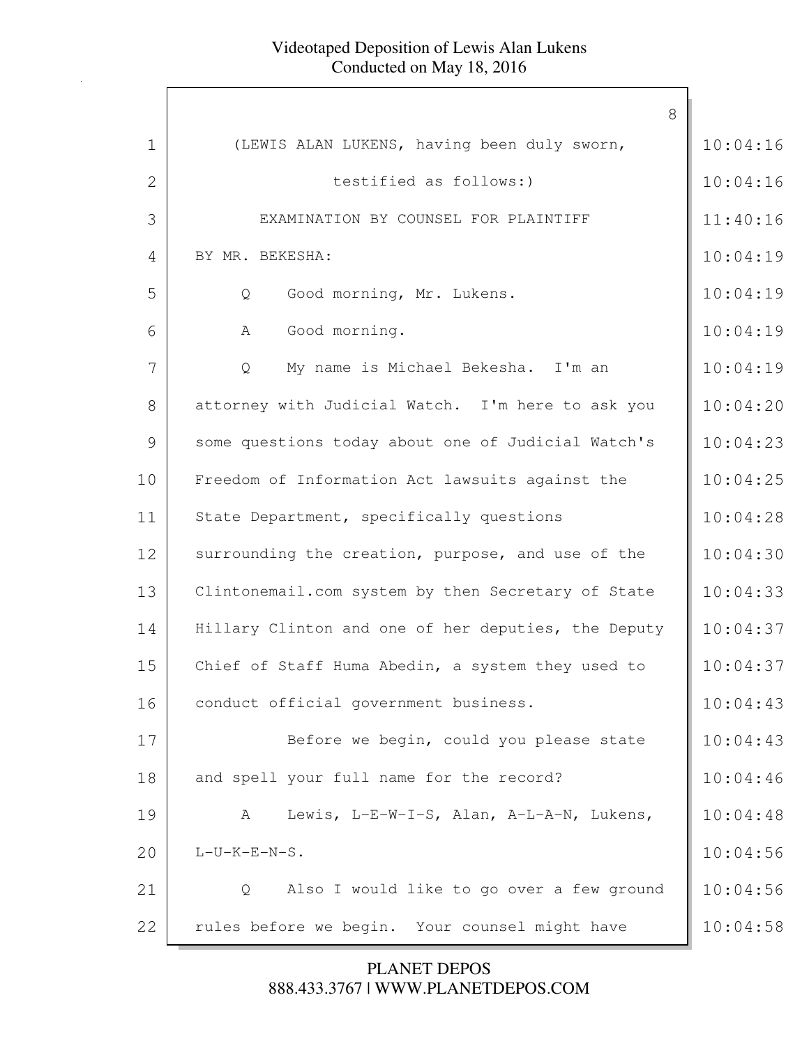(LEWIS ALAN LUKENS, having been duly sworn,

testified as follows:)

EXAMINATION BY COUNSEL FOR PLAINTIFF

BY MR. BEKESHA:

Q Good morning, Mr. Lukens.

A Good morning.

Q My name is Michael Bekesha. I'm an attorney with Judicial Watch. I'm here to ask you some questions today about one of Judicial Watch's Freedom of Information Act lawsuits against the State Department, specifically questions surrounding the creation, purpose, and use of the Clintonemail.com system by then Secretary of State Hillary Clinton and one of her deputies, the Deputy Chief of Staff Huma Abedin, a system they used to conduct official government business.

Before we begin, could you please state and spell your full name for the record?

A Lewis, L-E-W-I-S, Alan, A-L-A-N, Lukens, L-U-K-E-N-S.

Q Also I would like to go over a few ground rules before we begin. Your counsel might have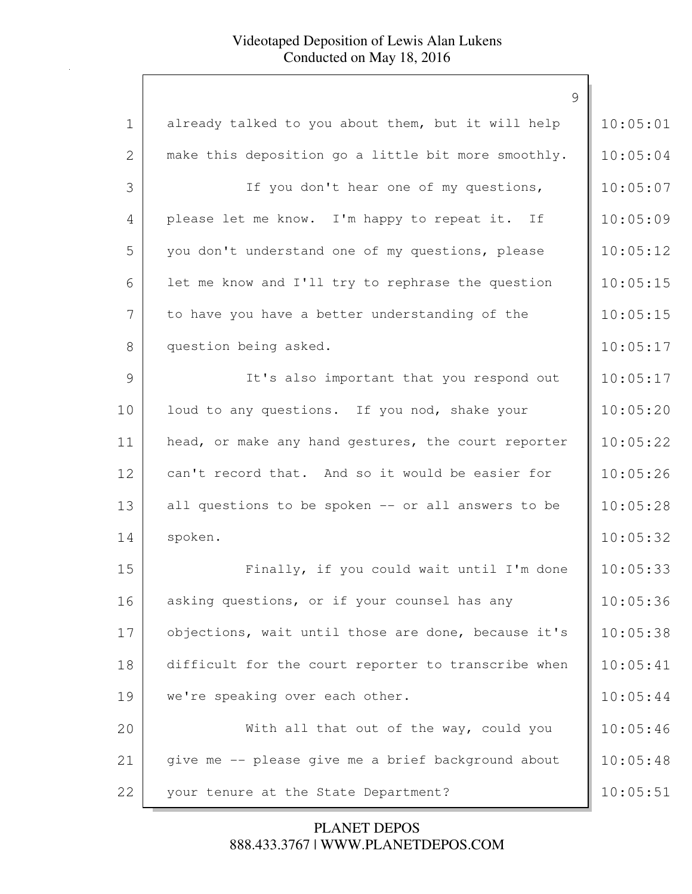already talked to you about them, but it will help make this deposition go a little bit more smoothly.

If you don't hear one of my questions, please let me know. I'm happy to repeat it. If you don't understand one of my questions, please let me know and I'll try to rephrase the question to have you have a better understanding of the question being asked.

It's also important that you respond out loud to any questions. If you nod, shake your head, or make any hand gestures, the court reporter can't record that. And so it would be easier for all questions to be spoken -- or all answers to be spoken.

Finally, if you could wait until I'm done asking questions, or if your counsel has any objections, wait until those are done, because it's difficult for the court reporter to transcribe when we're speaking over each other.

With all that out of the way, could you give me -- please give me a brief background about your tenure at the State Department?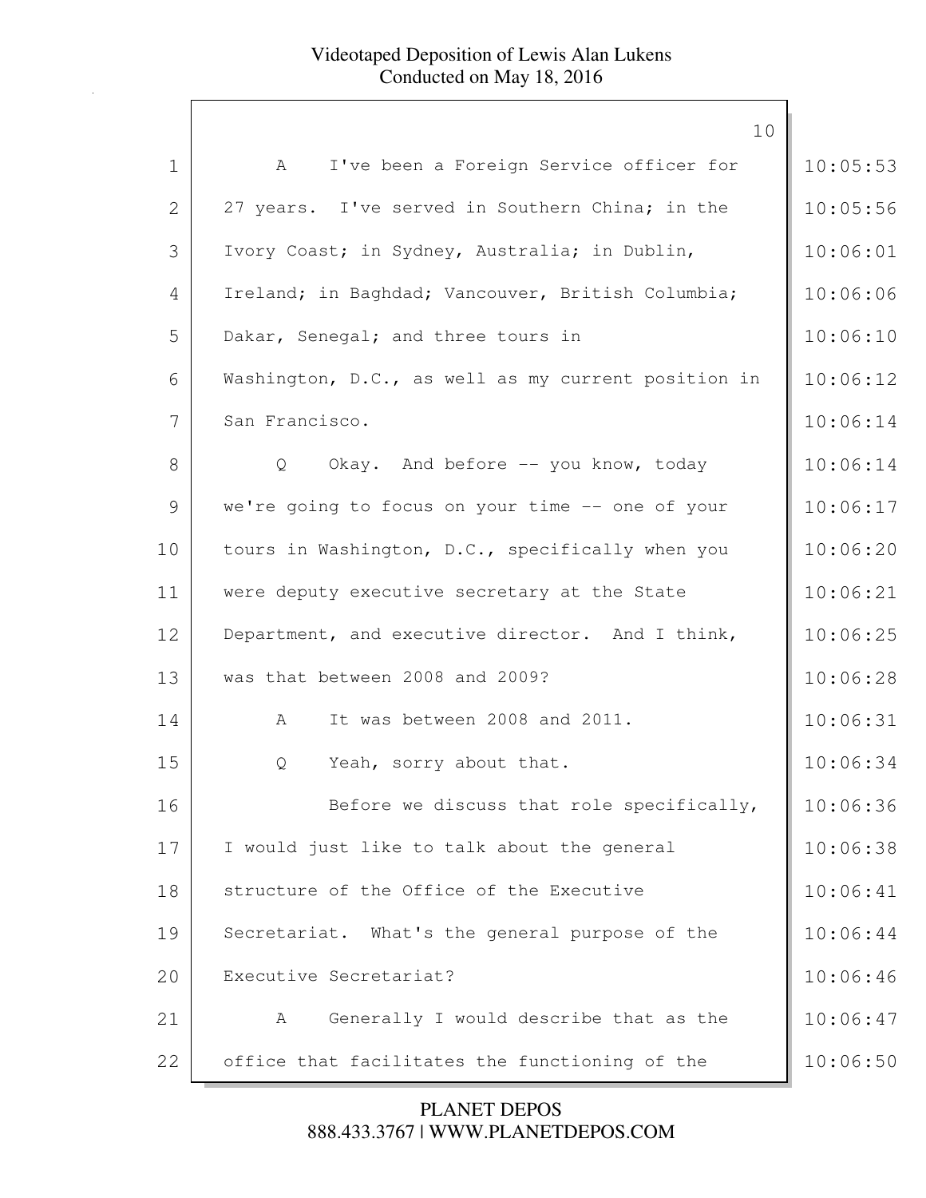| | | |
|---|---|---|
| 1 | A I've been a Foreign Service officer for | 10:05:53 |
| 2 | 27 years. I've served in Southern China; in the | 10:05:56 |
| 3 | Ivory Coast; in Sydney, Australia; in Dublin, | 10:06:01 |
| 4 | Ireland; in Baghdad; Vancouver, British Columbia; | 10:06:06 |
| 5 | Dakar, Senegal; and three tours in | 10:06:10 |
| 6 | Washington, D.C., as well as my current position in | 10:06:12 |
| 7 | San Francisco. | 10:06:14 |
| 8 | Q Okay. And before -- you know, today | 10:06:14 |
| 9 | we're going to focus on your time -- one of your | 10:06:17 |
| 10 | tours in Washington, D.C., specifically when you | 10:06:20 |
| 11 | were deputy executive secretary at the State | 10:06:21 |
| 12 | Department, and executive director. And I think, | 10:06:25 |
| 13 | was that between 2008 and 2009? | 10:06:28 |
| 14 | A It was between 2008 and 2011. | 10:06:31 |
| 15 | Q Yeah, sorry about that. | 10:06:34 |
| 16 | Before we discuss that role specifically, | 10:06:36 |
| 17 | I would just like to talk about the general | 10:06:38 |
| 18 | structure of the Office of the Executive | 10:06:41 |
| 19 | Secretariat. What's the general purpose of the | 10:06:44 |
| 20 | Executive Secretariat? | 10:06:46 |
| 21 | A Generally I would describe that as the | 10:06:47 |
| 22 | office that facilitates the functioning of the | 10:06:50 |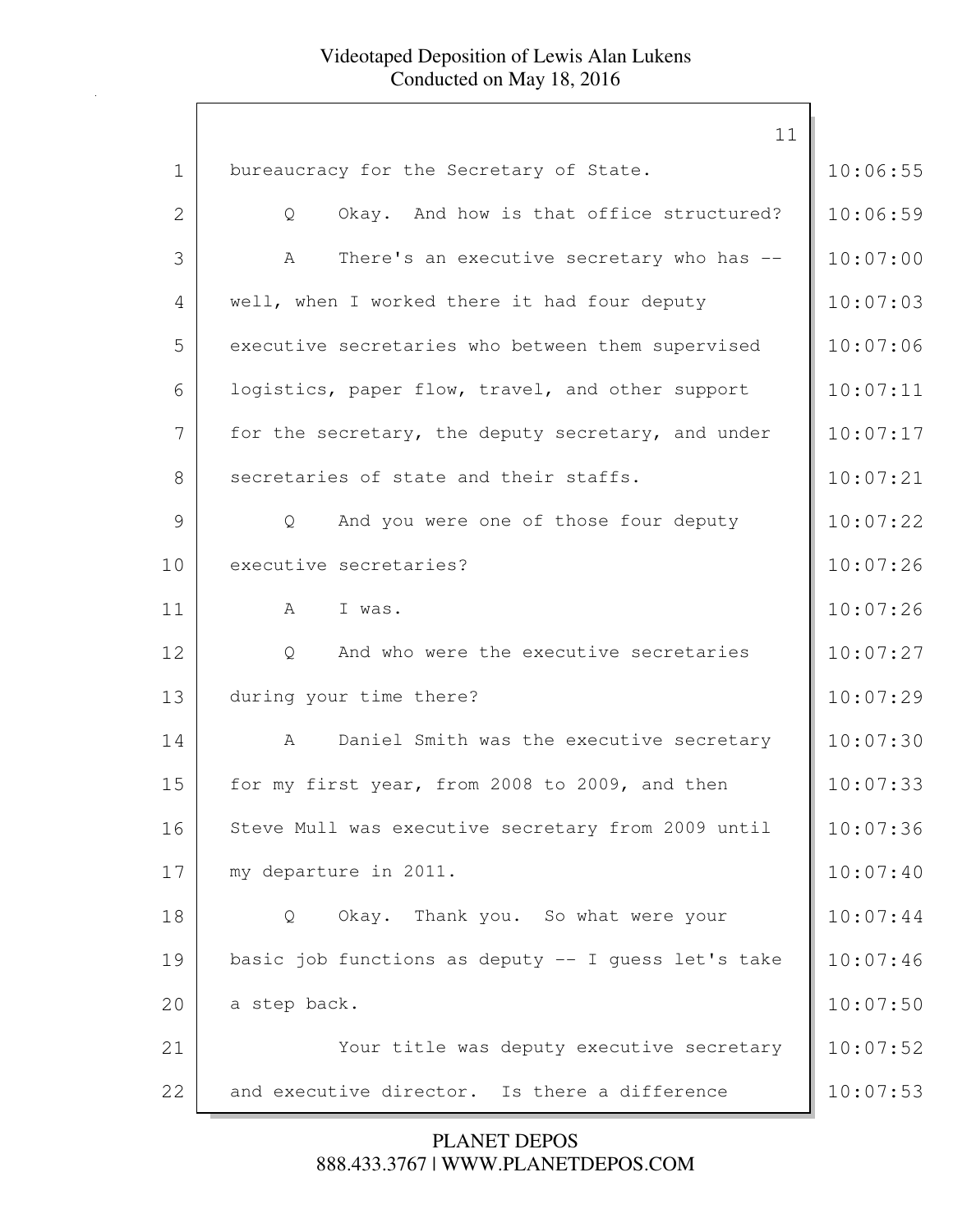1 bureaucracy for the Secretary of State. 10:06:55

2 Q Okay. And how is that office structured? 10:06:59

3 A There's an executive secretary who has -- 10:07:00

4 well, when I worked there it had four deputy 10:07:03

5 executive secretaries who between them supervised 10:07:06

6 logistics, paper flow, travel, and other support 10:07:11

7 for the secretary, the deputy secretary, and under 10:07:17

8 secretaries of state and their staffs. 10:07:21

9 Q And you were one of those four deputy 10:07:22

10 executive secretaries? 10:07:26

11 A I was. 10:07:26

12 Q And who were the executive secretaries 10:07:27

13 during your time there? 10:07:29

14 A Daniel Smith was the executive secretary 10:07:30

15 for my first year, from 2008 to 2009, and then 10:07:33

16 Steve Mull was executive secretary from 2009 until 10:07:36

17 my departure in 2011. 10:07:40

18 Q Okay. Thank you. So what were your 10:07:44

19 basic job functions as deputy -- I guess let's take 10:07:46

20 a step back. 10:07:50

21 Your title was deputy executive secretary 10:07:52

22 and executive director. Is there a difference 10:07:53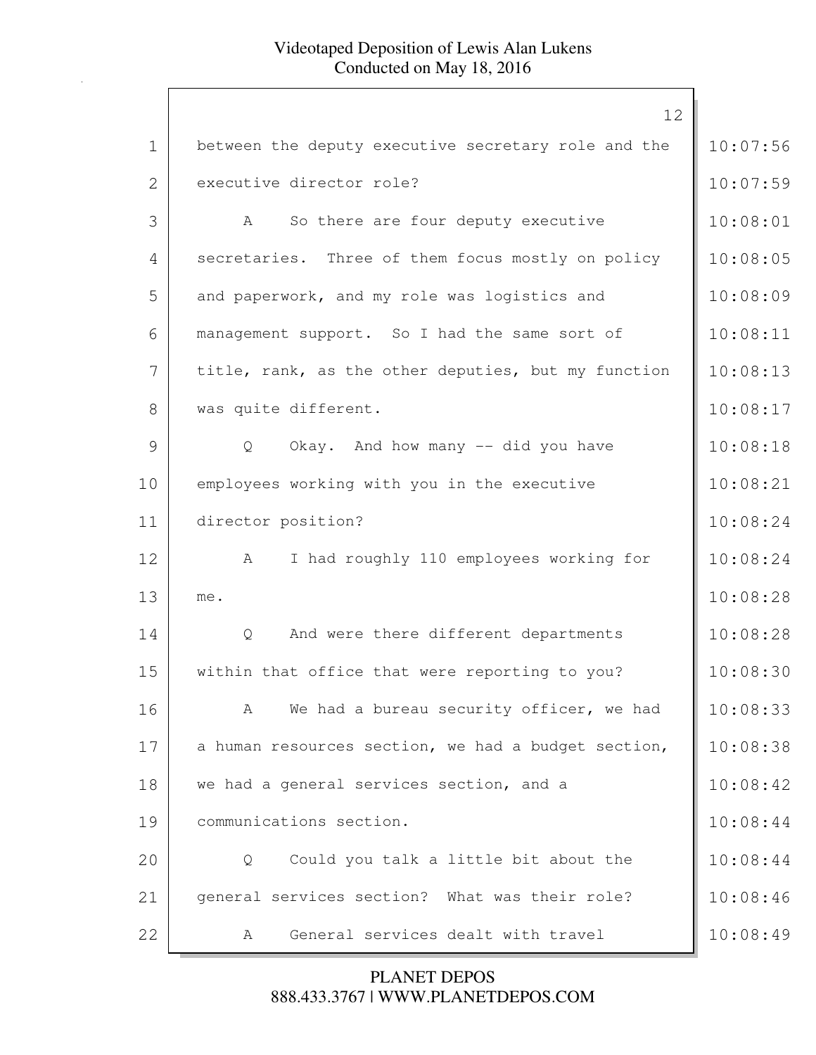between the deputy executive secretary role and the executive director role?

A So there are four deputy executive secretaries. Three of them focus mostly on policy and paperwork, and my role was logistics and management support. So I had the same sort of title, rank, as the other deputies, but my function was quite different.

Q Okay. And how many -- did you have employees working with you in the executive director position?

A I had roughly 110 employees working for me.

Q And were there different departments within that office that were reporting to you?

A We had a bureau security officer, we had a human resources section, we had a budget section, we had a general services section, and a communications section.

Q Could you talk a little bit about the general services section? What was their role?

A General services dealt with travel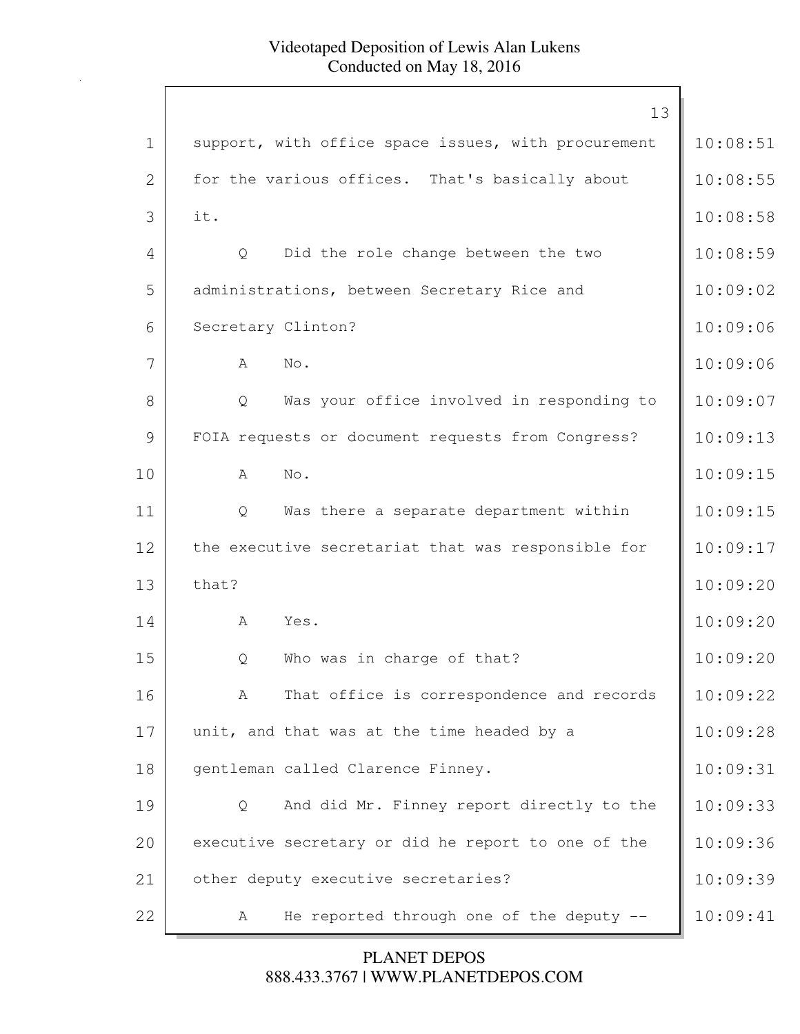support, with office space issues, with procurement for the various offices. That's basically about it.

Q Did the role change between the two administrations, between Secretary Rice and Secretary Clinton?

A No.

Q Was your office involved in responding to FOIA requests or document requests from Congress?

A No.

Q Was there a separate department within the executive secretariat that was responsible for that?

A Yes.

Q Who was in charge of that?

A That office is correspondence and records unit, and that was at the time headed by a gentleman called Clarence Finney.

Q And did Mr. Finney report directly to the executive secretary or did he report to one of the other deputy executive secretaries?

A He reported through one of the deputy --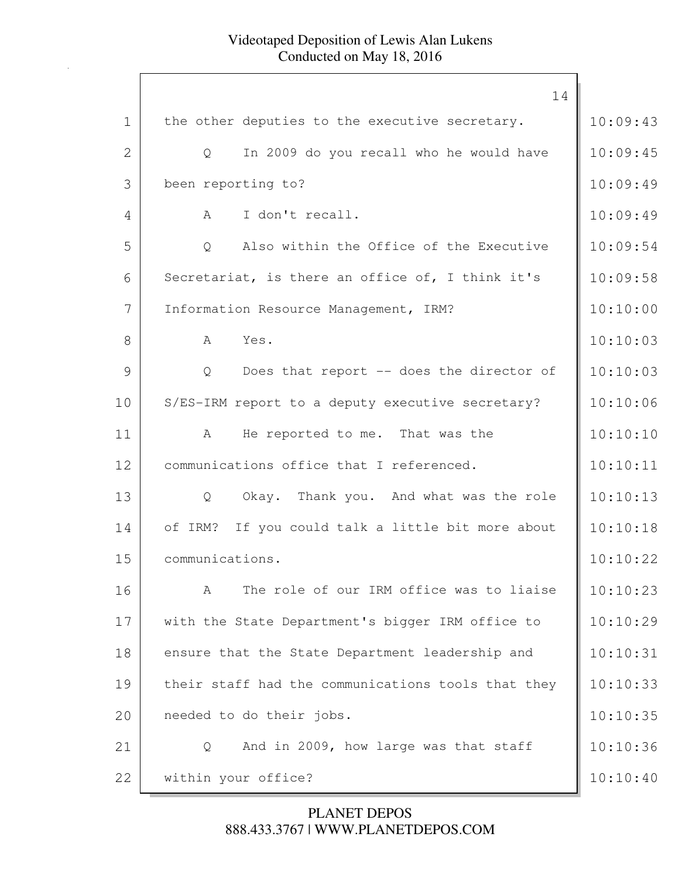the other deputies to the executive secretary.

Q In 2009 do you recall who he would have been reporting to?

A I don't recall.

Q Also within the Office of the Executive Secretariat, is there an office of, I think it's Information Resource Management, IRM?

A Yes.

Q Does that report -- does the director of S/ES-IRM report to a deputy executive secretary?

A He reported to me. That was the communications office that I referenced.

Q Okay. Thank you. And what was the role of IRM? If you could talk a little bit more about communications.

A The role of our IRM office was to liaise with the State Department's bigger IRM office to ensure that the State Department leadership and their staff had the communications tools that they needed to do their jobs.

Q And in 2009, how large was that staff within your office?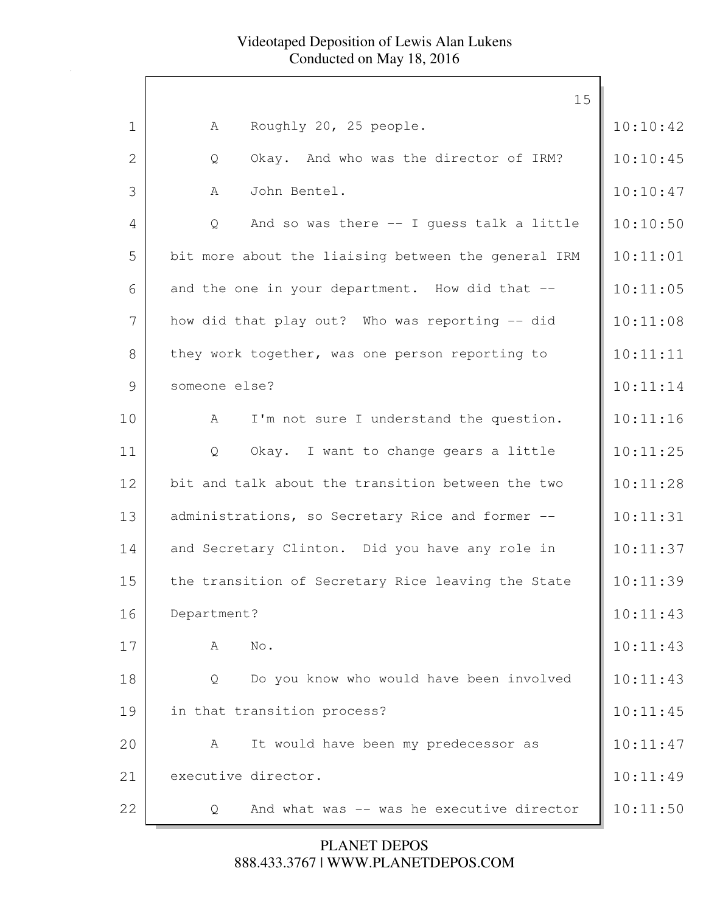A Roughly 20, 25 people.

Q Okay. And who was the director of IRM?

A John Bentel.

Q And so was there -- I guess talk a little bit more about the liaising between the general IRM and the one in your department. How did that -- how did that play out? Who was reporting -- did they work together, was one person reporting to someone else?

A I'm not sure I understand the question.

Q Okay. I want to change gears a little bit and talk about the transition between the two administrations, so Secretary Rice and former -- and Secretary Clinton. Did you have any role in the transition of Secretary Rice leaving the State Department?

A No.

Q Do you know who would have been involved in that transition process?

A It would have been my predecessor as executive director.

Q And what was -- was he executive director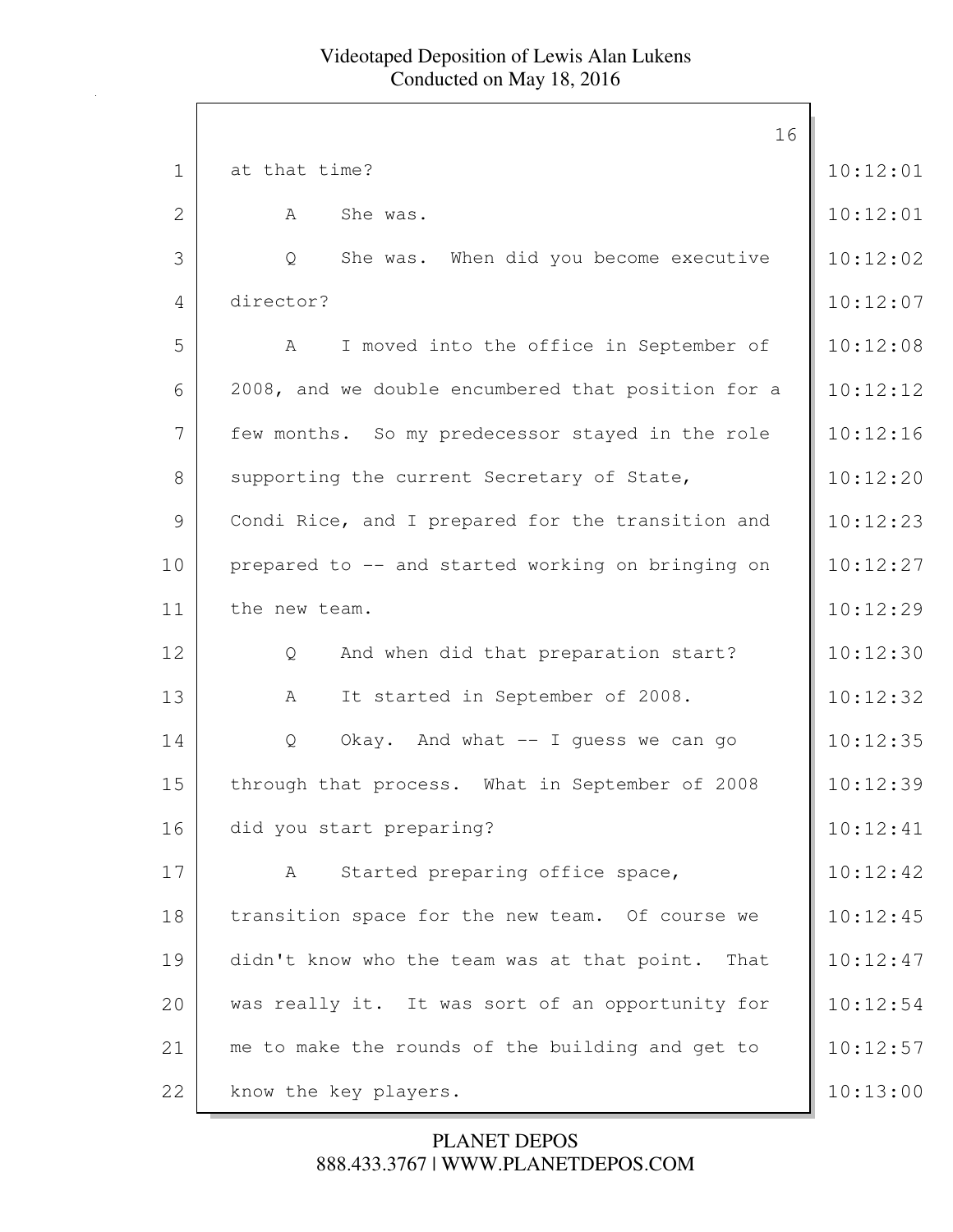at that time?

A She was.

Q She was. When did you become executive director?

A I moved into the office in September of 2008, and we double encumbered that position for a few months. So my predecessor stayed in the role supporting the current Secretary of State, Condi Rice, and I prepared for the transition and prepared to -- and started working on bringing on the new team.

Q And when did that preparation start?

A It started in September of 2008.

Q Okay. And what -- I guess we can go through that process. What in September of 2008 did you start preparing?

A Started preparing office space, transition space for the new team. Of course we didn't know who the team was at that point. That was really it. It was sort of an opportunity for me to make the rounds of the building and get to know the key players.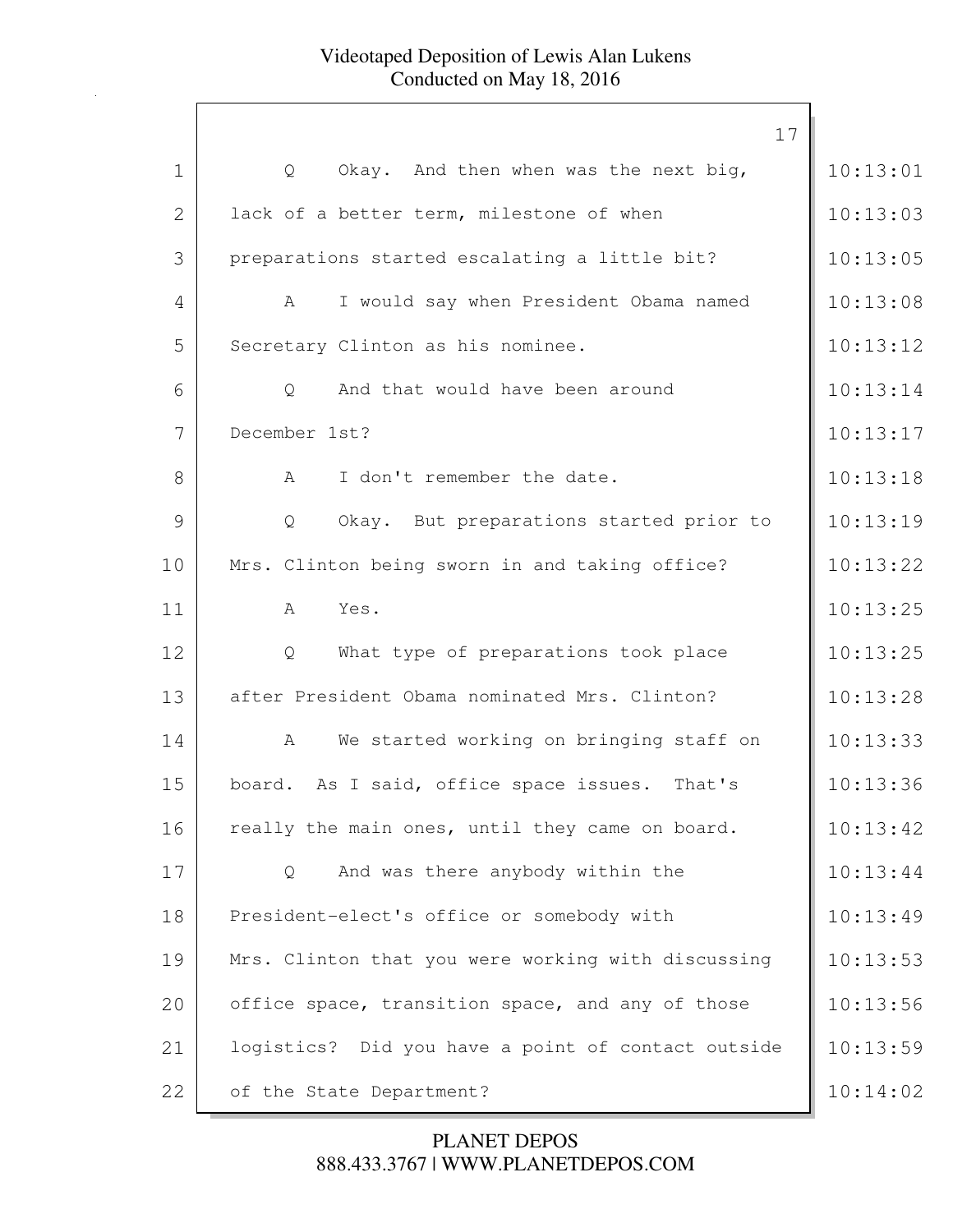Q Okay. And then when was the next big, lack of a better term, milestone of when preparations started escalating a little bit?

A I would say when President Obama named Secretary Clinton as his nominee.

Q And that would have been around December 1st?

A I don't remember the date.

Q Okay. But preparations started prior to Mrs. Clinton being sworn in and taking office?

A Yes.

Q What type of preparations took place after President Obama nominated Mrs. Clinton?

A We started working on bringing staff on board. As I said, office space issues. That's really the main ones, until they came on board.

Q And was there anybody within the President-elect's office or somebody with Mrs. Clinton that you were working with discussing office space, transition space, and any of those logistics? Did you have a point of contact outside of the State Department?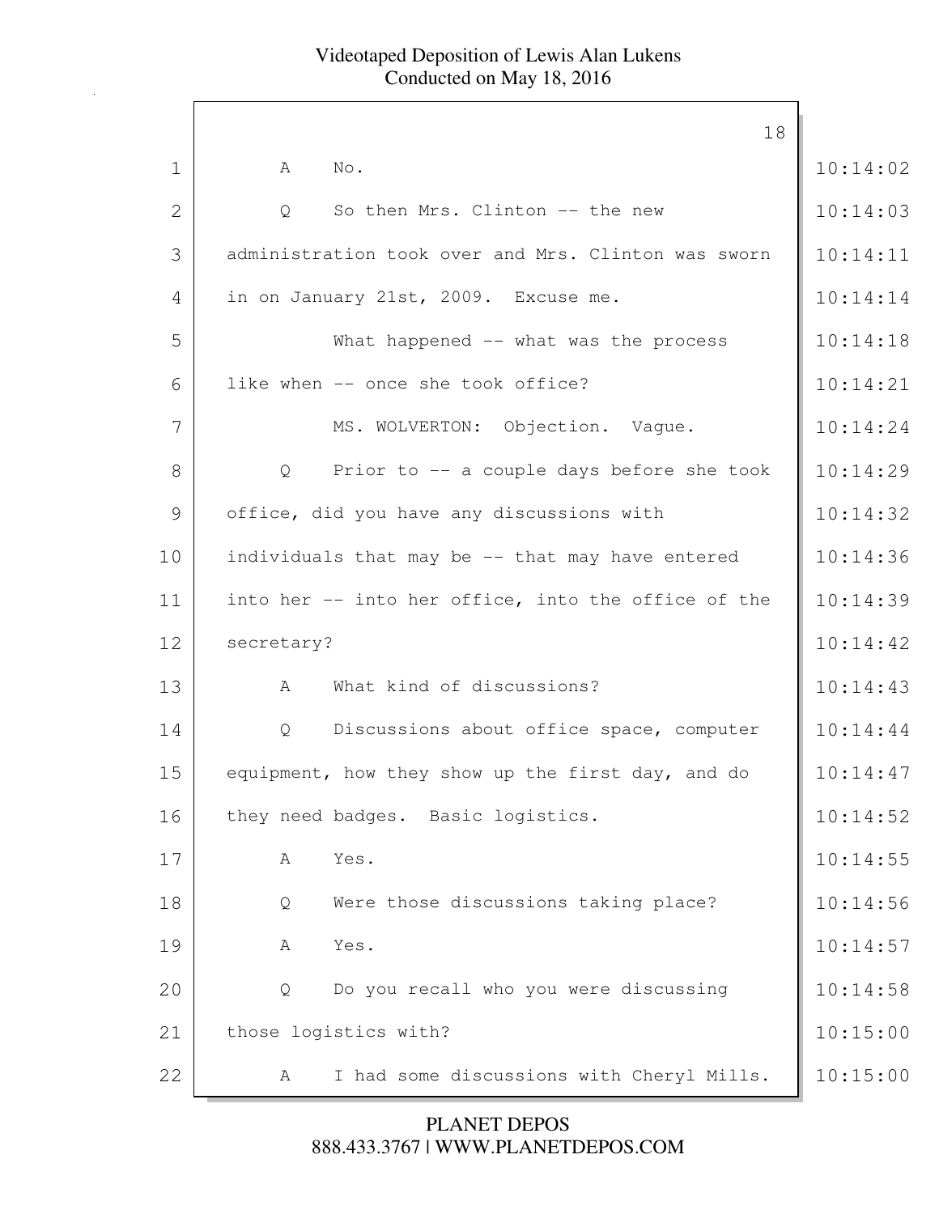A No.

Q So then Mrs. Clinton -- the new administration took over and Mrs. Clinton was sworn in on January 21st, 2009. Excuse me.

What happened -- what was the process like when -- once she took office?

MS. WOLVERTON: Objection. Vague.

Q Prior to -- a couple days before she took office, did you have any discussions with individuals that may be -- that may have entered into her -- into her office, into the office of the secretary?

A What kind of discussions?

Q Discussions about office space, computer equipment, how they show up the first day, and do they need badges. Basic logistics.

A Yes.

Q Were those discussions taking place?

A Yes.

Q Do you recall who you were discussing those logistics with?

A I had some discussions with Cheryl Mills.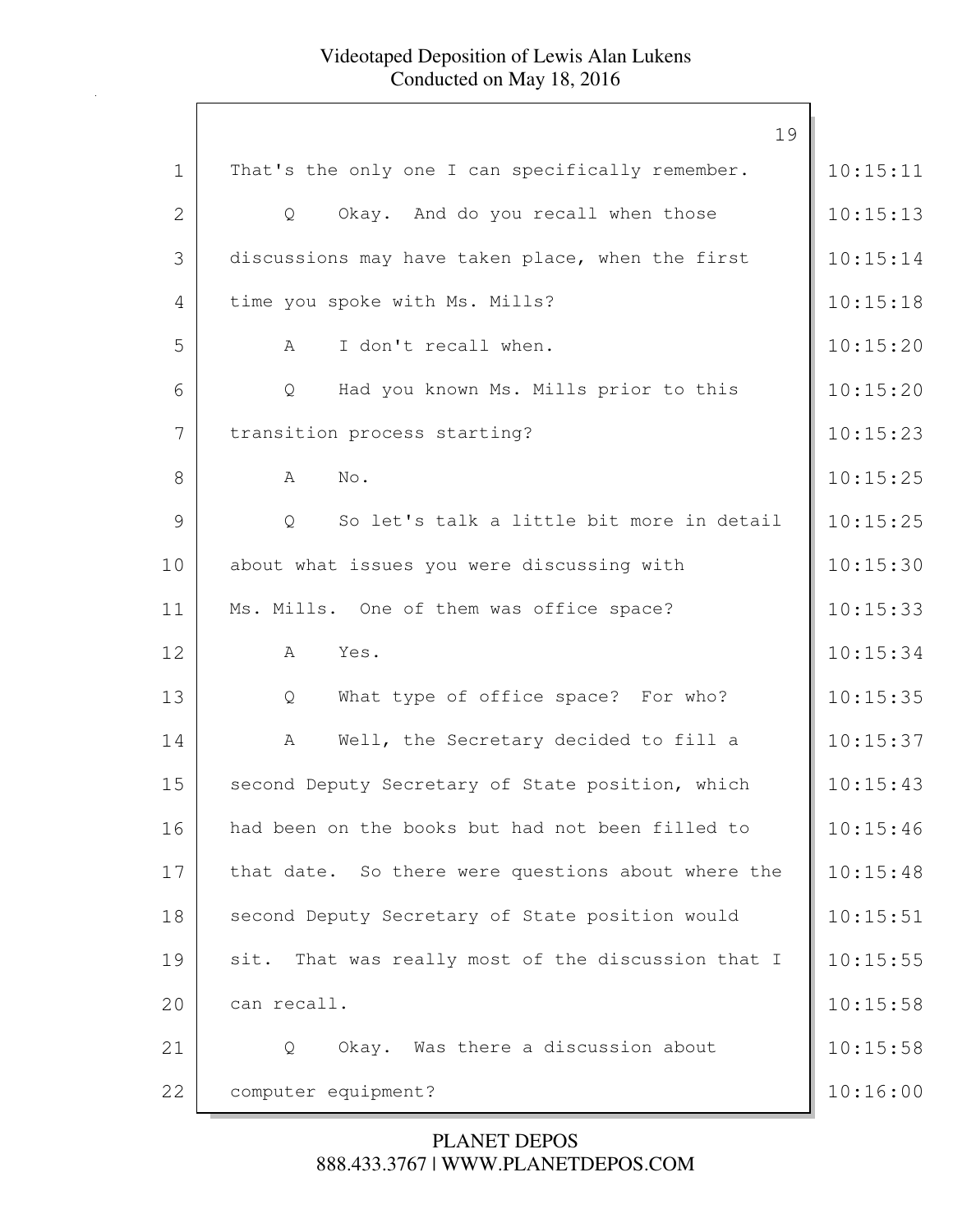1 That's the only one I can specifically remember. 10:15:11

2 Q Okay. And do you recall when those 10:15:13

3 discussions may have taken place, when the first 10:15:14

4 time you spoke with Ms. Mills? 10:15:18

5 A I don't recall when. 10:15:20

6 Q Had you known Ms. Mills prior to this 10:15:20

7 transition process starting? 10:15:23

8 A No. 10:15:25

9 Q So let's talk a little bit more in detail 10:15:25

10 about what issues you were discussing with 10:15:30

11 Ms. Mills. One of them was office space? 10:15:33

12 A Yes. 10:15:34

13 Q What type of office space? For who? 10:15:35

14 A Well, the Secretary decided to fill a 10:15:37

15 second Deputy Secretary of State position, which 10:15:43

16 had been on the books but had not been filled to 10:15:46

17 that date. So there were questions about where the 10:15:48

18 second Deputy Secretary of State position would 10:15:51

19 sit. That was really most of the discussion that I 10:15:55

20 can recall. 10:15:58

21 Q Okay. Was there a discussion about 10:15:58

22 computer equipment? 10:16:00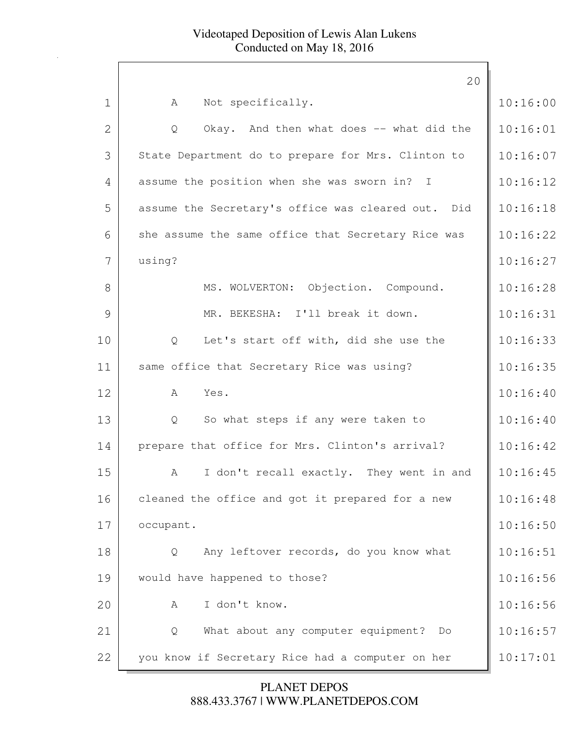1 A Not specifically. 10:16:00

2 Q Okay. And then what does -- what did the 10:16:01

3 State Department do to prepare for Mrs. Clinton to 10:16:07

4 assume the position when she was sworn in? I 10:16:12

5 assume the Secretary's office was cleared out. Did 10:16:18

6 she assume the same office that Secretary Rice was 10:16:22

7 using? 10:16:27

8 MS. WOLVERTON: Objection. Compound. 10:16:28

9 MR. BEKESHA: I'll break it down. 10:16:31

10 Q Let's start off with, did she use the 10:16:33

11 same office that Secretary Rice was using? 10:16:35

12 A Yes. 10:16:40

13 Q So what steps if any were taken to 10:16:40

14 prepare that office for Mrs. Clinton's arrival? 10:16:42

15 A I don't recall exactly. They went in and 10:16:45

16 cleaned the office and got it prepared for a new 10:16:48

17 occupant. 10:16:50

18 Q Any leftover records, do you know what 10:16:51

19 would have happened to those? 10:16:56

20 A I don't know. 10:16:56

21 Q What about any computer equipment? Do 10:16:57

22 you know if Secretary Rice had a computer on her 10:17:01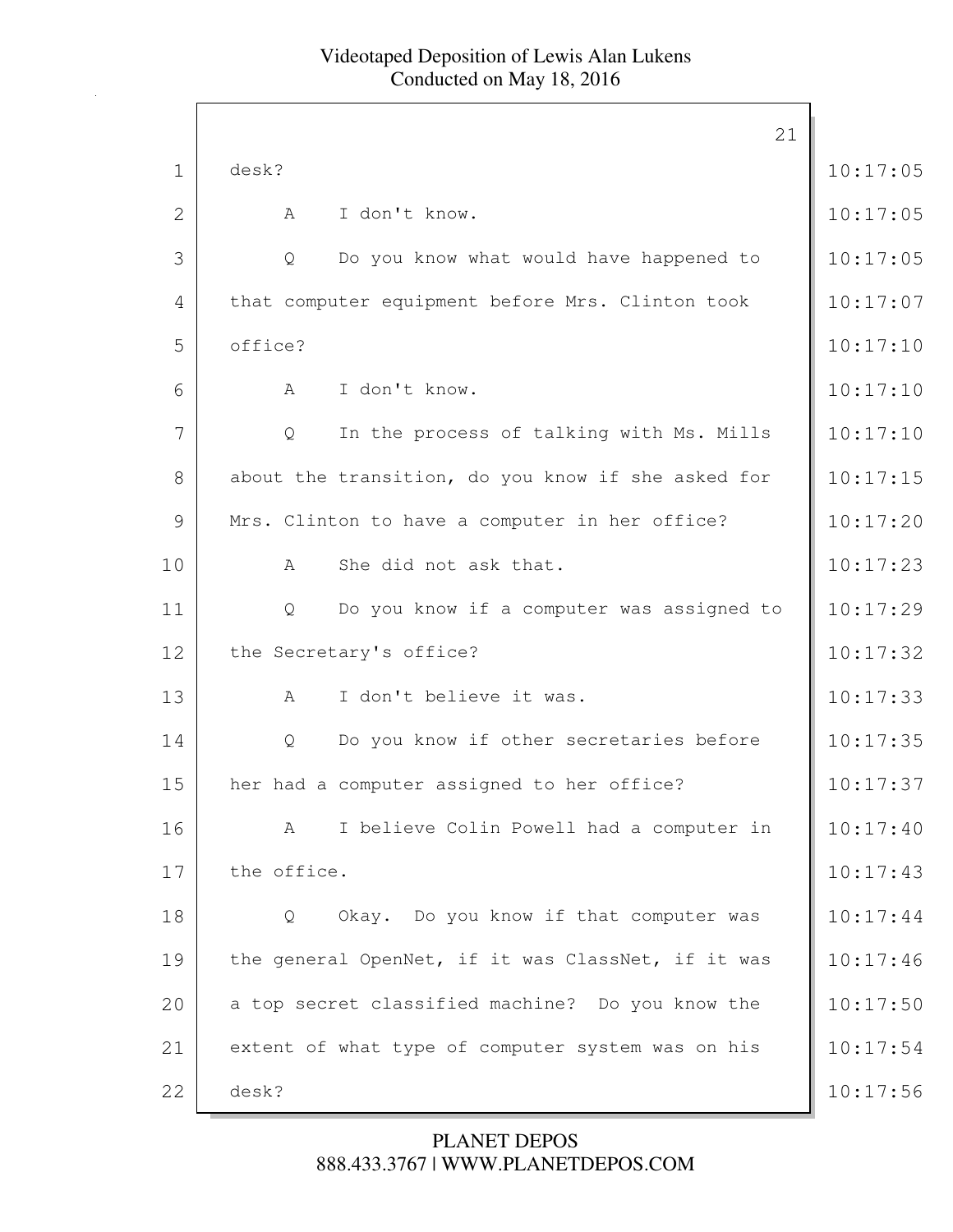1 desk?

2 A I don't know.

3 Q Do you know what would have happened to

4 that computer equipment before Mrs. Clinton took

5 office?

6 A I don't know.

7 Q In the process of talking with Ms. Mills

8 about the transition, do you know if she asked for

9 Mrs. Clinton to have a computer in her office?

10 A She did not ask that.

11 Q Do you know if a computer was assigned to

12 the Secretary's office?

13 A I don't believe it was.

14 Q Do you know if other secretaries before

15 her had a computer assigned to her office?

16 A I believe Colin Powell had a computer in

17 the office.

18 Q Okay. Do you know if that computer was

19 the general OpenNet, if it was ClassNet, if it was

20 a top secret classified machine? Do you know the

21 extent of what type of computer system was on his

22 desk?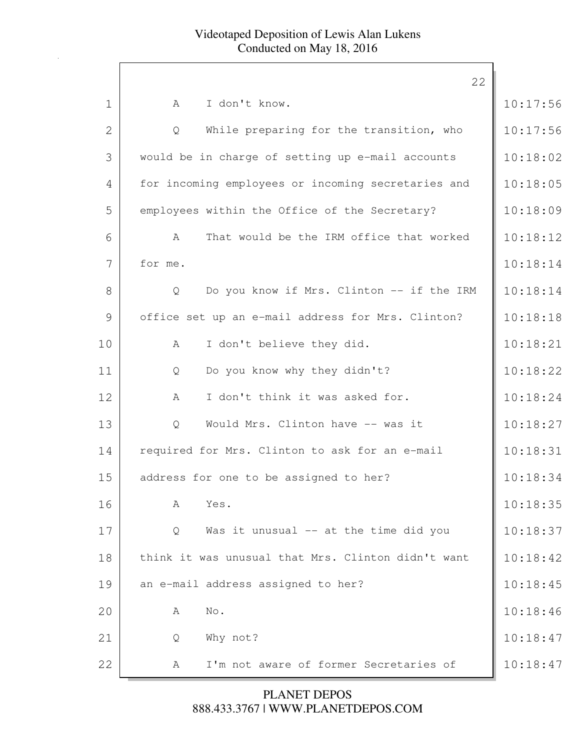| | | |
|---|---|---|
| 1 | A I don't know. | 10:17:56 |
| 2 | Q While preparing for the transition, who | 10:17:56 |
| 3 | would be in charge of setting up e-mail accounts | 10:18:02 |
| 4 | for incoming employees or incoming secretaries and | 10:18:05 |
| 5 | employees within the Office of the Secretary? | 10:18:09 |
| 6 | A That would be the IRM office that worked | 10:18:12 |
| 7 | for me. | 10:18:14 |
| 8 | Q Do you know if Mrs. Clinton -- if the IRM | 10:18:14 |
| 9 | office set up an e-mail address for Mrs. Clinton? | 10:18:18 |
| 10 | A I don't believe they did. | 10:18:21 |
| 11 | Q Do you know why they didn't? | 10:18:22 |
| 12 | A I don't think it was asked for. | 10:18:24 |
| 13 | Q Would Mrs. Clinton have -- was it | 10:18:27 |
| 14 | required for Mrs. Clinton to ask for an e-mail | 10:18:31 |
| 15 | address for one to be assigned to her? | 10:18:34 |
| 16 | A Yes. | 10:18:35 |
| 17 | Q Was it unusual -- at the time did you | 10:18:37 |
| 18 | think it was unusual that Mrs. Clinton didn't want | 10:18:42 |
| 19 | an e-mail address assigned to her? | 10:18:45 |
| 20 | A No. | 10:18:46 |
| 21 | Q Why not? | 10:18:47 |
| 22 | A I'm not aware of former Secretaries of | 10:18:47 |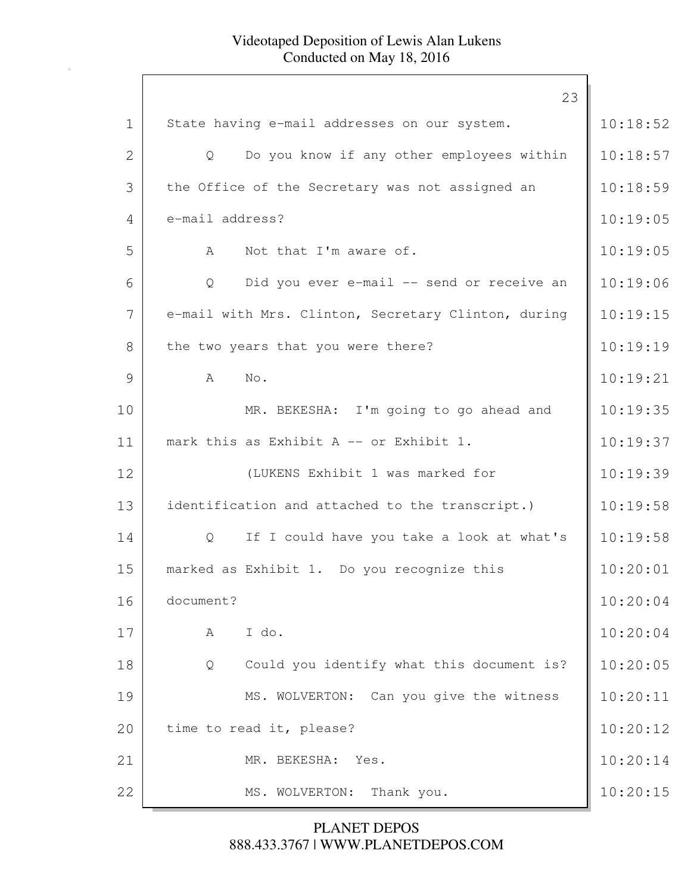1 State having e-mail addresses on our system. 10:18:52

2 Q Do you know if any other employees within 10:18:57

3 the Office of the Secretary was not assigned an 10:18:59

4 e-mail address? 10:19:05

5 A Not that I'm aware of. 10:19:05

6 Q Did you ever e-mail -- send or receive an 10:19:06

7 e-mail with Mrs. Clinton, Secretary Clinton, during 10:19:15

8 the two years that you were there? 10:19:19

9 A No. 10:19:21

10 MR. BEKESHA: I'm going to go ahead and 10:19:35

11 mark this as Exhibit A -- or Exhibit 1. 10:19:37

12 (LUKENS Exhibit 1 was marked for 10:19:39

13 identification and attached to the transcript.) 10:19:58

14 Q If I could have you take a look at what's 10:19:58

15 marked as Exhibit 1. Do you recognize this 10:20:01

16 document? 10:20:04

17 A I do. 10:20:04

18 Q Could you identify what this document is? 10:20:05

19 MS. WOLVERTON: Can you give the witness 10:20:11

20 time to read it, please? 10:20:12

21 MR. BEKESHA: Yes. 10:20:14

22 MS. WOLVERTON: Thank you. 10:20:15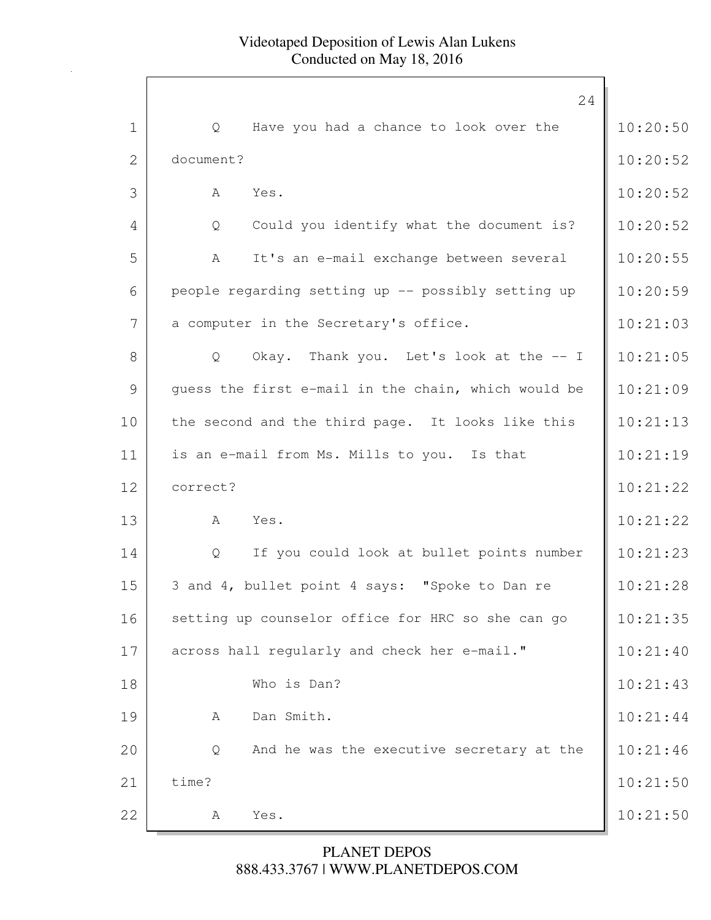Q Have you had a chance to look over the document?

A Yes.

Q Could you identify what the document is?

A It's an e-mail exchange between several people regarding setting up -- possibly setting up a computer in the Secretary's office.

Q Okay. Thank you. Let's look at the -- I guess the first e-mail in the chain, which would be the second and the third page. It looks like this is an e-mail from Ms. Mills to you. Is that correct?

A Yes.

Q If you could look at bullet points number 3 and 4, bullet point 4 says: "Spoke to Dan re setting up counselor office for HRC so she can go across hall regularly and check her e-mail."

Who is Dan?

A Dan Smith.

Q And he was the executive secretary at the time?

A Yes.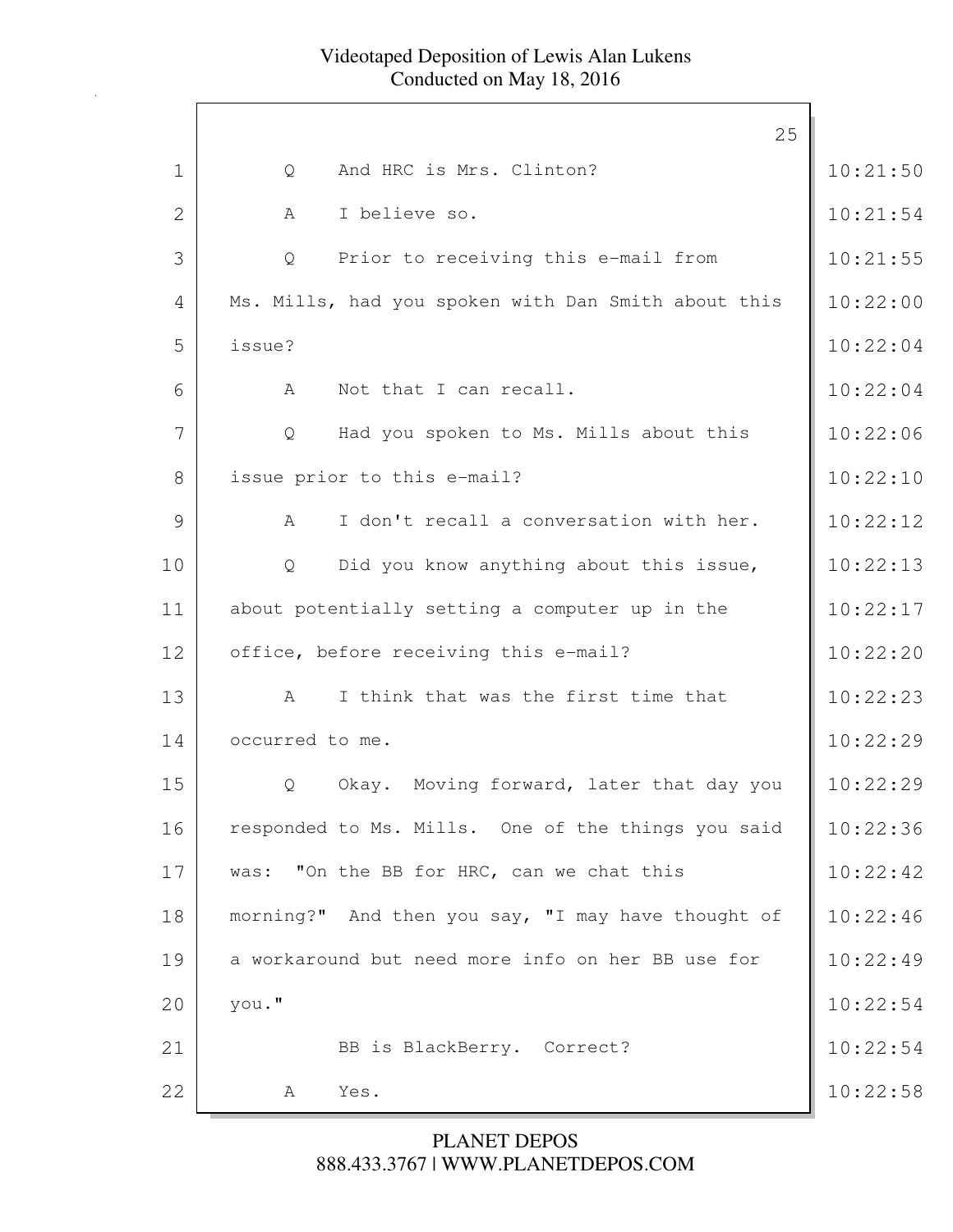Q And HRC is Mrs. Clinton?

A I believe so.

Q Prior to receiving this e-mail from Ms. Mills, had you spoken with Dan Smith about this issue?

A Not that I can recall.

Q Had you spoken to Ms. Mills about this issue prior to this e-mail?

A I don't recall a conversation with her.

Q Did you know anything about this issue, about potentially setting a computer up in the office, before receiving this e-mail?

A I think that was the first time that occurred to me.

Q Okay. Moving forward, later that day you responded to Ms. Mills. One of the things you said was: "On the BB for HRC, can we chat this morning?" And then you say, "I may have thought of a workaround but need more info on her BB use for you."

BB is BlackBerry. Correct?

A Yes.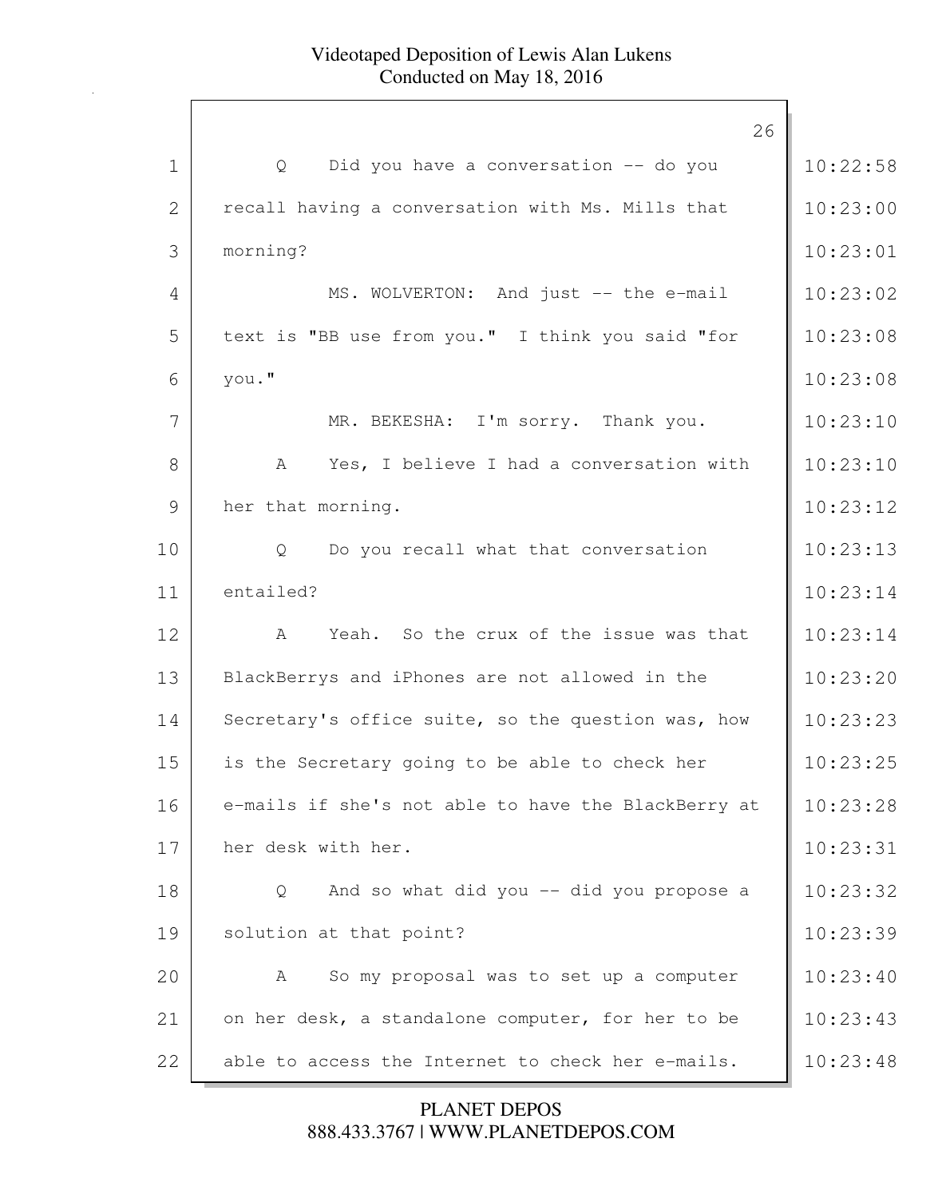Q Did you have a conversation -- do you recall having a conversation with Ms. Mills that morning?

MS. WOLVERTON: And just -- the e-mail text is "BB use from you." I think you said "for you."

MR. BEKESHA: I'm sorry. Thank you.

A Yes, I believe I had a conversation with her that morning.

Q Do you recall what that conversation entailed?

A Yeah. So the crux of the issue was that BlackBerrys and iPhones are not allowed in the Secretary's office suite, so the question was, how is the Secretary going to be able to check her e-mails if she's not able to have the BlackBerry at her desk with her.

Q And so what did you -- did you propose a solution at that point?

A So my proposal was to set up a computer on her desk, a standalone computer, for her to be able to access the Internet to check her e-mails.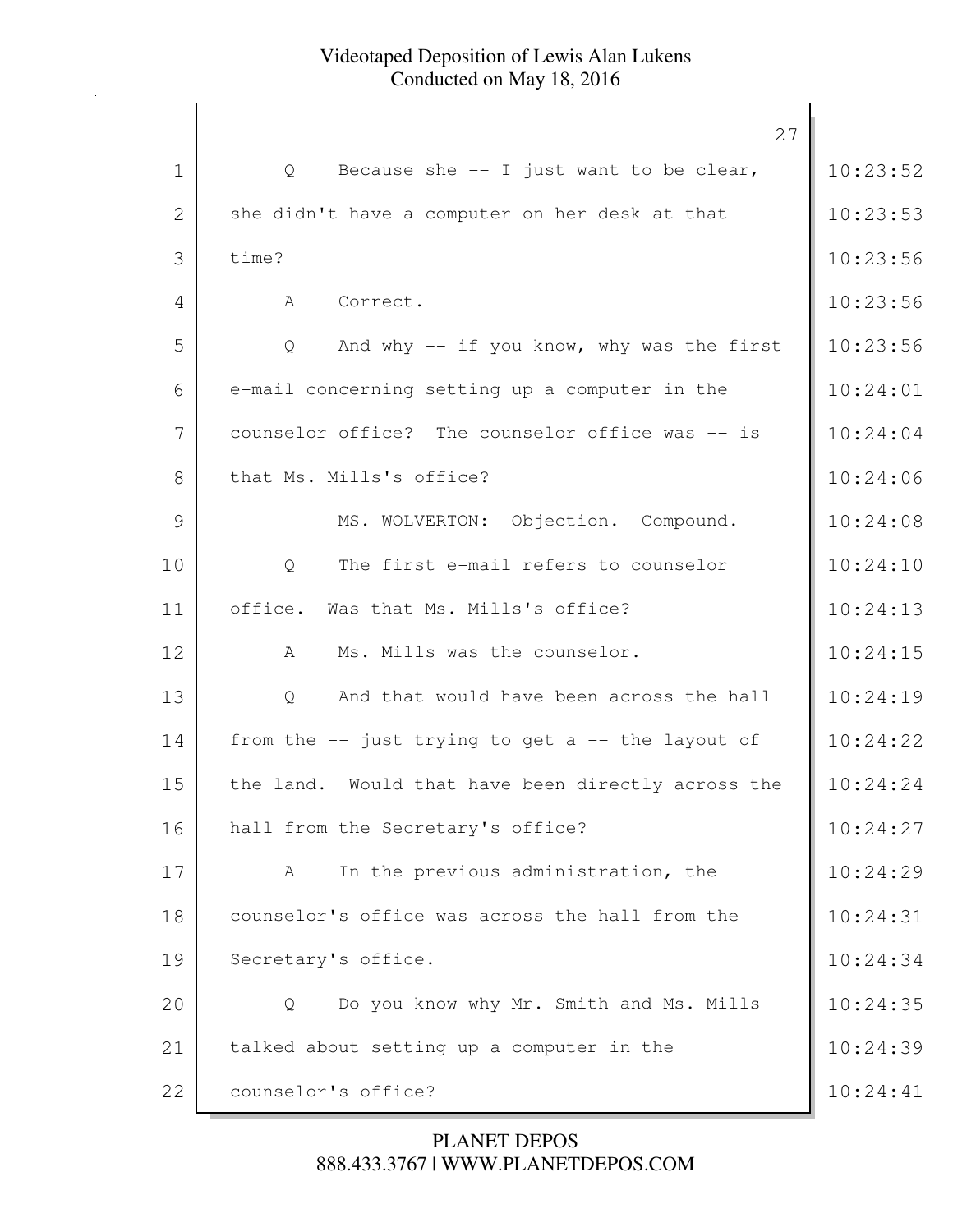Q Because she -- I just want to be clear, she didn't have a computer on her desk at that time?

A Correct.

Q And why -- if you know, why was the first e-mail concerning setting up a computer in the counselor office? The counselor office was -- is that Ms. Mills's office?

MS. WOLVERTON: Objection. Compound.

Q The first e-mail refers to counselor office. Was that Ms. Mills's office?

A Ms. Mills was the counselor.

Q And that would have been across the hall from the -- just trying to get a -- the layout of the land. Would that have been directly across the hall from the Secretary's office?

A In the previous administration, the counselor's office was across the hall from the Secretary's office.

Q Do you know why Mr. Smith and Ms. Mills talked about setting up a computer in the counselor's office?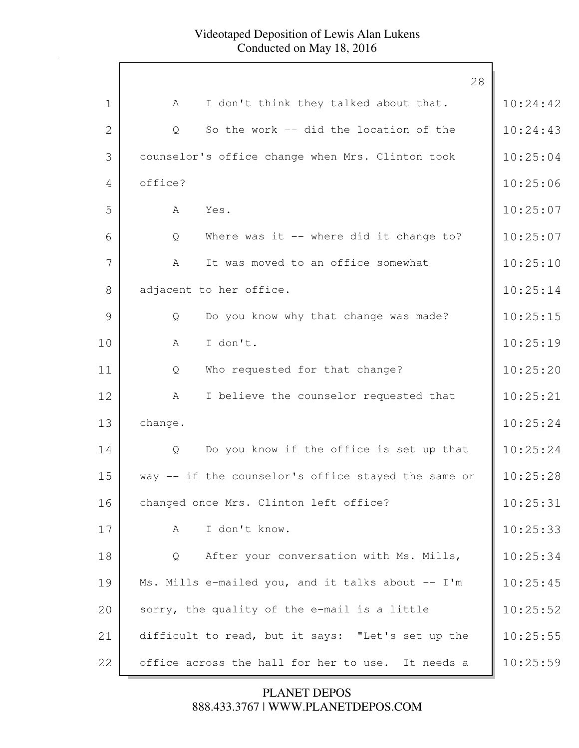1 A I don't think they talked about that. 10:24:42

2 Q So the work -- did the location of the 10:24:43

3 counselor's office change when Mrs. Clinton took 10:25:04

4 office? 10:25:06

5 A Yes. 10:25:07

6 Q Where was it -- where did it change to? 10:25:07

7 A It was moved to an office somewhat 10:25:10

8 adjacent to her office. 10:25:14

9 Q Do you know why that change was made? 10:25:15

10 A I don't. 10:25:19

11 Q Who requested for that change? 10:25:20

12 A I believe the counselor requested that 10:25:21

13 change. 10:25:24

14 Q Do you know if the office is set up that 10:25:24

15 way -- if the counselor's office stayed the same or 10:25:28

16 changed once Mrs. Clinton left office? 10:25:31

17 A I don't know. 10:25:33

18 Q After your conversation with Ms. Mills, 10:25:34

19 Ms. Mills e-mailed you, and it talks about -- I'm 10:25:45

20 sorry, the quality of the e-mail is a little 10:25:52

21 difficult to read, but it says: "Let's set up the 10:25:55

22 office across the hall for her to use. It needs a 10:25:59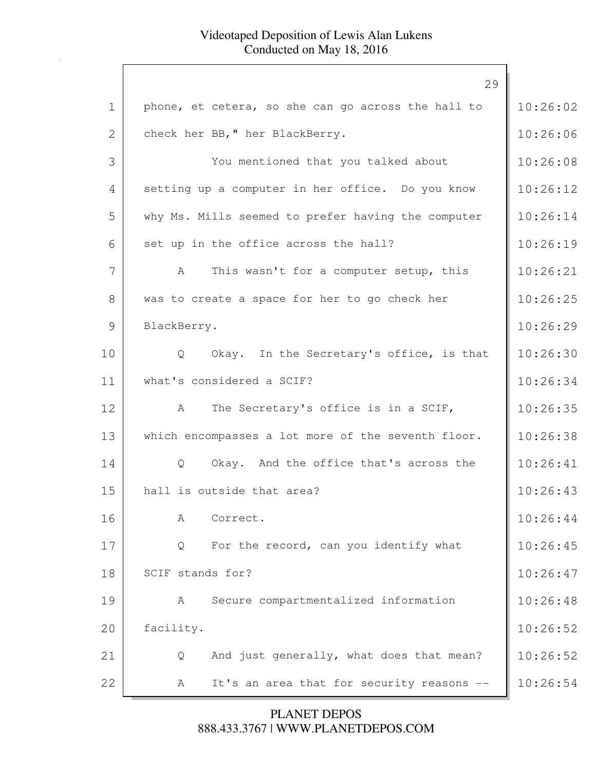phone, et cetera, so she can go across the hall to check her BB," her BlackBerry.

You mentioned that you talked about setting up a computer in her office. Do you know why Ms. Mills seemed to prefer having the computer set up in the office across the hall?

A This wasn't for a computer setup, this was to create a space for her to go check her BlackBerry.

Q Okay. In the Secretary's office, is that what's considered a SCIF?

A The Secretary's office is in a SCIF, which encompasses a lot more of the seventh floor.

Q Okay. And the office that's across the hall is outside that area?

A Correct.

Q For the record, can you identify what SCIF stands for?

A Secure compartmentalized information facility.

Q And just generally, what does that mean?

A It's an area that for security reasons --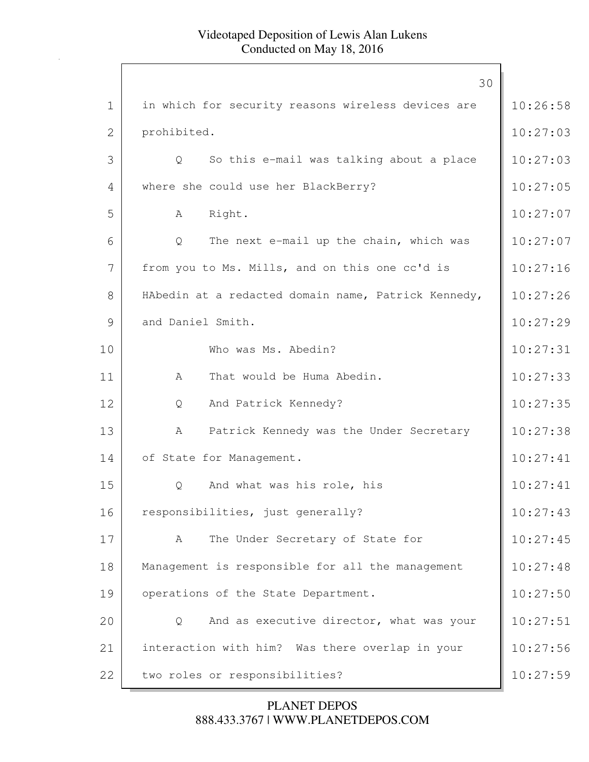1 in which for security reasons wireless devices are
2 prohibited.
3 Q So this e-mail was talking about a place
4 where she could use her BlackBerry?
5 A Right.
6 Q The next e-mail up the chain, which was
7 from you to Ms. Mills, and on this one cc'd is
8 HAbedin at a redacted domain name, Patrick Kennedy,
9 and Daniel Smith.
10 Who was Ms. Abedin?
11 A That would be Huma Abedin.
12 Q And Patrick Kennedy?
13 A Patrick Kennedy was the Under Secretary
14 of State for Management.
15 Q And what was his role, his
16 responsibilities, just generally?
17 A The Under Secretary of State for
18 Management is responsible for all the management
19 operations of the State Department.
20 Q And as executive director, what was your
21 interaction with him? Was there overlap in your
22 two roles or responsibilities?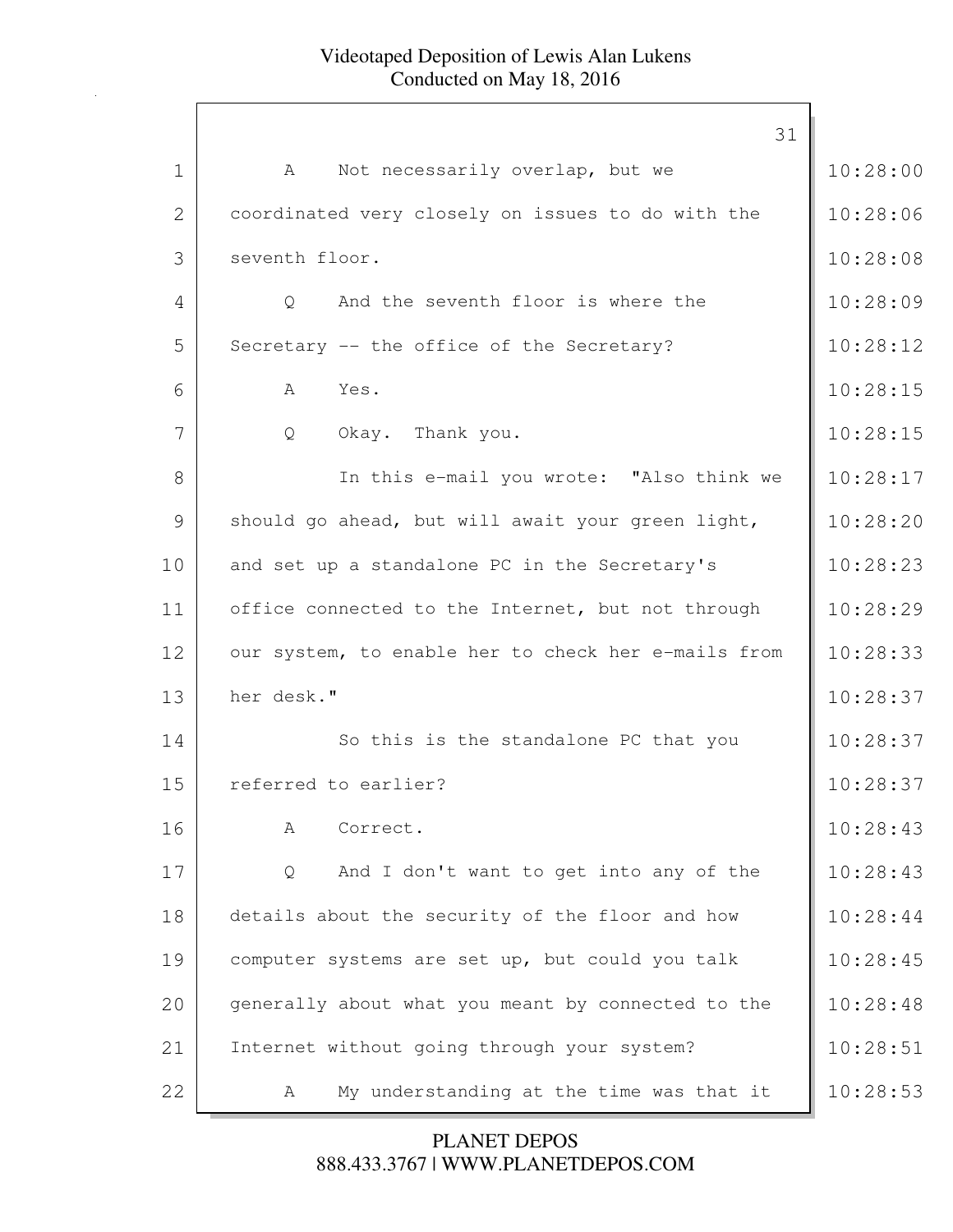1 A Not necessarily overlap, but we coordinated very closely on issues to do with the seventh floor.

4 Q And the seventh floor is where the Secretary -- the office of the Secretary?

6 A Yes.

7 Q Okay. Thank you.

8 In this e-mail you wrote: "Also think we should go ahead, but will await your green light, and set up a standalone PC in the Secretary's office connected to the Internet, but not through our system, to enable her to check her e-mails from her desk."

14 So this is the standalone PC that you referred to earlier?

16 A Correct.

17 Q And I don't want to get into any of the details about the security of the floor and how computer systems are set up, but could you talk generally about what you meant by connected to the Internet without going through your system?

22 A My understanding at the time was that it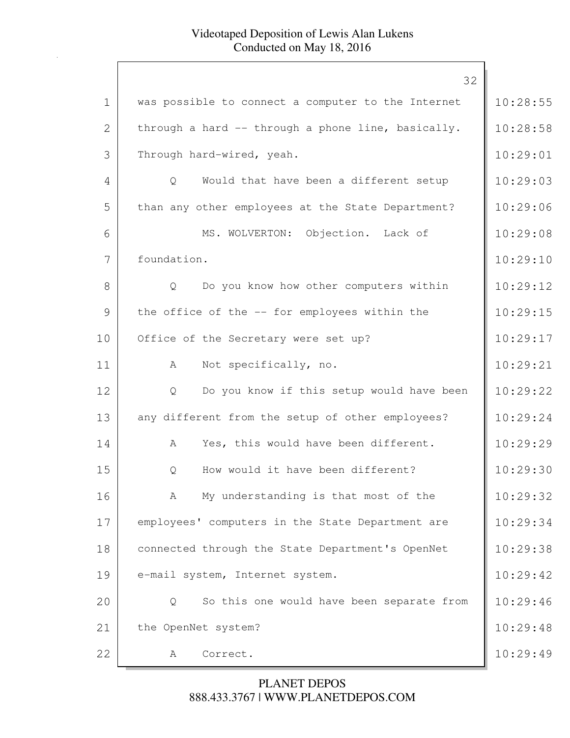was possible to connect a computer to the Internet through a hard -- through a phone line, basically. Through hard-wired, yeah.

Q Would that have been a different setup than any other employees at the State Department?

MS. WOLVERTON: Objection. Lack of foundation.

Q Do you know how other computers within the office of the -- for employees within the Office of the Secretary were set up?

A Not specifically, no.

Q Do you know if this setup would have been any different from the setup of other employees?

A Yes, this would have been different.

Q How would it have been different?

A My understanding is that most of the employees' computers in the State Department are connected through the State Department's OpenNet e-mail system, Internet system.

Q So this one would have been separate from the OpenNet system?

A Correct.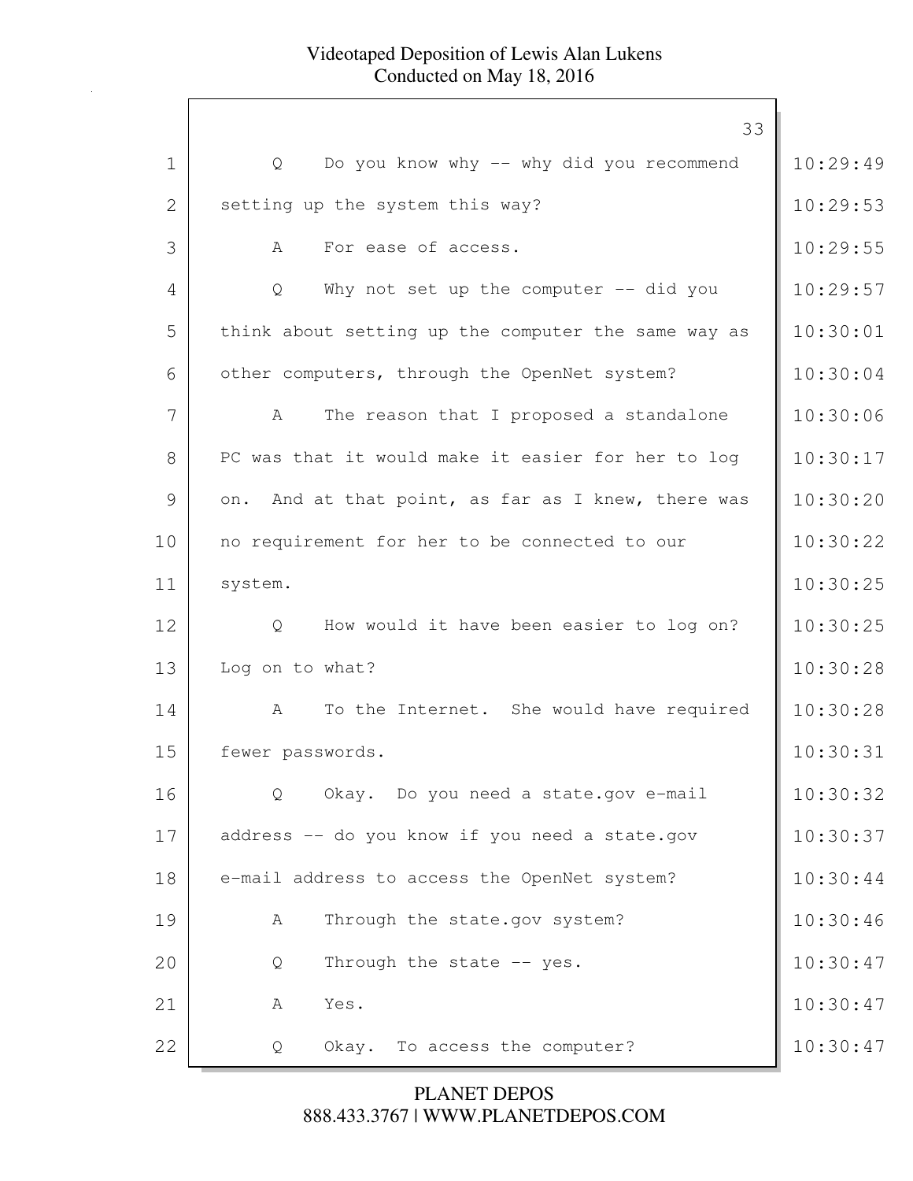Q Do you know why -- why did you recommend setting up the system this way?

A For ease of access.

Q Why not set up the computer -- did you think about setting up the computer the same way as other computers, through the OpenNet system?

A The reason that I proposed a standalone PC was that it would make it easier for her to log on. And at that point, as far as I knew, there was no requirement for her to be connected to our system.

Q How would it have been easier to log on? Log on to what?

A To the Internet. She would have required fewer passwords.

Q Okay. Do you need a state.gov e-mail address -- do you know if you need a state.gov e-mail address to access the OpenNet system?

A Through the state.gov system?

Q Through the state -- yes.

A Yes.

Q Okay. To access the computer?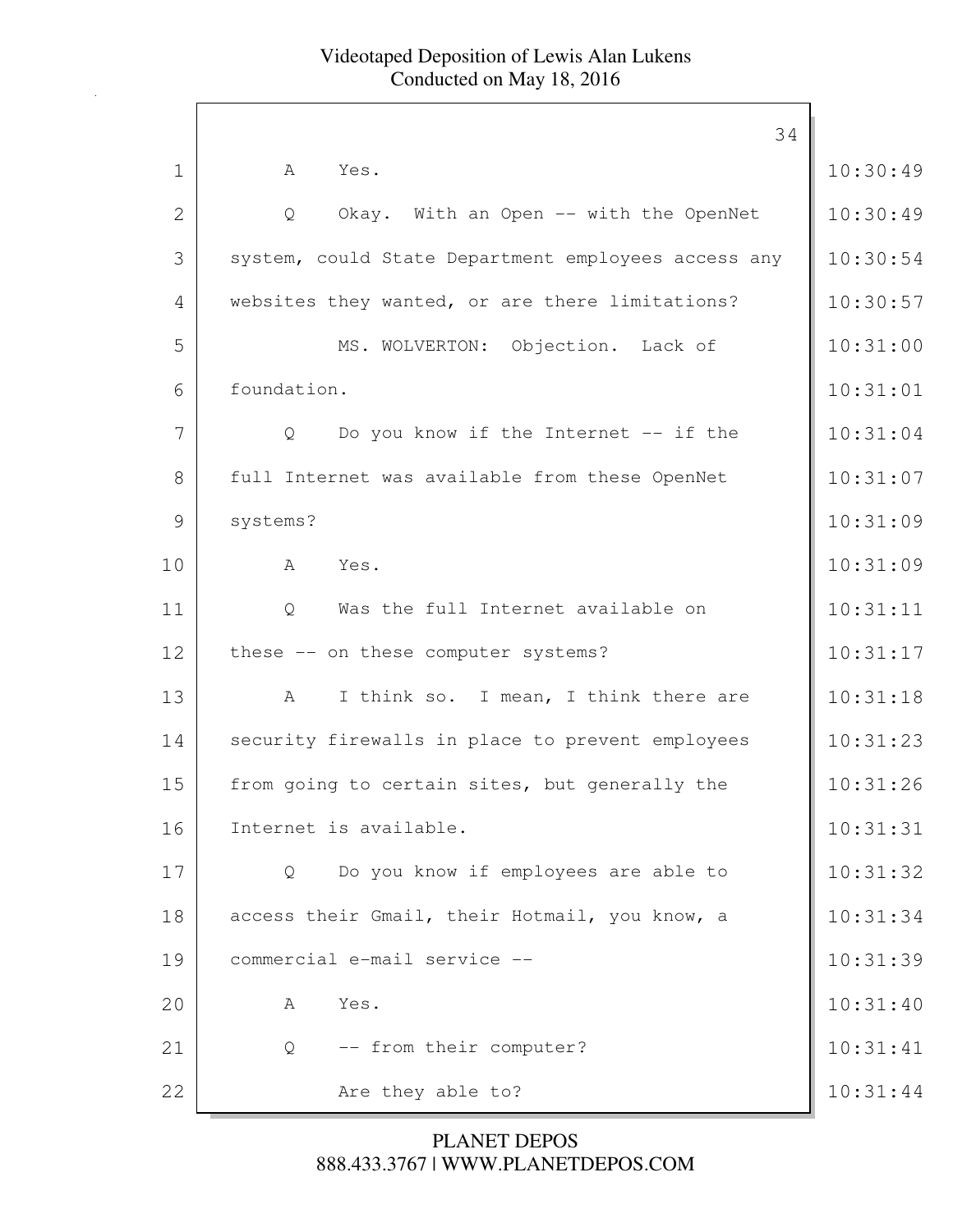1 A Yes.

2 Q Okay. With an Open -- with the OpenNet

3 system, could State Department employees access any

4 websites they wanted, or are there limitations?

5 MS. WOLVERTON: Objection. Lack of

6 foundation.

7 Q Do you know if the Internet -- if the

8 full Internet was available from these OpenNet

9 systems?

10 A Yes.

11 Q Was the full Internet available on

12 these -- on these computer systems?

13 A I think so. I mean, I think there are

14 security firewalls in place to prevent employees

15 from going to certain sites, but generally the

16 Internet is available.

17 Q Do you know if employees are able to

18 access their Gmail, their Hotmail, you know, a

19 commercial e-mail service --

20 A Yes.

21 Q -- from their computer?

22 Are they able to?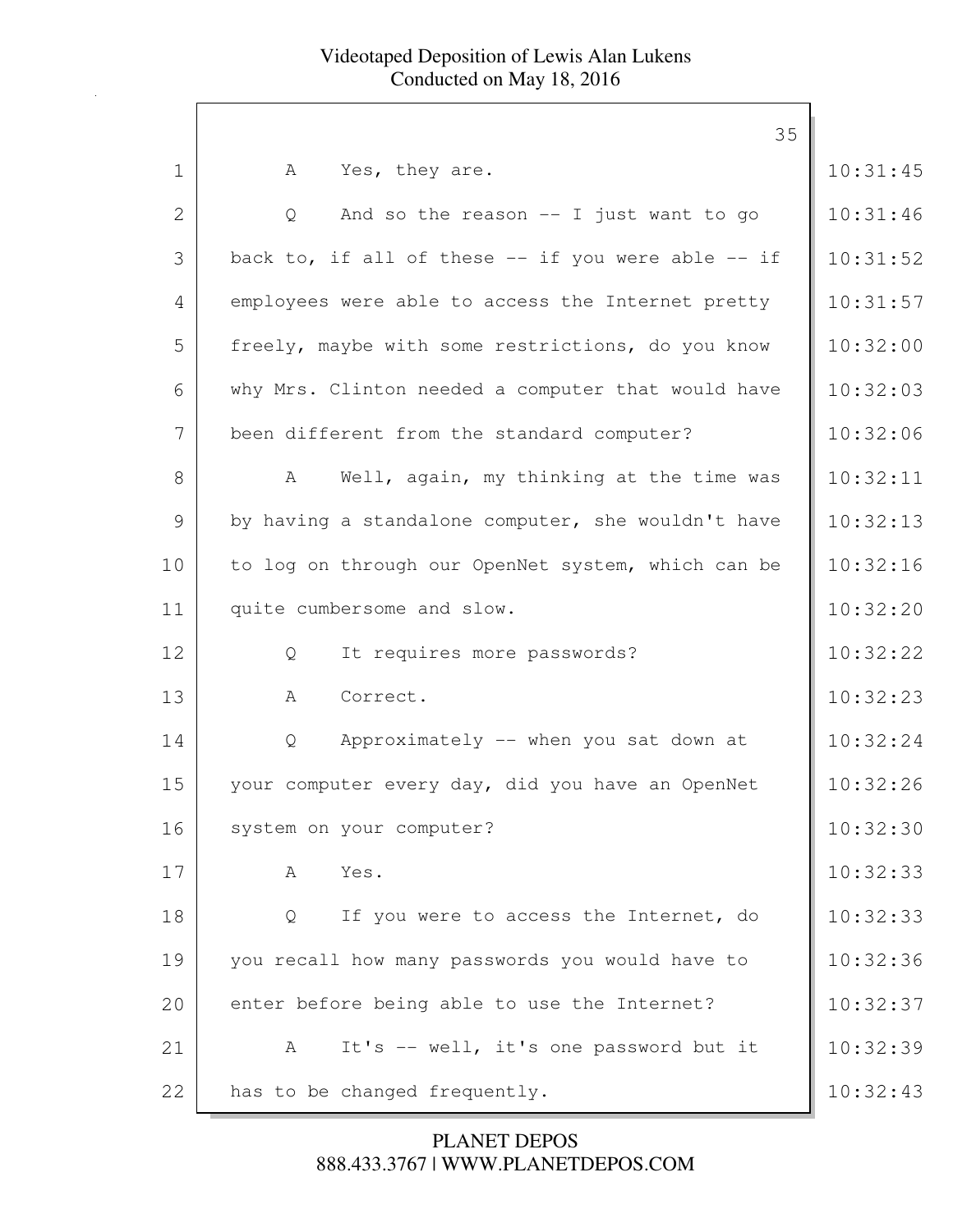1 A Yes, they are. 10:31:45

2 Q And so the reason -- I just want to go 10:31:46

3 back to, if all of these -- if you were able -- if 10:31:52

4 employees were able to access the Internet pretty 10:31:57

5 freely, maybe with some restrictions, do you know 10:32:00

6 why Mrs. Clinton needed a computer that would have 10:32:03

7 been different from the standard computer? 10:32:06

8 A Well, again, my thinking at the time was 10:32:11

9 by having a standalone computer, she wouldn't have 10:32:13

10 to log on through our OpenNet system, which can be 10:32:16

11 quite cumbersome and slow. 10:32:20

12 Q It requires more passwords? 10:32:22

13 A Correct. 10:32:23

14 Q Approximately -- when you sat down at 10:32:24

15 your computer every day, did you have an OpenNet 10:32:26

16 system on your computer? 10:32:30

17 A Yes. 10:32:33

18 Q If you were to access the Internet, do 10:32:33

19 you recall how many passwords you would have to 10:32:36

20 enter before being able to use the Internet? 10:32:37

21 A It's -- well, it's one password but it 10:32:39

22 has to be changed frequently. 10:32:43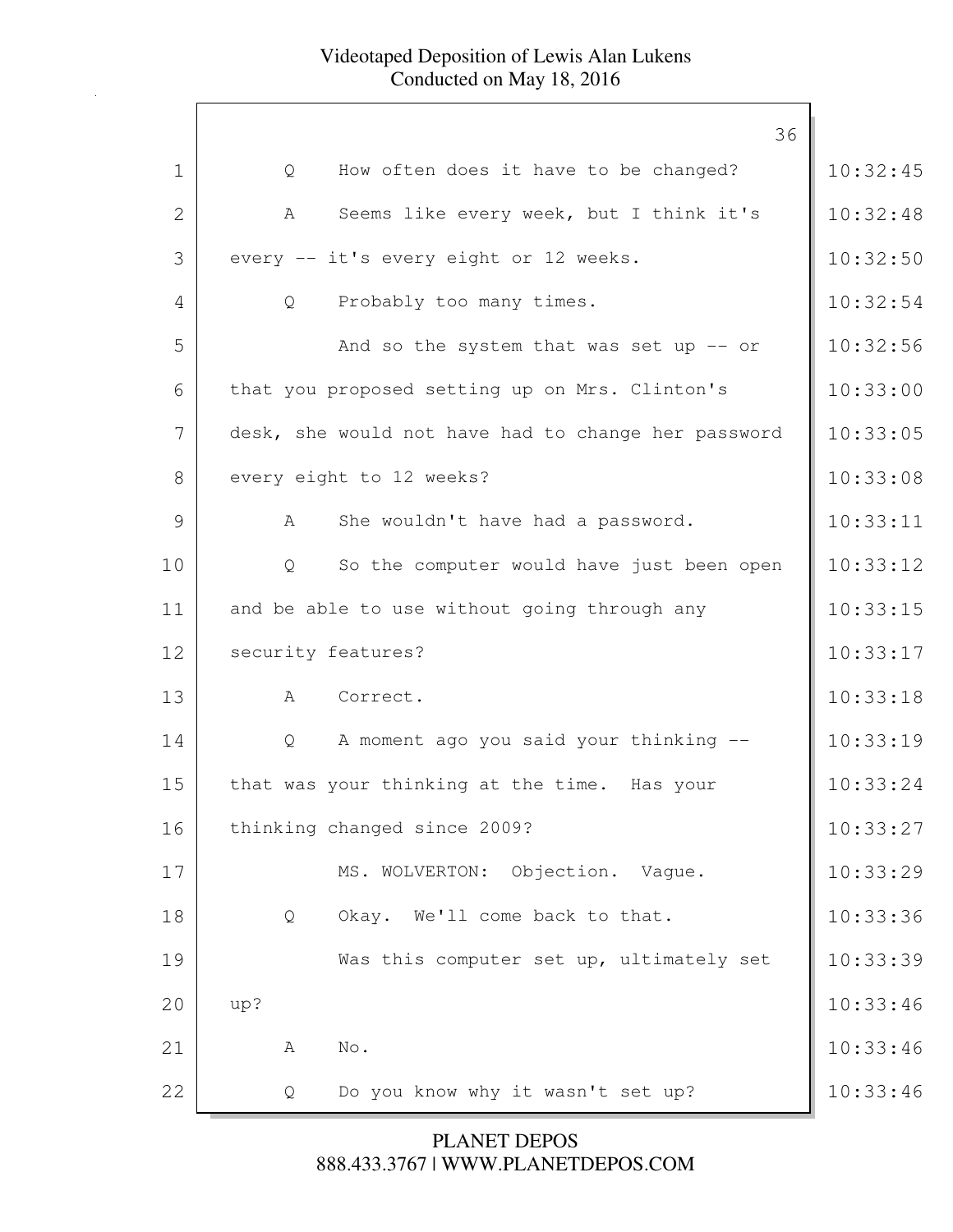Q How often does it have to be changed?

A Seems like every week, but I think it's every -- it's every eight or 12 weeks.

Q Probably too many times.

And so the system that was set up -- or that you proposed setting up on Mrs. Clinton's desk, she would not have had to change her password every eight to 12 weeks?

A She wouldn't have had a password.

Q So the computer would have just been open and be able to use without going through any security features?

A Correct.

Q A moment ago you said your thinking -- that was your thinking at the time. Has your thinking changed since 2009?

MS. WOLVERTON: Objection. Vague.

Q Okay. We'll come back to that.

Was this computer set up, ultimately set up?

A No.

Q Do you know why it wasn't set up?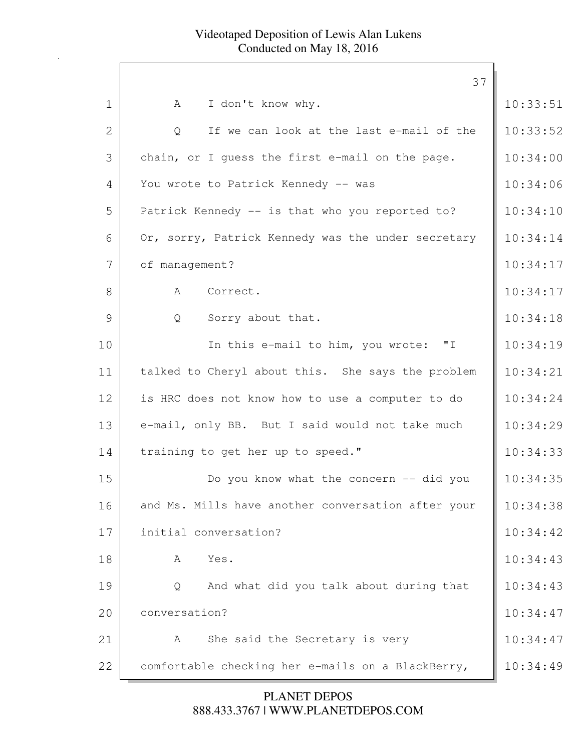A I don't know why.

Q If we can look at the last e-mail of the chain, or I guess the first e-mail on the page. You wrote to Patrick Kennedy -- was Patrick Kennedy -- is that who you reported to? Or, sorry, Patrick Kennedy was the under secretary of management?

A Correct.

Q Sorry about that.

In this e-mail to him, you wrote: "I talked to Cheryl about this. She says the problem is HRC does not know how to use a computer to do e-mail, only BB. But I said would not take much training to get her up to speed."

Do you know what the concern -- did you and Ms. Mills have another conversation after your initial conversation?

A Yes.

Q And what did you talk about during that conversation?

A She said the Secretary is very comfortable checking her e-mails on a BlackBerry,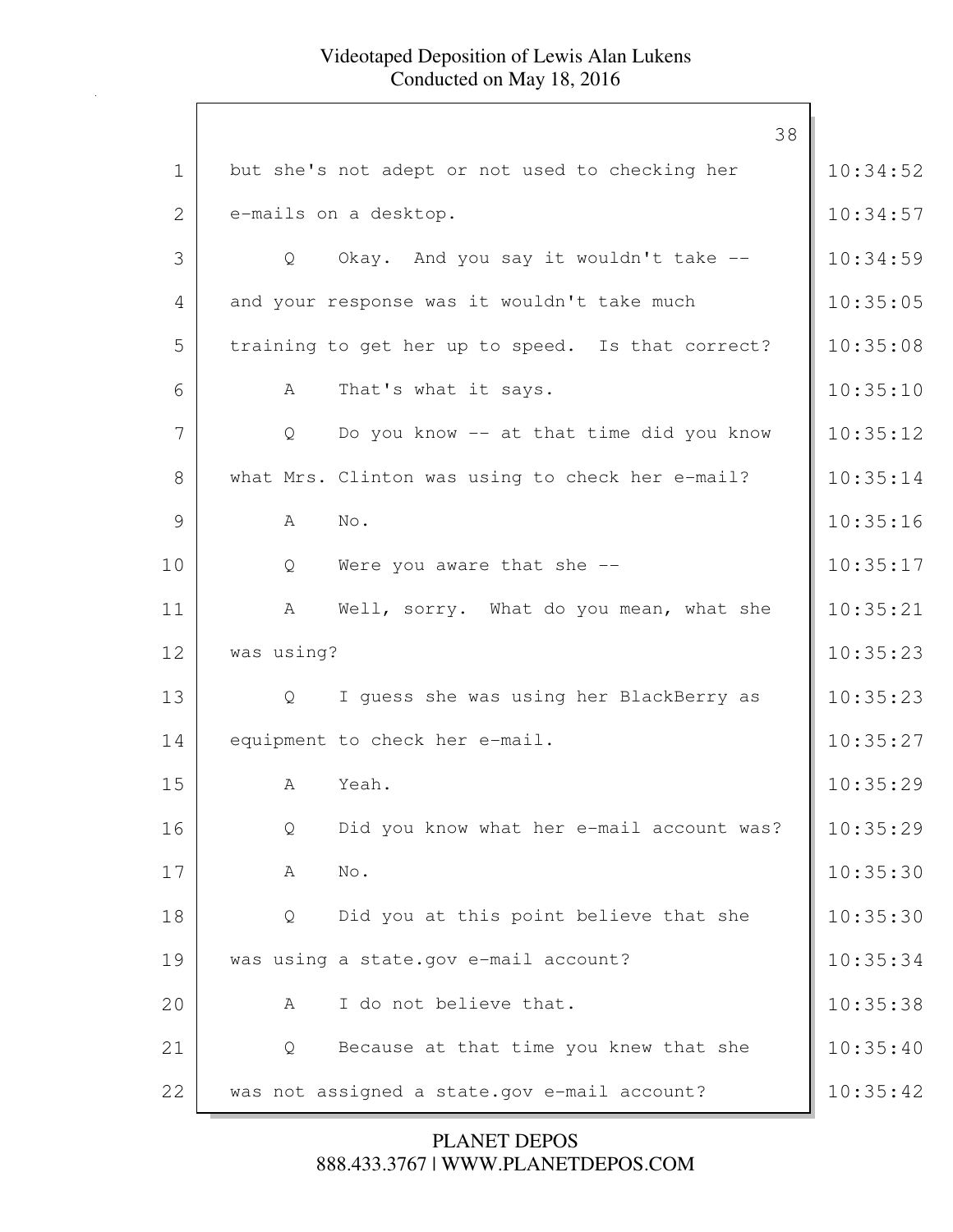1 but she's not adept or not used to checking her
2 e-mails on a desktop.
3 Q Okay. And you say it wouldn't take --
4 and your response was it wouldn't take much
5 training to get her up to speed. Is that correct?
6 A That's what it says.
7 Q Do you know -- at that time did you know
8 what Mrs. Clinton was using to check her e-mail?
9 A No.
10 Q Were you aware that she --
11 A Well, sorry. What do you mean, what she
12 was using?
13 Q I guess she was using her BlackBerry as
14 equipment to check her e-mail.
15 A Yeah.
16 Q Did you know what her e-mail account was?
17 A No.
18 Q Did you at this point believe that she
19 was using a state.gov e-mail account?
20 A I do not believe that.
21 Q Because at that time you knew that she
22 was not assigned a state.gov e-mail account?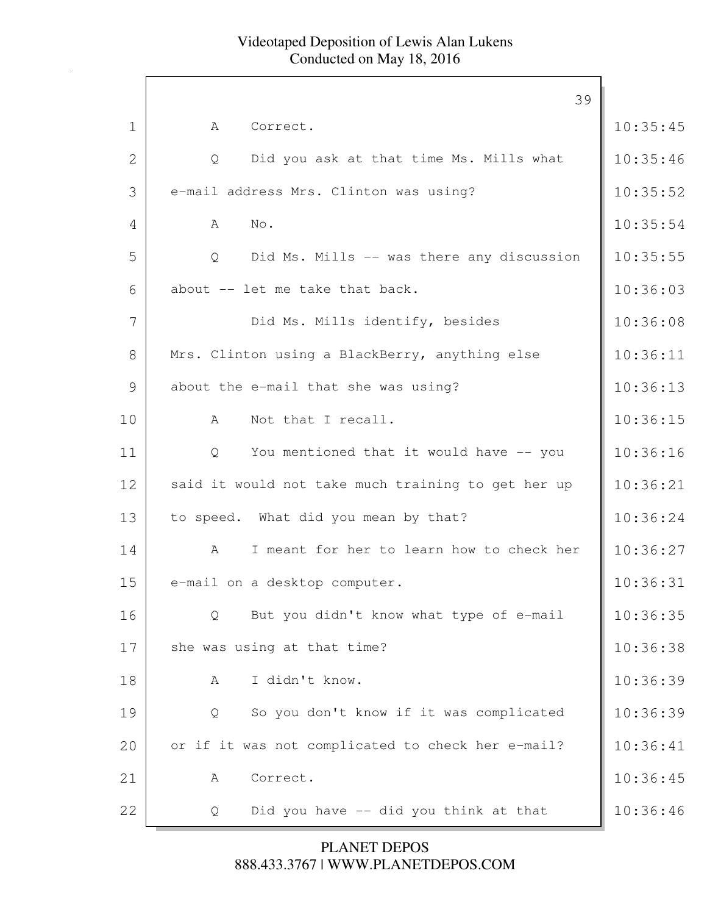1 A Correct.

2 Q Did you ask at that time Ms. Mills what

3 e-mail address Mrs. Clinton was using?

4 A No.

5 Q Did Ms. Mills -- was there any discussion

6 about -- let me take that back.

7 Did Ms. Mills identify, besides

8 Mrs. Clinton using a BlackBerry, anything else

9 about the e-mail that she was using?

10 A Not that I recall.

11 Q You mentioned that it would have -- you

12 said it would not take much training to get her up

13 to speed. What did you mean by that?

14 A I meant for her to learn how to check her

15 e-mail on a desktop computer.

16 Q But you didn't know what type of e-mail

17 she was using at that time?

18 A I didn't know.

19 Q So you don't know if it was complicated

20 or if it was not complicated to check her e-mail?

21 A Correct.

22 Q Did you have -- did you think at that

10:35:45
10:35:46
10:35:52
10:35:54
10:35:55
10:36:03
10:36:08
10:36:11
10:36:13
10:36:15
10:36:16
10:36:21
10:36:24
10:36:27
10:36:31
10:36:35
10:36:38
10:36:39
10:36:39
10:36:41
10:36:45
10:36:46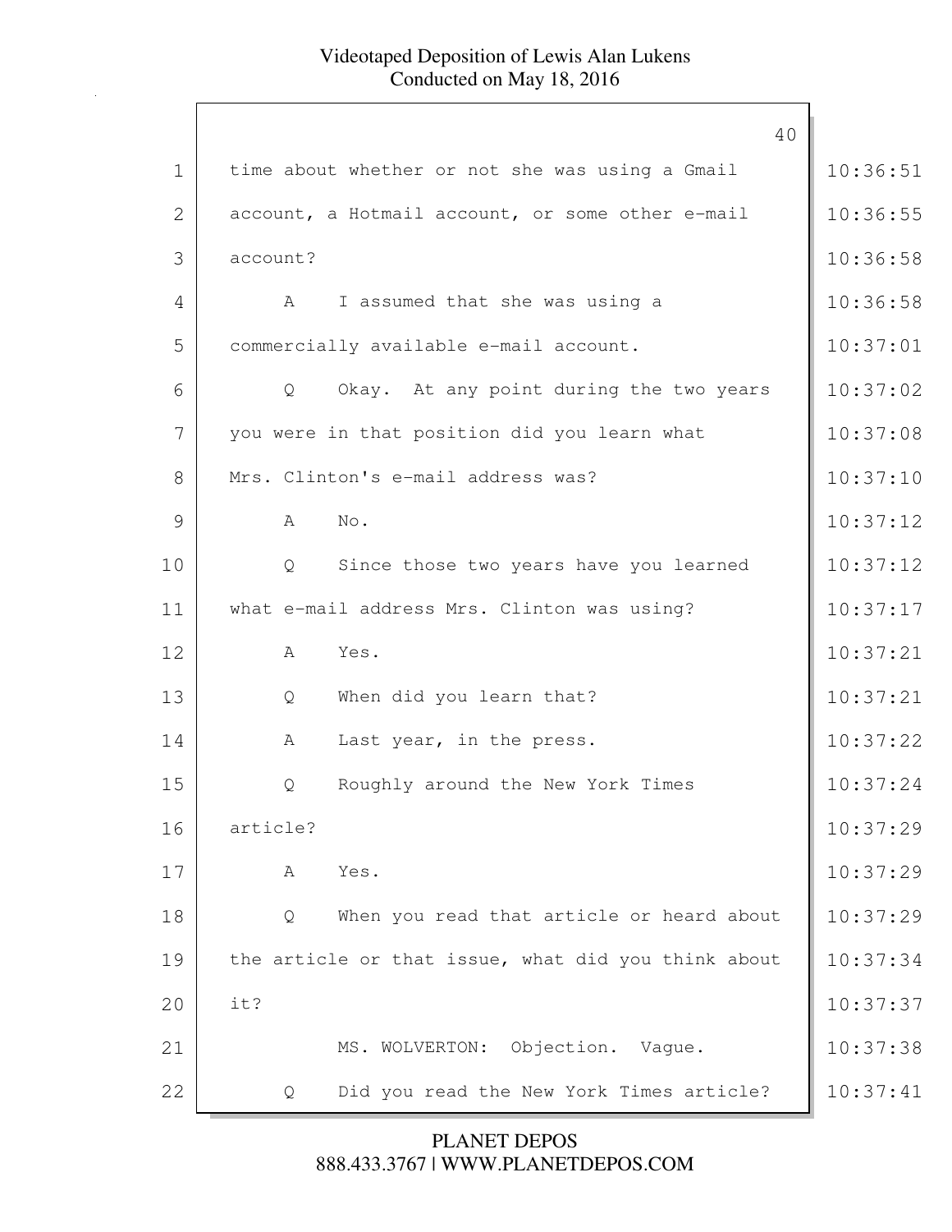1 time about whether or not she was using a Gmail 10:36:51
2 account, a Hotmail account, or some other e-mail 10:36:55
3 account? 10:36:58
4 A I assumed that she was using a 10:36:58
5 commercially available e-mail account. 10:37:01
6 Q Okay. At any point during the two years 10:37:02
7 you were in that position did you learn what 10:37:08
8 Mrs. Clinton's e-mail address was? 10:37:10
9 A No. 10:37:12
10 Q Since those two years have you learned 10:37:12
11 what e-mail address Mrs. Clinton was using? 10:37:17
12 A Yes. 10:37:21
13 Q When did you learn that? 10:37:21
14 A Last year, in the press. 10:37:22
15 Q Roughly around the New York Times 10:37:24
16 article? 10:37:29
17 A Yes. 10:37:29
18 Q When you read that article or heard about 10:37:29
19 the article or that issue, what did you think about 10:37:34
20 it? 10:37:37
21 MS. WOLVERTON: Objection. Vague. 10:37:38
22 Q Did you read the New York Times article? 10:37:41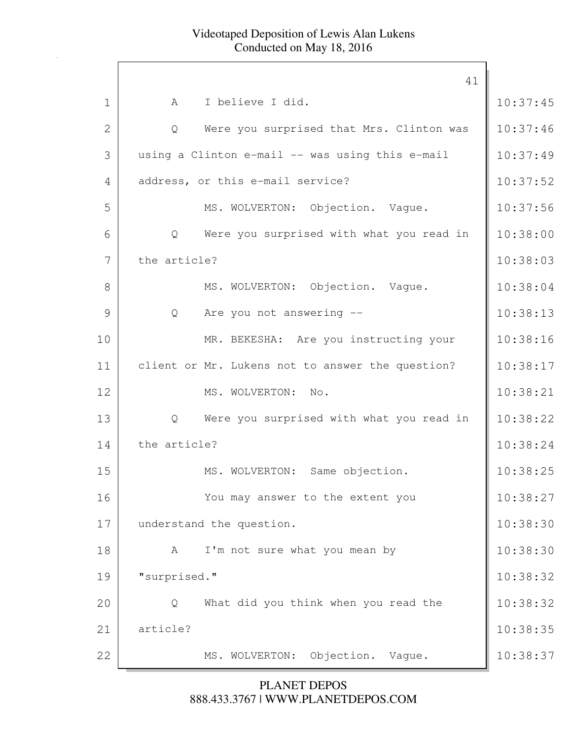1 A I believe I did. 10:37:45

2 Q Were you surprised that Mrs. Clinton was 10:37:46

3 using a Clinton e-mail -- was using this e-mail 10:37:49

4 address, or this e-mail service? 10:37:52

5 MS. WOLVERTON: Objection. Vague. 10:37:56

6 Q Were you surprised with what you read in 10:38:00

7 the article? 10:38:03

8 MS. WOLVERTON: Objection. Vague. 10:38:04

9 Q Are you not answering -- 10:38:13

10 MR. BEKESHA: Are you instructing your 10:38:16

11 client or Mr. Lukens not to answer the question? 10:38:17

12 MS. WOLVERTON: No. 10:38:21

13 Q Were you surprised with what you read in 10:38:22

14 the article? 10:38:24

15 MS. WOLVERTON: Same objection. 10:38:25

16 You may answer to the extent you 10:38:27

17 understand the question. 10:38:30

18 A I'm not sure what you mean by 10:38:30

19 "surprised." 10:38:32

20 Q What did you think when you read the 10:38:32

21 article? 10:38:35

22 MS. WOLVERTON: Objection. Vague. 10:38:37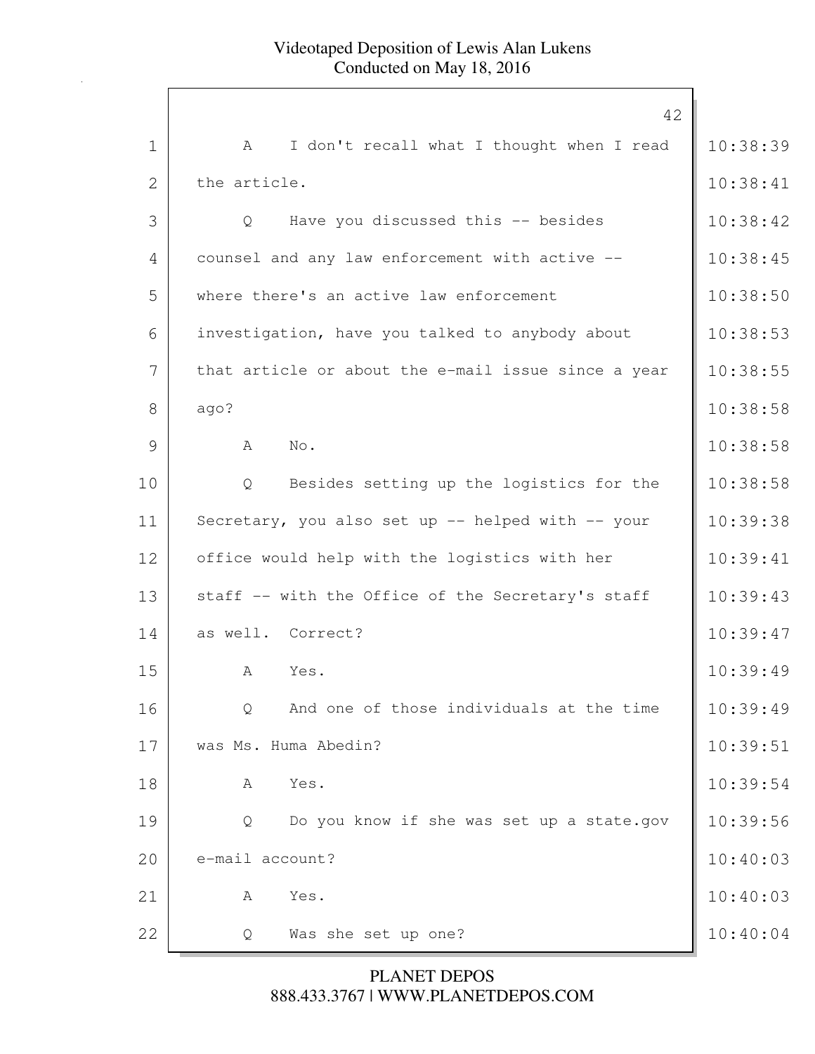1 A I don't recall what I thought when I read 10:38:39
2 the article. 10:38:41
3 Q Have you discussed this -- besides 10:38:42
4 counsel and any law enforcement with active -- 10:38:45
5 where there's an active law enforcement 10:38:50
6 investigation, have you talked to anybody about 10:38:53
7 that article or about the e-mail issue since a year 10:38:55
8 ago? 10:38:58
9 A No. 10:38:58
10 Q Besides setting up the logistics for the 10:38:58
11 Secretary, you also set up -- helped with -- your 10:39:38
12 office would help with the logistics with her 10:39:41
13 staff -- with the Office of the Secretary's staff 10:39:43
14 as well. Correct? 10:39:47
15 A Yes. 10:39:49
16 Q And one of those individuals at the time 10:39:49
17 was Ms. Huma Abedin? 10:39:51
18 A Yes. 10:39:54
19 Q Do you know if she was set up a state.gov 10:39:56
20 e-mail account? 10:40:03
21 A Yes. 10:40:03
22 Q Was she set up one? 10:40:04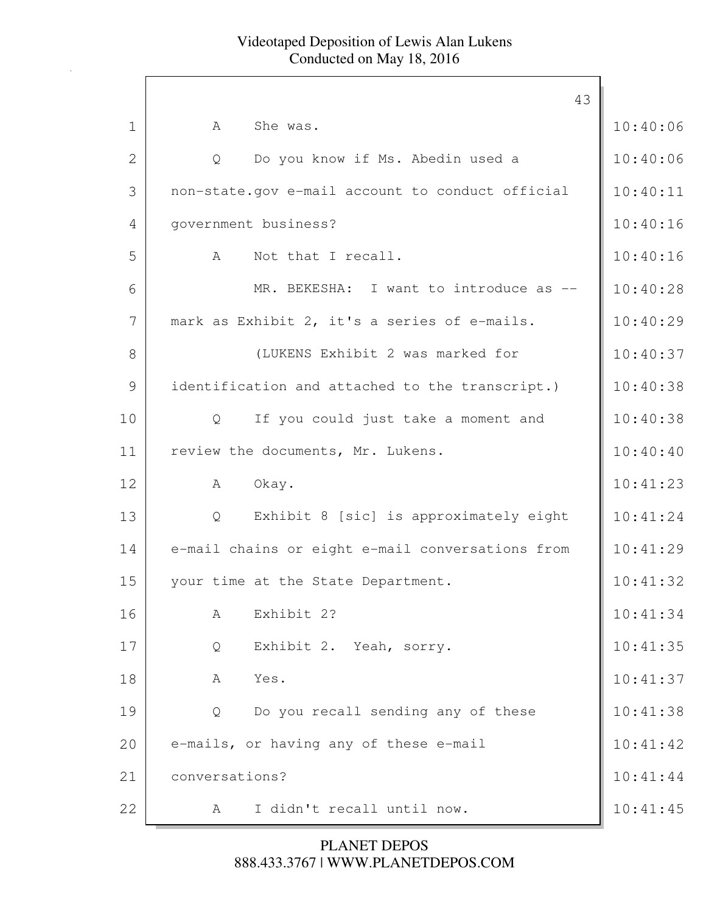1 A She was. 10:40:06

2 Q Do you know if Ms. Abedin used a 10:40:06

3 non-state.gov e-mail account to conduct official 10:40:11

4 government business? 10:40:16

5 A Not that I recall. 10:40:16

6 MR. BEKESHA: I want to introduce as -- 10:40:28

7 mark as Exhibit 2, it's a series of e-mails. 10:40:29

8 (LUKENS Exhibit 2 was marked for 10:40:37

9 identification and attached to the transcript.) 10:40:38

10 Q If you could just take a moment and 10:40:38

11 review the documents, Mr. Lukens. 10:40:40

12 A Okay. 10:41:23

13 Q Exhibit 8 [sic] is approximately eight 10:41:24

14 e-mail chains or eight e-mail conversations from 10:41:29

15 your time at the State Department. 10:41:32

16 A Exhibit 2? 10:41:34

17 Q Exhibit 2. Yeah, sorry. 10:41:35

18 A Yes. 10:41:37

19 Q Do you recall sending any of these 10:41:38

20 e-mails, or having any of these e-mail 10:41:42

21 conversations? 10:41:44

22 A I didn't recall until now. 10:41:45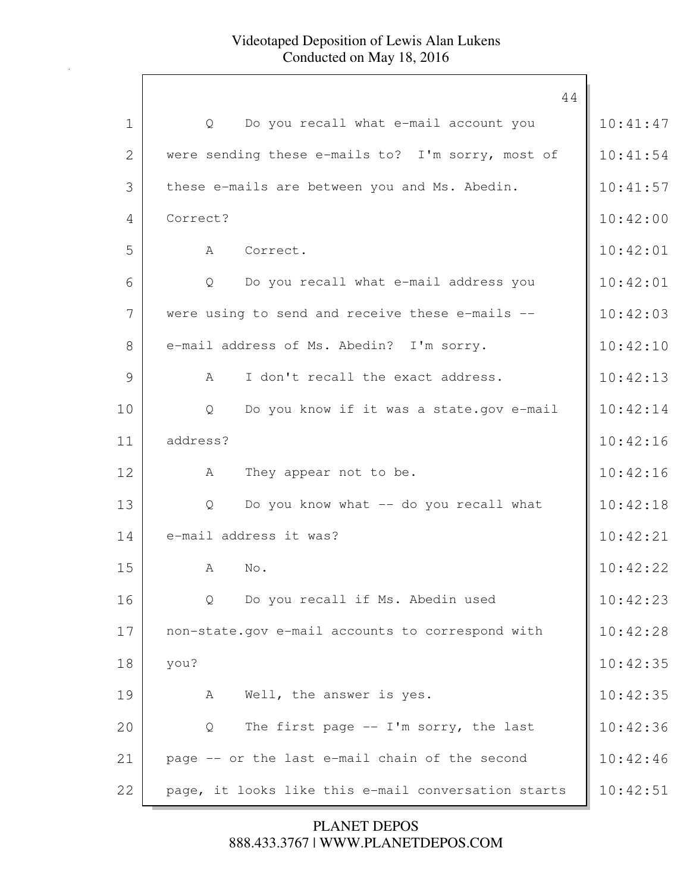| | | |
|---|---|---|
| 1 | Q Do you recall what e-mail account you | 10:41:47 |
| 2 | were sending these e-mails to? I'm sorry, most of | 10:41:54 |
| 3 | these e-mails are between you and Ms. Abedin. | 10:41:57 |
| 4 | Correct? | 10:42:00 |
| 5 | A Correct. | 10:42:01 |
| 6 | Q Do you recall what e-mail address you | 10:42:01 |
| 7 | were using to send and receive these e-mails -- | 10:42:03 |
| 8 | e-mail address of Ms. Abedin? I'm sorry. | 10:42:10 |
| 9 | A I don't recall the exact address. | 10:42:13 |
| 10 | Q Do you know if it was a state.gov e-mail | 10:42:14 |
| 11 | address? | 10:42:16 |
| 12 | A They appear not to be. | 10:42:16 |
| 13 | Q Do you know what -- do you recall what | 10:42:18 |
| 14 | e-mail address it was? | 10:42:21 |
| 15 | A No. | 10:42:22 |
| 16 | Q Do you recall if Ms. Abedin used | 10:42:23 |
| 17 | non-state.gov e-mail accounts to correspond with | 10:42:28 |
| 18 | you? | 10:42:35 |
| 19 | A Well, the answer is yes. | 10:42:35 |
| 20 | Q The first page -- I'm sorry, the last | 10:42:36 |
| 21 | page -- or the last e-mail chain of the second | 10:42:46 |
| 22 | page, it looks like this e-mail conversation starts | 10:42:51 |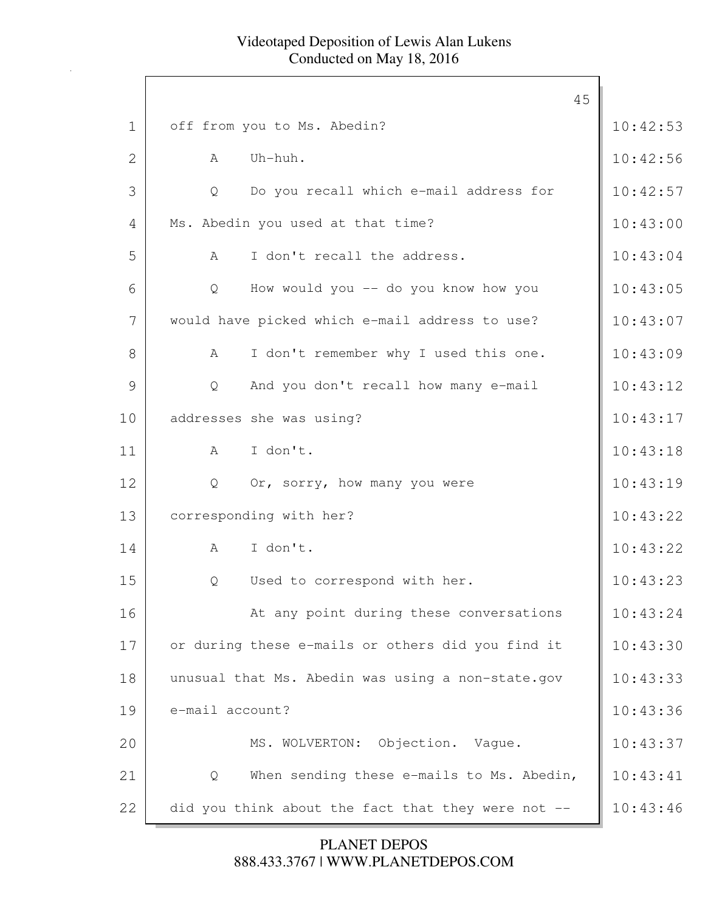1 off from you to Ms. Abedin? 10:42:53

2 A Uh-huh. 10:42:56

3 Q Do you recall which e-mail address for 10:42:57

4 Ms. Abedin you used at that time? 10:43:00

5 A I don't recall the address. 10:43:04

6 Q How would you -- do you know how you 10:43:05

7 would have picked which e-mail address to use? 10:43:07

8 A I don't remember why I used this one. 10:43:09

9 Q And you don't recall how many e-mail 10:43:12

10 addresses she was using? 10:43:17

11 A I don't. 10:43:18

12 Q Or, sorry, how many you were 10:43:19

13 corresponding with her? 10:43:22

14 A I don't. 10:43:22

15 Q Used to correspond with her. 10:43:23

16 At any point during these conversations 10:43:24

17 or during these e-mails or others did you find it 10:43:30

18 unusual that Ms. Abedin was using a non-state.gov 10:43:33

19 e-mail account? 10:43:36

20 MS. WOLVERTON: Objection. Vague. 10:43:37

21 Q When sending these e-mails to Ms. Abedin, 10:43:41

22 did you think about the fact that they were not -- 10:43:46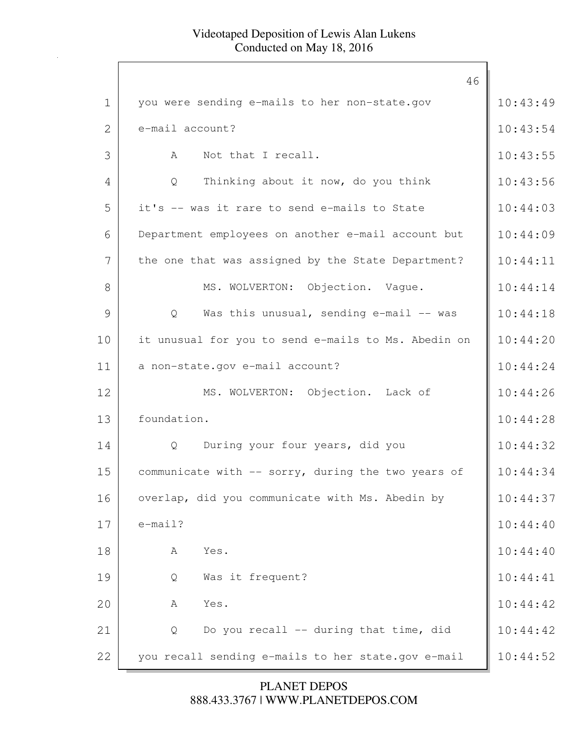1 you were sending e-mails to her non-state.gov 10:43:49

2 e-mail account? 10:43:54

3 A Not that I recall. 10:43:55

4 Q Thinking about it now, do you think 10:43:56

5 it's -- was it rare to send e-mails to State 10:44:03

6 Department employees on another e-mail account but 10:44:09

7 the one that was assigned by the State Department? 10:44:11

8 MS. WOLVERTON: Objection. Vague. 10:44:14

9 Q Was this unusual, sending e-mail -- was 10:44:18

10 it unusual for you to send e-mails to Ms. Abedin on 10:44:20

11 a non-state.gov e-mail account? 10:44:24

12 MS. WOLVERTON: Objection. Lack of 10:44:26

13 foundation. 10:44:28

14 Q During your four years, did you 10:44:32

15 communicate with -- sorry, during the two years of 10:44:34

16 overlap, did you communicate with Ms. Abedin by 10:44:37

17 e-mail? 10:44:40

18 A Yes. 10:44:40

19 Q Was it frequent? 10:44:41

20 A Yes. 10:44:42

21 Q Do you recall -- during that time, did 10:44:42

22 you recall sending e-mails to her state.gov e-mail 10:44:52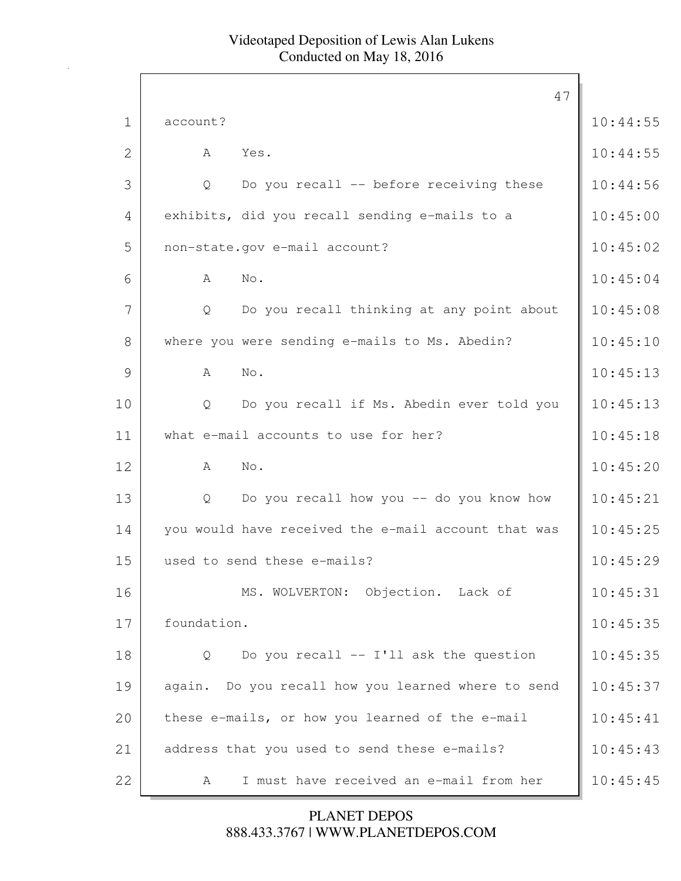1 account?

2 A Yes.

3 Q Do you recall -- before receiving these

4 exhibits, did you recall sending e-mails to a

5 non-state.gov e-mail account?

6 A No.

7 Q Do you recall thinking at any point about

8 where you were sending e-mails to Ms. Abedin?

9 A No.

10 Q Do you recall if Ms. Abedin ever told you

11 what e-mail accounts to use for her?

12 A No.

13 Q Do you recall how you -- do you know how

14 you would have received the e-mail account that was

15 used to send these e-mails?

16 MS. WOLVERTON: Objection. Lack of

17 foundation.

18 Q Do you recall -- I'll ask the question

19 again. Do you recall how you learned where to send

20 these e-mails, or how you learned of the e-mail

21 address that you used to send these e-mails?

22 A I must have received an e-mail from her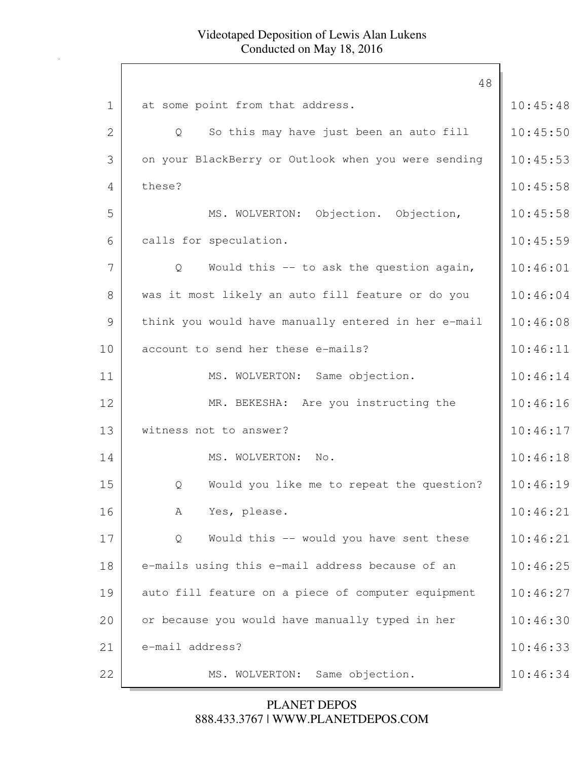at some point from that address.

Q So this may have just been an auto fill on your BlackBerry or Outlook when you were sending these?

MS. WOLVERTON: Objection. Objection, calls for speculation.

Q Would this -- to ask the question again, was it most likely an auto fill feature or do you think you would have manually entered in her e-mail account to send her these e-mails?

MS. WOLVERTON: Same objection.

MR. BEKESHA: Are you instructing the witness not to answer?

MS. WOLVERTON: No.

Q Would you like me to repeat the question?

A Yes, please.

Q Would this -- would you have sent these e-mails using this e-mail address because of an auto fill feature on a piece of computer equipment or because you would have manually typed in her e-mail address?

MS. WOLVERTON: Same objection.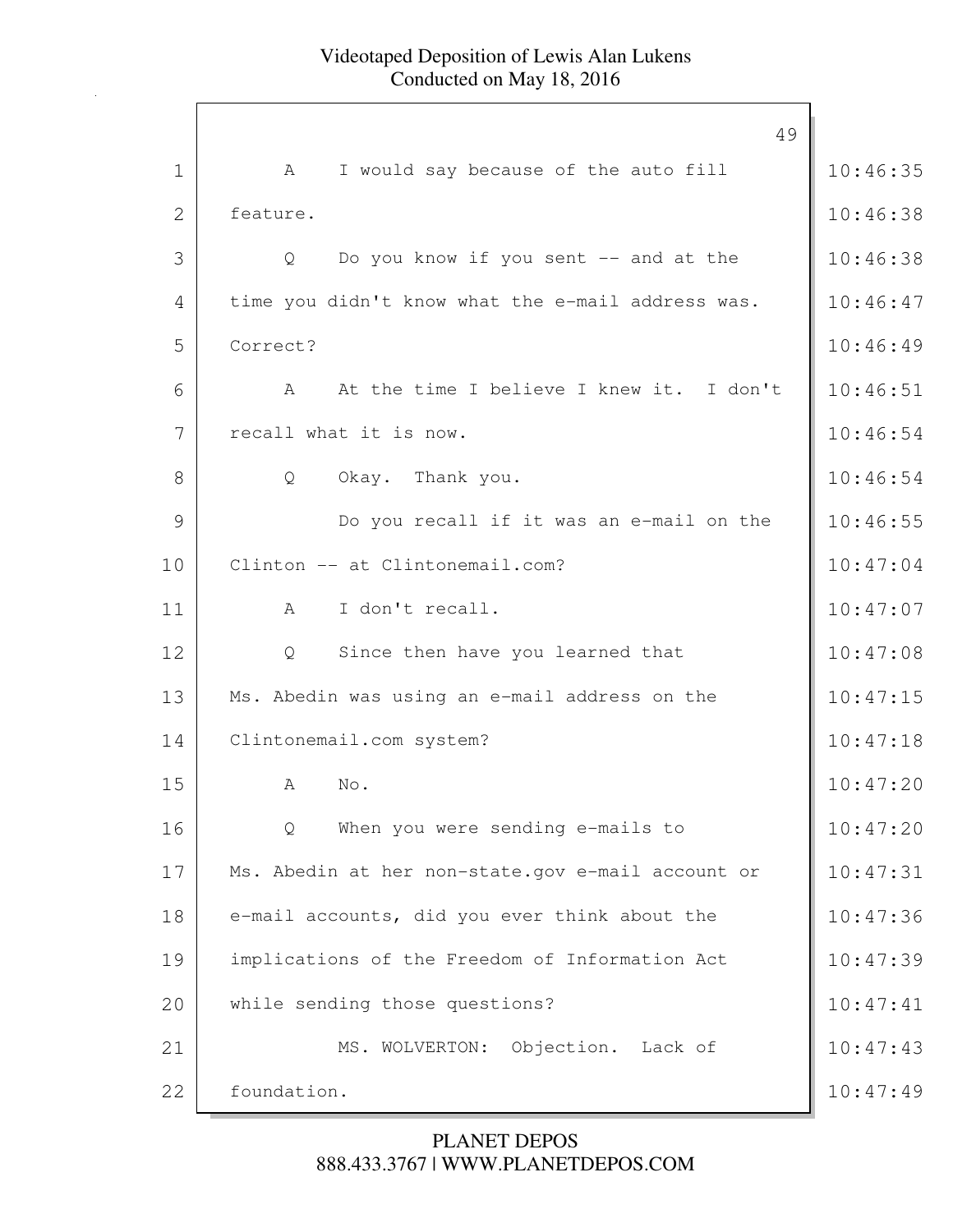A I would say because of the auto fill feature.

Q Do you know if you sent -- and at the time you didn't know what the e-mail address was. Correct?

A At the time I believe I knew it. I don't recall what it is now.

Q Okay. Thank you.

Do you recall if it was an e-mail on the Clinton -- at Clintonemail.com?

A I don't recall.

Q Since then have you learned that Ms. Abedin was using an e-mail address on the Clintonemail.com system?

A No.

Q When you were sending e-mails to Ms. Abedin at her non-state.gov e-mail account or e-mail accounts, did you ever think about the implications of the Freedom of Information Act while sending those questions?

MS. WOLVERTON: Objection. Lack of foundation.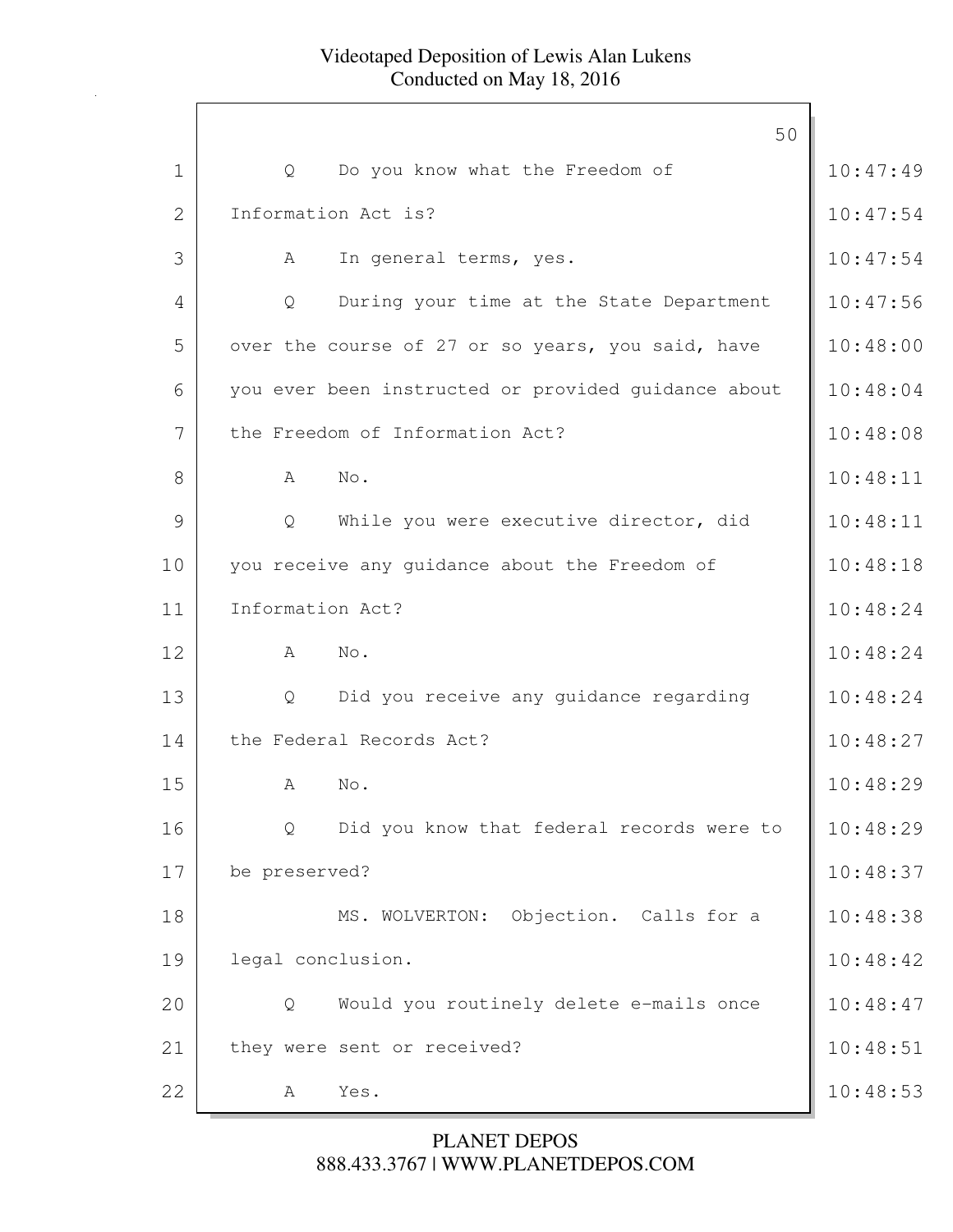Q Do you know what the Freedom of Information Act is?

A In general terms, yes.

Q During your time at the State Department over the course of 27 or so years, you said, have you ever been instructed or provided guidance about the Freedom of Information Act?

A No.

Q While you were executive director, did you receive any guidance about the Freedom of Information Act?

A No.

Q Did you receive any guidance regarding the Federal Records Act?

A No.

Q Did you know that federal records were to be preserved?

MS. WOLVERTON: Objection. Calls for a legal conclusion.

Q Would you routinely delete e-mails once they were sent or received?

A Yes.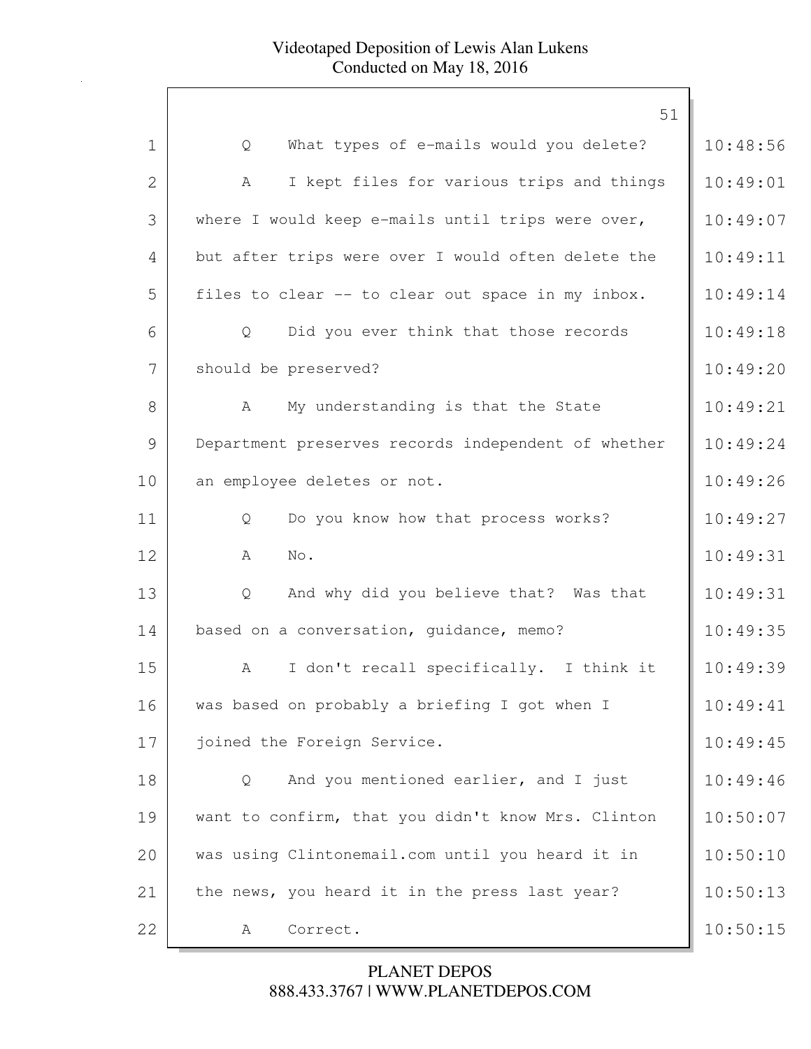Q What types of e-mails would you delete?

A I kept files for various trips and things where I would keep e-mails until trips were over, but after trips were over I would often delete the files to clear -- to clear out space in my inbox.

Q Did you ever think that those records should be preserved?

A My understanding is that the State Department preserves records independent of whether an employee deletes or not.

Q Do you know how that process works?

A No.

Q And why did you believe that? Was that based on a conversation, guidance, memo?

A I don't recall specifically. I think it was based on probably a briefing I got when I joined the Foreign Service.

Q And you mentioned earlier, and I just want to confirm, that you didn't know Mrs. Clinton was using Clintonemail.com until you heard it in the news, you heard it in the press last year?

A Correct.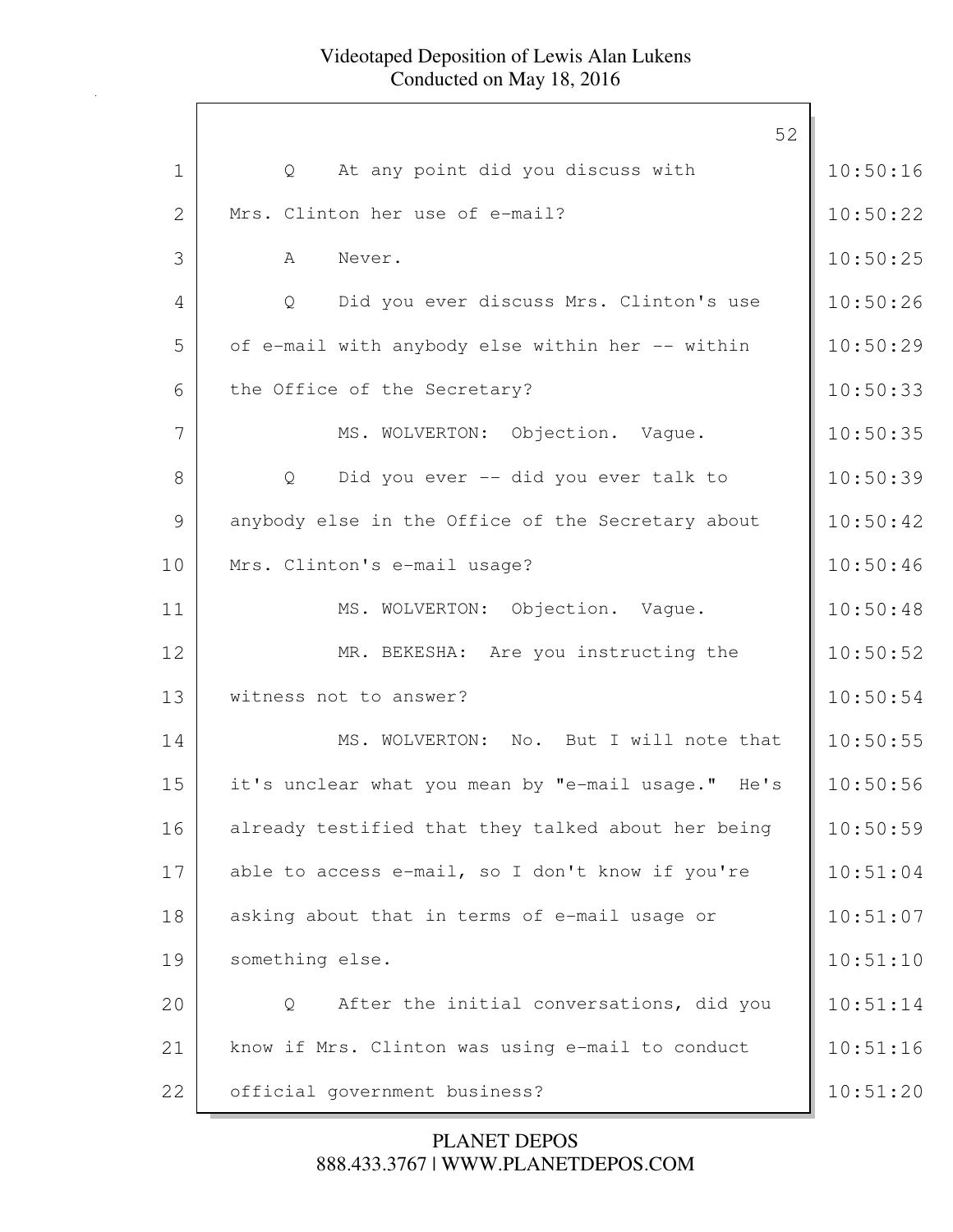Q At any point did you discuss with Mrs. Clinton her use of e-mail?

A Never.

Q Did you ever discuss Mrs. Clinton's use of e-mail with anybody else within her -- within the Office of the Secretary?

MS. WOLVERTON: Objection. Vague.

Q Did you ever -- did you ever talk to anybody else in the Office of the Secretary about Mrs. Clinton's e-mail usage?

MS. WOLVERTON: Objection. Vague.

MR. BEKESHA: Are you instructing the witness not to answer?

MS. WOLVERTON: No. But I will note that it's unclear what you mean by "e-mail usage." He's already testified that they talked about her being able to access e-mail, so I don't know if you're asking about that in terms of e-mail usage or something else.

Q After the initial conversations, did you know if Mrs. Clinton was using e-mail to conduct official government business?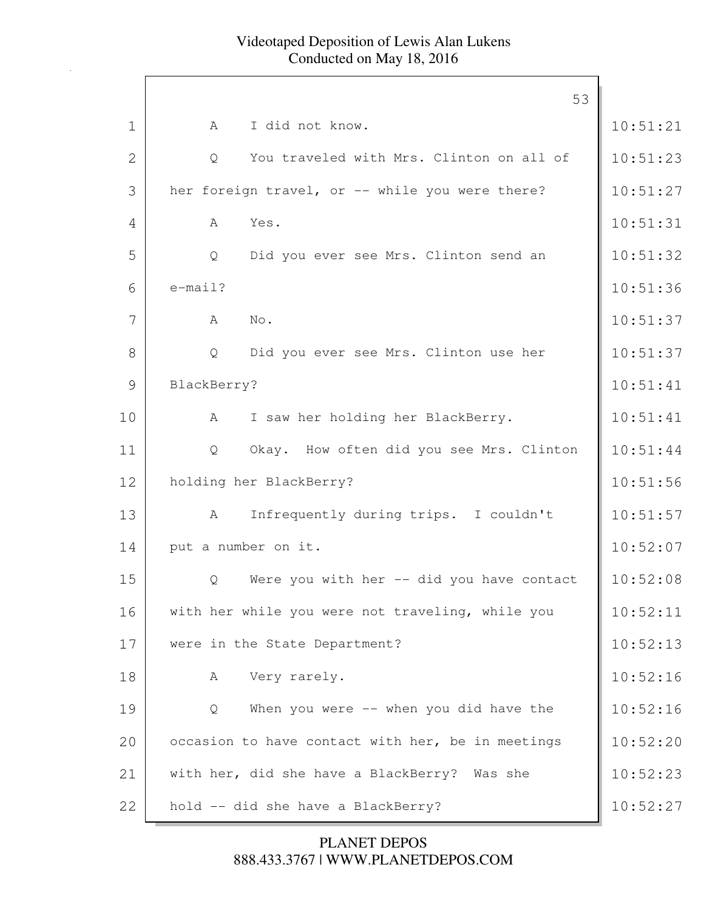1 A I did not know.

2 Q You traveled with Mrs. Clinton on all of

3 her foreign travel, or -- while you were there?

4 A Yes.

5 Q Did you ever see Mrs. Clinton send an

6 e-mail?

7 A No.

8 Q Did you ever see Mrs. Clinton use her

9 BlackBerry?

10 A I saw her holding her BlackBerry.

11 Q Okay. How often did you see Mrs. Clinton

12 holding her BlackBerry?

13 A Infrequently during trips. I couldn't

14 put a number on it.

15 Q Were you with her -- did you have contact

16 with her while you were not traveling, while you

17 were in the State Department?

18 A Very rarely.

19 Q When you were -- when you did have the

20 occasion to have contact with her, be in meetings

21 with her, did she have a BlackBerry? Was she

22 hold -- did she have a BlackBerry?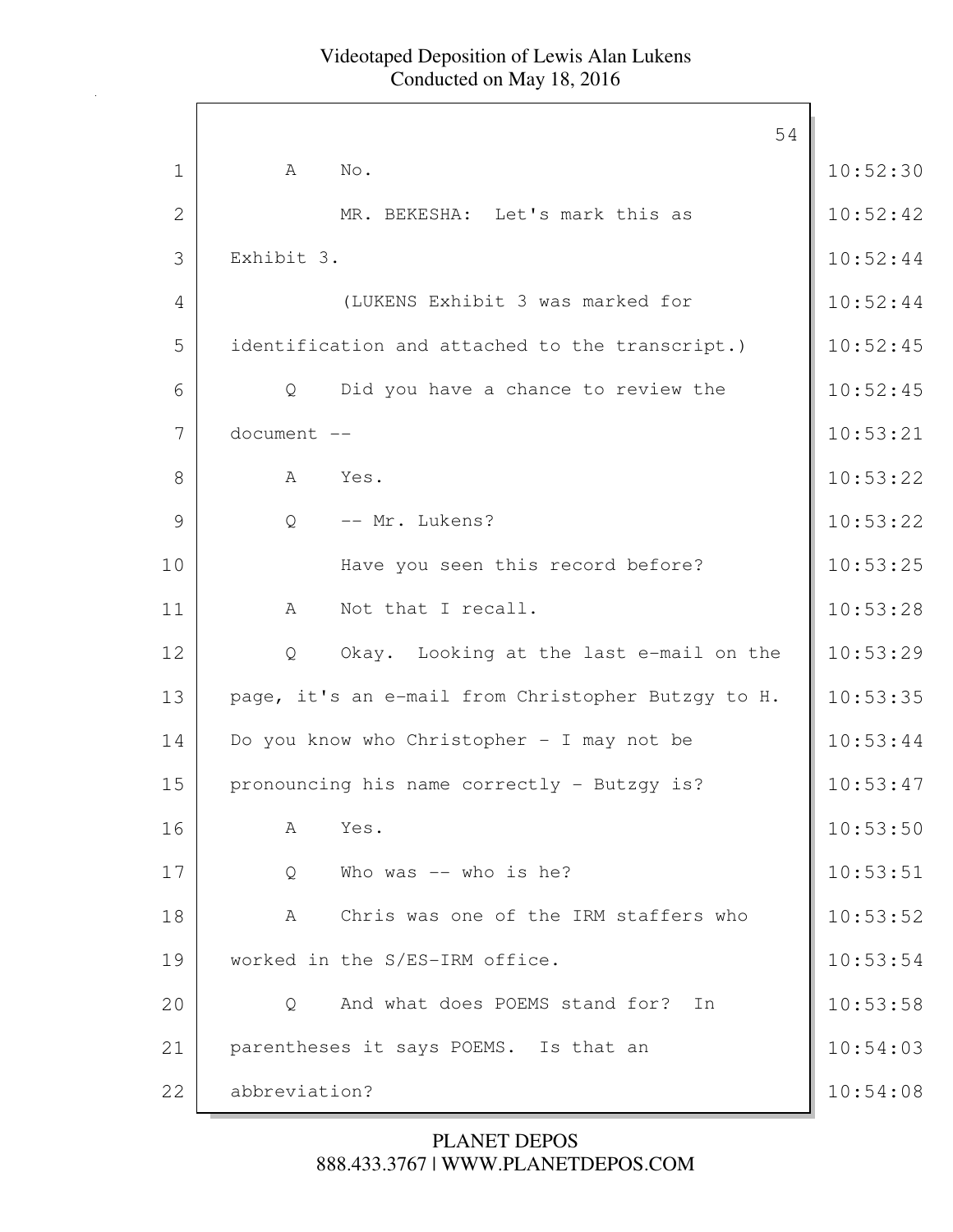1 A No.

2 MR. BEKESHA: Let's mark this as

3 Exhibit 3.

4 (LUKENS Exhibit 3 was marked for

5 identification and attached to the transcript.)

6 Q Did you have a chance to review the

7 document --

8 A Yes.

9 Q -- Mr. Lukens?

10 Have you seen this record before?

11 A Not that I recall.

12 Q Okay. Looking at the last e-mail on the

13 page, it's an e-mail from Christopher Butzgy to H.

14 Do you know who Christopher - I may not be

15 pronouncing his name correctly - Butzgy is?

16 A Yes.

17 Q Who was -- who is he?

18 A Chris was one of the IRM staffers who

19 worked in the S/ES-IRM office.

20 Q And what does POEMS stand for? In

21 parentheses it says POEMS. Is that an

22 abbreviation?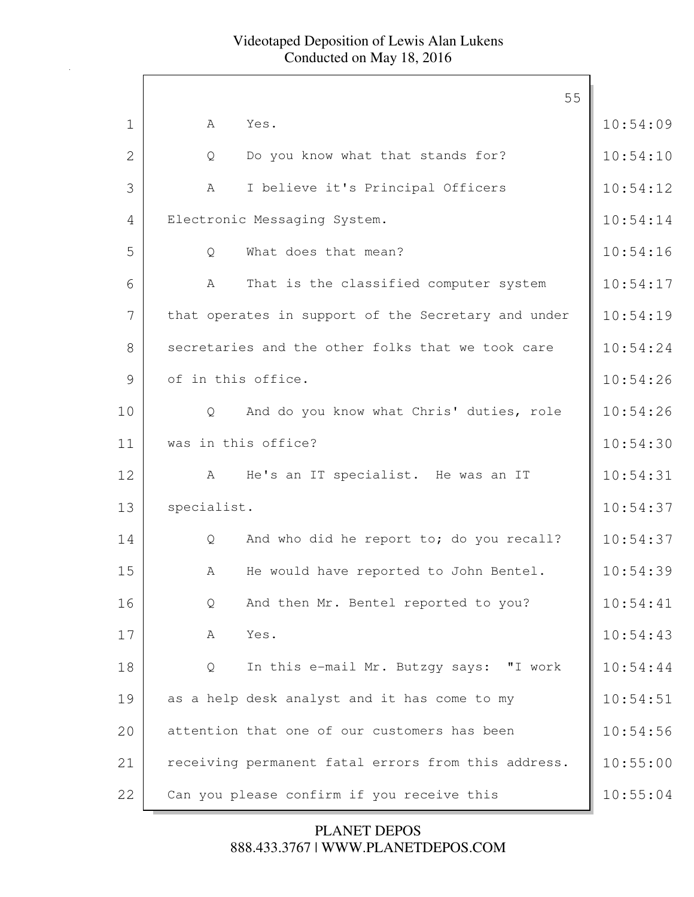A Yes.

Q Do you know what that stands for?

A I believe it's Principal Officers Electronic Messaging System.

Q What does that mean?

A That is the classified computer system that operates in support of the Secretary and under secretaries and the other folks that we took care of in this office.

Q And do you know what Chris' duties, role was in this office?

A He's an IT specialist. He was an IT specialist.

Q And who did he report to; do you recall?

A He would have reported to John Bentel.

Q And then Mr. Bentel reported to you?

A Yes.

Q In this e-mail Mr. Butzgy says: "I work as a help desk analyst and it has come to my attention that one of our customers has been receiving permanent fatal errors from this address. Can you please confirm if you receive this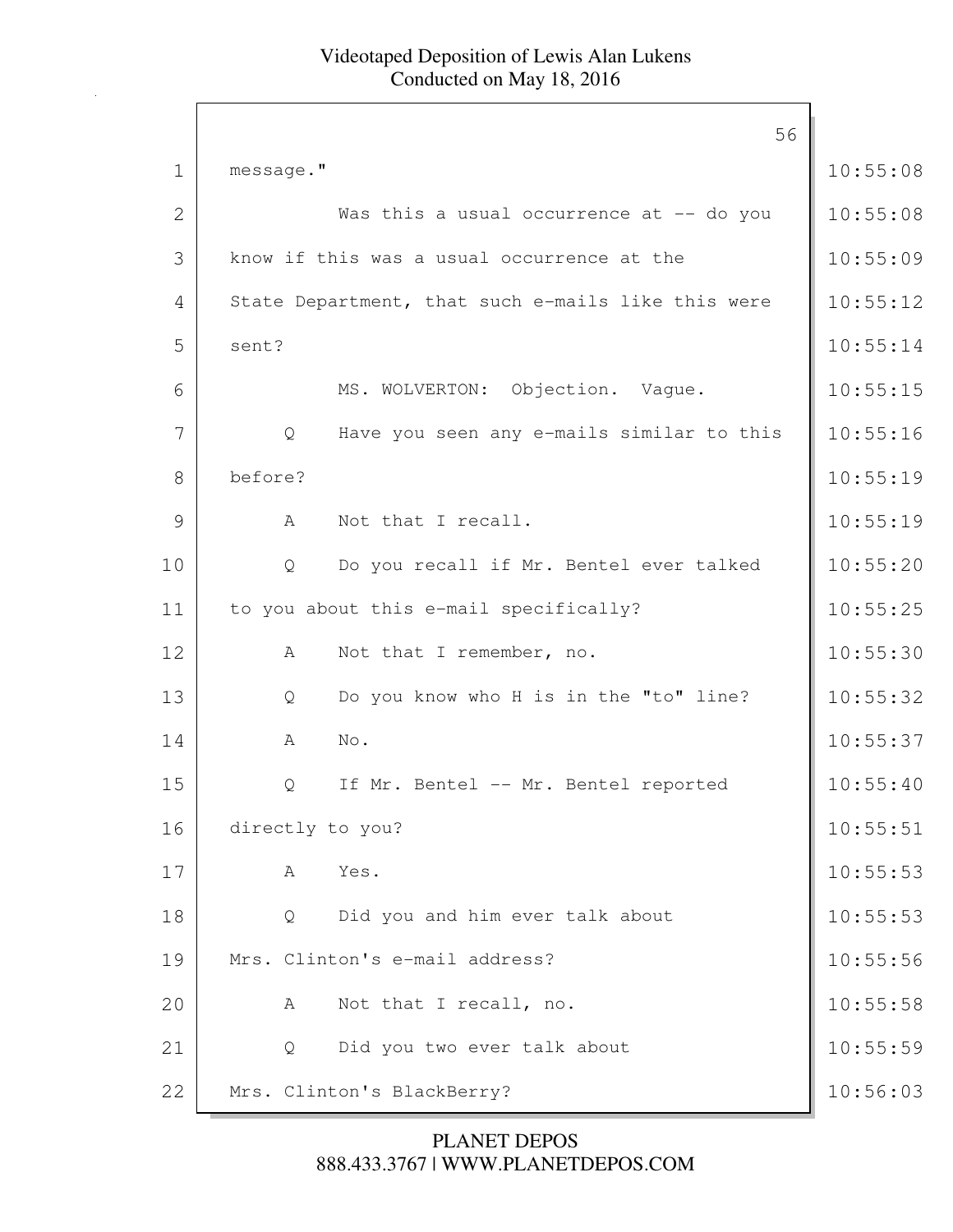1 message."

2 Was this a usual occurrence at -- do you

3 know if this was a usual occurrence at the

4 State Department, that such e-mails like this were

5 sent?

6 MS. WOLVERTON: Objection. Vague.

7 Q Have you seen any e-mails similar to this

8 before?

9 A Not that I recall.

10 Q Do you recall if Mr. Bentel ever talked

11 to you about this e-mail specifically?

12 A Not that I remember, no.

13 Q Do you know who H is in the "to" line?

14 A No.

15 Q If Mr. Bentel -- Mr. Bentel reported

16 directly to you?

17 A Yes.

18 Q Did you and him ever talk about

19 Mrs. Clinton's e-mail address?

20 A Not that I recall, no.

21 Q Did you two ever talk about

22 Mrs. Clinton's BlackBerry?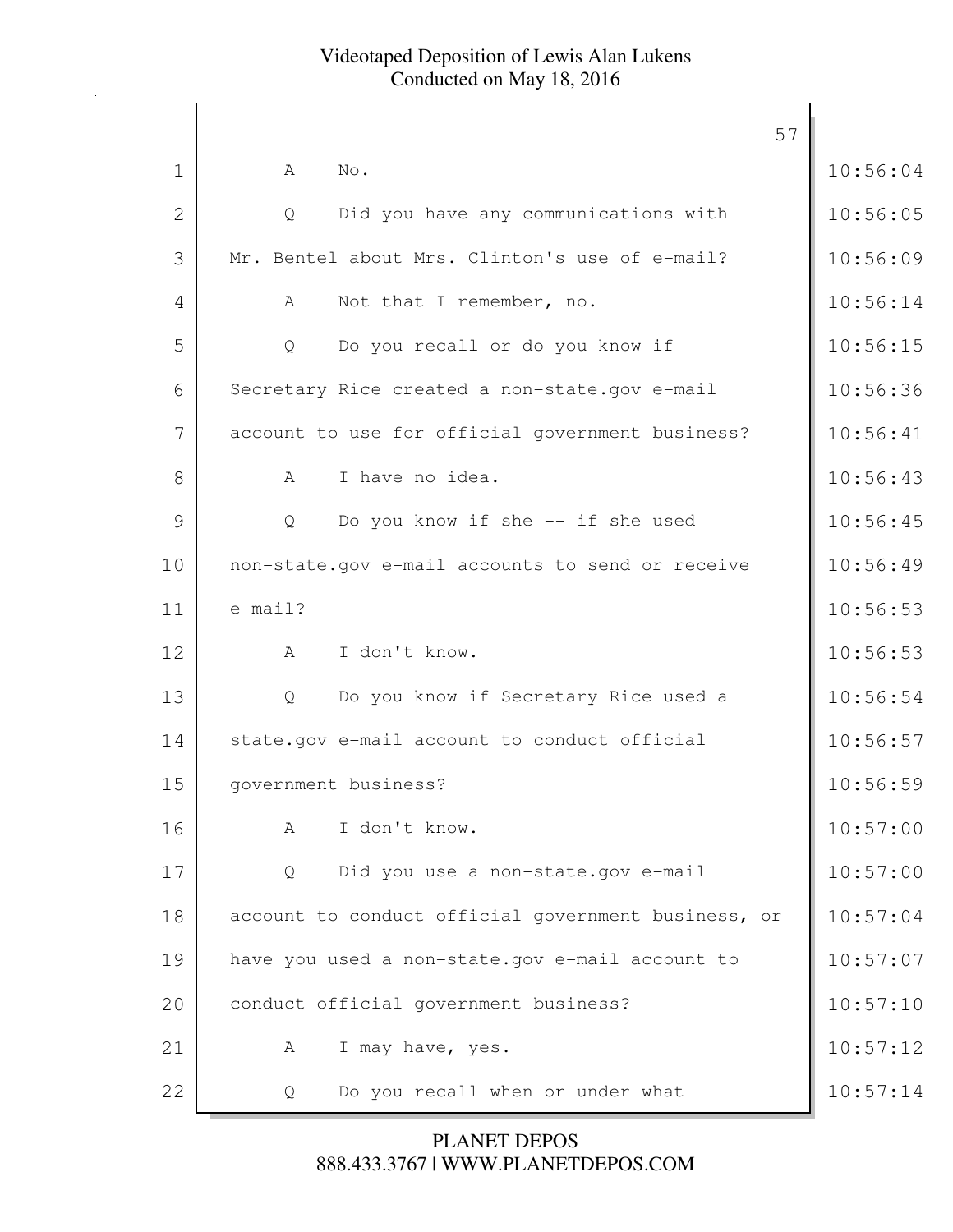1 A No.

2 Q Did you have any communications with

3 Mr. Bentel about Mrs. Clinton's use of e-mail?

4 A Not that I remember, no.

5 Q Do you recall or do you know if

6 Secretary Rice created a non-state.gov e-mail

7 account to use for official government business?

8 A I have no idea.

9 Q Do you know if she -- if she used

10 non-state.gov e-mail accounts to send or receive

11 e-mail?

12 A I don't know.

13 Q Do you know if Secretary Rice used a

14 state.gov e-mail account to conduct official

15 government business?

16 A I don't know.

17 Q Did you use a non-state.gov e-mail

18 account to conduct official government business, or

19 have you used a non-state.gov e-mail account to

20 conduct official government business?

21 A I may have, yes.

22 Q Do you recall when or under what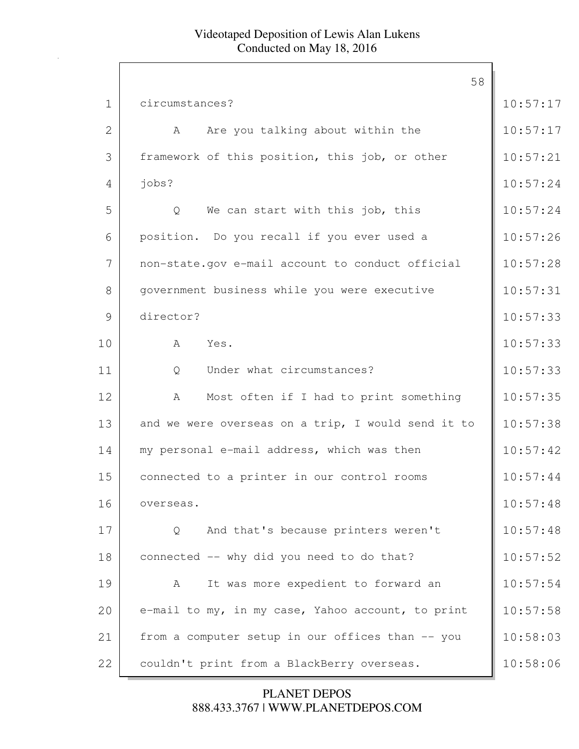1 circumstances?

2 A Are you talking about within the

3 framework of this position, this job, or other

4 jobs?

5 Q We can start with this job, this

6 position. Do you recall if you ever used a

7 non-state.gov e-mail account to conduct official

8 government business while you were executive

9 director?

10 A Yes.

11 Q Under what circumstances?

12 A Most often if I had to print something

13 and we were overseas on a trip, I would send it to

14 my personal e-mail address, which was then

15 connected to a printer in our control rooms

16 overseas.

17 Q And that's because printers weren't

18 connected -- why did you need to do that?

19 A It was more expedient to forward an

20 e-mail to my, in my case, Yahoo account, to print

21 from a computer setup in our offices than -- you

22 couldn't print from a BlackBerry overseas.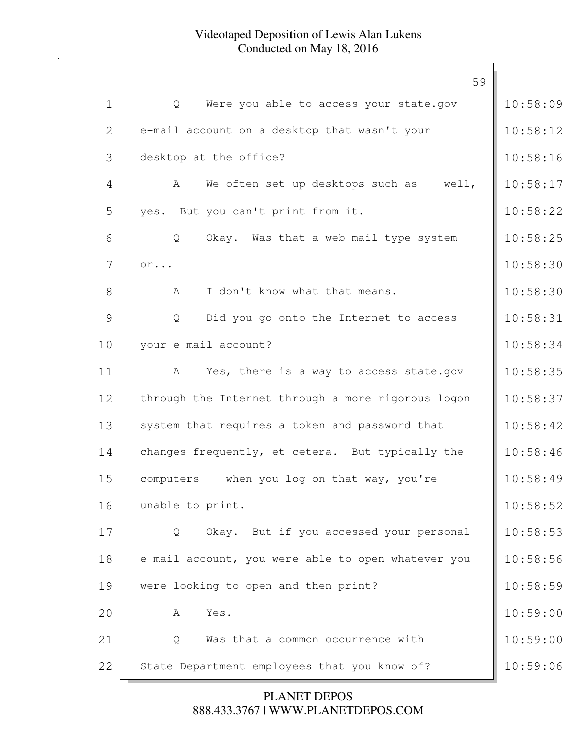Q Were you able to access your state.gov e-mail account on a desktop that wasn't your desktop at the office?

A We often set up desktops such as -- well, yes. But you can't print from it.

Q Okay. Was that a web mail type system or...

A I don't know what that means.

Q Did you go onto the Internet to access your e-mail account?

A Yes, there is a way to access state.gov through the Internet through a more rigorous logon system that requires a token and password that changes frequently, et cetera. But typically the computers -- when you log on that way, you're unable to print.

Q Okay. But if you accessed your personal e-mail account, you were able to open whatever you were looking to open and then print?

A Yes.

Q Was that a common occurrence with State Department employees that you know of?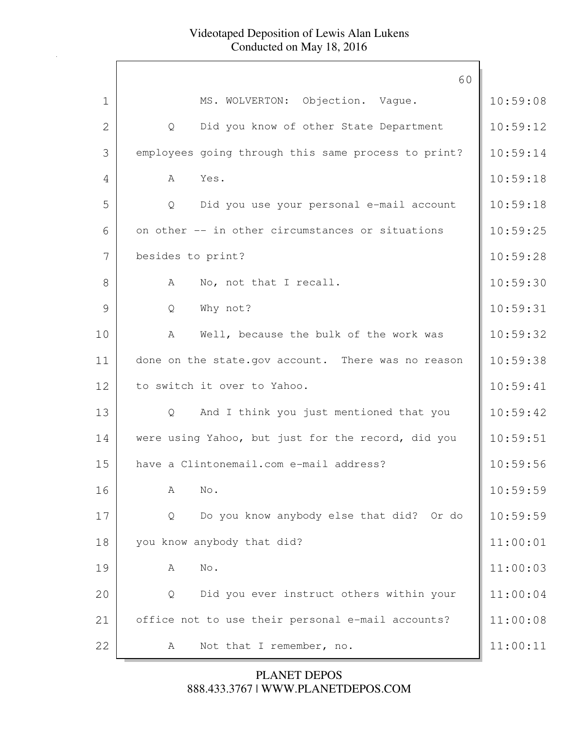MS. WOLVERTON: Objection. Vague.

Q Did you know of other State Department employees going through this same process to print?

A Yes.

Q Did you use your personal e-mail account on other -- in other circumstances or situations besides to print?

A No, not that I recall.

Q Why not?

A Well, because the bulk of the work was done on the state.gov account. There was no reason to switch it over to Yahoo.

Q And I think you just mentioned that you were using Yahoo, but just for the record, did you have a Clintonemail.com e-mail address?

A No.

Q Do you know anybody else that did? Or do you know anybody that did?

A No.

Q Did you ever instruct others within your office not to use their personal e-mail accounts?

A Not that I remember, no.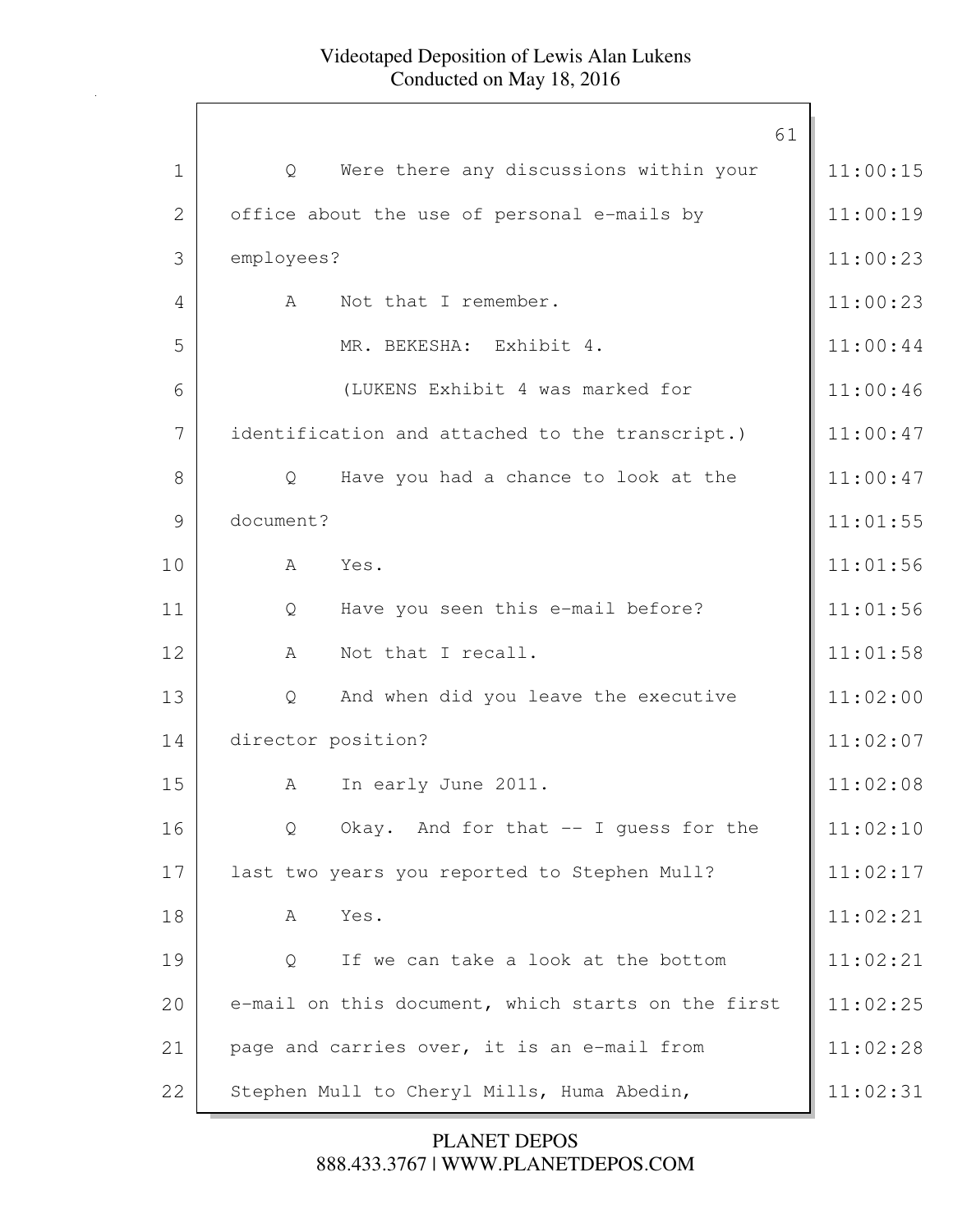1 Q Were there any discussions within your office about the use of personal e-mails by employees? 11:00:15

4 A Not that I remember. 11:00:23

5 MR. BEKESHA: Exhibit 4. 11:00:44

6 (LUKENS Exhibit 4 was marked for identification and attached to the transcript.) 11:00:46

8 Q Have you had a chance to look at the document? 11:00:47

10 A Yes. 11:01:56

11 Q Have you seen this e-mail before? 11:01:56

12 A Not that I recall. 11:01:58

13 Q And when did you leave the executive director position? 11:02:00

15 A In early June 2011. 11:02:08

16 Q Okay. And for that -- I guess for the last two years you reported to Stephen Mull? 11:02:10

18 A Yes. 11:02:21

19 Q If we can take a look at the bottom e-mail on this document, which starts on the first page and carries over, it is an e-mail from Stephen Mull to Cheryl Mills, Huma Abedin, 11:02:21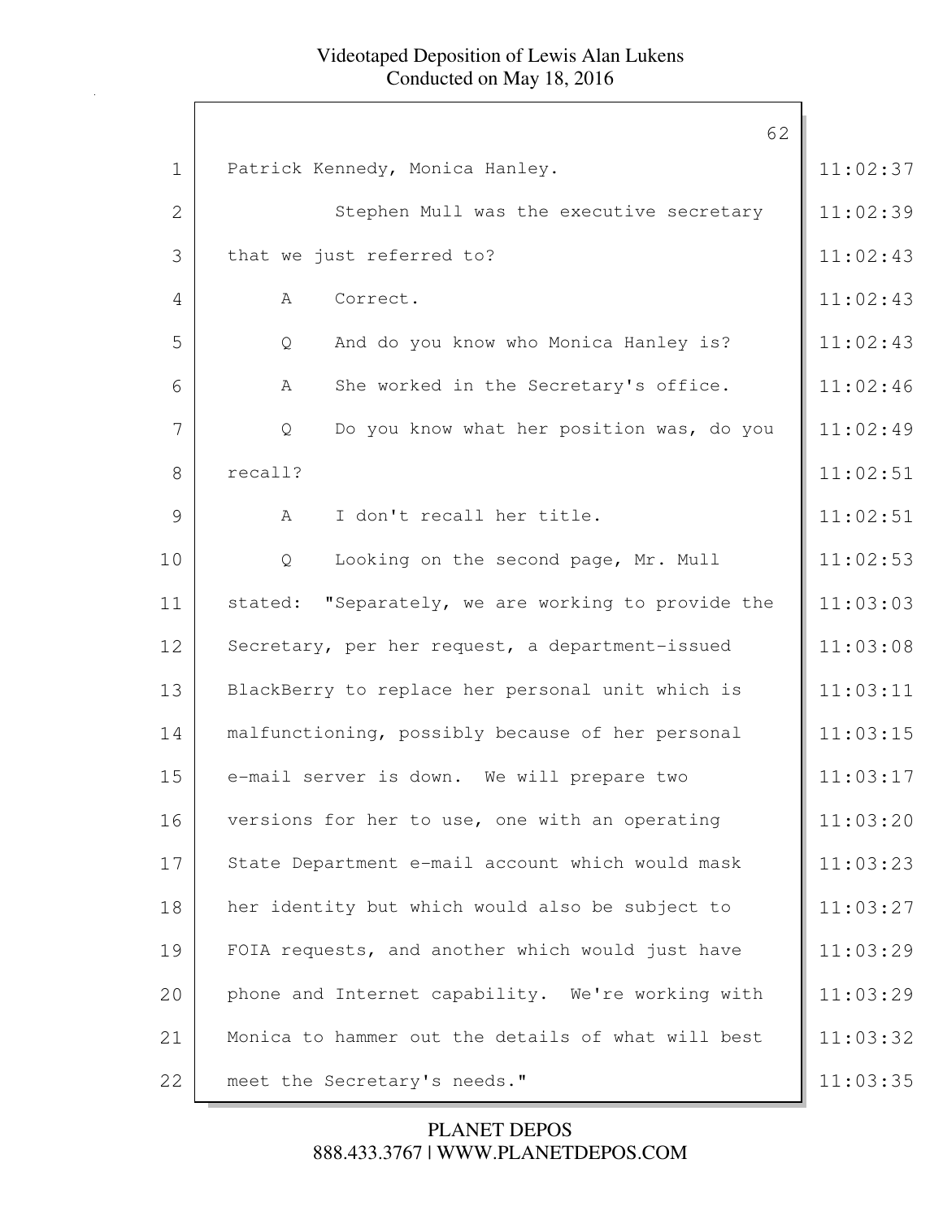1 Patrick Kennedy, Monica Hanley. 11:02:37

2 Stephen Mull was the executive secretary 11:02:39

3 that we just referred to? 11:02:43

4 A Correct. 11:02:43

5 Q And do you know who Monica Hanley is? 11:02:43

6 A She worked in the Secretary's office. 11:02:46

7 Q Do you know what her position was, do you 11:02:49

8 recall? 11:02:51

9 A I don't recall her title. 11:02:51

10 Q Looking on the second page, Mr. Mull 11:02:53

11 stated: "Separately, we are working to provide the 11:03:03

12 Secretary, per her request, a department-issued 11:03:08

13 BlackBerry to replace her personal unit which is 11:03:11

14 malfunctioning, possibly because of her personal 11:03:15

15 e-mail server is down. We will prepare two 11:03:17

16 versions for her to use, one with an operating 11:03:20

17 State Department e-mail account which would mask 11:03:23

18 her identity but which would also be subject to 11:03:27

19 FOIA requests, and another which would just have 11:03:29

20 phone and Internet capability. We're working with 11:03:29

21 Monica to hammer out the details of what will best 11:03:32

22 meet the Secretary's needs." 11:03:35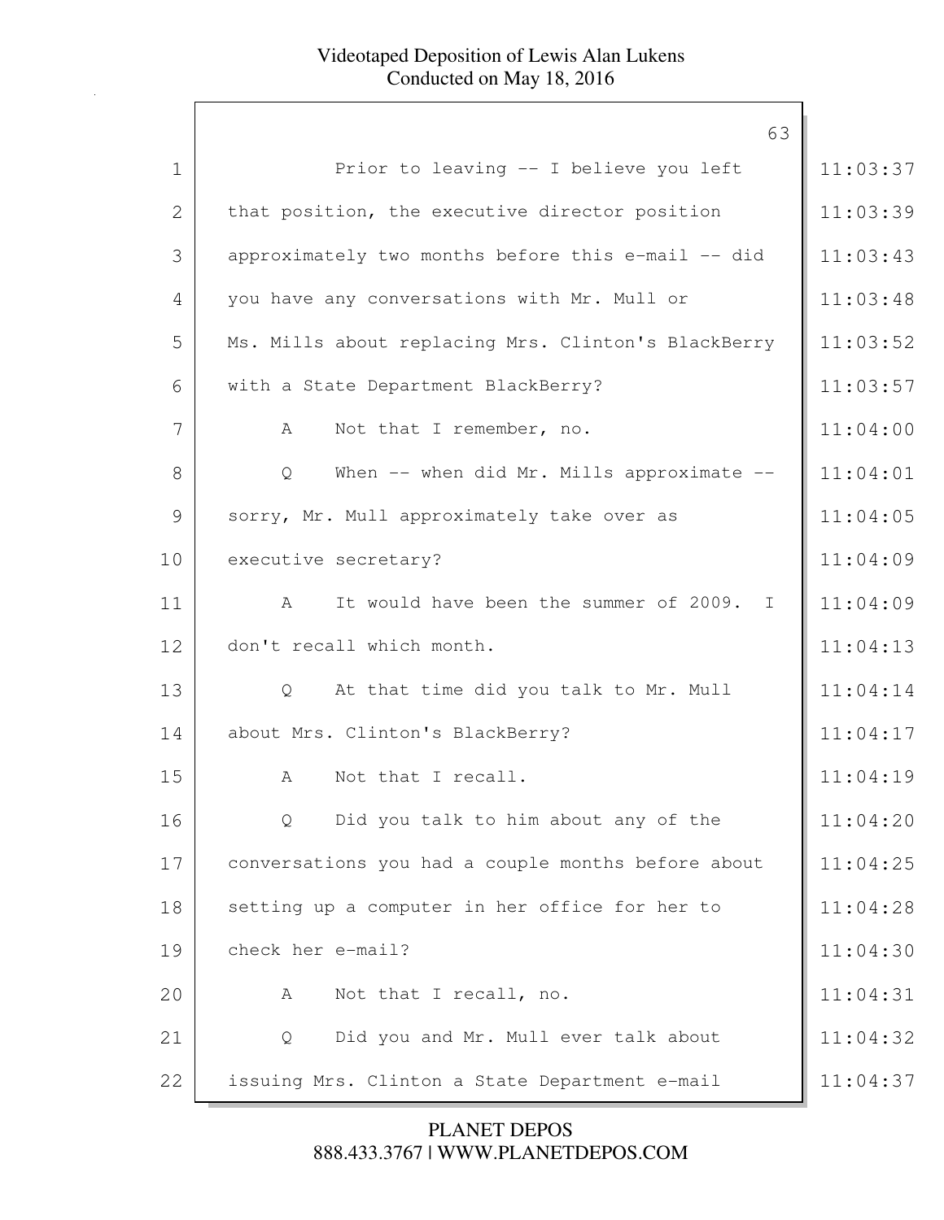Prior to leaving -- I believe you left that position, the executive director position approximately two months before this e-mail -- did you have any conversations with Mr. Mull or Ms. Mills about replacing Mrs. Clinton's BlackBerry with a State Department BlackBerry?

A Not that I remember, no.

Q When -- when did Mr. Mills approximate -- sorry, Mr. Mull approximately take over as executive secretary?

A It would have been the summer of 2009. I don't recall which month.

Q At that time did you talk to Mr. Mull about Mrs. Clinton's BlackBerry?

A Not that I recall.

Q Did you talk to him about any of the conversations you had a couple months before about setting up a computer in her office for her to check her e-mail?

A Not that I recall, no.

Q Did you and Mr. Mull ever talk about issuing Mrs. Clinton a State Department e-mail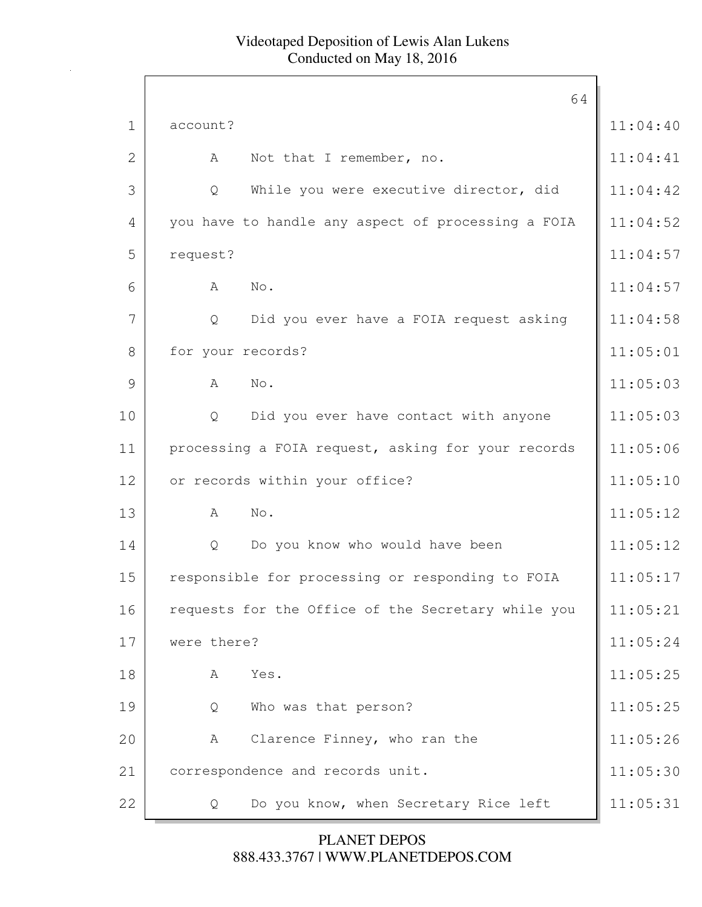account?

A Not that I remember, no.

Q While you were executive director, did you have to handle any aspect of processing a FOIA request?

A No.

Q Did you ever have a FOIA request asking for your records?

A No.

Q Did you ever have contact with anyone processing a FOIA request, asking for your records or records within your office?

A No.

Q Do you know who would have been responsible for processing or responding to FOIA requests for the Office of the Secretary while you were there?

A Yes.

Q Who was that person?

A Clarence Finney, who ran the correspondence and records unit.

Q Do you know, when Secretary Rice left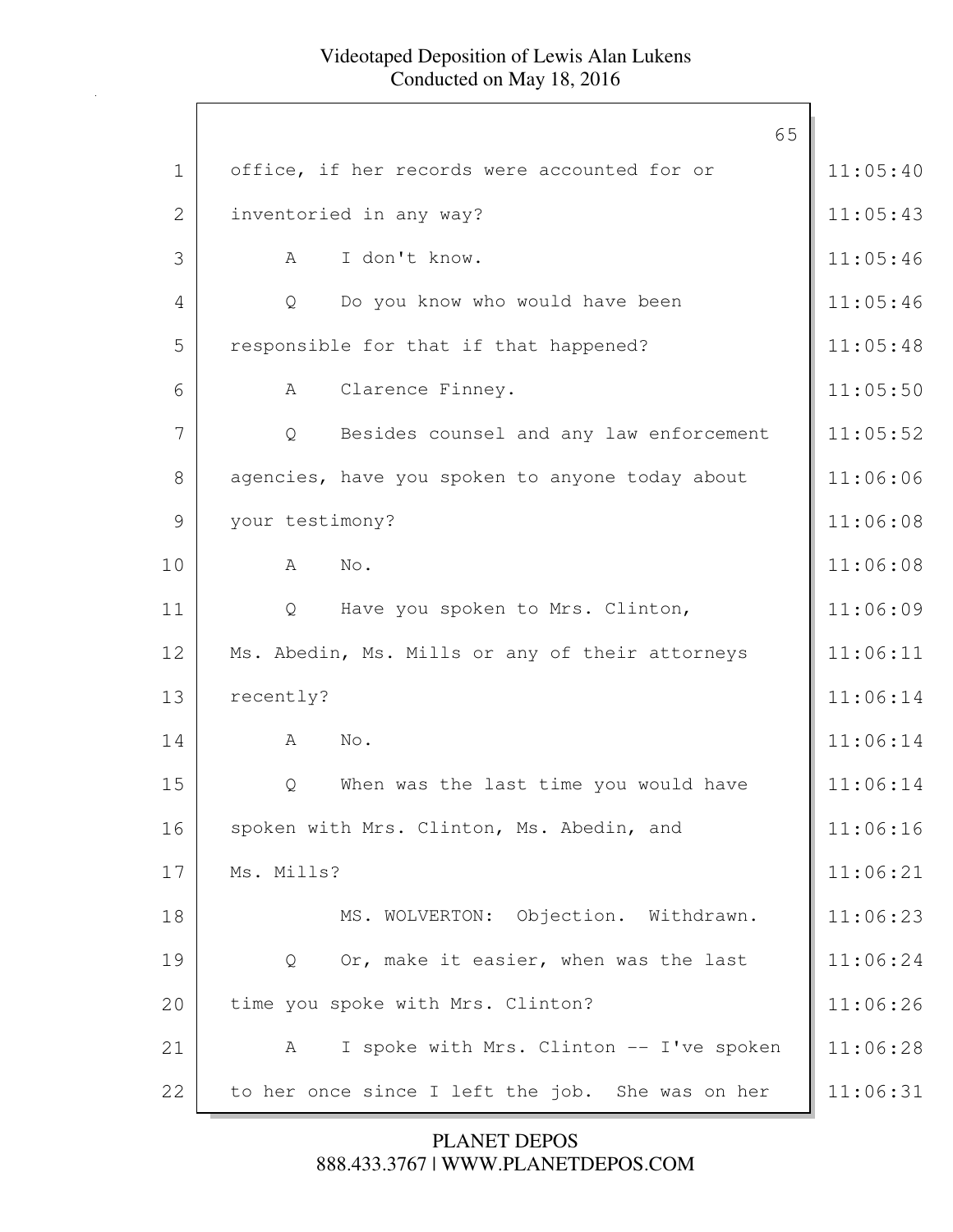1 office, if her records were accounted for or 11:05:40

2 inventoried in any way? 11:05:43

3 A I don't know. 11:05:46

4 Q Do you know who would have been 11:05:46

5 responsible for that if that happened? 11:05:48

6 A Clarence Finney. 11:05:50

7 Q Besides counsel and any law enforcement 11:05:52

8 agencies, have you spoken to anyone today about 11:06:06

9 your testimony? 11:06:08

10 A No. 11:06:08

11 Q Have you spoken to Mrs. Clinton, 11:06:09

12 Ms. Abedin, Ms. Mills or any of their attorneys 11:06:11

13 recently? 11:06:14

14 A No. 11:06:14

15 Q When was the last time you would have 11:06:14

16 spoken with Mrs. Clinton, Ms. Abedin, and 11:06:16

17 Ms. Mills? 11:06:21

18 MS. WOLVERTON: Objection. Withdrawn. 11:06:23

19 Q Or, make it easier, when was the last 11:06:24

20 time you spoke with Mrs. Clinton? 11:06:26

21 A I spoke with Mrs. Clinton -- I've spoken 11:06:28

22 to her once since I left the job. She was on her 11:06:31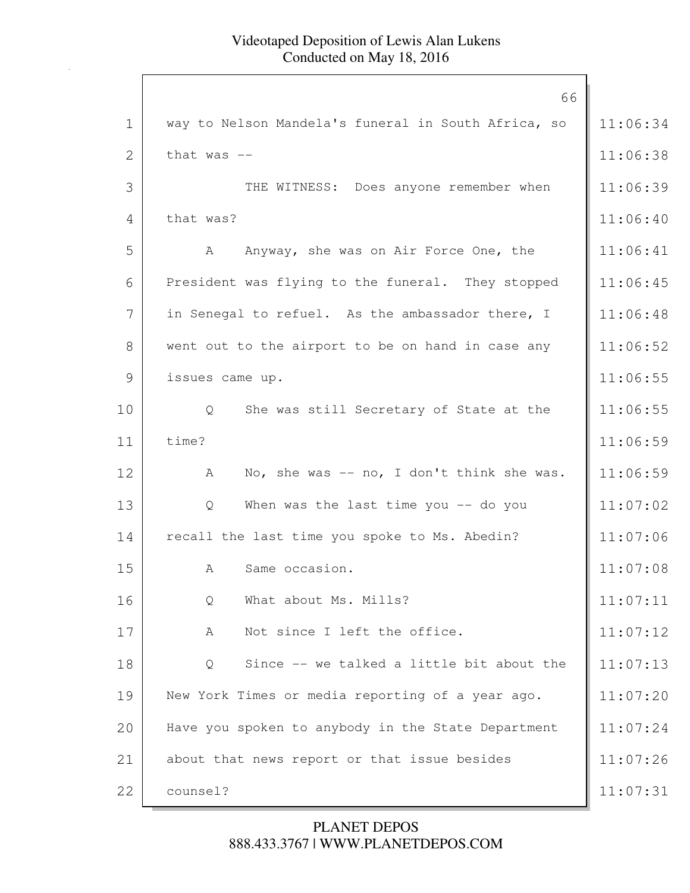1 way to Nelson Mandela's funeral in South Africa, so 11:06:34

2 that was -- 11:06:38

3 THE WITNESS: Does anyone remember when 11:06:39

4 that was? 11:06:40

5 A Anyway, she was on Air Force One, the 11:06:41

6 President was flying to the funeral. They stopped 11:06:45

7 in Senegal to refuel. As the ambassador there, I 11:06:48

8 went out to the airport to be on hand in case any 11:06:52

9 issues came up. 11:06:55

10 Q She was still Secretary of State at the 11:06:55

11 time? 11:06:59

12 A No, she was -- no, I don't think she was. 11:06:59

13 Q When was the last time you -- do you 11:07:02

14 recall the last time you spoke to Ms. Abedin? 11:07:06

15 A Same occasion. 11:07:08

16 Q What about Ms. Mills? 11:07:11

17 A Not since I left the office. 11:07:12

18 Q Since -- we talked a little bit about the 11:07:13

19 New York Times or media reporting of a year ago. 11:07:20

20 Have you spoken to anybody in the State Department 11:07:24

21 about that news report or that issue besides 11:07:26

22 counsel? 11:07:31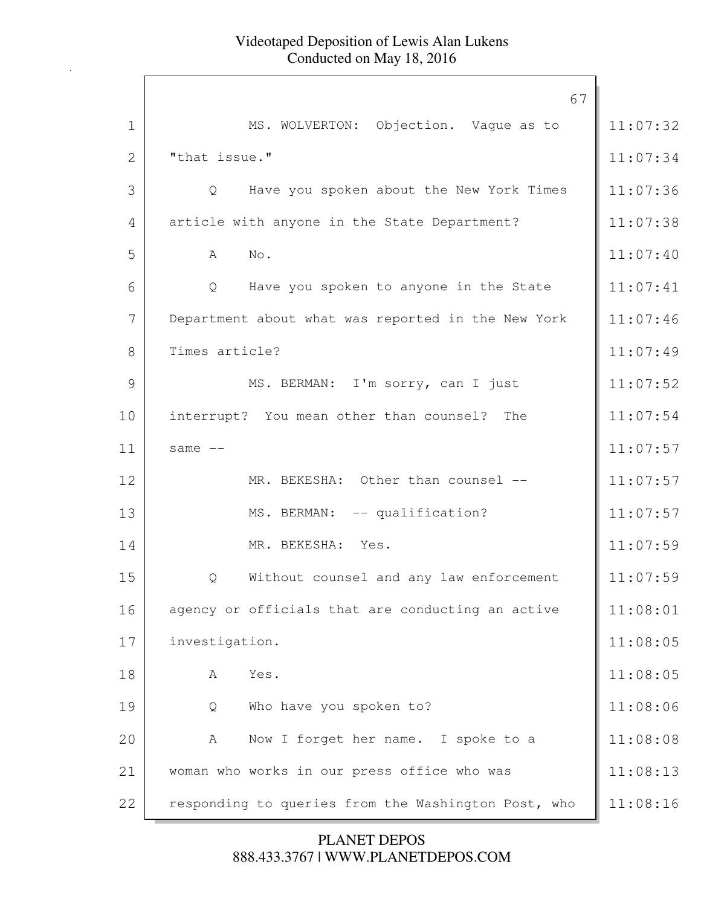MS. WOLVERTON: Objection. Vague as to "that issue."

Q Have you spoken about the New York Times article with anyone in the State Department?

A No.

Q Have you spoken to anyone in the State Department about what was reported in the New York Times article?

MS. BERMAN: I'm sorry, can I just interrupt? You mean other than counsel? The same --

MR. BEKESHA: Other than counsel --

MS. BERMAN: -- qualification?

MR. BEKESHA: Yes.

Q Without counsel and any law enforcement agency or officials that are conducting an active investigation.

A Yes.

Q Who have you spoken to?

A Now I forget her name. I spoke to a woman who works in our press office who was responding to queries from the Washington Post, who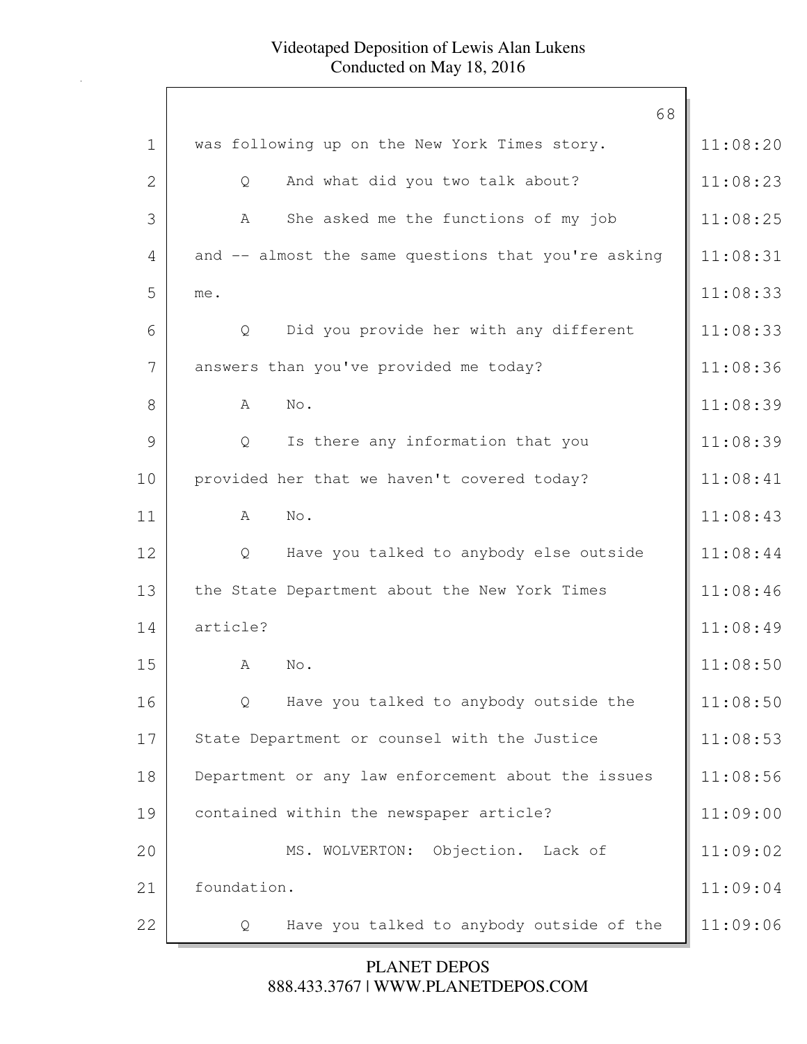1 was following up on the New York Times story. 11:08:20

2 Q And what did you two talk about? 11:08:23

3 A She asked me the functions of my job 11:08:25

4 and -- almost the same questions that you're asking 11:08:31

5 me. 11:08:33

6 Q Did you provide her with any different 11:08:33

7 answers than you've provided me today? 11:08:36

8 A No. 11:08:39

9 Q Is there any information that you 11:08:39

10 provided her that we haven't covered today? 11:08:41

11 A No. 11:08:43

12 Q Have you talked to anybody else outside 11:08:44

13 the State Department about the New York Times 11:08:46

14 article? 11:08:49

15 A No. 11:08:50

16 Q Have you talked to anybody outside the 11:08:50

17 State Department or counsel with the Justice 11:08:53

18 Department or any law enforcement about the issues 11:08:56

19 contained within the newspaper article? 11:09:00

20 MS. WOLVERTON: Objection. Lack of 11:09:02

21 foundation. 11:09:04

22 Q Have you talked to anybody outside of the 11:09:06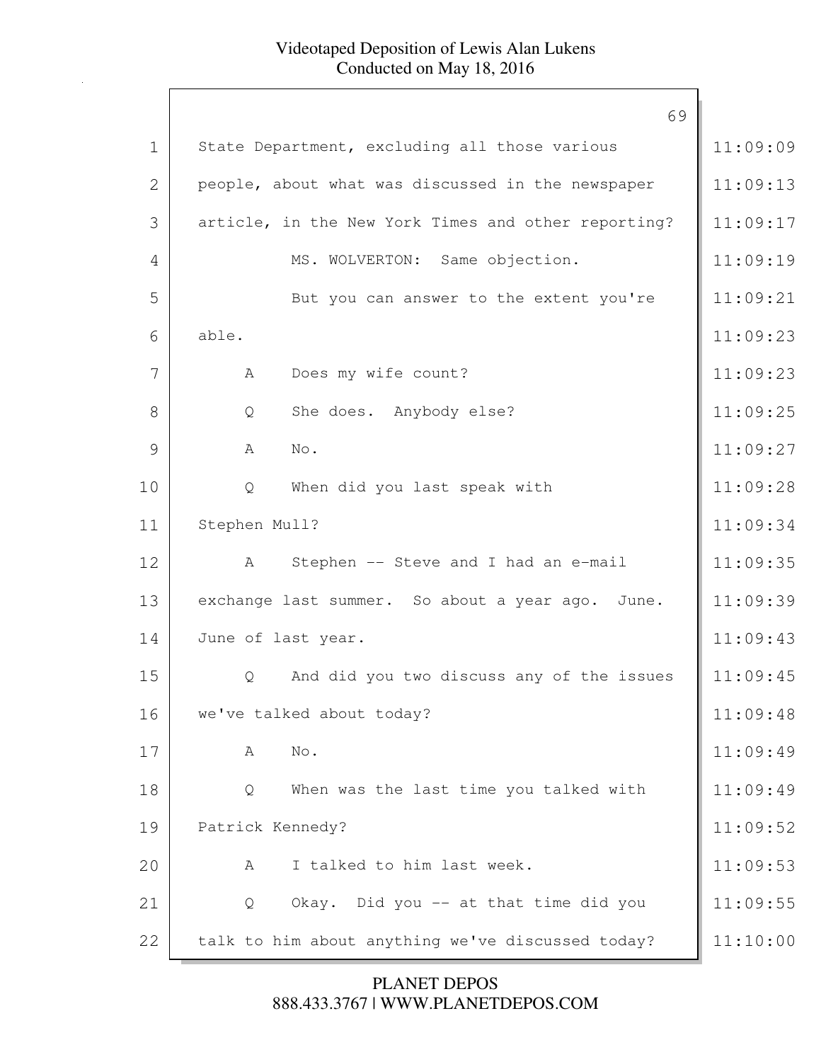State Department, excluding all those various people, about what was discussed in the newspaper article, in the New York Times and other reporting?

MS. WOLVERTON: Same objection.

But you can answer to the extent you're able.

A Does my wife count?

Q She does. Anybody else?

A No.

Q When did you last speak with Stephen Mull?

A Stephen -- Steve and I had an e-mail exchange last summer. So about a year ago. June. June of last year.

Q And did you two discuss any of the issues we've talked about today?

A No.

Q When was the last time you talked with Patrick Kennedy?

A I talked to him last week.

Q Okay. Did you -- at that time did you talk to him about anything we've discussed today?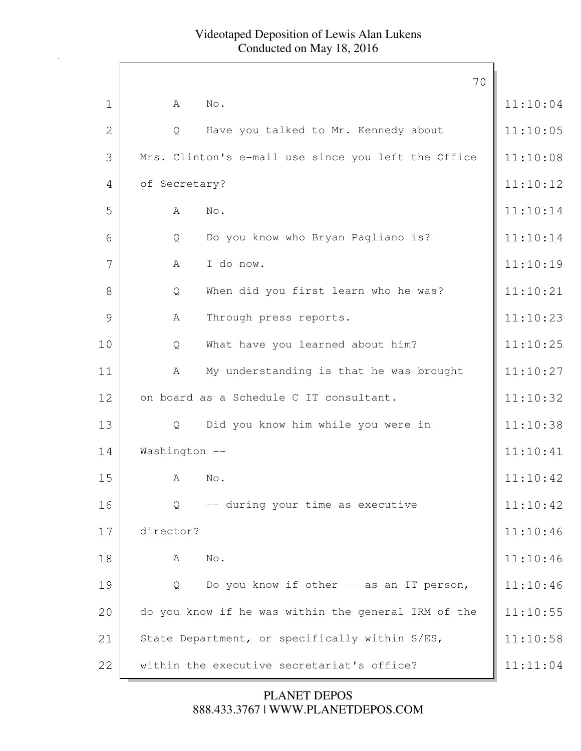A No.

Q Have you talked to Mr. Kennedy about Mrs. Clinton's e-mail use since you left the Office of Secretary?

A No.

Q Do you know who Bryan Pagliano is?

A I do now.

Q When did you first learn who he was?

A Through press reports.

Q What have you learned about him?

A My understanding is that he was brought on board as a Schedule C IT consultant.

Q Did you know him while you were in Washington --

A No.

Q -- during your time as executive director?

A No.

Q Do you know if other -- as an IT person, do you know if he was within the general IRM of the State Department, or specifically within S/ES, within the executive secretariat's office?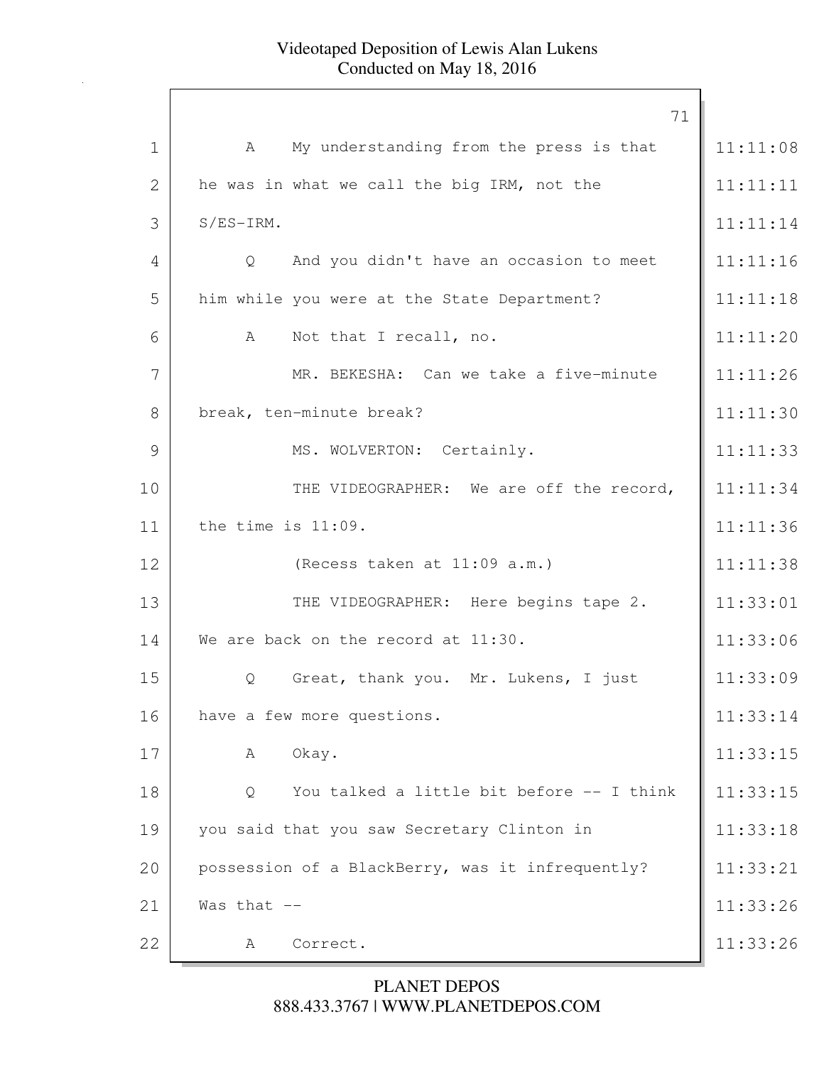A My understanding from the press is that he was in what we call the big IRM, not the S/ES-IRM.

Q And you didn't have an occasion to meet him while you were at the State Department?

A Not that I recall, no.

MR. BEKESHA: Can we take a five-minute break, ten-minute break?

MS. WOLVERTON: Certainly.

THE VIDEOGRAPHER: We are off the record, the time is 11:09.

(Recess taken at 11:09 a.m.)

THE VIDEOGRAPHER: Here begins tape 2. We are back on the record at 11:30.

Q Great, thank you. Mr. Lukens, I just have a few more questions.

A Okay.

Q You talked a little bit before -- I think you said that you saw Secretary Clinton in possession of a BlackBerry, was it infrequently? Was that --

A Correct.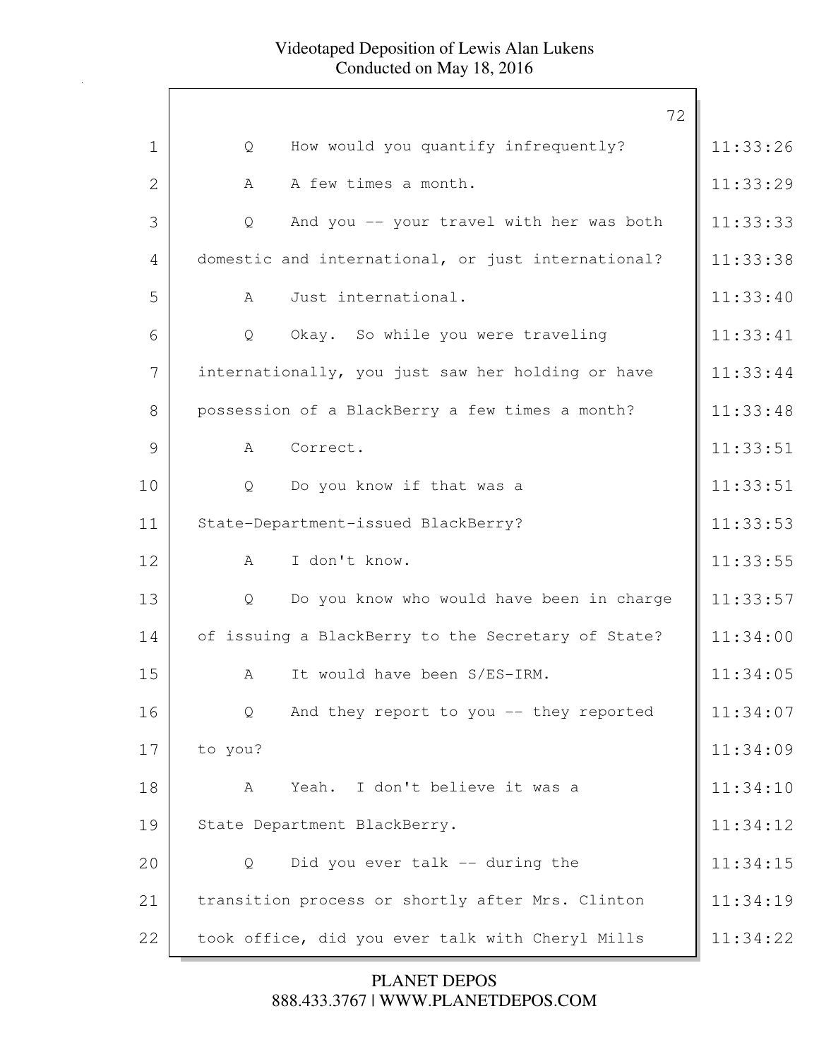Q How would you quantify infrequently?

A A few times a month.

Q And you -- your travel with her was both domestic and international, or just international?

A Just international.

Q Okay. So while you were traveling internationally, you just saw her holding or have possession of a BlackBerry a few times a month?

A Correct.

Q Do you know if that was a State-Department-issued BlackBerry?

A I don't know.

Q Do you know who would have been in charge of issuing a BlackBerry to the Secretary of State?

A It would have been S/ES-IRM.

Q And they report to you -- they reported to you?

A Yeah. I don't believe it was a State Department BlackBerry.

Q Did you ever talk -- during the transition process or shortly after Mrs. Clinton took office, did you ever talk with Cheryl Mills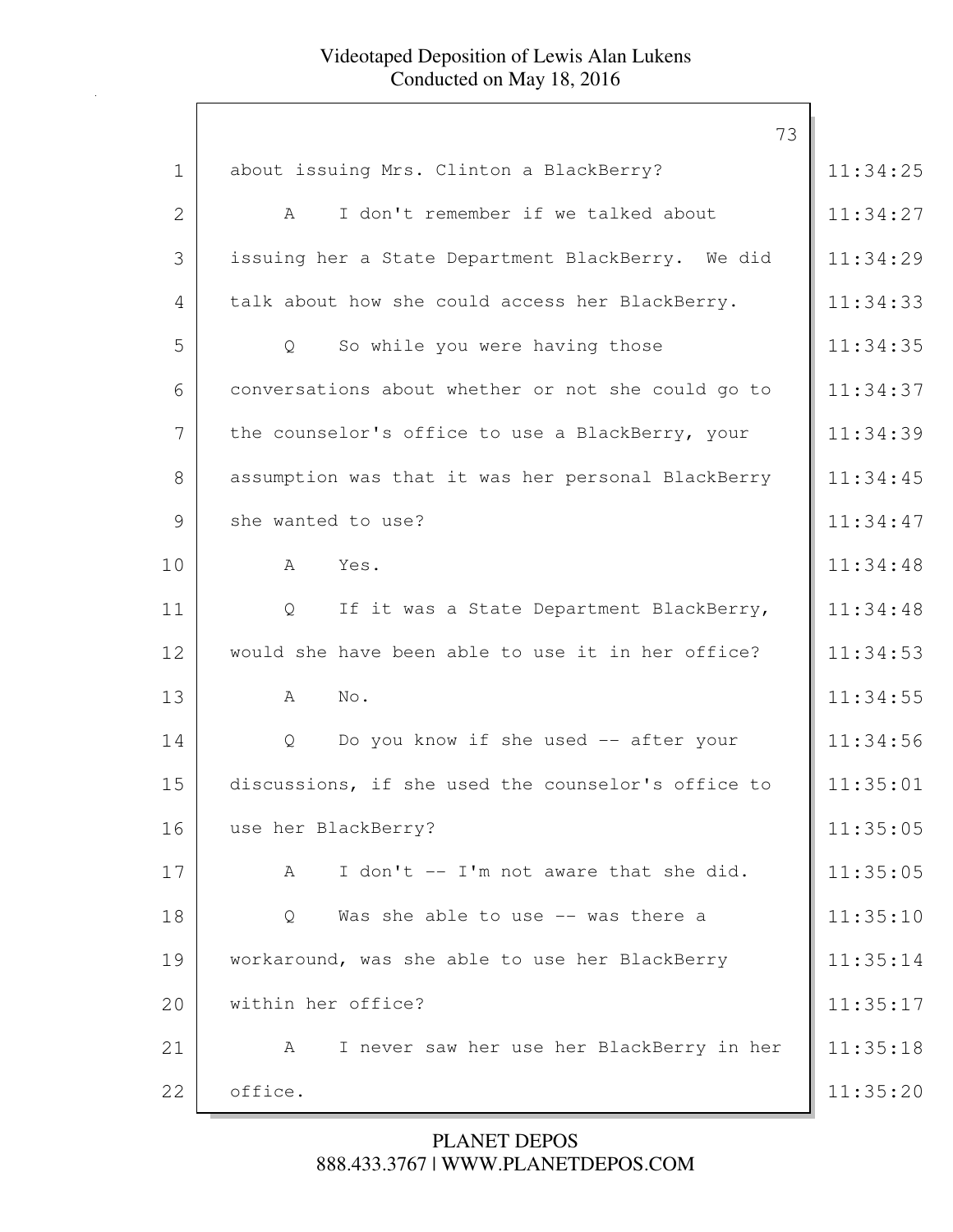about issuing Mrs. Clinton a BlackBerry?

A I don't remember if we talked about issuing her a State Department BlackBerry. We did talk about how she could access her BlackBerry.

Q So while you were having those conversations about whether or not she could go to the counselor's office to use a BlackBerry, your assumption was that it was her personal BlackBerry she wanted to use?

A Yes.

Q If it was a State Department BlackBerry, would she have been able to use it in her office?

A No.

Q Do you know if she used -- after your discussions, if she used the counselor's office to use her BlackBerry?

A I don't -- I'm not aware that she did.

Q Was she able to use -- was there a workaround, was she able to use her BlackBerry within her office?

A I never saw her use her BlackBerry in her office.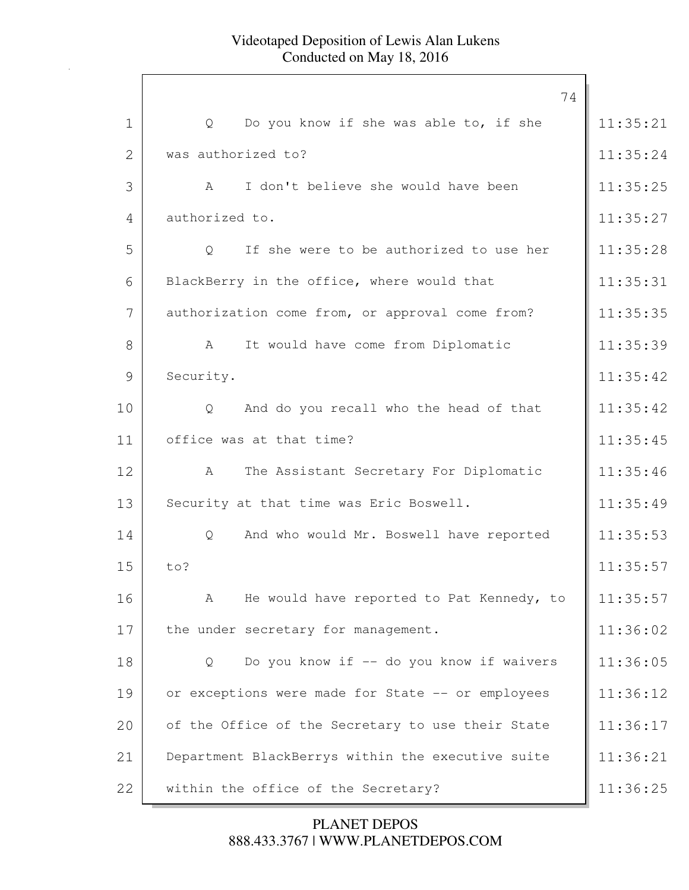Q Do you know if she was able to, if she was authorized to?

A I don't believe she would have been authorized to.

Q If she were to be authorized to use her BlackBerry in the office, where would that authorization come from, or approval come from?

A It would have come from Diplomatic Security.

Q And do you recall who the head of that office was at that time?

A The Assistant Secretary For Diplomatic Security at that time was Eric Boswell.

Q And who would Mr. Boswell have reported to?

A He would have reported to Pat Kennedy, to the under secretary for management.

Q Do you know if -- do you know if waivers or exceptions were made for State -- or employees of the Office of the Secretary to use their State Department BlackBerrys within the executive suite within the office of the Secretary?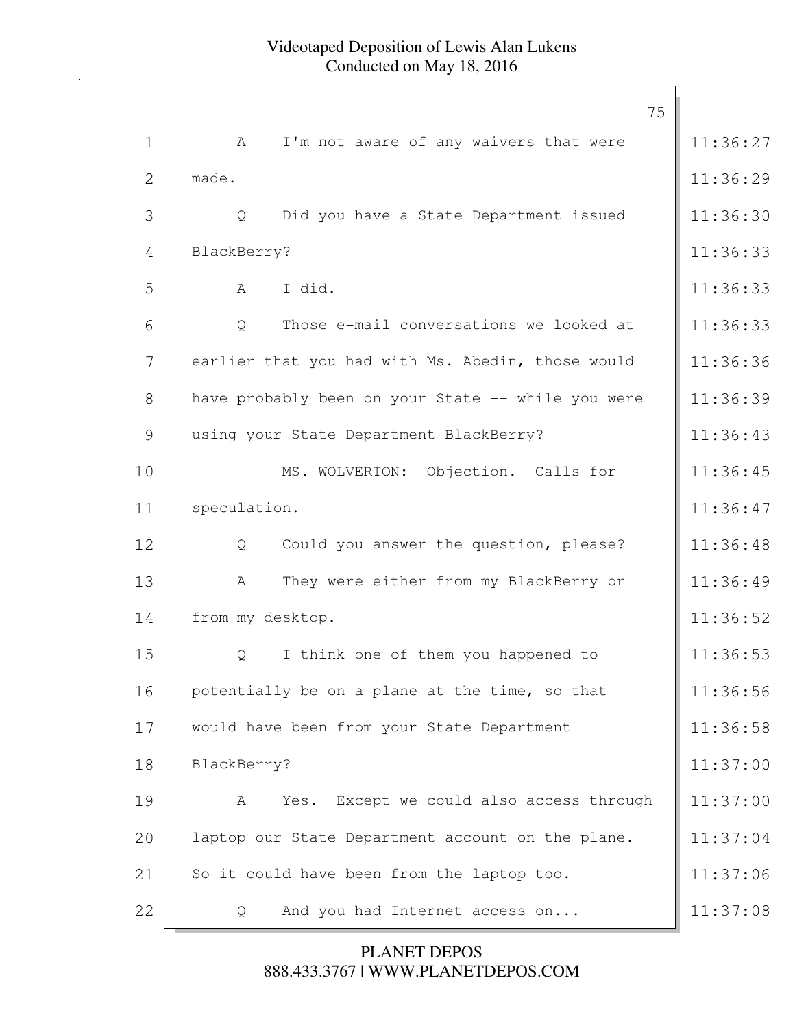1 A I'm not aware of any waivers that were made. 11:36:27

Q Did you have a State Department issued BlackBerry?

A I did.

Q Those e-mail conversations we looked at earlier that you had with Ms. Abedin, those would have probably been on your State -- while you were using your State Department BlackBerry?

MS. WOLVERTON: Objection. Calls for speculation.

Q Could you answer the question, please?

A They were either from my BlackBerry or from my desktop.

Q I think one of them you happened to potentially be on a plane at the time, so that would have been from your State Department BlackBerry?

A Yes. Except we could also access through laptop our State Department account on the plane. So it could have been from the laptop too.

Q And you had Internet access on...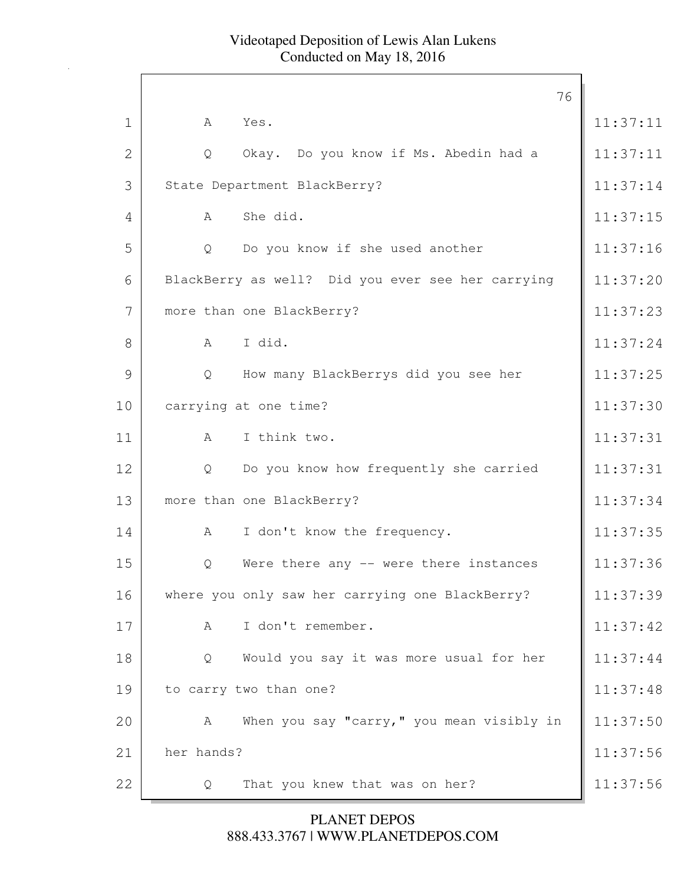A Yes.

Q Okay. Do you know if Ms. Abedin had a State Department BlackBerry?

A She did.

Q Do you know if she used another BlackBerry as well? Did you ever see her carrying more than one BlackBerry?

A I did.

Q How many BlackBerrys did you see her carrying at one time?

A I think two.

Q Do you know how frequently she carried more than one BlackBerry?

A I don't know the frequency.

Q Were there any -- were there instances where you only saw her carrying one BlackBerry?

A I don't remember.

Q Would you say it was more usual for her to carry two than one?

A When you say "carry," you mean visibly in her hands?

Q That you knew that was on her?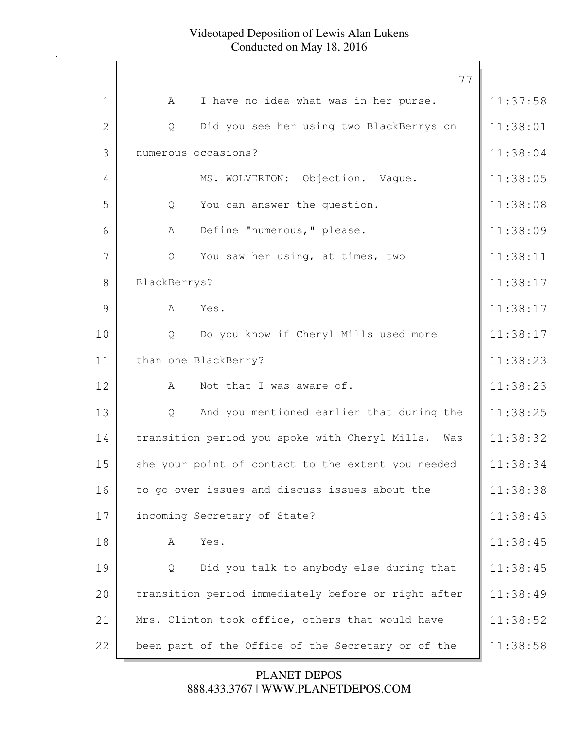1 A I have no idea what was in her purse. 11:37:58

2 Q Did you see her using two BlackBerrys on 11:38:01

3 numerous occasions? 11:38:04

4 MS. WOLVERTON: Objection. Vague. 11:38:05

5 Q You can answer the question. 11:38:08

6 A Define "numerous," please. 11:38:09

7 Q You saw her using, at times, two 11:38:11

8 BlackBerrys? 11:38:17

9 A Yes. 11:38:17

10 Q Do you know if Cheryl Mills used more 11:38:17

11 than one BlackBerry? 11:38:23

12 A Not that I was aware of. 11:38:23

13 Q And you mentioned earlier that during the 11:38:25

14 transition period you spoke with Cheryl Mills. Was 11:38:32

15 she your point of contact to the extent you needed 11:38:34

16 to go over issues and discuss issues about the 11:38:38

17 incoming Secretary of State? 11:38:43

18 A Yes. 11:38:45

19 Q Did you talk to anybody else during that 11:38:45

20 transition period immediately before or right after 11:38:49

21 Mrs. Clinton took office, others that would have 11:38:52

22 been part of the Office of the Secretary or of the 11:38:58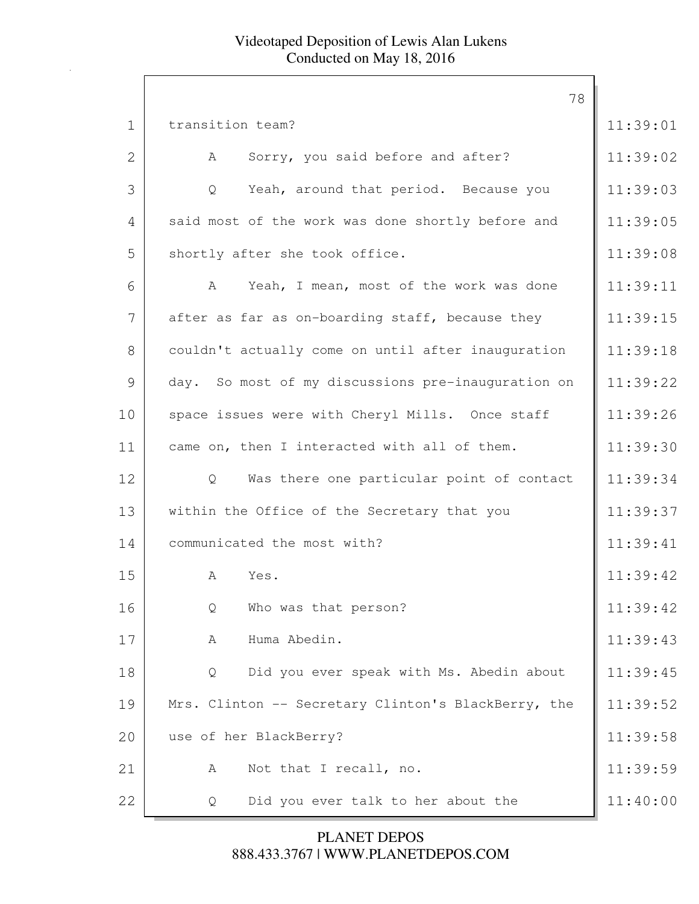1 transition team?

2 A Sorry, you said before and after?

3 Q Yeah, around that period. Because you

4 said most of the work was done shortly before and

5 shortly after she took office.

6 A Yeah, I mean, most of the work was done

7 after as far as on-boarding staff, because they

8 couldn't actually come on until after inauguration

9 day. So most of my discussions pre-inauguration on

10 space issues were with Cheryl Mills. Once staff

11 came on, then I interacted with all of them.

12 Q Was there one particular point of contact

13 within the Office of the Secretary that you

14 communicated the most with?

15 A Yes.

16 Q Who was that person?

17 A Huma Abedin.

18 Q Did you ever speak with Ms. Abedin about

19 Mrs. Clinton -- Secretary Clinton's BlackBerry, the

20 use of her BlackBerry?

21 A Not that I recall, no.

22 Q Did you ever talk to her about the

| Line | Time |
|---|---|
| 1 | 11:39:01 |
| 2 | 11:39:02 |
| 3 | 11:39:03 |
| 4 | 11:39:05 |
| 5 | 11:39:08 |
| 6 | 11:39:11 |
| 7 | 11:39:15 |
| 8 | 11:39:18 |
| 9 | 11:39:22 |
| 10 | 11:39:26 |
| 11 | 11:39:30 |
| 12 | 11:39:34 |
| 13 | 11:39:37 |
| 14 | 11:39:41 |
| 15 | 11:39:42 |
| 16 | 11:39:42 |
| 17 | 11:39:43 |
| 18 | 11:39:45 |
| 19 | 11:39:52 |
| 20 | 11:39:58 |
| 21 | 11:39:59 |
| 22 | 11:40:00 |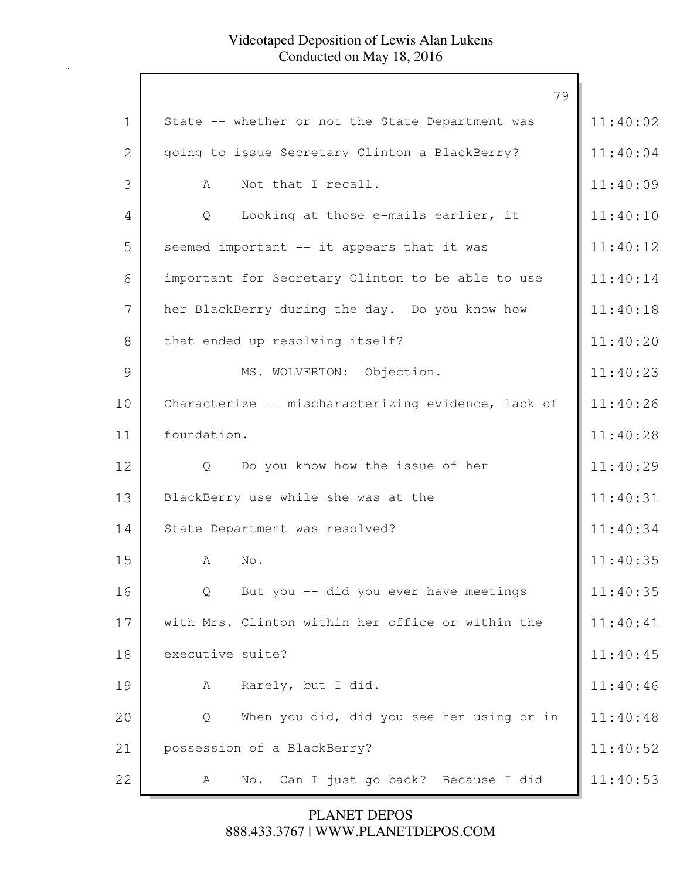| | | |
|---|---|---|
| 1 | State -- whether or not the State Department was | 11:40:02 |
| 2 | going to issue Secretary Clinton a BlackBerry? | 11:40:04 |
| 3 | A Not that I recall. | 11:40:09 |
| 4 | Q Looking at those e-mails earlier, it | 11:40:10 |
| 5 | seemed important -- it appears that it was | 11:40:12 |
| 6 | important for Secretary Clinton to be able to use | 11:40:14 |
| 7 | her BlackBerry during the day. Do you know how | 11:40:18 |
| 8 | that ended up resolving itself? | 11:40:20 |
| 9 | MS. WOLVERTON: Objection. | 11:40:23 |
| 10 | Characterize -- mischaracterizing evidence, lack of | 11:40:26 |
| 11 | foundation. | 11:40:28 |
| 12 | Q Do you know how the issue of her | 11:40:29 |
| 13 | BlackBerry use while she was at the | 11:40:31 |
| 14 | State Department was resolved? | 11:40:34 |
| 15 | A No. | 11:40:35 |
| 16 | Q But you -- did you ever have meetings | 11:40:35 |
| 17 | with Mrs. Clinton within her office or within the | 11:40:41 |
| 18 | executive suite? | 11:40:45 |
| 19 | A Rarely, but I did. | 11:40:46 |
| 20 | Q When you did, did you see her using or in | 11:40:48 |
| 21 | possession of a BlackBerry? | 11:40:52 |
| 22 | A No. Can I just go back? Because I did | 11:40:53 |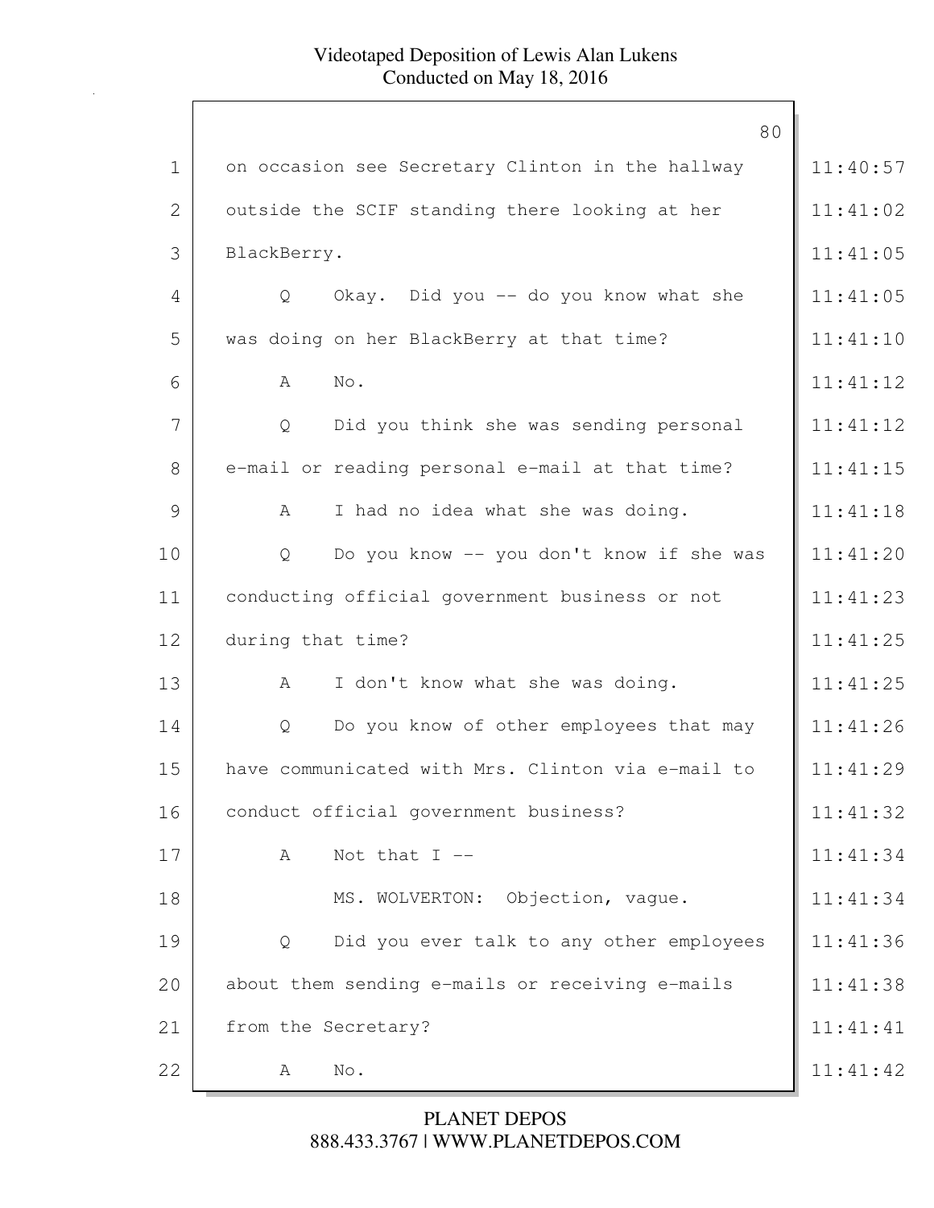on occasion see Secretary Clinton in the hallway outside the SCIF standing there looking at her BlackBerry.

Q Okay. Did you -- do you know what she was doing on her BlackBerry at that time?

A No.

Q Did you think she was sending personal e-mail or reading personal e-mail at that time?

A I had no idea what she was doing.

Q Do you know -- you don't know if she was conducting official government business or not during that time?

A I don't know what she was doing.

Q Do you know of other employees that may have communicated with Mrs. Clinton via e-mail to conduct official government business?

A Not that I --

MS. WOLVERTON: Objection, vague.

Q Did you ever talk to any other employees about them sending e-mails or receiving e-mails from the Secretary?

A No.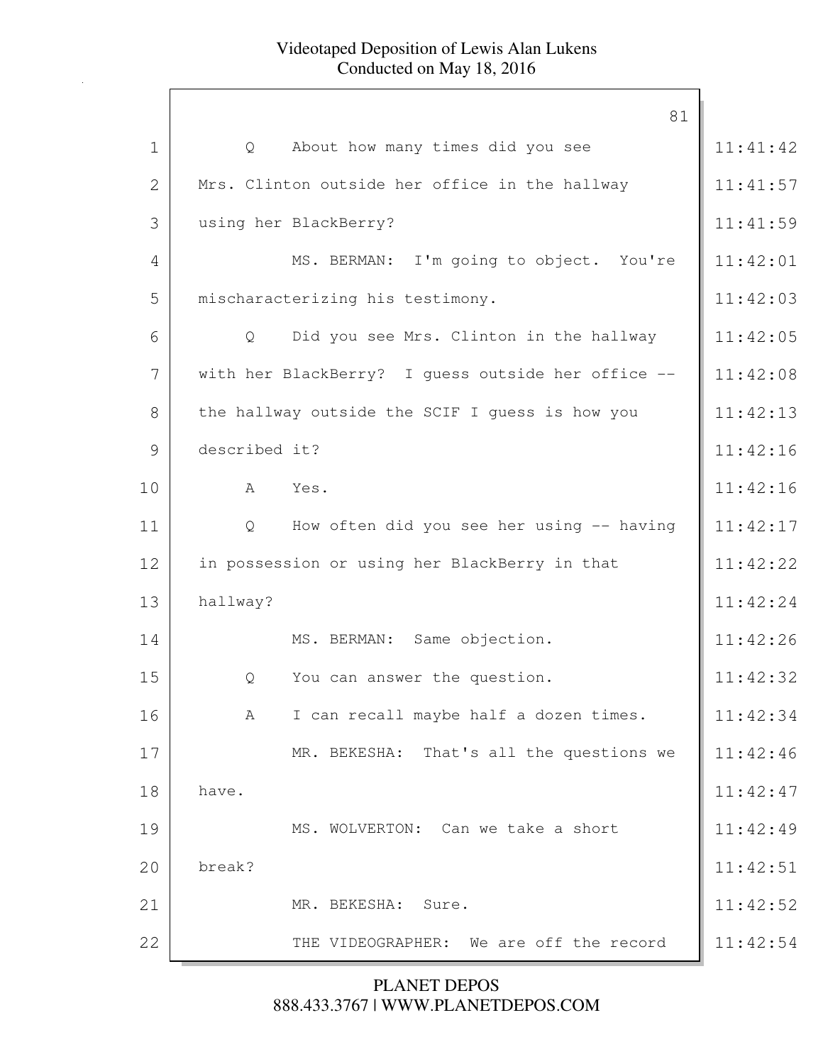Q About how many times did you see Mrs. Clinton outside her office in the hallway using her BlackBerry?

MS. BERMAN: I'm going to object. You're mischaracterizing his testimony.

Q Did you see Mrs. Clinton in the hallway with her BlackBerry? I guess outside her office -- the hallway outside the SCIF I guess is how you described it?

A Yes.

Q How often did you see her using -- having in possession or using her BlackBerry in that hallway?

MS. BERMAN: Same objection.

Q You can answer the question.

A I can recall maybe half a dozen times.

MR. BEKESHA: That's all the questions we have.

MS. WOLVERTON: Can we take a short break?

MR. BEKESHA: Sure.

THE VIDEOGRAPHER: We are off the record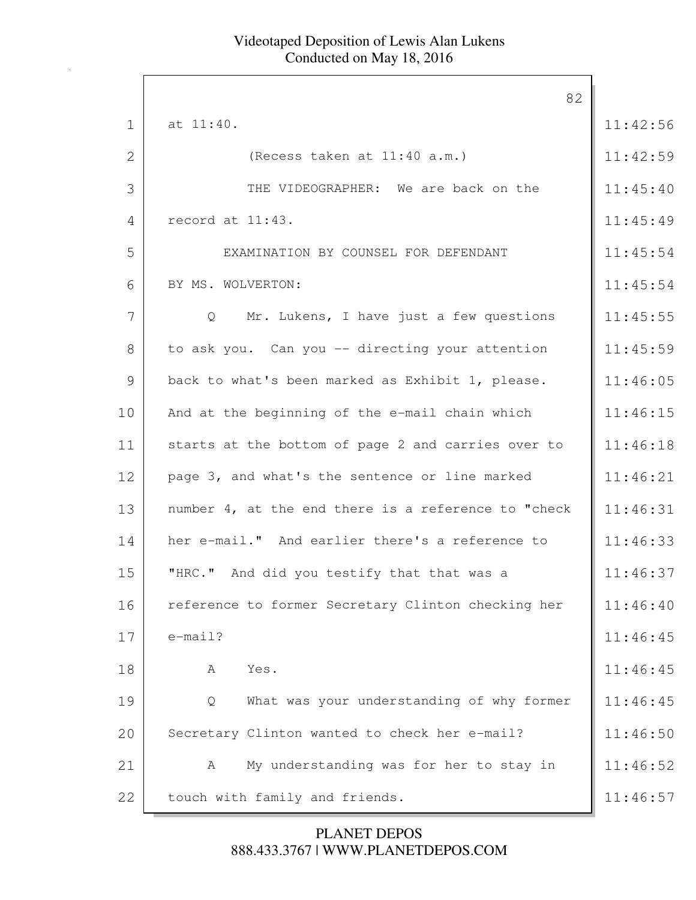1 at 11:40. 11:42:56

2 (Recess taken at 11:40 a.m.) 11:42:59

3 THE VIDEOGRAPHER: We are back on the 11:45:40

4 record at 11:43. 11:45:49

5 EXAMINATION BY COUNSEL FOR DEFENDANT 11:45:54

6 BY MS. WOLVERTON: 11:45:54

7 Q Mr. Lukens, I have just a few questions 11:45:55

8 to ask you. Can you -- directing your attention 11:45:59

9 back to what's been marked as Exhibit 1, please. 11:46:05

10 And at the beginning of the e-mail chain which 11:46:15

11 starts at the bottom of page 2 and carries over to 11:46:18

12 page 3, and what's the sentence or line marked 11:46:21

13 number 4, at the end there is a reference to "check 11:46:31

14 her e-mail." And earlier there's a reference to 11:46:33

15 "HRC." And did you testify that that was a 11:46:37

16 reference to former Secretary Clinton checking her 11:46:40

17 e-mail? 11:46:45

18 A Yes. 11:46:45

19 Q What was your understanding of why former 11:46:45

20 Secretary Clinton wanted to check her e-mail? 11:46:50

21 A My understanding was for her to stay in 11:46:52

22 touch with family and friends. 11:46:57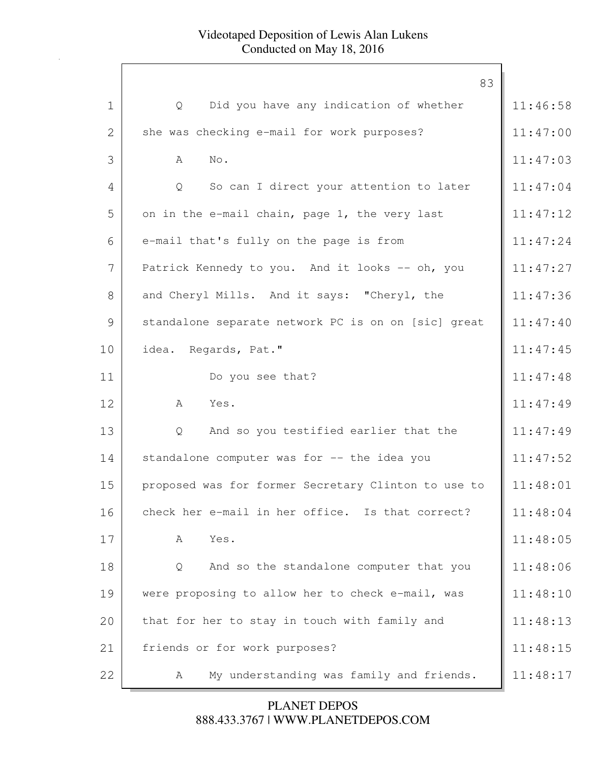Q Did you have any indication of whether she was checking e-mail for work purposes?

A No.

Q So can I direct your attention to later on in the e-mail chain, page 1, the very last e-mail that's fully on the page is from Patrick Kennedy to you. And it looks -- oh, you and Cheryl Mills. And it says: "Cheryl, the standalone separate network PC is on on [sic] great idea. Regards, Pat."

Do you see that?

A Yes.

Q And so you testified earlier that the standalone computer was for -- the idea you proposed was for former Secretary Clinton to use to check her e-mail in her office. Is that correct?

A Yes.

Q And so the standalone computer that you were proposing to allow her to check e-mail, was that for her to stay in touch with family and friends or for work purposes?

A My understanding was family and friends.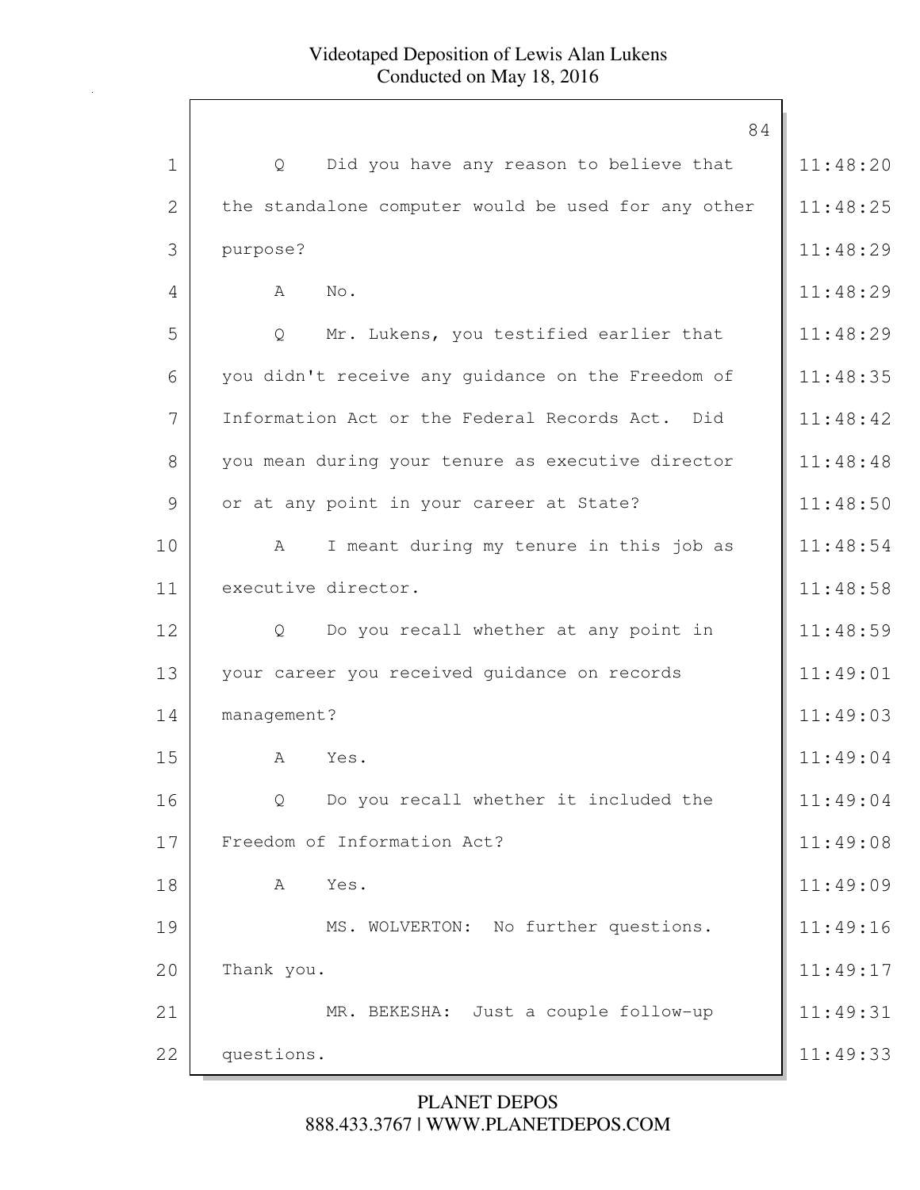Q Did you have any reason to believe that the standalone computer would be used for any other purpose?

A No.

Q Mr. Lukens, you testified earlier that you didn't receive any guidance on the Freedom of Information Act or the Federal Records Act. Did you mean during your tenure as executive director or at any point in your career at State?

A I meant during my tenure in this job as executive director.

Q Do you recall whether at any point in your career you received guidance on records management?

A Yes.

Q Do you recall whether it included the Freedom of Information Act?

A Yes.

MS. WOLVERTON: No further questions. Thank you.

MR. BEKESHA: Just a couple follow-up questions.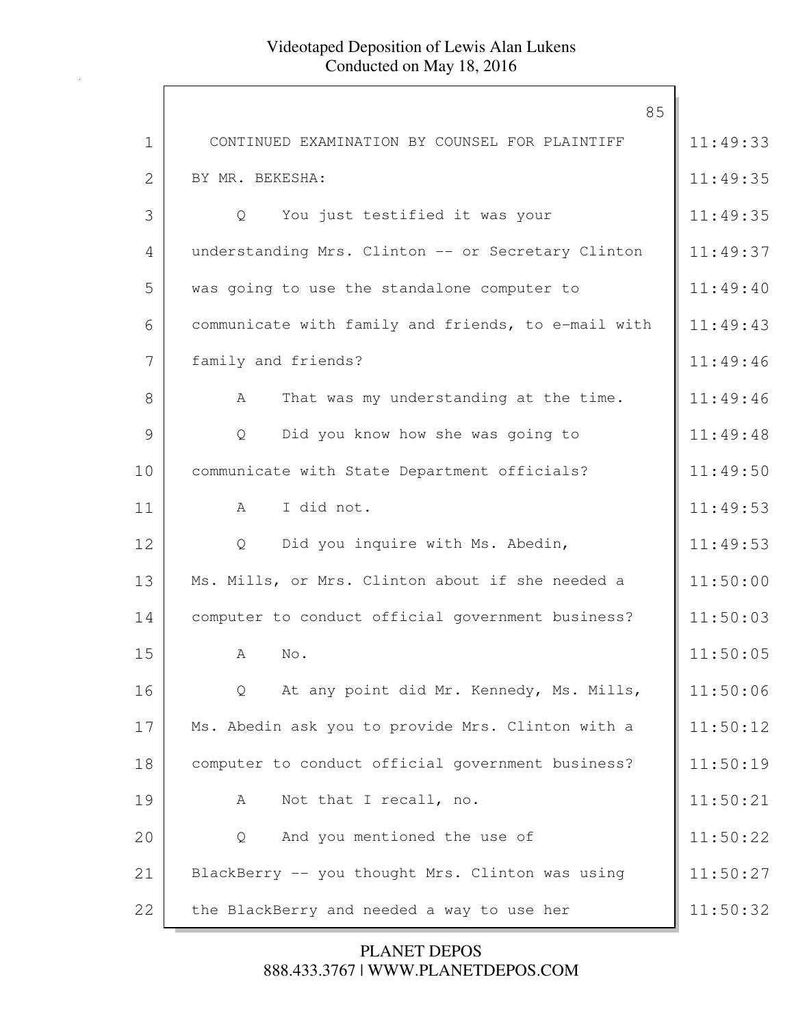CONTINUED EXAMINATION BY COUNSEL FOR PLAINTIFF

BY MR. BEKESHA:

Q You just testified it was your understanding Mrs. Clinton -- or Secretary Clinton was going to use the standalone computer to communicate with family and friends, to e-mail with family and friends?

A That was my understanding at the time.

Q Did you know how she was going to communicate with State Department officials?

A I did not.

Q Did you inquire with Ms. Abedin, Ms. Mills, or Mrs. Clinton about if she needed a computer to conduct official government business?

A No.

Q At any point did Mr. Kennedy, Ms. Mills, Ms. Abedin ask you to provide Mrs. Clinton with a computer to conduct official government business?

A Not that I recall, no.

Q And you mentioned the use of BlackBerry -- you thought Mrs. Clinton was using the BlackBerry and needed a way to use her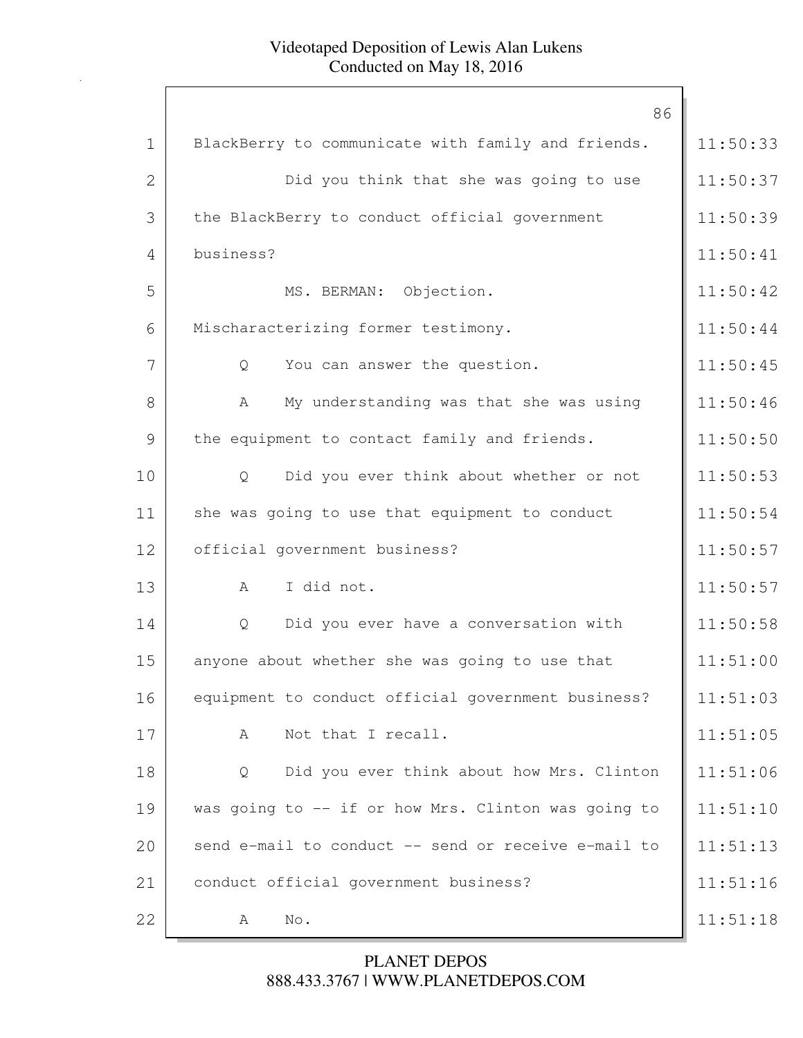BlackBerry to communicate with family and friends.

Did you think that she was going to use the BlackBerry to conduct official government business?

MS. BERMAN: Objection. Mischaracterizing former testimony.

Q You can answer the question.

A My understanding was that she was using the equipment to contact family and friends.

Q Did you ever think about whether or not she was going to use that equipment to conduct official government business?

A I did not.

Q Did you ever have a conversation with anyone about whether she was going to use that equipment to conduct official government business?

A Not that I recall.

Q Did you ever think about how Mrs. Clinton was going to -- if or how Mrs. Clinton was going to send e-mail to conduct -- send or receive e-mail to conduct official government business?

A No.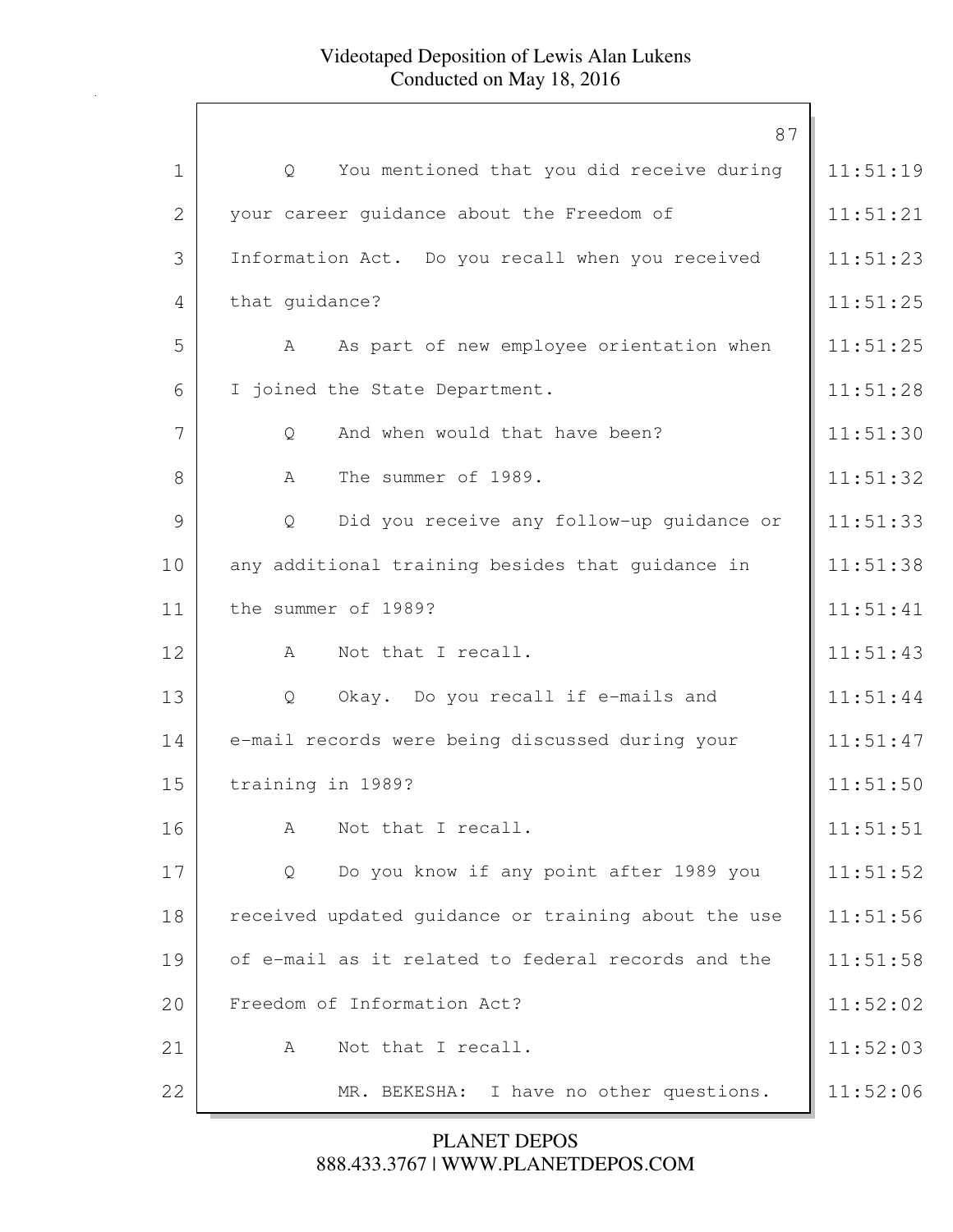Q You mentioned that you did receive during your career guidance about the Freedom of Information Act. Do you recall when you received that guidance?

A As part of new employee orientation when I joined the State Department.

Q And when would that have been?

A The summer of 1989.

Q Did you receive any follow-up guidance or any additional training besides that guidance in the summer of 1989?

A Not that I recall.

Q Okay. Do you recall if e-mails and e-mail records were being discussed during your training in 1989?

A Not that I recall.

Q Do you know if any point after 1989 you received updated guidance or training about the use of e-mail as it related to federal records and the Freedom of Information Act?

A Not that I recall.

MR. BEKESHA: I have no other questions.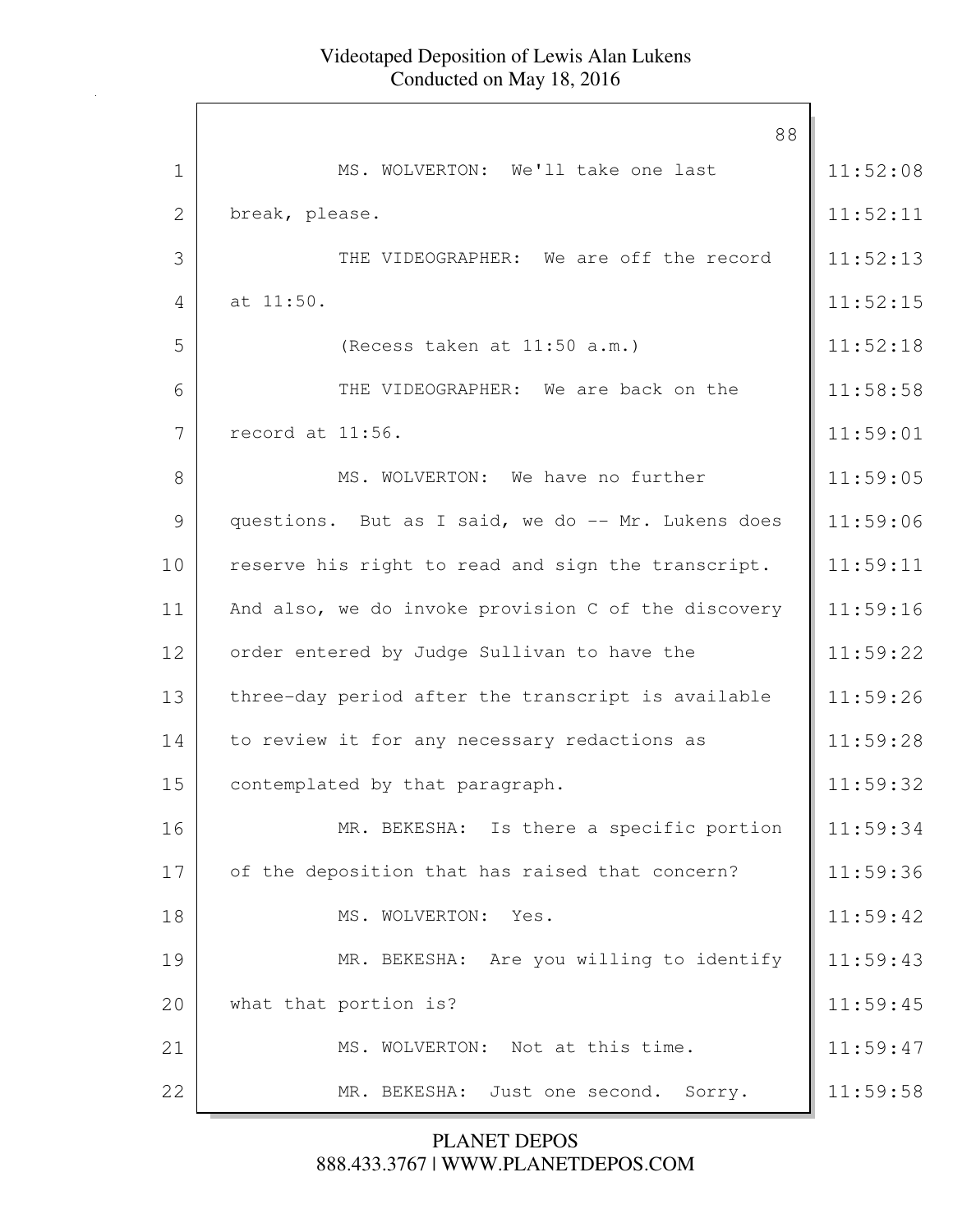88

1 MS. WOLVERTON: We'll take one last 11:52:08

2 break, please. 11:52:11

3 THE VIDEOGRAPHER: We are off the record 11:52:13

4 at 11:50. 11:52:15

5 (Recess taken at 11:50 a.m.) 11:52:18

6 THE VIDEOGRAPHER: We are back on the 11:58:58

7 record at 11:56. 11:59:01

8 MS. WOLVERTON: We have no further 11:59:05

9 questions. But as I said, we do -- Mr. Lukens does 11:59:06

10 reserve his right to read and sign the transcript. 11:59:11

11 And also, we do invoke provision C of the discovery 11:59:16

12 order entered by Judge Sullivan to have the 11:59:22

13 three-day period after the transcript is available 11:59:26

14 to review it for any necessary redactions as 11:59:28

15 contemplated by that paragraph. 11:59:32

16 MR. BEKESHA: Is there a specific portion 11:59:34

17 of the deposition that has raised that concern? 11:59:36

18 MS. WOLVERTON: Yes. 11:59:42

19 MR. BEKESHA: Are you willing to identify 11:59:43

20 what that portion is? 11:59:45

21 MS. WOLVERTON: Not at this time. 11:59:47

22 MR. BEKESHA: Just one second. Sorry. 11:59:58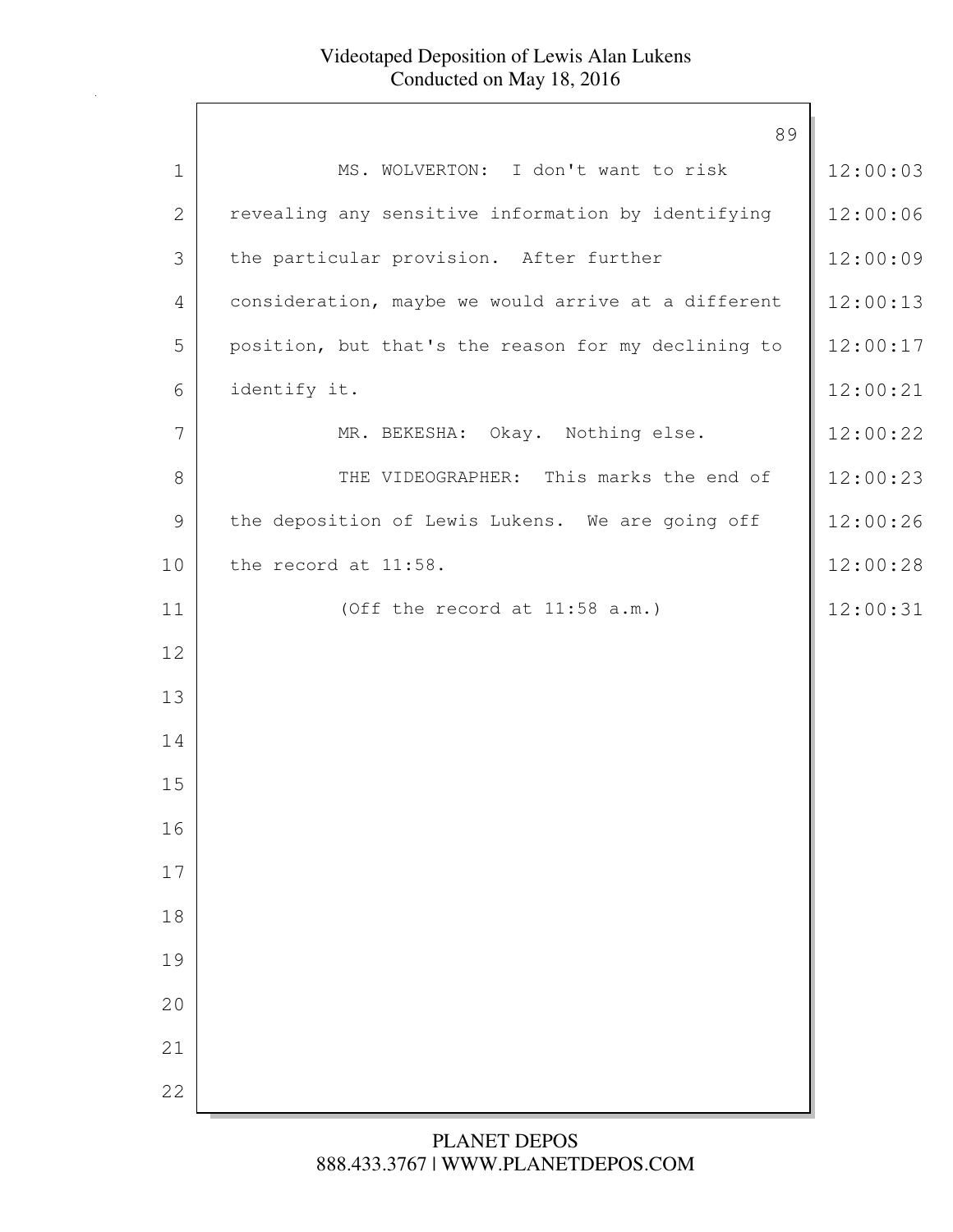MS. WOLVERTON: I don't want to risk revealing any sensitive information by identifying the particular provision. After further consideration, maybe we would arrive at a different position, but that's the reason for my declining to identify it.

MR. BEKESHA: Okay. Nothing else.

THE VIDEOGRAPHER: This marks the end of the deposition of Lewis Lukens. We are going off the record at 11:58.

(Off the record at 11:58 a.m.)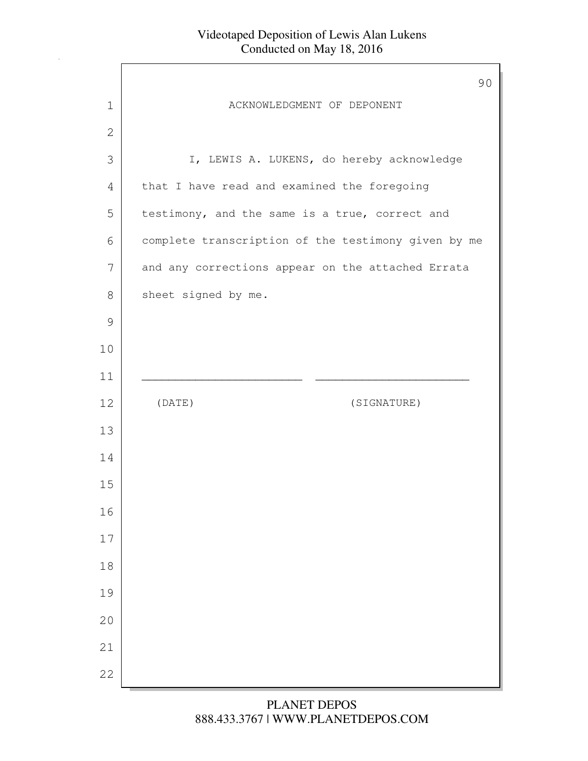# ACKNOWLEDGMENT OF DEPONENT

I, LEWIS A. LUKENS, do hereby acknowledge that I have read and examined the foregoing testimony, and the same is a true, correct and complete transcription of the testimony given by me and any corrections appear on the attached Errata sheet signed by me.

\_\_\_\_\_\_\_\_\_\_\_\_\_\_\_\_\_\_\_\_\_\_\_\_ \_\_\_\_\_\_\_\_\_\_\_\_\_\_\_\_\_\_\_\_\_\_\_\_

(DATE) (SIGNATURE)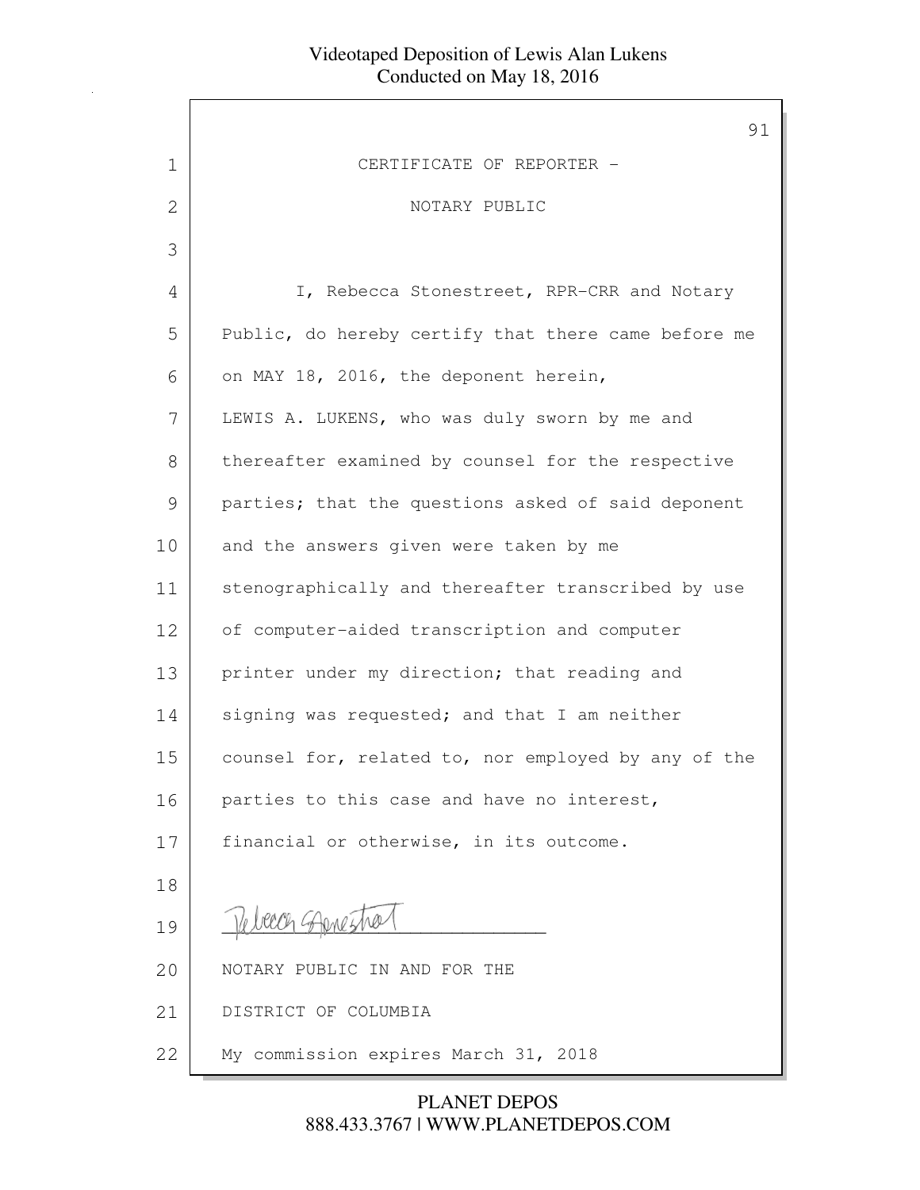CERTIFICATE OF REPORTER -

NOTARY PUBLIC

I, Rebecca Stonestreet, RPR-CRR and Notary Public, do hereby certify that there came before me on MAY 18, 2016, the deponent herein, LEWIS A. LUKENS, who was duly sworn by me and thereafter examined by counsel for the respective parties; that the questions asked of said deponent and the answers given were taken by me stenographically and thereafter transcribed by use of computer-aided transcription and computer printer under my direction; that reading and signing was requested; and that I am neither counsel for, related to, nor employed by any of the parties to this case and have no interest, financial or otherwise, in its outcome.

Rebecca Stonestreet
\_\_\_\_\_\_\_\_\_\_\_\_\_\_\_\_\_\_\_\_\_\_\_\_\_\_\_\_\_\_

NOTARY PUBLIC IN AND FOR THE

DISTRICT OF COLUMBIA

My commission expires March 31, 2018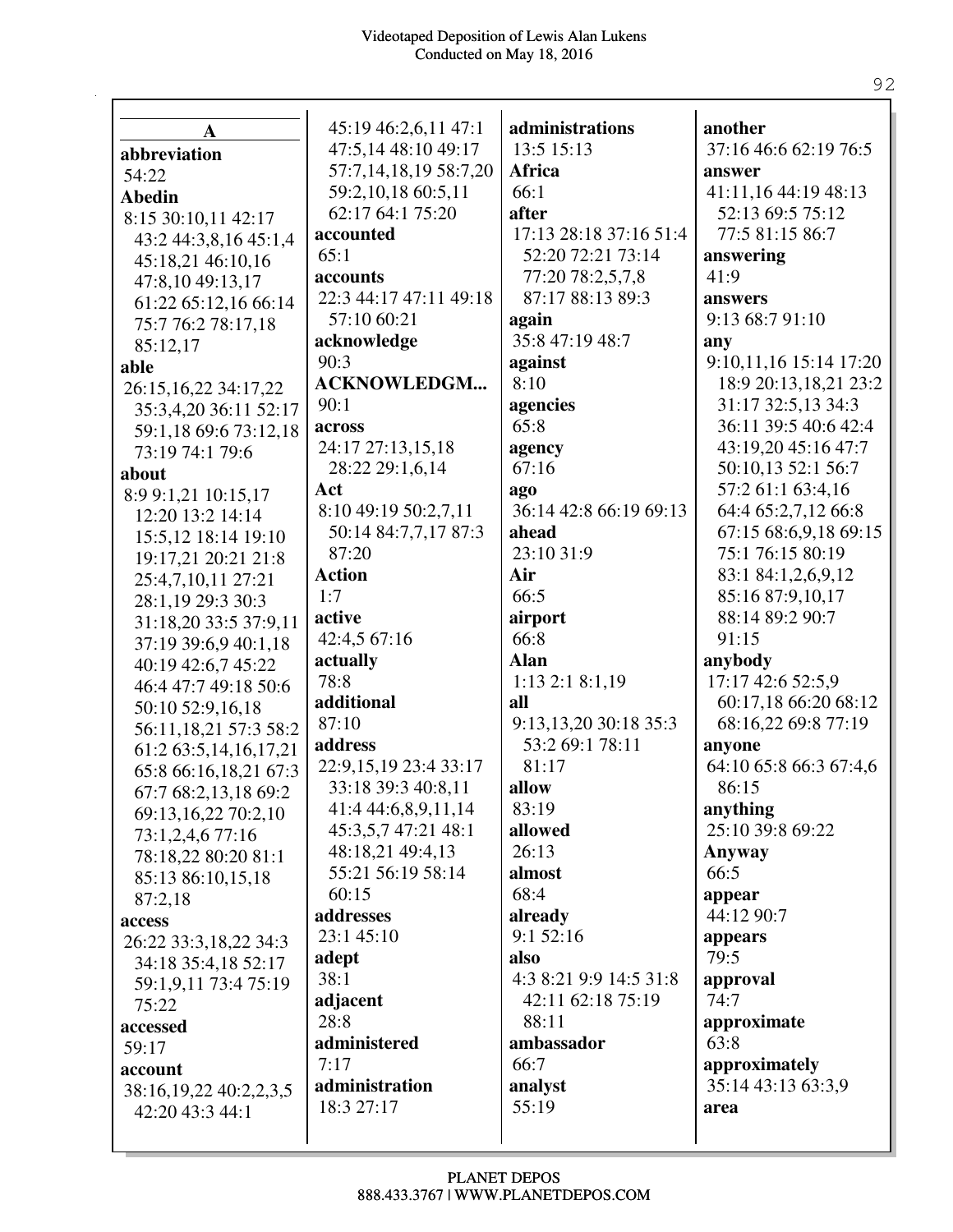## A

**abbreviation**
54:22

**Abedin**
8:15 30:10,11 42:17 43:2 44:3,8,16 45:1,4 45:18,21 46:10,16 47:8,10 49:13,17 61:22 65:12,16 66:14 75:7 76:2 78:17,18 85:12,17

**able**
26:15,16,22 34:17,22 35:3,4,20 36:11 52:17 59:1,18 69:6 73:12,18 73:19 74:1 79:6

**about**
8:9 9:1,21 10:15,17 12:20 13:2 14:14 15:5,12 18:14 19:10 19:17,21 20:21 21:8 25:4,7,10,11 27:21 28:1,19 29:3 30:3 31:18,20 33:5 37:9,11 37:19 39:6,9 40:1,18 40:19 42:6,7 45:22 46:4 47:7 49:18 50:6 50:10 52:9,16,18 56:11,18,21 57:3 58:2 61:2 63:5,14,16,17,21 65:8 66:16,18,21 67:3 67:7 68:2,13,18 69:2 69:13,16,22 70:2,10 73:1,2,4,6 77:16 78:18,22 80:20 81:1 85:13 86:10,15,18 87:2,18

**access**
26:22 33:3,18,22 34:3 34:18 35:4,18 52:17 59:1,9,11 73:4 75:19 75:22

**accessed**
59:17

**account**
38:16,19,22 40:2,2,3,5 42:20 43:3 44:1 45:19 46:2,6,11 47:1 47:5,14 48:10 49:17 57:7,14,18,19 58:7,20 59:2,10,18 60:5,11 62:17 64:1 75:20

**accounted**
65:1

**accounts**
22:3 44:17 47:11 49:18 57:10 60:21

**acknowledge**
90:3

**ACKNOWLEDGM...**
90:1

**across**
24:17 27:13,15,18 28:22 29:1,6,14

**Act**
8:10 49:19 50:2,7,11 50:14 84:7,7,17 87:3 87:20

**Action**
1:7

**active**
42:4,5 67:16

**actually**
78:8

**additional**
87:10

**address**
22:9,15,19 23:4 33:17 33:18 39:3 40:8,11 41:4 44:6,8,9,11,14 45:3,5,7 47:21 48:1 48:18,21 49:4,13 55:21 56:19 58:14 60:15

**addresses**
23:1 45:10

**adept**
38:1

**adjacent**
28:8

**administered**
7:17

**administration**
18:3 27:17

**administrations**
13:5 15:13

**Africa**
66:1

**after**
17:13 28:18 37:16 51:4 52:20 72:21 73:14 77:20 78:2,5,7,8 87:17 88:13 89:3

**again**
35:8 47:19 48:7

**against**
8:10

**agencies**
65:8

**agency**
67:16

**ago**
36:14 42:8 66:19 69:13

**ahead**
23:10 31:9

**Air**
66:5

**airport**
66:8

**Alan**
1:13 2:1 8:1,19

**all**
9:13,13,20 30:18 35:3 53:2 69:1 78:11 81:17

**allow**
83:19

**allowed**
26:13

**almost**
68:4

**already**
9:1 52:16

**also**
4:3 8:21 9:9 14:5 31:8 42:11 62:18 75:19 88:11

**ambassador**
66:7

**analyst**
55:19

**another**
37:16 46:6 62:19 76:5

**answer**
41:11,16 44:19 48:13 52:13 69:5 75:12 77:5 81:15 86:7

**answering**
41:9

**answers**
9:13 68:7 91:10

**any**
9:10,11,16 15:14 17:20 18:9 20:13,18,21 23:2 31:17 32:5,13 34:3 36:11 39:5 40:6 42:4 43:19,20 45:16 47:7 50:10,13 52:1 56:7 57:2 61:1 63:4,16 64:4 65:2,7,12 66:8 67:15 68:6,9,18 69:15 75:1 76:15 80:19 83:1 84:1,2,6,9,12 85:16 87:9,10,17 88:14 89:2 90:7 91:15

**anybody**
17:17 42:6 52:5,9 60:17,18 66:20 68:12 68:16,22 69:8 77:19

**anyone**
64:10 65:8 66:3 67:4,6 86:15

**anything**
25:10 39:8 69:22

**Anyway**
66:5

**appear**
44:12 90:7

**appears**
79:5

**approval**
74:7

**approximate**
63:8

**approximately**
35:14 43:13 63:3,9

**area**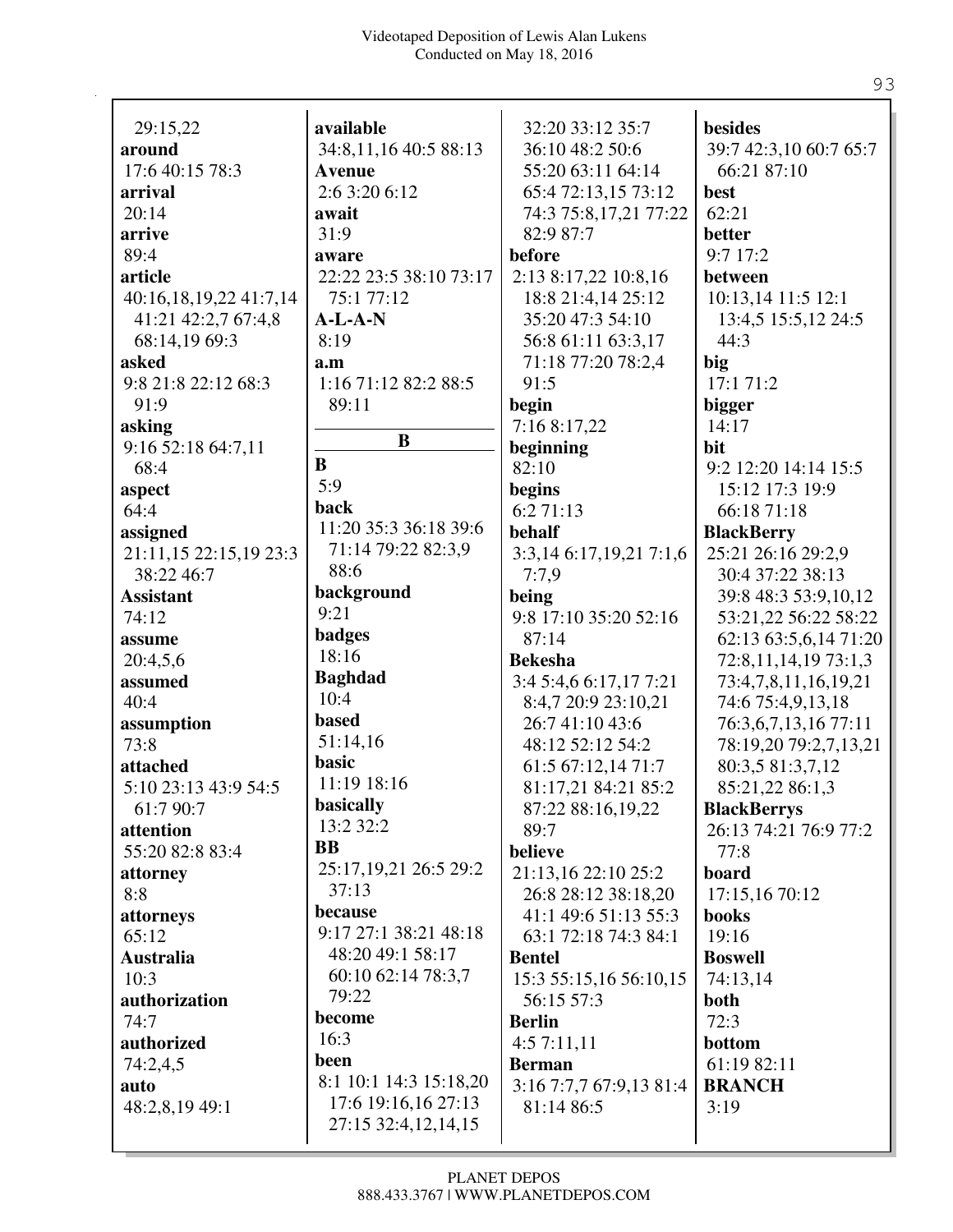29:15,22
**around**
17:6 40:15 78:3
**arrival**
20:14
**arrive**
89:4
**article**
40:16,18,19,22 41:7,14
41:21 42:2,7 67:4,8
68:14,19 69:3
**asked**
9:8 21:8 22:12 68:3
91:9
**asking**
9:16 52:18 64:7,11
68:4
**aspect**
64:4
**assigned**
21:11,15 22:15,19 23:3
38:22 46:7
**Assistant**
74:12
**assume**
20:4,5,6
**assumed**
40:4
**assumption**
73:8
**attached**
5:10 23:13 43:9 54:5
61:7 90:7
**attention**
55:20 82:8 83:4
**attorney**
8:8
**attorneys**
65:12
**Australia**
10:3
**authorization**
74:7
**authorized**
74:2,4,5
**auto**
48:2,8,19 49:1

**available**
34:8,11,16 40:5 88:13
**Avenue**
2:6 3:20 6:12
**await**
31:9
**aware**
22:22 23:5 38:10 73:17
75:1 77:12
**A-L-A-N**
8:19
**a.m**
1:16 71:12 82:2 88:5
89:11

**B**

**B**
5:9
**back**
11:20 35:3 36:18 39:6
71:14 79:22 82:3,9
88:6
**background**
9:21
**badges**
18:16
**Baghdad**
10:4
**based**
51:14,16
**basic**
11:19 18:16
**basically**
13:2 32:2
**BB**
25:17,19,21 26:5 29:2
37:13
**because**
9:17 27:1 38:21 48:18
48:20 49:1 58:17
60:10 62:14 78:3,7
79:22
**become**
16:3
**been**
8:1 10:1 14:3 15:18,20
17:6 19:16,16 27:13
27:15 32:4,12,14,15

32:20 33:12 35:7
36:10 48:2 50:6
55:20 63:11 64:14
65:4 72:13,15 73:12
74:3 75:8,17,21 77:22
82:9 87:7
**before**
2:13 8:17,22 10:8,16
18:8 21:4,14 25:12
35:20 47:3 54:10
56:8 61:11 63:3,17
71:18 77:20 78:2,4
91:5
**begin**
7:16 8:17,22
**beginning**
82:10
**begins**
6:2 71:13
**behalf**
3:3,14 6:17,19,21 7:1,6
7:7,9
**being**
9:8 17:10 35:20 52:16
87:14
**Bekesha**
3:4 5:4,6 6:17,17 7:21
8:4,7 20:9 23:10,21
26:7 41:10 43:6
48:12 52:12 54:2
61:5 67:12,14 71:7
81:17,21 84:21 85:2
87:22 88:16,19,22
89:7
**believe**
21:13,16 22:10 25:2
26:8 28:12 38:18,20
41:1 49:6 51:13 55:3
63:1 72:18 74:3 84:1
**Bentel**
15:3 55:15,16 56:10,15
56:15 57:3
**Berlin**
4:5 7:11,11
**Berman**
3:16 7:7,7 67:9,13 81:4
81:14 86:5

**besides**
39:7 42:3,10 60:7 65:7
66:21 87:10
**best**
62:21
**better**
9:7 17:2
**between**
10:13,14 11:5 12:1
13:4,5 15:5,12 24:5
44:3
**big**
17:1 71:2
**bigger**
14:17
**bit**
9:2 12:20 14:14 15:5
15:12 17:3 19:9
66:18 71:18
**BlackBerry**
25:21 26:16 29:2,9
30:4 37:22 38:13
39:8 48:3 53:9,10,12
53:21,22 56:22 58:22
62:13 63:5,6,14 71:20
72:8,11,14,19 73:1,3
73:4,7,8,11,16,19,21
74:6 75:4,9,13,18
76:3,6,7,13,16 77:11
78:19,20 79:2,7,13,21
80:3,5 81:3,7,12
85:21,22 86:1,3
**BlackBerrys**
26:13 74:21 76:9 77:2
77:8
**board**
17:15,16 70:12
**books**
19:16
**Boswell**
74:13,14
**both**
72:3
**bottom**
61:19 82:11
**BRANCH**
3:19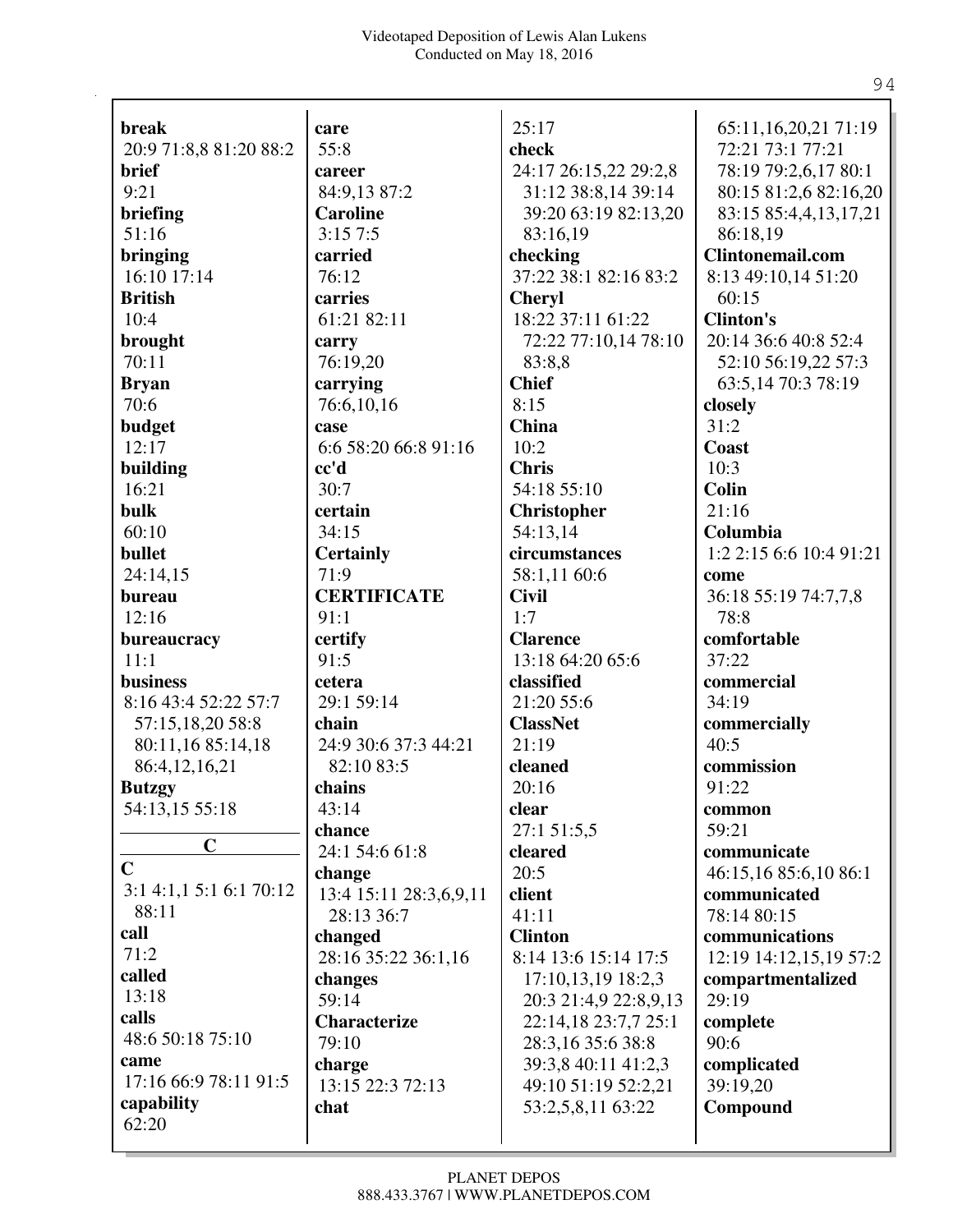**break**
20:9 71:8,8 81:20 88:2
**brief**
9:21
**briefing**
51:16
**bringing**
16:10 17:14
**British**
10:4
**brought**
70:11
**Bryan**
70:6
**budget**
12:17
**building**
16:21
**bulk**
60:10
**bullet**
24:14,15
**bureau**
12:16
**bureaucracy**
11:1
**business**
8:16 43:4 52:22 57:7 57:15,18,20 58:8 80:11,16 85:14,18 86:4,12,16,21
**Butzgy**
54:13,15 55:18

## C

**C**
3:1 4:1,1 5:1 6:1 70:12 88:11
**call**
71:2
**called**
13:18
**calls**
48:6 50:18 75:10
**came**
17:16 66:9 78:11 91:5
**capability**
62:20
**care**
55:8
**career**
84:9,13 87:2
**Caroline**
3:15 7:5
**carried**
76:12
**carries**
61:21 82:11
**carry**
76:19,20
**carrying**
76:6,10,16
**case**
6:6 58:20 66:8 91:16
**cc'd**
30:7
**certain**
34:15
**Certainly**
71:9
**CERTIFICATE**
91:1
**certify**
91:5
**cetera**
29:1 59:14
**chain**
24:9 30:6 37:3 44:21 82:10 83:5
**chains**
43:14
**chance**
24:1 54:6 61:8
**change**
13:4 15:11 28:3,6,9,11 28:13 36:7
**changed**
28:16 35:22 36:1,16
**changes**
59:14
**Characterize**
79:10
**charge**
13:15 22:3 72:13
**chat**
25:17
**check**
24:17 26:15,22 29:2,8 31:12 38:8,14 39:14 39:20 63:19 82:13,20 83:16,19
**checking**
37:22 38:1 82:16 83:2
**Cheryl**
18:22 37:11 61:22 72:22 77:10,14 78:10 83:8,8
**Chief**
8:15
**China**
10:2
**Chris**
54:18 55:10
**Christopher**
54:13,14
**circumstances**
58:1,11 60:6
**Civil**
1:7
**Clarence**
13:18 64:20 65:6
**classified**
21:20 55:6
**ClassNet**
21:19
**cleaned**
20:16
**clear**
27:1 51:5,5
**cleared**
20:5
**client**
41:11
**Clinton**
8:14 13:6 15:14 17:5 17:10,13,19 18:2,3 20:3 21:4,9 22:8,9,13 22:14,18 23:7,7 25:1 28:3,16 35:6 38:8 39:3,8 40:11 41:2,3 49:10 51:19 52:2,21 53:2,5,8,11 63:22 65:11,16,20,21 71:19 72:21 73:1 77:21 78:19 79:2,6,17 80:1 80:15 81:2,6 82:16,20 83:15 85:4,4,13,17,21 86:18,19
**Clintonemail.com**
8:13 49:10,14 51:20 60:15
**Clinton's**
20:14 36:6 40:8 52:4 52:10 56:19,22 57:3 63:5,14 70:3 78:19
**closely**
31:2
**Coast**
10:3
**Colin**
21:16
**Columbia**
1:2 2:15 6:6 10:4 91:21
**come**
36:18 55:19 74:7,7,8 78:8
**comfortable**
37:22
**commercial**
34:19
**commercially**
40:5
**commission**
91:22
**common**
59:21
**communicate**
46:15,16 85:6,10 86:1
**communicated**
78:14 80:15
**communications**
12:19 14:12,15,19 57:2
**compartmentalized**
29:19
**complete**
90:6
**complicated**
39:19,20
**Compound**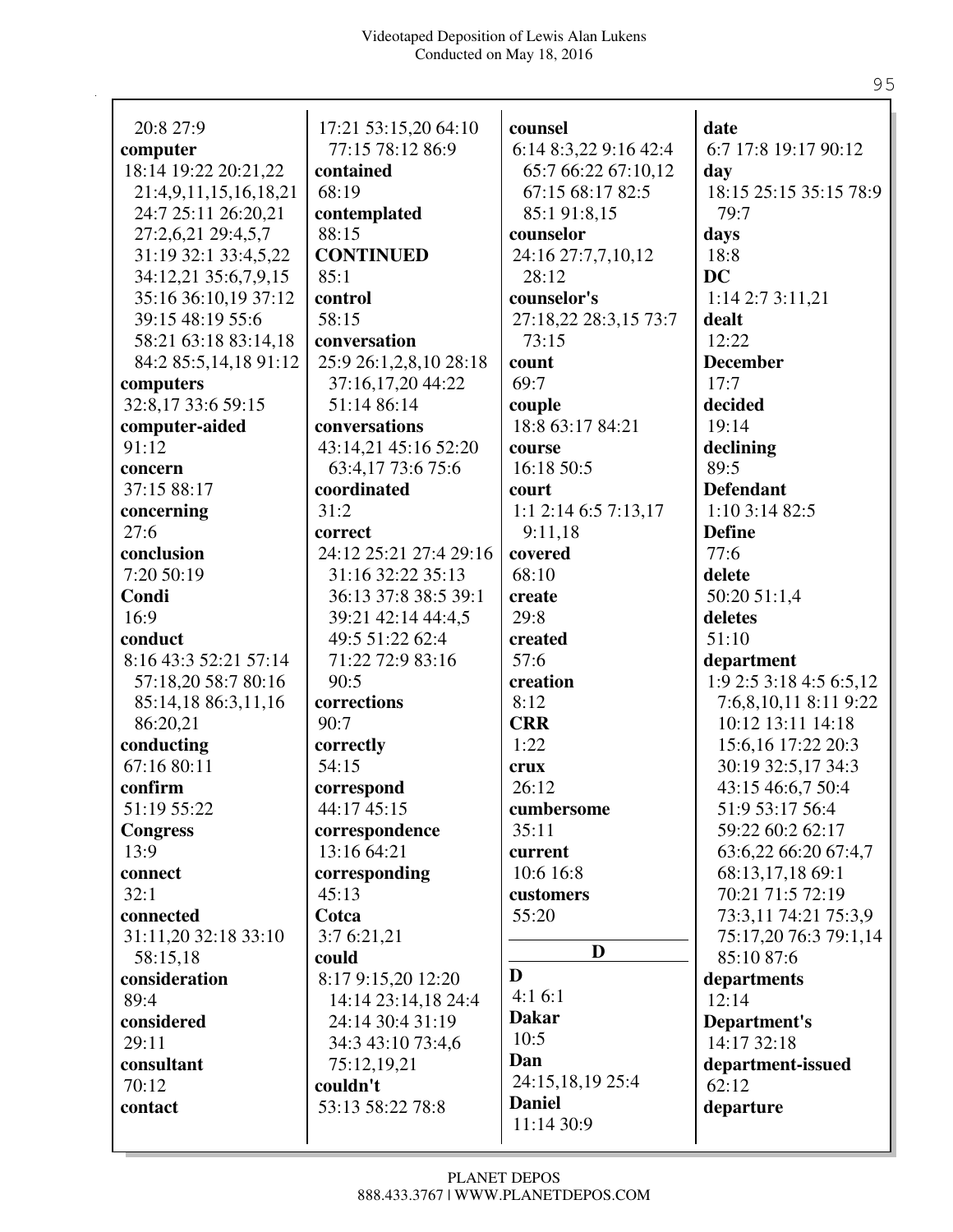20:8 27:9
**computer**
18:14 19:22 20:21,22
21:4,9,11,15,16,18,21
24:7 25:11 26:20,21
27:2,6,21 29:4,5,7
31:19 32:1 33:4,5,22
34:12,21 35:6,7,9,15
35:16 36:10,19 37:12
39:15 48:19 55:6
58:21 63:18 83:14,18
84:2 85:5,14,18 91:12
**computers**
32:8,17 33:6 59:15
**computer-aided**
91:12
**concern**
37:15 88:17
**concerning**
27:6
**conclusion**
7:20 50:19
**Condi**
16:9
**conduct**
8:16 43:3 52:21 57:14
57:18,20 58:7 80:16
85:14,18 86:3,11,16
86:20,21
**conducting**
67:16 80:11
**confirm**
51:19 55:22
**Congress**
13:9
**connect**
32:1
**connected**
31:11,20 32:18 33:10
58:15,18
**consideration**
89:4
**considered**
29:11
**consultant**
70:12
**contact**
17:21 53:15,20 64:10
77:15 78:12 86:9
**contained**
68:19
**contemplated**
88:15
**CONTINUED**
85:1
**control**
58:15
**conversation**
25:9 26:1,2,8,10 28:18
37:16,17,20 44:22
51:14 86:14
**conversations**
43:14,21 45:16 52:20
63:4,17 73:6 75:6
**coordinated**
31:2
**correct**
24:12 25:21 27:4 29:16
31:16 32:22 35:13
36:13 37:8 38:5 39:1
39:21 42:14 44:4,5
49:5 51:22 62:4
71:22 72:9 83:16
90:5
**corrections**
90:7
**correctly**
54:15
**correspond**
44:17 45:15
**correspondence**
13:16 64:21
**corresponding**
45:13
**Cotca**
3:7 6:21,21
**could**
8:17 9:15,20 12:20
14:14 23:14,18 24:4
24:14 30:4 31:19
34:3 43:10 73:4,6
75:12,19,21
**couldn't**
53:13 58:22 78:8
**counsel**
6:14 8:3,22 9:16 42:4
65:7 66:22 67:10,12
67:15 68:17 82:5
85:1 91:8,15
**counselor**
24:16 27:7,7,10,12
28:12
**counselor's**
27:18,22 28:3,15 73:7
73:15
**count**
69:7
**couple**
18:8 63:17 84:21
**course**
16:18 50:5
**court**
1:1 2:14 6:5 7:13,17
9:11,18
**covered**
68:10
**create**
29:8
**created**
57:6
**creation**
8:12
**CRR**
1:22
**crux**
26:12
**cumbersome**
35:11
**current**
10:6 16:8
**customers**
55:20

## D

**D**
4:1 6:1
**Dakar**
10:5
**Dan**
24:15,18,19 25:4
**Daniel**
11:14 30:9
**date**
6:7 17:8 19:17 90:12
**day**
18:15 25:15 35:15 78:9
79:7
**days**
18:8
**DC**
1:14 2:7 3:11,21
**dealt**
12:22
**December**
17:7
**decided**
19:14
**declining**
89:5
**Defendant**
1:10 3:14 82:5
**Define**
77:6
**delete**
50:20 51:1,4
**deletes**
51:10
**department**
1:9 2:5 3:18 4:5 6:5,12
7:6,8,10,11 8:11 9:22
10:12 13:11 14:18
15:6,16 17:22 20:3
30:19 32:5,17 34:3
43:15 46:6,7 50:4
51:9 53:17 56:4
59:22 60:2 62:17
63:6,22 66:20 67:4,7
68:13,17,18 69:1
70:21 71:5 72:19
73:3,11 74:21 75:3,9
75:17,20 76:3 79:1,14
85:10 87:6
**departments**
12:14
**Department's**
14:17 32:18
**department-issued**
62:12
**departure**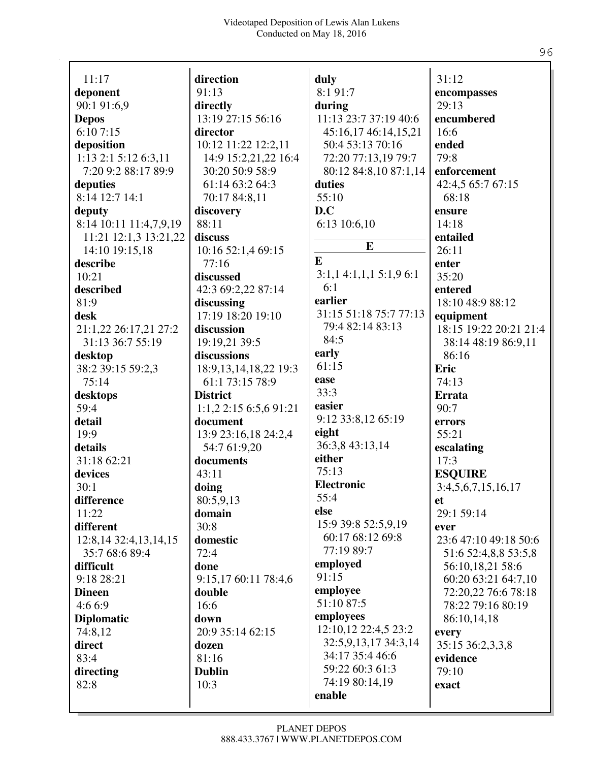11:17

**deponent**
90:1 91:6,9

**Depos**
6:10 7:15

**deposition**
1:13 2:1 5:12 6:3,11 7:20 9:2 88:17 89:9

**deputies**
8:14 12:7 14:1

**deputy**
8:14 10:11 11:4,7,9,19 11:21 12:1,3 13:21,22 14:10 19:15,18

**describe**
10:21

**described**
81:9

**desk**
21:1,22 26:17,21 27:2 31:13 36:7 55:19

**desktop**
38:2 39:15 59:2,3 75:14

**desktops**
59:4

**detail**
19:9

**details**
31:18 62:21

**devices**
30:1

**difference**
11:22

**different**
12:8,14 32:4,13,14,15 35:7 68:6 89:4

**difficult**
9:18 28:21

**Dineen**
4:6 6:9

**Diplomatic**
74:8,12

**direct**
83:4

**directing**
82:8

**direction**
91:13

**directly**
13:19 27:15 56:16

**director**
10:12 11:22 12:2,11 14:9 15:2,21,22 16:4 30:20 50:9 58:9 61:14 63:2 64:3 70:17 84:8,11

**discovery**
88:11

**discuss**
10:16 52:1,4 69:15 77:16

**discussed**
42:3 69:2,22 87:14

**discussing**
17:19 18:20 19:10

**discussion**
19:19,21 39:5

**discussions**
18:9,13,14,18,22 19:3 61:1 73:15 78:9

**District**
1:1,2 2:15 6:5,6 91:21

**document**
13:9 23:16,18 24:2,4 54:7 61:9,20

**documents**
43:11

**doing**
80:5,9,13

**domain**
30:8

**domestic**
72:4

**done**
9:15,17 60:11 78:4,6

**double**
16:6

**down**
20:9 35:14 62:15

**dozen**
81:16

**Dublin**
10:3

**duly**
8:1 91:7

**during**
11:13 23:7 37:19 40:6 45:16,17 46:14,15,21 50:4 53:13 70:16 72:20 77:13,19 79:7 80:12 84:8,10 87:1,14

**duties**
55:10

**D.C**
6:13 10:6,10

## E

**E**
3:1,1 4:1,1,1 5:1,9 6:1 6:1

**earlier**
31:15 51:18 75:7 77:13 79:4 82:14 83:13 84:5

**early**
61:15

**ease**
33:3

**easier**
9:12 33:8,12 65:19

**eight**
36:3,8 43:13,14

**either**
75:13

**Electronic**
55:4

**else**
15:9 39:8 52:5,9,19 60:17 68:12 69:8 77:19 89:7

**employed**
91:15

**employee**
51:10 87:5

**employees**
12:10,12 22:4,5 23:2 32:5,9,13,17 34:3,14 34:17 35:4 46:6 59:22 60:3 61:3 74:19 80:14,19

**enable**
31:12

**encompasses**
29:13

**encumbered**
16:6

**ended**
79:8

**enforcement**
42:4,5 65:7 67:15 68:18

**ensure**
14:18

**entailed**
26:11

**enter**
35:20

**entered**
18:10 48:9 88:12

**equipment**
18:15 19:22 20:21 21:4 38:14 48:19 86:9,11 86:16

**Eric**
74:13

**Errata**
90:7

**errors**
55:21

**escalating**
17:3

**ESQUIRE**
3:4,5,6,7,15,16,17

**et**
29:1 59:14

**ever**
23:6 47:10 49:18 50:6 51:6 52:4,8,8 53:5,8 56:10,18,21 58:6 60:20 63:21 64:7,10 72:20,22 76:6 78:18 78:22 79:16 80:19 86:10,14,18

**every**
35:15 36:2,3,3,8

**evidence**
79:10

**exact**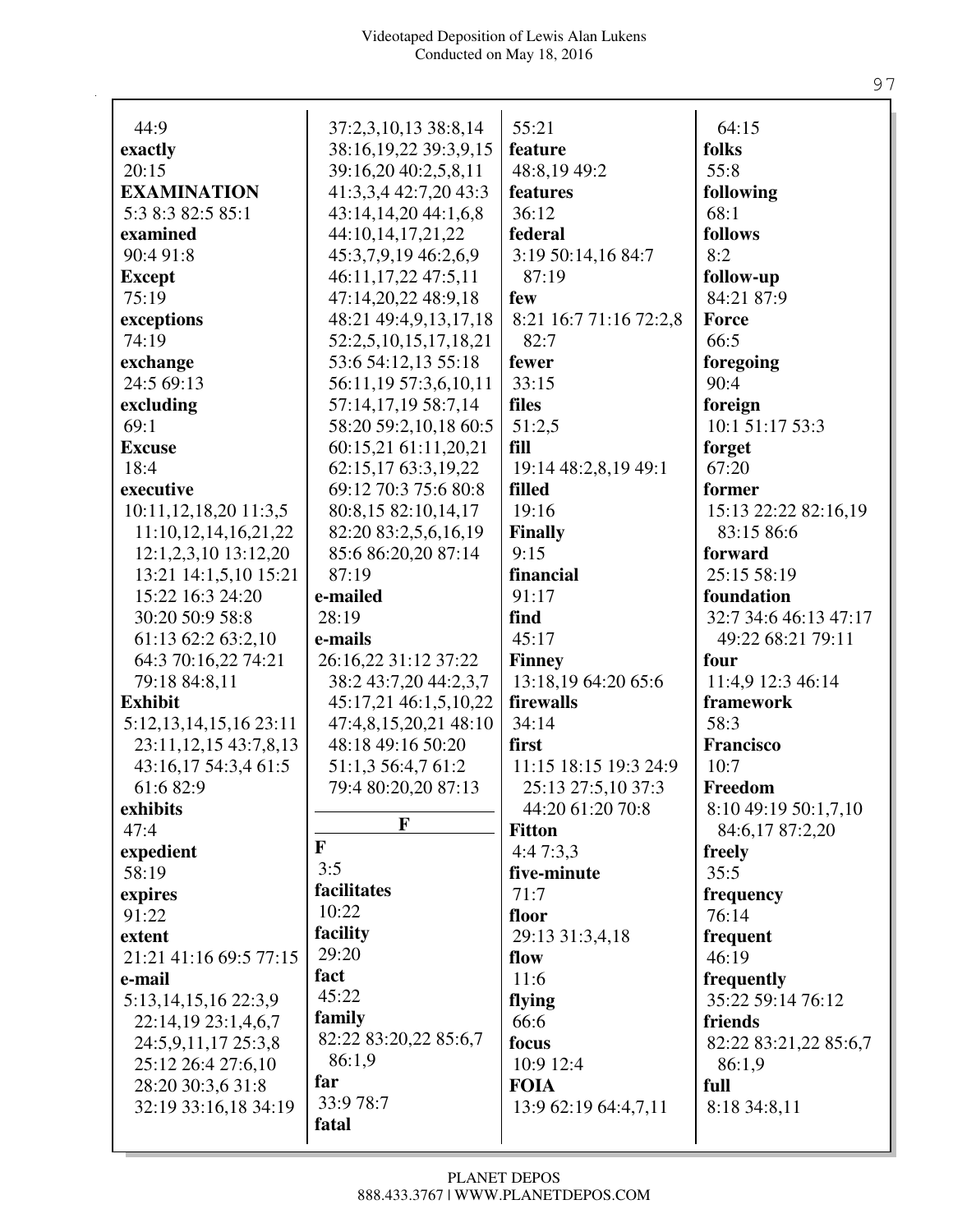44:9

**exactly**
20:15

**EXAMINATION**
5:3 8:3 82:5 85:1

**examined**
90:4 91:8

**Except**
75:19

**exceptions**
74:19

**exchange**
24:5 69:13

**excluding**
69:1

**Excuse**
18:4

**executive**
10:11,12,18,20 11:3,5 11:10,12,14,16,21,22 12:1,2,3,10 13:12,20 13:21 14:1,5,10 15:21 15:22 16:3 24:20 30:20 50:9 58:8 61:13 62:2 63:2,10 64:3 70:16,22 74:21 79:18 84:8,11

**Exhibit**
5:12,13,14,15,16 23:11 23:11,12,15 43:7,8,13 43:16,17 54:3,4 61:5 61:6 82:9

**exhibits**
47:4

**expedient**
58:19

**expires**
91:22

**extent**
21:21 41:16 69:5 77:15

**e-mail**
5:13,14,15,16 22:3,9 22:14,19 23:1,4,6,7 24:5,9,11,17 25:3,8 25:12 26:4 27:6,10 28:20 30:3,6 31:8 32:19 33:16,18 34:19 37:2,3,10,13 38:8,14 38:16,19,22 39:3,9,15 39:16,20 40:2,5,8,11 41:3,3,4 42:7,20 43:3 43:14,14,20 44:1,6,8 44:10,14,17,21,22 45:3,7,9,19 46:2,6,9 46:11,17,22 47:5,11 47:14,20,22 48:9,18 48:21 49:4,9,13,17,18 52:2,5,10,15,17,18,21 53:6 54:12,13 55:18 56:11,19 57:3,6,10,11 57:14,17,19 58:7,14 58:20 59:2,10,18 60:5 60:15,21 61:11,20,21 62:15,17 63:3,19,22 69:12 70:3 75:6 80:8 80:8,15 82:10,14,17 82:20 83:2,5,6,16,19 85:6 86:20,20 87:14 87:19

**e-mailed**
28:19

**e-mails**
26:16,22 31:12 37:22 38:2 43:7,20 44:2,3,7 45:17,21 46:1,5,10,22 47:4,8,15,20,21 48:10 48:18 49:16 50:20 51:1,3 56:4,7 61:2 79:4 80:20,20 87:13

## F

**F**
3:5

**facilitates**
10:22

**facility**
29:20

**fact**
45:22

**family**
82:22 83:20,22 85:6,7 86:1,9

**far**
33:9 78:7

**fatal**
55:21

**feature**
48:8,19 49:2

**features**
36:12

**federal**
3:19 50:14,16 84:7 87:19

**few**
8:21 16:7 71:16 72:2,8 82:7

**fewer**
33:15

**files**
51:2,5

**fill**
19:14 48:2,8,19 49:1

**filled**
19:16

**Finally**
9:15

**financial**
91:17

**find**
45:17

**Finney**
13:18,19 64:20 65:6

**firewalls**
34:14

**first**
11:15 18:15 19:3 24:9 25:13 27:5,10 37:3 44:20 61:20 70:8

**Fitton**
4:4 7:3,3

**five-minute**
71:7

**floor**
29:13 31:3,4,18

**flow**
11:6

**flying**
66:6

**focus**
10:9 12:4

**FOIA**
13:9 62:19 64:4,7,11 64:15

**folks**
55:8

**following**
68:1

**follows**
8:2

**follow-up**
84:21 87:9

**Force**
66:5

**foregoing**
90:4

**foreign**
10:1 51:17 53:3

**forget**
67:20

**former**
15:13 22:22 82:16,19 83:15 86:6

**forward**
25:15 58:19

**foundation**
32:7 34:6 46:13 47:17 49:22 68:21 79:11

**four**
11:4,9 12:3 46:14

**framework**
58:3

**Francisco**
10:7

**Freedom**
8:10 49:19 50:1,7,10 84:6,17 87:2,20

**freely**
35:5

**frequency**
76:14

**frequent**
46:19

**frequently**
35:22 59:14 76:12

**friends**
82:22 83:21,22 85:6,7 86:1,9

**full**
8:18 34:8,11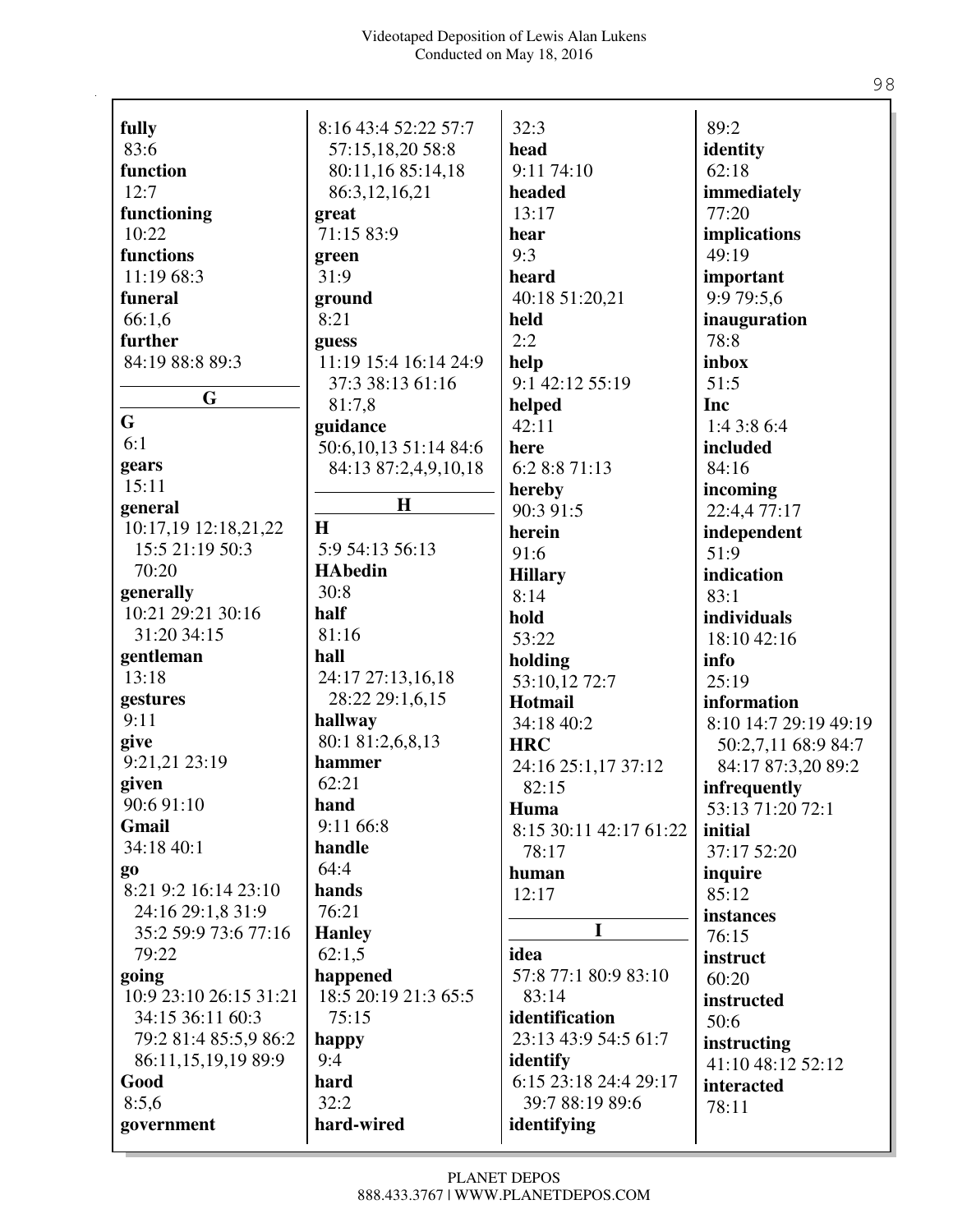**fully**
83:6
**function**
12:7
**functioning**
10:22
**functions**
11:19 68:3
**funeral**
66:1,6
**further**
84:19 88:8 89:3

**G**

**G**
6:1
**gears**
15:11
**general**
10:17,19 12:18,21,22 15:5 21:19 50:3 70:20
**generally**
10:21 29:21 30:16 31:20 34:15
**gentleman**
13:18
**gestures**
9:11
**give**
9:21,21 23:19
**given**
90:6 91:10
**Gmail**
34:18 40:1
**go**
8:21 9:2 16:14 23:10 24:16 29:1,8 31:9 35:2 59:9 73:6 77:16 79:22
**going**
10:9 23:10 26:15 31:21 34:15 36:11 60:3 79:2 81:4 85:5,9 86:2 86:11,15,19,19 89:9
**Good**
8:5,6
**government**
8:16 43:4 52:22 57:7 57:15,18,20 58:8 80:11,16 85:14,18 86:3,12,16,21
**great**
71:15 83:9
**green**
31:9
**ground**
8:21
**guess**
11:19 15:4 16:14 24:9 37:3 38:13 61:16 81:7,8
**guidance**
50:6,10,13 51:14 84:6 84:13 87:2,4,9,10,18

**H**

**H**
5:9 54:13 56:13
**HAbedin**
30:8
**half**
81:16
**hall**
24:17 27:13,16,18 28:22 29:1,6,15
**hallway**
80:1 81:2,6,8,13
**hammer**
62:21
**hand**
9:11 66:8
**handle**
64:4
**hands**
76:21
**Hanley**
62:1,5
**happened**
18:5 20:19 21:3 65:5 75:15
**happy**
9:4
**hard**
32:2
**hard-wired**
32:3
**head**
9:11 74:10
**headed**
13:17
**hear**
9:3
**heard**
40:18 51:20,21
**held**
2:2
**help**
9:1 42:12 55:19
**helped**
42:11
**here**
6:2 8:8 71:13
**hereby**
90:3 91:5
**herein**
91:6
**Hillary**
8:14
**hold**
53:22
**holding**
53:10,12 72:7
**Hotmail**
34:18 40:2
**HRC**
24:16 25:1,17 37:12 82:15
**Huma**
8:15 30:11 42:17 61:22 78:17
**human**
12:17

**I**

**idea**
57:8 77:1 80:9 83:10 83:14
**identification**
23:13 43:9 54:5 61:7
**identify**
6:15 23:18 24:4 29:17 39:7 88:19 89:6
**identifying**
89:2
**identity**
62:18
**immediately**
77:20
**implications**
49:19
**important**
9:9 79:5,6
**inauguration**
78:8
**inbox**
51:5
**Inc**
1:4 3:8 6:4
**included**
84:16
**incoming**
22:4,4 77:17
**independent**
51:9
**indication**
83:1
**individuals**
18:10 42:16
**info**
25:19
**information**
8:10 14:7 29:19 49:19 50:2,7,11 68:9 84:7 84:17 87:3,20 89:2
**infrequently**
53:13 71:20 72:1
**initial**
37:17 52:20
**inquire**
85:12
**instances**
76:15
**instruct**
60:20
**instructed**
50:6
**instructing**
41:10 48:12 52:12
**interacted**
78:11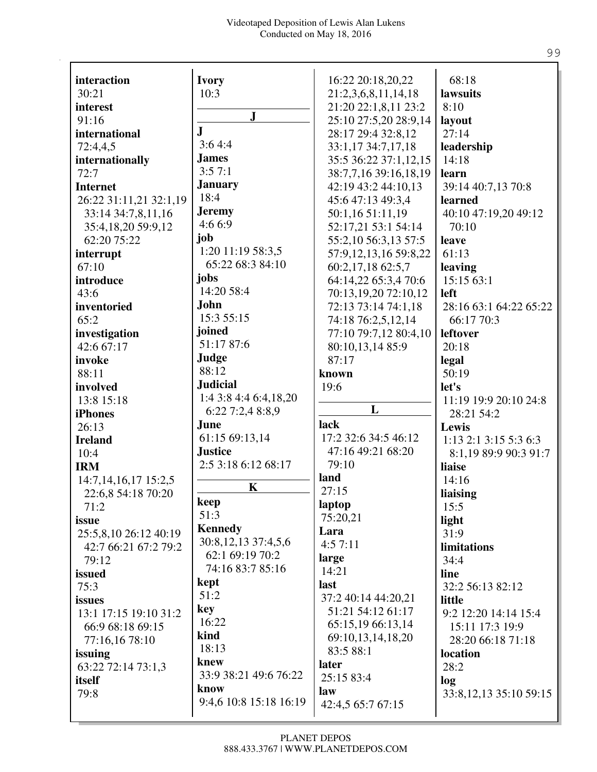**interaction**
30:21
**interest**
91:16
**international**
72:4,4,5
**internationally**
72:7
**Internet**
26:22 31:11,21 32:1,19
33:14 34:7,8,11,16
35:4,18,20 59:9,12
62:20 75:22
**interrupt**
67:10
**introduce**
43:6
**inventoried**
65:2
**investigation**
42:6 67:17
**invoke**
88:11
**involved**
13:8 15:18
**iPhones**
26:13
**Ireland**
10:4
**IRM**
14:7,14,16,17 15:2,5
22:6,8 54:18 70:20
71:2
**issue**
25:5,8,10 26:12 40:19
42:7 66:21 67:2 79:2
79:12
**issued**
75:3
**issues**
13:1 17:15 19:10 31:2
66:9 68:18 69:15
77:16,16 78:10
**issuing**
63:22 72:14 73:1,3
**itself**
79:8

**Ivory**
10:3

## J

**J**
3:6 4:4
**James**
3:5 7:1
**January**
18:4
**Jeremy**
4:6 6:9
**job**
1:20 11:19 58:3,5
65:22 68:3 84:10
**jobs**
14:20 58:4
**John**
15:3 55:15
**joined**
51:17 87:6
**Judge**
88:12
**Judicial**
1:4 3:8 4:4 6:4,18,20
6:22 7:2,4 8:8,9
**June**
61:15 69:13,14
**Justice**
2:5 3:18 6:12 68:17

## K

**keep**
51:3
**Kennedy**
30:8,12,13 37:4,5,6
62:1 69:19 70:2
74:16 83:7 85:16
**kept**
51:2
**key**
16:22
**kind**
18:13
**knew**
33:9 38:21 49:6 76:22
**know**
9:4,6 10:8 15:18 16:19
16:22 20:18,20,22
21:2,3,6,8,11,14,18
21:20 22:1,8,11 23:2
25:10 27:5,20 28:9,14
28:17 29:4 32:8,12
33:1,17 34:7,17,18
35:5 36:22 37:1,12,15
38:7,7,16 39:16,18,19
42:19 43:2 44:10,13
45:6 47:13 49:3,4
50:1,16 51:11,19
52:17,21 53:1 54:14
55:2,10 56:3,13 57:5
57:9,12,13,16 59:8,22
60:2,17,18 62:5,7
64:14,22 65:3,4 70:6
70:13,19,20 72:10,12
72:13 73:14 74:1,18
74:18 76:2,5,12,14
77:10 79:7,12 80:4,10
80:10,13,14 85:9
87:17
**known**
19:6

## L

**lack**
17:2 32:6 34:5 46:12
47:16 49:21 68:20
79:10
**land**
27:15
**laptop**
75:20,21
**Lara**
4:5 7:11
**large**
14:21
**last**
37:2 40:14 44:20,21
51:21 54:12 61:17
65:15,19 66:13,14
69:10,13,14,18,20
83:5 88:1
**later**
25:15 83:4
**law**
42:4,5 65:7 67:15
68:18
**lawsuits**
8:10
**layout**
27:14
**leadership**
14:18
**learn**
39:14 40:7,13 70:8
**learned**
40:10 47:19,20 49:12
70:10
**leave**
61:13
**leaving**
15:15 63:1
**left**
28:16 63:1 64:22 65:22
66:17 70:3
**leftover**
20:18
**legal**
50:19
**let's**
11:19 19:9 20:10 24:8
28:21 54:2
**Lewis**
1:13 2:1 3:15 5:3 6:3
8:1,19 89:9 90:3 91:7
**liaise**
14:16
**liaising**
15:5
**light**
31:9
**limitations**
34:4
**line**
32:2 56:13 82:12
**little**
9:2 12:20 14:14 15:4
15:11 17:3 19:9
28:20 66:18 71:18
**location**
28:2
**log**
33:8,12,13 35:10 59:15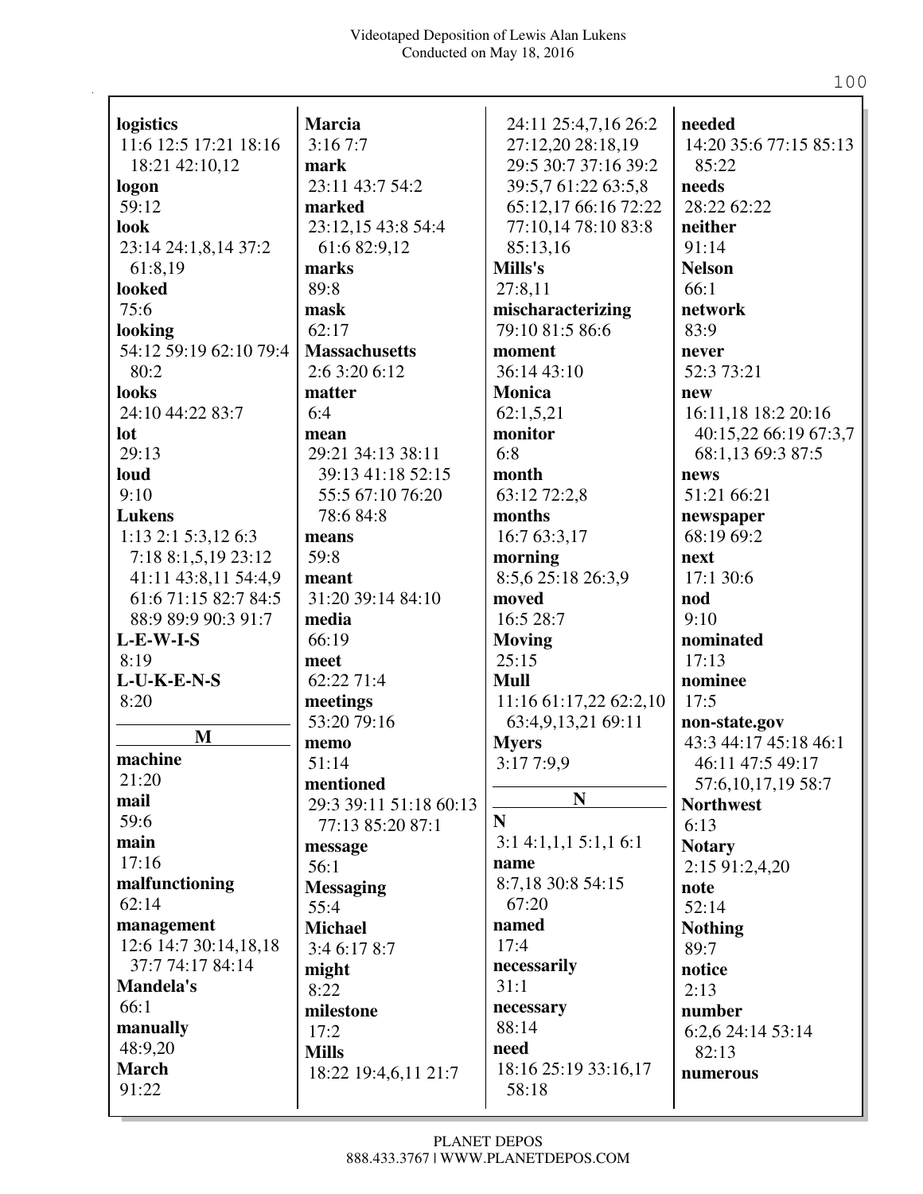**logistics**
11:6 12:5 17:21 18:16 18:21 42:10,12

**logon**
59:12

**look**
23:14 24:1,8,14 37:2 61:8,19

**looked**
75:6

**looking**
54:12 59:19 62:10 79:4 80:2

**looks**
24:10 44:22 83:7

**lot**
29:13

**loud**
9:10

**Lukens**
1:13 2:1 5:3,12 6:3 7:18 8:1,5,19 23:12 41:11 43:8,11 54:4,9 61:6 71:15 82:7 84:5 88:9 89:9 90:3 91:7

**L-E-W-I-S**
8:19

**L-U-K-E-N-S**
8:20

## M

**machine**
21:20

**mail**
59:6

**main**
17:16

**malfunctioning**
62:14

**management**
12:6 14:7 30:14,18,18 37:7 74:17 84:14

**Mandela's**
66:1

**manually**
48:9,20

**March**
91:22

**Marcia**
3:16 7:7

**mark**
23:11 43:7 54:2

**marked**
23:12,15 43:8 54:4 61:6 82:9,12

**marks**
89:8

**mask**
62:17

**Massachusetts**
2:6 3:20 6:12

**matter**
6:4

**mean**
29:21 34:13 38:11 39:13 41:18 52:15 55:5 67:10 76:20 78:6 84:8

**means**
59:8

**meant**
31:20 39:14 84:10

**media**
66:19

**meet**
62:22 71:4

**meetings**
53:20 79:16

**memo**
51:14

**mentioned**
29:3 39:11 51:18 60:13 77:13 85:20 87:1

**message**
56:1

**Messaging**
55:4

**Michael**
3:4 6:17 8:7

**might**
8:22

**milestone**
17:2

**Mills**
18:22 19:4,6,11 21:7 24:11 25:4,7,16 26:2 27:12,20 28:18,19 29:5 30:7 37:16 39:2 39:5,7 61:22 63:5,8 65:12,17 66:16 72:22 77:10,14 78:10 83:8 85:13,16

**Mills's**
27:8,11

**mischaracterizing**
79:10 81:5 86:6

**moment**
36:14 43:10

**Monica**
62:1,5,21

**monitor**
6:8

**month**
63:12 72:2,8

**months**
16:7 63:3,17

**morning**
8:5,6 25:18 26:3,9

**moved**
16:5 28:7

**Moving**
25:15

**Mull**
11:16 61:17,22 62:2,10 63:4,9,13,21 69:11

**Myers**
3:17 7:9,9

## N

**N**
3:1 4:1,1,1 5:1,1 6:1

**name**
8:7,18 30:8 54:15 67:20

**named**
17:4

**necessarily**
31:1

**necessary**
88:14

**need**
18:16 25:19 33:16,17 58:18

**needed**
14:20 35:6 77:15 85:13 85:22

**needs**
28:22 62:22

**neither**
91:14

**Nelson**
66:1

**network**
83:9

**never**
52:3 73:21

**new**
16:11,18 18:2 20:16 40:15,22 66:19 67:3,7 68:1,13 69:3 87:5

**news**
51:21 66:21

**newspaper**
68:19 69:2

**next**
17:1 30:6

**nod**
9:10

**nominated**
17:13

**nominee**
17:5

**non-state.gov**
43:3 44:17 45:18 46:1 46:11 47:5 49:17 57:6,10,17,19 58:7

**Northwest**
6:13

**Notary**
2:15 91:2,4,20

**note**
52:14

**Nothing**
89:7

**notice**
2:13

**number**
6:2,6 24:14 53:14 82:13

**numerous**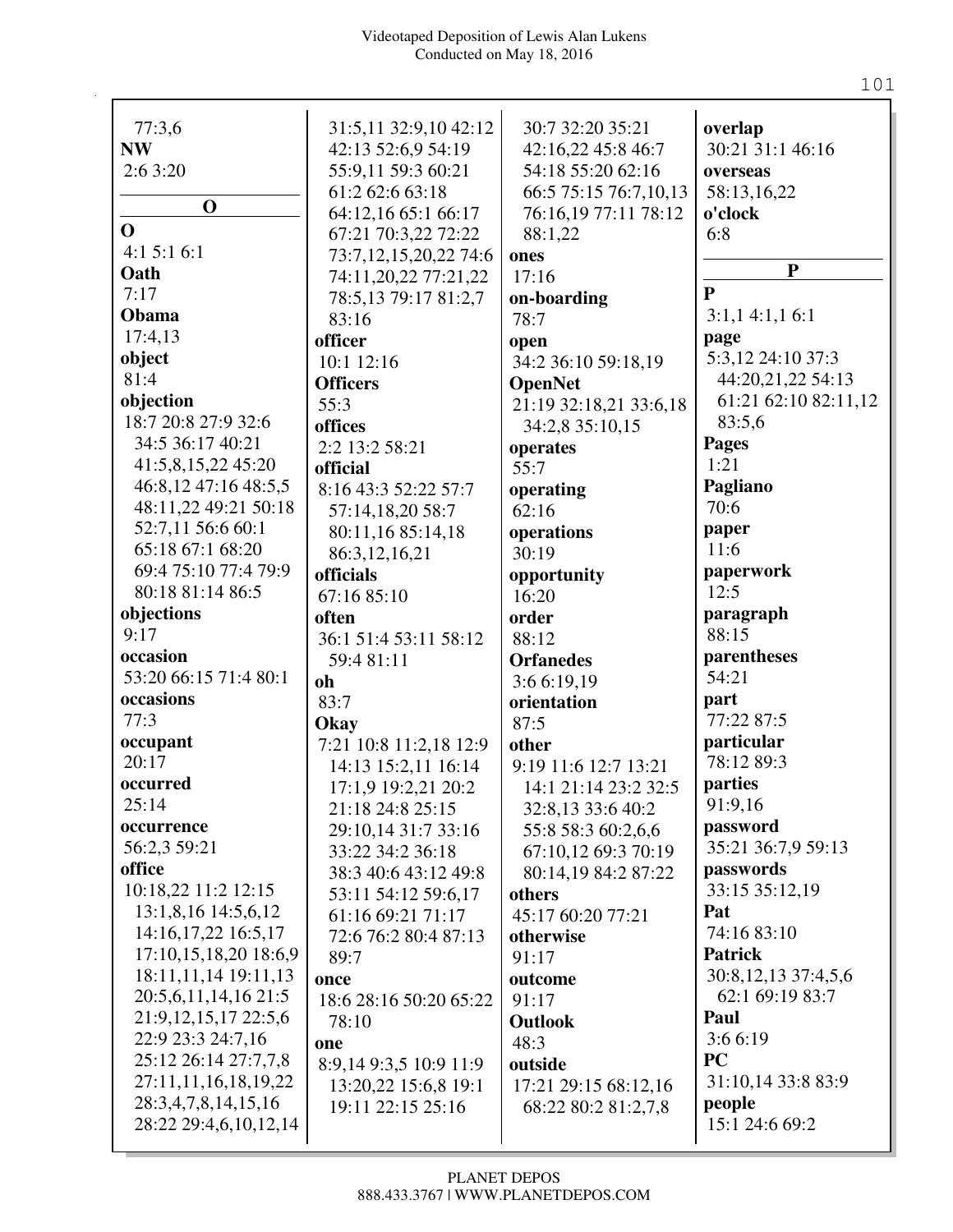77:3,6
**NW**
2:6 3:20

**O**

**O**
4:1 5:1 6:1
**Oath**
7:17
**Obama**
17:4,13
**object**
81:4
**objection**
18:7 20:8 27:9 32:6
34:5 36:17 40:21
41:5,8,15,22 45:20
46:8,12 47:16 48:5,5
48:11,22 49:21 50:18
52:7,11 56:6 60:1
65:18 67:1 68:20
69:4 75:10 77:4 79:9
80:18 81:14 86:5
**objections**
9:17
**occasion**
53:20 66:15 71:4 80:1
**occasions**
77:3
**occupant**
20:17
**occurred**
25:14
**occurrence**
56:2,3 59:21
**office**
10:18,22 11:2 12:15
13:1,8,16 14:5,6,12
14:16,17,22 16:5,17
17:10,15,18,20 18:6,9
18:11,11,14 19:11,13
20:5,6,11,14,16 21:5
21:9,12,15,17 22:5,6
22:9 23:3 24:7,16
25:12 26:14 27:7,7,8
27:11,11,16,18,19,22
28:3,4,7,8,14,15,16
28:22 29:4,6,10,12,14
31:5,11 32:9,10 42:12
42:13 52:6,9 54:19
55:9,11 59:3 60:21
61:2 62:6 63:18
64:12,16 65:1 66:17
67:21 70:3,22 72:22
73:7,12,15,20,22 74:6
74:11,20,22 77:21,22
78:5,13 79:17 81:2,7
83:16
**officer**
10:1 12:16
**Officers**
55:3
**offices**
2:2 13:2 58:21
**official**
8:16 43:3 52:22 57:7
57:14,18,20 58:7
80:11,16 85:14,18
86:3,12,16,21
**officials**
67:16 85:10
**often**
36:1 51:4 53:11 58:12
59:4 81:11
**oh**
83:7
**Okay**
7:21 10:8 11:2,18 12:9
14:13 15:2,11 16:14
17:1,9 19:2,21 20:2
21:18 24:8 25:15
29:10,14 31:7 33:16
33:22 34:2 36:18
38:3 40:6 43:12 49:8
53:11 54:12 59:6,17
61:16 69:21 71:17
72:6 76:2 80:4 87:13
89:7
**once**
18:6 28:16 50:20 65:22
78:10
**one**
8:9,14 9:3,5 10:9 11:9
13:20,22 15:6,8 19:1
19:11 22:15 25:16
30:7 32:20 35:21
42:16,22 45:8 46:7
54:18 55:20 62:16
66:5 75:15 76:7,10,13
76:16,19 77:11 78:12
88:1,22
**ones**
17:16
**on-boarding**
78:7
**open**
34:2 36:10 59:18,19
**OpenNet**
21:19 32:18,21 33:6,18
34:2,8 35:10,15
**operates**
55:7
**operating**
62:16
**operations**
30:19
**opportunity**
16:20
**order**
88:12
**Orfanedes**
3:6 6:19,19
**orientation**
87:5
**other**
9:19 11:6 12:7 13:21
14:1 21:14 23:2 32:5
32:8,13 33:6 40:2
55:8 58:3 60:2,6,6
67:10,12 69:3 70:19
80:14,19 84:2 87:22
**others**
45:17 60:20 77:21
**otherwise**
91:17
**outcome**
91:17
**Outlook**
48:3
**outside**
17:21 29:15 68:12,16
68:22 80:2 81:2,7,8
**overlap**
30:21 31:1 46:16
**overseas**
58:13,16,22
**o'clock**
6:8

**P**

**P**
3:1,1 4:1,1 6:1
**page**
5:3,12 24:10 37:3
44:20,21,22 54:13
61:21 62:10 82:11,12
83:5,6
**Pages**
1:21
**Pagliano**
70:6
**paper**
11:6
**paperwork**
12:5
**paragraph**
88:15
**parentheses**
54:21
**part**
77:22 87:5
**particular**
78:12 89:3
**parties**
91:9,16
**password**
35:21 36:7,9 59:13
**passwords**
33:15 35:12,19
**Pat**
74:16 83:10
**Patrick**
30:8,12,13 37:4,5,6
62:1 69:19 83:7
**Paul**
3:6 6:19
**PC**
31:10,14 33:8 83:9
**people**
15:1 24:6 69:2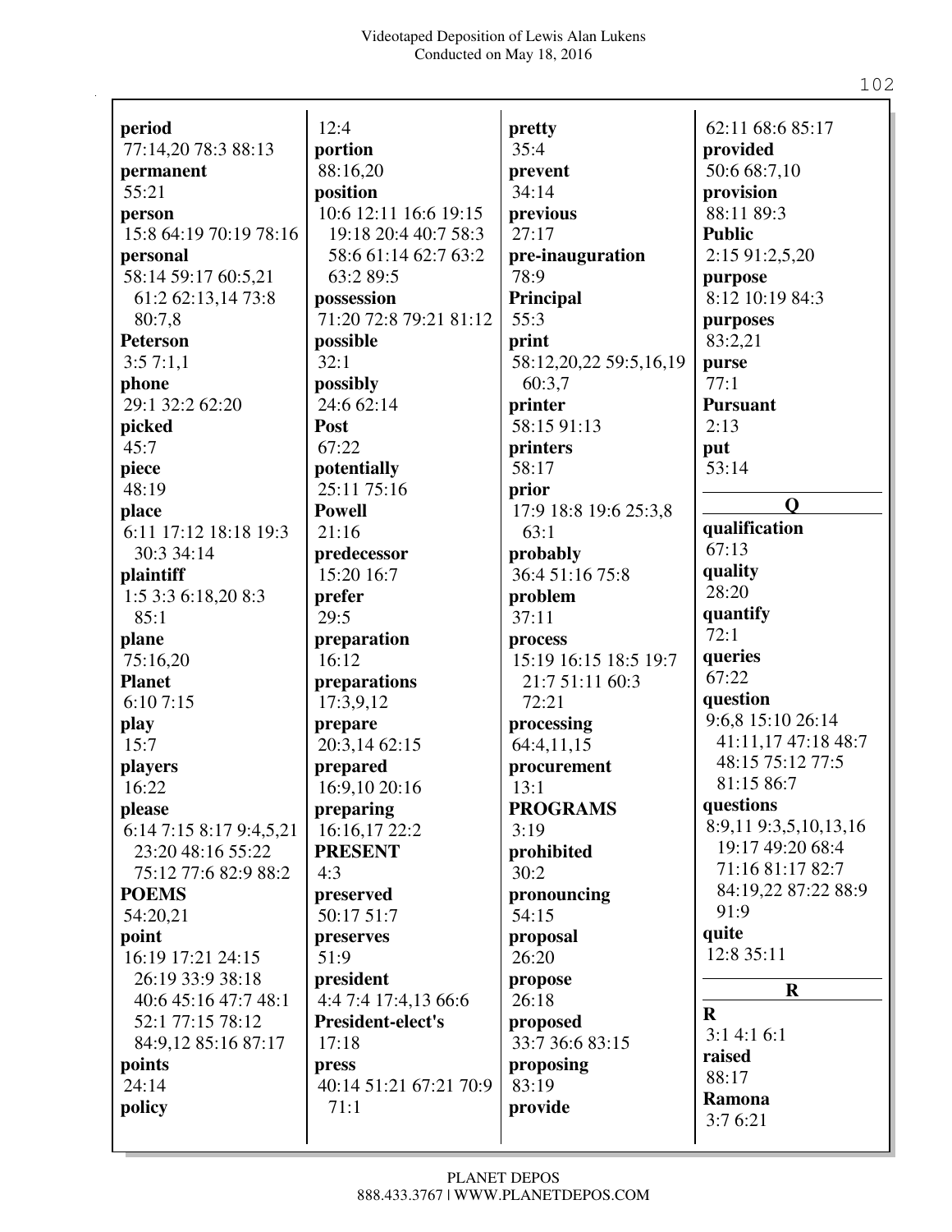**period**
77:14,20 78:3 88:13

**permanent**
55:21

**person**
15:8 64:19 70:19 78:16

**personal**
58:14 59:17 60:5,21 61:2 62:13,14 73:8 80:7,8

**Peterson**
3:5 7:1,1

**phone**
29:1 32:2 62:20

**picked**
45:7

**piece**
48:19

**place**
6:11 17:12 18:18 19:3 30:3 34:14

**plaintiff**
1:5 3:3 6:18,20 8:3 85:1

**plane**
75:16,20

**Planet**
6:10 7:15

**play**
15:7

**players**
16:22

**please**
6:14 7:15 8:17 9:4,5,21 23:20 48:16 55:22 75:12 77:6 82:9 88:2

**POEMS**
54:20,21

**point**
16:19 17:21 24:15 26:19 33:9 38:18 40:6 45:16 47:7 48:1 52:1 77:15 78:12 84:9,12 85:16 87:17

**points**
24:14

**policy**
12:4

**portion**
88:16,20

**position**
10:6 12:11 16:6 19:15 19:18 20:4 40:7 58:3 58:6 61:14 62:7 63:2 63:2 89:5

**possession**
71:20 72:8 79:21 81:12

**possible**
32:1

**possibly**
24:6 62:14

**Post**
67:22

**potentially**
25:11 75:16

**Powell**
21:16

**predecessor**
15:20 16:7

**prefer**
29:5

**preparation**
16:12

**preparations**
17:3,9,12

**prepare**
20:3,14 62:15

**prepared**
16:9,10 20:16

**preparing**
16:16,17 22:2

**PRESENT**
4:3

**preserved**
50:17 51:7

**preserves**
51:9

**president**
4:4 7:4 17:4,13 66:6

**President-elect's**
17:18

**press**
40:14 51:21 67:21 70:9 71:1

**pretty**
35:4

**prevent**
34:14

**previous**
27:17

**pre-inauguration**
78:9

**Principal**
55:3

**print**
58:12,20,22 59:5,16,19 60:3,7

**printer**
58:15 91:13

**printers**
58:17

**prior**
17:9 18:8 19:6 25:3,8 63:1

**probably**
36:4 51:16 75:8

**problem**
37:11

**process**
15:19 16:15 18:5 19:7 21:7 51:11 60:3 72:21

**processing**
64:4,11,15

**procurement**
13:1

**PROGRAMS**
3:19

**prohibited**
30:2

**pronouncing**
54:15

**proposal**
26:20

**propose**
26:18

**proposed**
33:7 36:6 83:15

**proposing**
83:19

**provide**
62:11 68:6 85:17

**provided**
50:6 68:7,10

**provision**
88:11 89:3

**Public**
2:15 91:2,5,20

**purpose**
8:12 10:19 84:3

**purposes**
83:2,21

**purse**
77:1

**Pursuant**
2:13

**put**
53:14

## Q

**qualification**
67:13

**quality**
28:20

**quantify**
72:1

**queries**
67:22

**question**
9:6,8 15:10 26:14 41:11,17 47:18 48:7 48:15 75:12 77:5 81:15 86:7

**questions**
8:9,11 9:3,5,10,13,16 19:17 49:20 68:4 71:16 81:17 82:7 84:19,22 87:22 88:9 91:9

**quite**
12:8 35:11

## R

**R**
3:1 4:1 6:1

**raised**
88:17

**Ramona**
3:7 6:21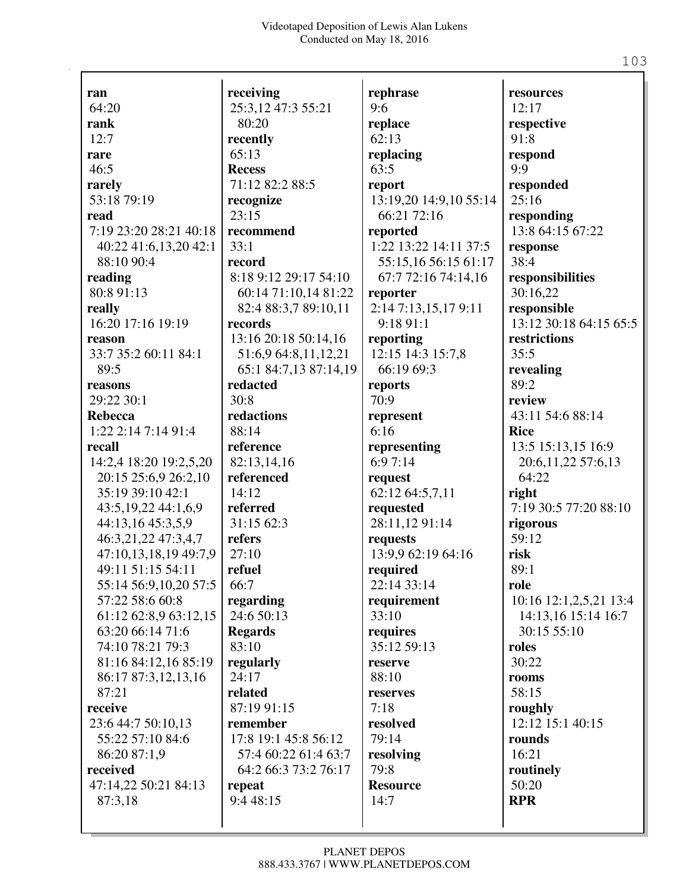**ran**
64:20
**rank**
12:7
**rare**
46:5
**rarely**
53:18 79:19
**read**
7:19 23:20 28:21 40:18 40:22 41:6,13,20 42:1 88:10 90:4
**reading**
80:8 91:13
**really**
16:20 17:16 19:19
**reason**
33:7 35:2 60:11 84:1 89:5
**reasons**
29:22 30:1
**Rebecca**
1:22 2:14 7:14 91:4
**recall**
14:2,4 18:20 19:2,5,20 20:15 25:6,9 26:2,10 35:19 39:10 42:1 43:5,19,22 44:1,6,9 44:13,16 45:3,5,9 46:3,21,22 47:3,4,7 47:10,13,18,19 49:7,9 49:11 51:15 54:11 55:14 56:9,10,20 57:5 57:22 58:6 60:8 61:12 62:8,9 63:12,15 63:20 66:14 71:6 74:10 78:21 79:3 81:16 84:12,16 85:19 86:17 87:3,12,13,16 87:21
**receive**
23:6 44:7 50:10,13 55:22 57:10 84:6 86:20 87:1,9
**received**
47:14,22 50:21 84:13 87:3,18
**receiving**
25:3,12 47:3 55:21 80:20
**recently**
65:13
**Recess**
71:12 82:2 88:5
**recognize**
23:15
**recommend**
33:1
**record**
8:18 9:12 29:17 54:10 60:14 71:10,14 81:22 82:4 88:3,7 89:10,11
**records**
13:16 20:18 50:14,16 51:6,9 64:8,11,12,21 65:1 84:7,13 87:14,19
**redacted**
30:8
**redactions**
88:14
**reference**
82:13,14,16
**referenced**
14:12
**referred**
31:15 62:3
**refers**
27:10
**refuel**
66:7
**regarding**
24:6 50:13
**Regards**
83:10
**regularly**
24:17
**related**
87:19 91:15
**remember**
17:8 19:1 45:8 56:12 57:4 60:22 61:4 63:7 64:2 66:3 73:2 76:17
**repeat**
9:4 48:15
**rephrase**
9:6
**replace**
62:13
**replacing**
63:5
**report**
13:19,20 14:9,10 55:14 66:21 72:16
**reported**
1:22 13:22 14:11 37:5 55:15,16 56:15 61:17 67:7 72:16 74:14,16
**reporter**
2:14 7:13,15,17 9:11 9:18 91:1
**reporting**
12:15 14:3 15:7,8 66:19 69:3
**reports**
70:9
**represent**
6:16
**representing**
6:9 7:14
**request**
62:12 64:5,7,11
**requested**
28:11,12 91:14
**requests**
13:9,9 62:19 64:16
**required**
22:14 33:14
**requirement**
33:10
**requires**
35:12 59:13
**reserve**
88:10
**reserves**
7:18
**resolved**
79:14
**resolving**
79:8
**Resource**
14:7
**resources**
12:17
**respective**
91:8
**respond**
9:9
**responded**
25:16
**responding**
13:8 64:15 67:22
**response**
38:4
**responsibilities**
30:16,22
**responsible**
13:12 30:18 64:15 65:5
**restrictions**
35:5
**revealing**
89:2
**review**
43:11 54:6 88:14
**Rice**
13:5 15:13,15 16:9 20:6,11,22 57:6,13 64:22
**right**
7:19 30:5 77:20 88:10
**rigorous**
59:12
**risk**
89:1
**role**
10:16 12:1,2,5,21 13:4 14:13,16 15:14 16:7 30:15 55:10
**roles**
30:22
**rooms**
58:15
**roughly**
12:12 15:1 40:15
**rounds**
16:21
**routinely**
50:20
**RPR**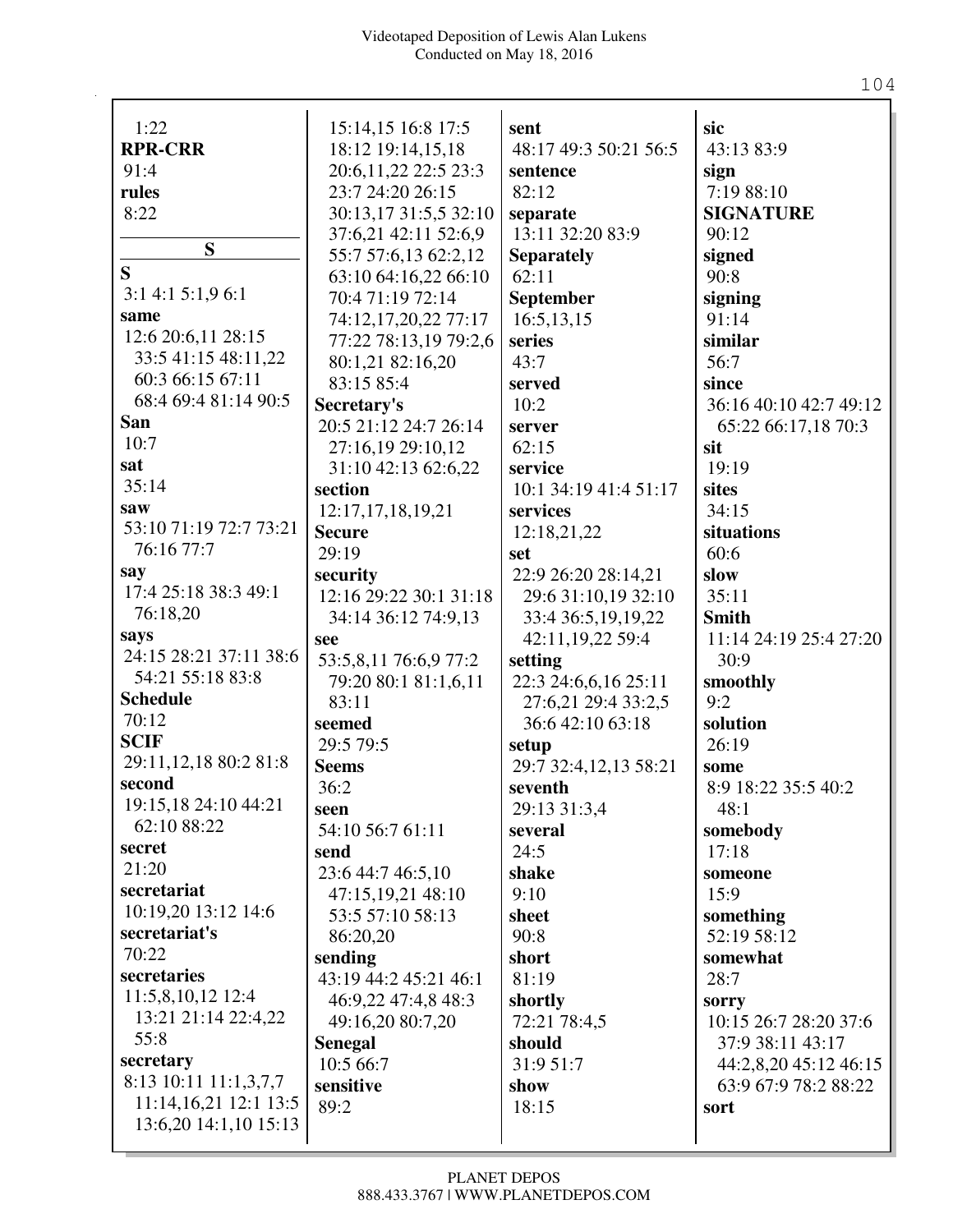1:22
**RPR-CRR**
91:4
**rules**
8:22

**S**

**S**
3:1 4:1 5:1,9 6:1
**same**
12:6 20:6,11 28:15
33:5 41:15 48:11,22
60:3 66:15 67:11
68:4 69:4 81:14 90:5
**San**
10:7
**sat**
35:14
**saw**
53:10 71:19 72:7 73:21
76:16 77:7
**say**
17:4 25:18 38:3 49:1
76:18,20
**says**
24:15 28:21 37:11 38:6
54:21 55:18 83:8
**Schedule**
70:12
**SCIF**
29:11,12,18 80:2 81:8
**second**
19:15,18 24:10 44:21
62:10 88:22
**secret**
21:20
**secretariat**
10:19,20 13:12 14:6
**secretariat's**
70:22
**secretaries**
11:5,8,10,12 12:4
13:21 21:14 22:4,22
55:8
**secretary**
8:13 10:11 11:1,3,7,7
11:14,16,21 12:1 13:5
13:6,20 14:1,10 15:13
15:14,15 16:8 17:5
18:12 19:14,15,18
20:6,11,22 22:5 23:3
23:7 24:20 26:15
30:13,17 31:5,5 32:10
37:6,21 42:11 52:6,9
55:7 57:6,13 62:2,12
63:10 64:16,22 66:10
70:4 71:19 72:14
74:12,17,20,22 77:17
77:22 78:13,19 79:2,6
80:1,21 82:16,20
83:15 85:4
**Secretary's**
20:5 21:12 24:7 26:14
27:16,19 29:10,12
31:10 42:13 62:6,22
**section**
12:17,17,18,19,21
**Secure**
29:19
**security**
12:16 29:22 30:1 31:18
34:14 36:12 74:9,13
**see**
53:5,8,11 76:6,9 77:2
79:20 80:1 81:1,6,11
83:11
**seemed**
29:5 79:5
**Seems**
36:2
**seen**
54:10 56:7 61:11
**send**
23:6 44:7 46:5,10
47:15,19,21 48:10
53:5 57:10 58:13
86:20,20
**sending**
43:19 44:2 45:21 46:1
46:9,22 47:4,8 48:3
49:16,20 80:7,20
**Senegal**
10:5 66:7
**sensitive**
89:2
**sent**
48:17 49:3 50:21 56:5
**sentence**
82:12
**separate**
13:11 32:20 83:9
**Separately**
62:11
**September**
16:5,13,15
**series**
43:7
**served**
10:2
**server**
62:15
**service**
10:1 34:19 41:4 51:17
**services**
12:18,21,22
**set**
22:9 26:20 28:14,21
29:6 31:10,19 32:10
33:4 36:5,19,19,22
42:11,19,22 59:4
**setting**
22:3 24:6,6,16 25:11
27:6,21 29:4 33:2,5
36:6 42:10 63:18
**setup**
29:7 32:4,12,13 58:21
**seventh**
29:13 31:3,4
**several**
24:5
**shake**
9:10
**sheet**
90:8
**short**
81:19
**shortly**
72:21 78:4,5
**should**
31:9 51:7
**show**
18:15
**sic**
43:13 83:9
**sign**
7:19 88:10
**SIGNATURE**
90:12
**signed**
90:8
**signing**
91:14
**similar**
56:7
**since**
36:16 40:10 42:7 49:12
65:22 66:17,18 70:3
**sit**
19:19
**sites**
34:15
**situations**
60:6
**slow**
35:11
**Smith**
11:14 24:19 25:4 27:20
30:9
**smoothly**
9:2
**solution**
26:19
**some**
8:9 18:22 35:5 40:2
48:1
**somebody**
17:18
**someone**
15:9
**something**
52:19 58:12
**somewhat**
28:7
**sorry**
10:15 26:7 28:20 37:6
37:9 38:11 43:17
44:2,8,20 45:12 46:15
63:9 67:9 78:2 88:22
**sort**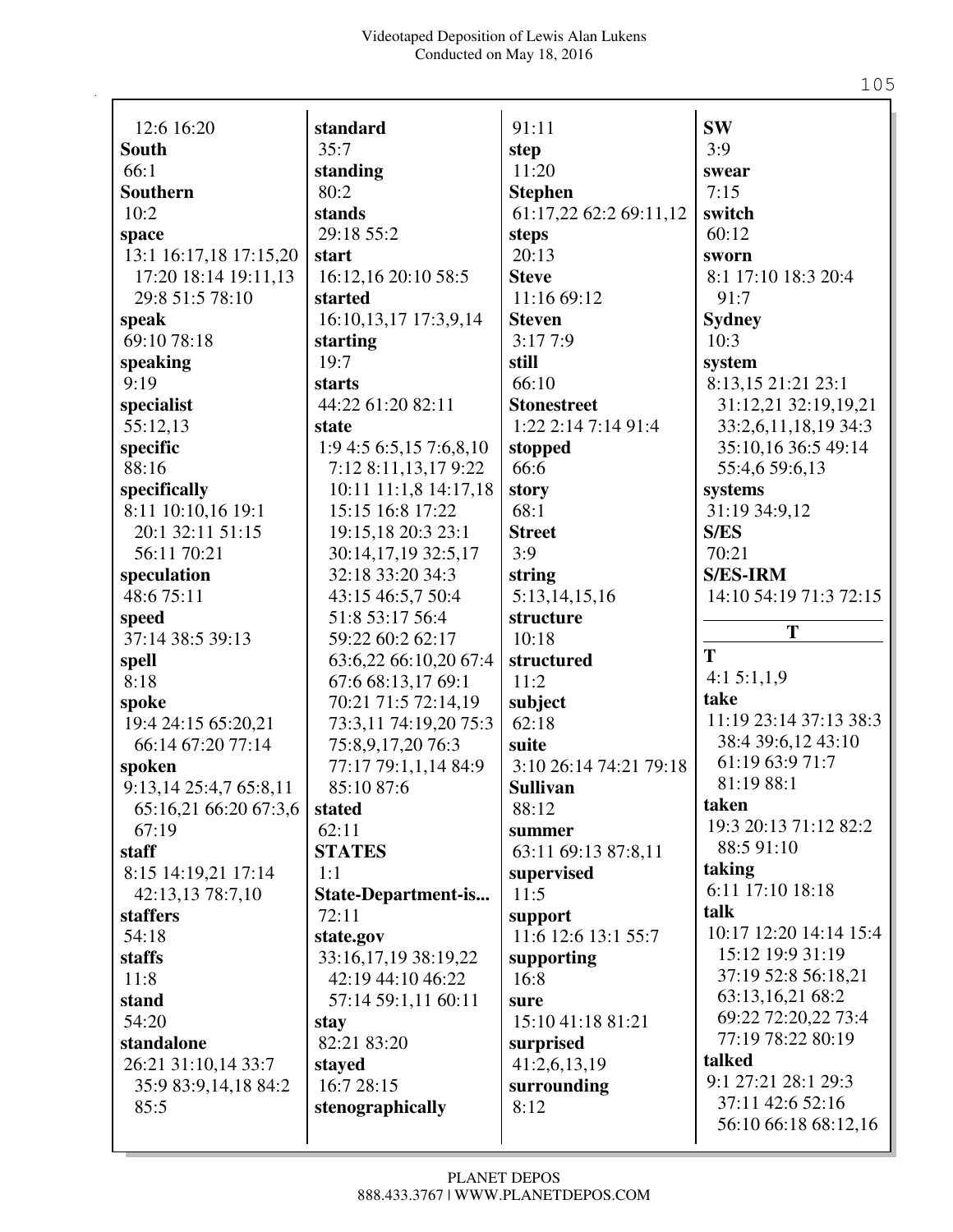12:6 16:20
**South**
66:1
**Southern**
10:2
**space**
13:1 16:17,18 17:15,20 17:20 18:14 19:11,13 29:8 51:5 78:10
**speak**
69:10 78:18
**speaking**
9:19
**specialist**
55:12,13
**specific**
88:16
**specifically**
8:11 10:10,16 19:1 20:1 32:11 51:15 56:11 70:21
**speculation**
48:6 75:11
**speed**
37:14 38:5 39:13
**spell**
8:18
**spoke**
19:4 24:15 65:20,21 66:14 67:20 77:14
**spoken**
9:13,14 25:4,7 65:8,11 65:16,21 66:20 67:3,6 67:19
**staff**
8:15 14:19,21 17:14 42:13,13 78:7,10
**staffers**
54:18
**staffs**
11:8
**stand**
54:20
**standalone**
26:21 31:10,14 33:7 35:9 83:9,14,18 84:2 85:5

**standard**
35:7
**standing**
80:2
**stands**
29:18 55:2
**start**
16:12,16 20:10 58:5
**started**
16:10,13,17 17:3,9,14
**starting**
19:7
**starts**
44:22 61:20 82:11
**state**
1:9 4:5 6:5,15 7:6,8,10 7:12 8:11,13,17 9:22 10:11 11:1,8 14:17,18 15:15 16:8 17:22 19:15,18 20:3 23:1 30:14,17,19 32:5,17 32:18 33:20 34:3 43:15 46:5,7 50:4 51:8 53:17 56:4 59:22 60:2 62:17 63:6,22 66:10,20 67:4 67:6 68:13,17 69:1 70:21 71:5 72:14,19 73:3,11 74:19,20 75:3 75:8,9,17,20 76:3 77:17 79:1,1,14 84:9 85:10 87:6
**stated**
62:11
**STATES**
1:1
**State-Department-is...**
72:11
**state.gov**
33:16,17,19 38:19,22 42:19 44:10 46:22 57:14 59:1,11 60:11
**stay**
82:21 83:20
**stayed**
16:7 28:15
**stenographically**

91:11
**step**
11:20
**Stephen**
61:17,22 62:2 69:11,12
**steps**
20:13
**Steve**
11:16 69:12
**Steven**
3:17 7:9
**still**
66:10
**Stonestreet**
1:22 2:14 7:14 91:4
**stopped**
66:6
**story**
68:1
**Street**
3:9
**string**
5:13,14,15,16
**structure**
10:18
**structured**
11:2
**subject**
62:18
**suite**
3:10 26:14 74:21 79:18
**Sullivan**
88:12
**summer**
63:11 69:13 87:8,11
**supervised**
11:5
**support**
11:6 12:6 13:1 55:7
**supporting**
16:8
**sure**
15:10 41:18 81:21
**surprised**
41:2,6,13,19
**surrounding**
8:12

**SW**
3:9
**swear**
7:15
**switch**
60:12
**sworn**
8:1 17:10 18:3 20:4 91:7
**Sydney**
10:3
**system**
8:13,15 21:21 23:1 31:12,21 32:19,19,21 33:2,6,11,18,19 34:3 35:10,16 36:5 49:14 55:4,6 59:6,13
**systems**
31:19 34:9,12
**S/ES**
70:21
**S/ES-IRM**
14:10 54:19 71:3 72:15

## T

**T**
4:1 5:1,1,9
**take**
11:19 23:14 37:13 38:3 38:4 39:6,12 43:10 61:19 63:9 71:7 81:19 88:1
**taken**
19:3 20:13 71:12 82:2 88:5 91:10
**taking**
6:11 17:10 18:18
**talk**
10:17 12:20 14:14 15:4 15:12 19:9 31:19 37:19 52:8 56:18,21 63:13,16,21 68:2 69:22 72:20,22 73:4 77:19 78:22 80:19
**talked**
9:1 27:21 28:1 29:3 37:11 42:6 52:16 56:10 66:18 68:12,16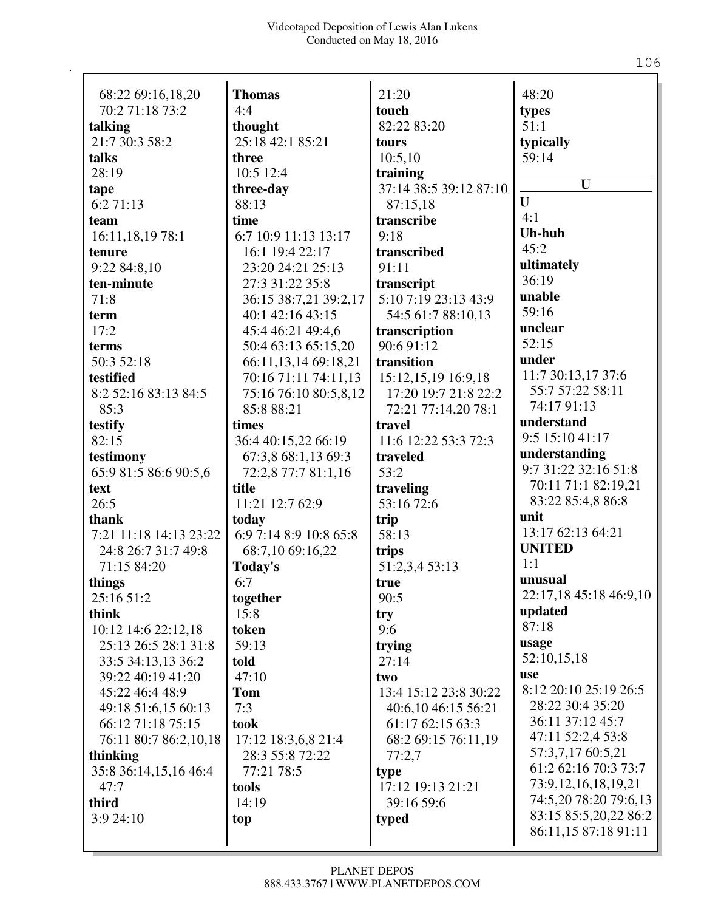68:22 69:16,18,20
70:2 71:18 73:2

**talking**
21:7 30:3 58:2

**talks**
28:19

**tape**
6:2 71:13

**team**
16:11,18,19 78:1

**tenure**
9:22 84:8,10

**ten-minute**
71:8

**term**
17:2

**terms**
50:3 52:18

**testified**
8:2 52:16 83:13 84:5
85:3

**testify**
82:15

**testimony**
65:9 81:5 86:6 90:5,6

**text**
26:5

**thank**
7:21 11:18 14:13 23:22
24:8 26:7 31:7 49:8
71:15 84:20

**things**
25:16 51:2

**think**
10:12 14:6 22:12,18
25:13 26:5 28:1 31:8
33:5 34:13,13 36:2
39:22 40:19 41:20
45:22 46:4 48:9
49:18 51:6,15 60:13
66:12 71:18 75:15
76:11 80:7 86:2,10,18

**thinking**
35:8 36:14,15,16 46:4
47:7

**third**
3:9 24:10

**Thomas**
4:4

**thought**
25:18 42:1 85:21

**three**
10:5 12:4

**three-day**
88:13

**time**
6:7 10:9 11:13 13:17
16:1 19:4 22:17
23:20 24:21 25:13
27:3 31:22 35:8
36:15 38:7,21 39:2,17
40:1 42:16 43:15
45:4 46:21 49:4,6
50:4 63:13 65:15,20
66:11,13,14 69:18,21
70:16 71:11 74:11,13
75:16 76:10 80:5,8,12
85:8 88:21

**times**
36:4 40:15,22 66:19
67:3,8 68:1,13 69:3
72:2,8 77:7 81:1,16

**title**
11:21 12:7 62:9

**today**
6:9 7:14 8:9 10:8 65:8
68:7,10 69:16,22

**Today's**
6:7

**together**
15:8

**token**
59:13

**told**
47:10

**Tom**
7:3

**took**
17:12 18:3,6,8 21:4
28:3 55:8 72:22
77:21 78:5

**tools**
14:19

**top**
21:20

**touch**
82:22 83:20

**tours**
10:5,10

**training**
37:14 38:5 39:12 87:10
87:15,18

**transcribe**
9:18

**transcribed**
91:11

**transcript**
5:10 7:19 23:13 43:9
54:5 61:7 88:10,13

**transcription**
90:6 91:12

**transition**
15:12,15,19 16:9,18
17:20 19:7 21:8 22:2
72:21 77:14,20 78:1

**travel**
11:6 12:22 53:3 72:3

**traveled**
53:2

**traveling**
53:16 72:6

**trip**
58:13

**trips**
51:2,3,4 53:13

**true**
90:5

**try**
9:6

**trying**
27:14

**two**
13:4 15:12 23:8 30:22
40:6,10 46:15 56:21
61:17 62:15 63:3
68:2 69:15 76:11,19
77:2,7

**type**
17:12 19:13 21:21
39:16 59:6

**typed**
48:20

**types**
51:1

**typically**
59:14

## U

**U**
4:1

**Uh-huh**
45:2

**ultimately**
36:19

**unable**
59:16

**unclear**
52:15

**under**
11:7 30:13,17 37:6
55:7 57:22 58:11
74:17 91:13

**understand**
9:5 15:10 41:17

**understanding**
9:7 31:22 32:16 51:8
70:11 71:1 82:19,21
83:22 85:4,8 86:8

**unit**
13:17 62:13 64:21

**UNITED**
1:1

**unusual**
22:17,18 45:18 46:9,10

**updated**
87:18

**usage**
52:10,15,18

**use**
8:12 20:10 25:19 26:5
28:22 30:4 35:20
36:11 37:12 45:7
47:11 52:2,4 53:8
57:3,7,17 60:5,21
61:2 62:16 70:3 73:7
73:9,12,16,18,19,21
74:5,20 78:20 79:6,13
83:15 85:5,20,22 86:2
86:11,15 87:18 91:11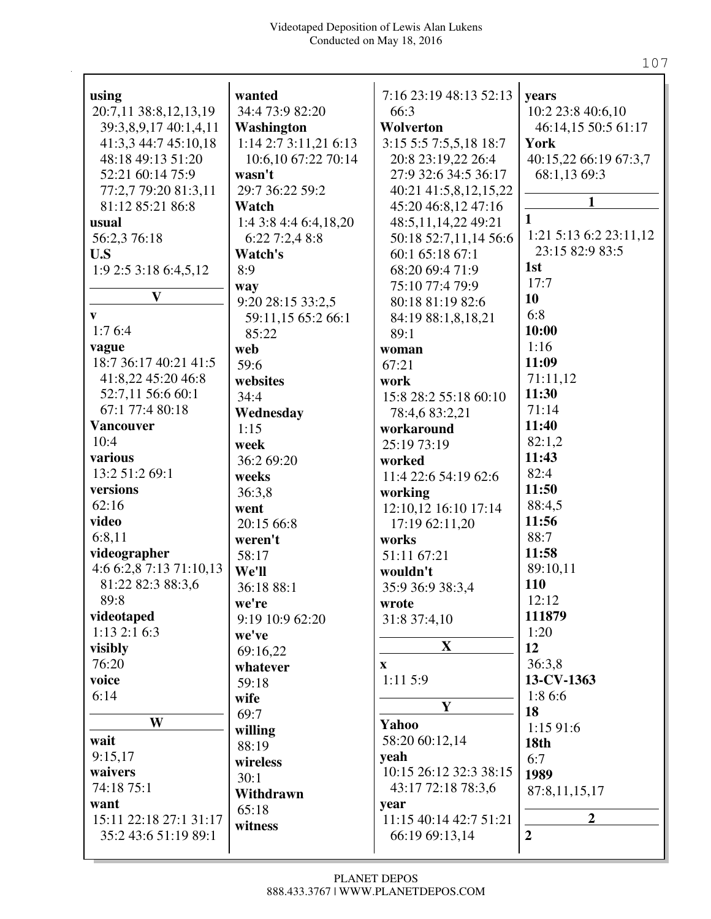**using**
20:7,11 38:8,12,13,19 39:3,8,9,17 40:1,4,11 41:3,3 44:7 45:10,18 48:18 49:13 51:20 52:21 60:14 75:9 77:2,7 79:20 81:3,11 81:12 85:21 86:8

**usual**
56:2,3 76:18

**U.S**
1:9 2:5 3:18 6:4,5,12

## V

**v**
1:7 6:4

**vague**
18:7 36:17 40:21 41:5 41:8,22 45:20 46:8 52:7,11 56:6 60:1 67:1 77:4 80:18

**Vancouver**
10:4

**various**
13:2 51:2 69:1

**versions**
62:16

**video**
6:8,11

**videographer**
4:6 6:2,8 7:13 71:10,13 81:22 82:3 88:3,6 89:8

**videotaped**
1:13 2:1 6:3

**visibly**
76:20

**voice**
6:14

## W

**wait**
9:15,17

**waivers**
74:18 75:1

**want**
15:11 22:18 27:1 31:17 35:2 43:6 51:19 89:1

**wanted**
34:4 73:9 82:20

**Washington**
1:14 2:7 3:11,21 6:13 10:6,10 67:22 70:14

**wasn't**
29:7 36:22 59:2

**Watch**
1:4 3:8 4:4 6:4,18,20 6:22 7:2,4 8:8

**Watch's**
8:9

**way**
9:20 28:15 33:2,5 59:11,15 65:2 66:1 85:22

**web**
59:6

**websites**
34:4

**Wednesday**
1:15

**week**
36:2 69:20

**weeks**
36:3,8

**went**
20:15 66:8

**weren't**
58:17

**We'll**
36:18 88:1

**we're**
9:19 10:9 62:20

**we've**
69:16,22

**whatever**
59:18

**wife**
69:7

**willing**
88:19

**wireless**
30:1

**Withdrawn**
65:18

**witness**
7:16 23:19 48:13 52:13 66:3

**Wolverton**
3:15 5:5 7:5,5,18 18:7 20:8 23:19,22 26:4 27:9 32:6 34:5 36:17 40:21 41:5,8,12,15,22 45:20 46:8,12 47:16 48:5,11,14,22 49:21 50:18 52:7,11,14 56:6 60:1 65:18 67:1 68:20 69:4 71:9 75:10 77:4 79:9 80:18 81:19 82:6 84:19 88:1,8,18,21 89:1

**woman**
67:21

**work**
15:8 28:2 55:18 60:10 78:4,6 83:2,21

**workaround**
25:19 73:19

**worked**
11:4 22:6 54:19 62:6

**working**
12:10,12 16:10 17:14 17:19 62:11,20

**works**
51:11 67:21

**wouldn't**
35:9 36:9 38:3,4

**wrote**
31:8 37:4,10

## X

**x**
1:11 5:9

## Y

**Yahoo**
58:20 60:12,14

**yeah**
10:15 26:12 32:3 38:15 43:17 72:18 78:3,6

**year**
11:15 40:14 42:7 51:21 66:19 69:13,14

**years**
10:2 23:8 40:6,10 46:14,15 50:5 61:17

**York**
40:15,22 66:19 67:3,7 68:1,13 69:3

## 1

**1**
1:21 5:13 6:2 23:11,12 23:15 82:9 83:5

**1st**
17:7

**10**
6:8

**10:00**
1:16

**11:09**
71:11,12

**11:30**
71:14

**11:40**
82:1,2

**11:43**
82:4

**11:50**
88:4,5

**11:56**
88:7

**11:58**
89:10,11

**110**
12:12

**111879**
1:20

**12**
36:3,8

**13-CV-1363**
1:8 6:6

**18**
1:15 91:6

**18th**
6:7

**1989**
87:8,11,15,17

## 2

**2**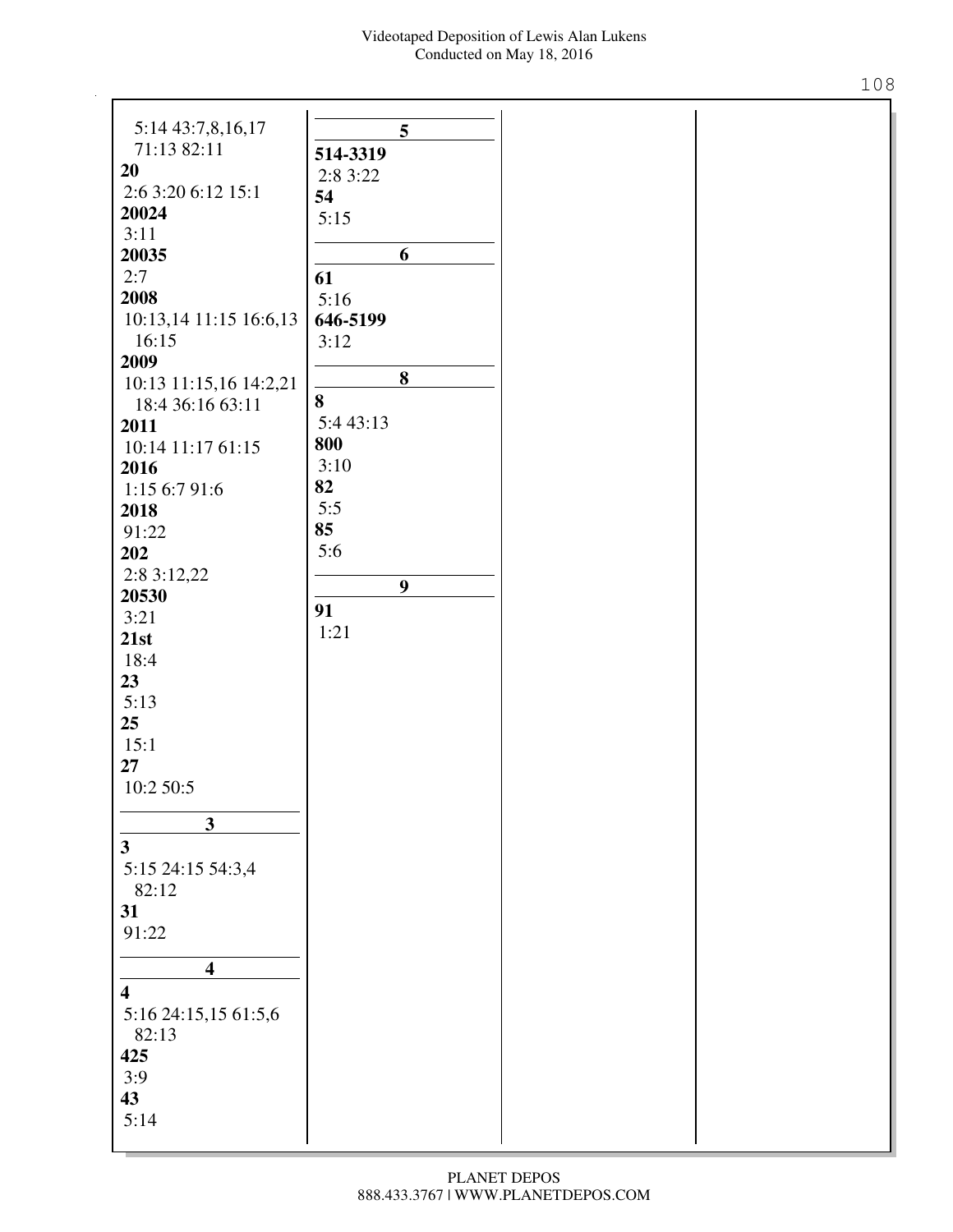5:14 43:7,8,16,17 71:13 82:11

**20**
2:6 3:20 6:12 15:1

**20024**
3:11

**20035**
2:7

**2008**
10:13,14 11:15 16:6,13 16:15

**2009**
10:13 11:15,16 14:2,21 18:4 36:16 63:11

**2011**
10:14 11:17 61:15

**2016**
1:15 6:7 91:6

**2018**
91:22

**202**
2:8 3:12,22

**20530**
3:21

**21st**
18:4

**23**
5:13

**25**
15:1

**27**
10:2 50:5

## 3

**3**
5:15 24:15 54:3,4 82:12

**31**
91:22

## 4

**4**
5:16 24:15,15 61:5,6 82:13

**425**
3:9

**43**
5:14

## 5

**514-3319**
2:8 3:22

**54**
5:15

## 6

**61**
5:16

**646-5199**
3:12

## 8

**8**
5:4 43:13

**800**
3:10

**82**
5:5

**85**
5:6

## 9

**91**
1:21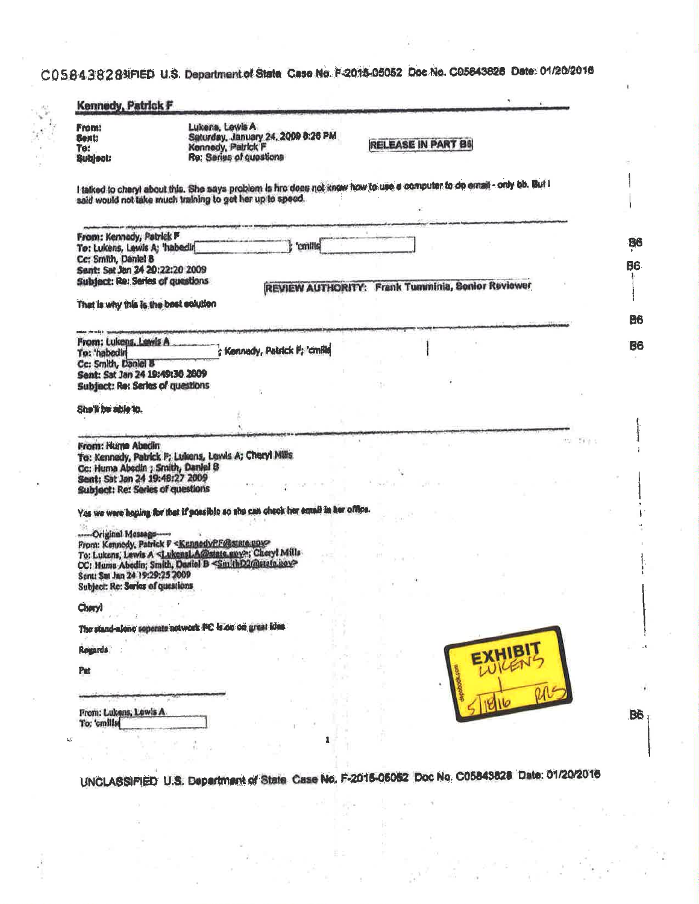C05843828SIFIED U.S. Department of State Case No. F-2015-05052 Doc No. C05843828 Date: 01/20/2016

**Kennedy, Patrick F**

**From:** Lukens, Lewis A
**Sent:** Saturday, January 24, 2009 8:26 PM
**To:** Kennedy, Patrick F
**Subject:** Re: Series of questions

RELEASE IN PART B6

I talked to cheryl about this. She says problem is hrc does not know how to use a computer to do email - only bb. But I said would not take much training to get her up to speed.

---

**From:** Kennedy, Patrick F
**To:** Lukens, Lewis A; 'habedin[ ]; 'cmills[ ]
**Cc:** Smith, Daniel B
**Sent:** Sat Jan 24 20:22:20 2009
**Subject:** Re: Series of questions

B6
B6

REVIEW AUTHORITY: Frank Tumminia, Senior Reviewer

That is why this is the best solution

---

**From:** Lukens, Lewis A
**To:** 'habedin[ ]; Kennedy, Patrick F; 'cmills[ ]
**Cc:** Smith, Daniel B
**Sent:** Sat Jan 24 19:49:30 2009
**Subject:** Re: Series of questions

B6
B6

She'll be able to.

---

**From:** Huma Abedin
**To:** Kennedy, Patrick F; Lukens, Lewis A; Cheryl Mills
**Cc:** Huma Abedin ; Smith, Daniel B
**Sent:** Sat Jan 24 19:48:27 2009
**Subject:** Re: Series of questions

Yes we were hoping for that if possible so she can check her email in her office.

-----Original Message-----
From: Kennedy, Patrick F <KennedyPF@state.gov>
To: Lukens, Lewis A <LukensLA@state.gov>; Cheryl Mills
CC: Huma Abedin; Smith, Daniel B <SmithD2@state.gov>
Sent: Sat Jan 24 19:29:25 2009
Subject: Re: Series of questions

Cheryl

The stand-alone separate network PC is an ok great idea

Regards

Pat

---

From: Lukens, Lewis A
To: 'cmills[ ]

B6

EXHIBIT LUKENS 1 5/18/16 RLS

UNCLASSIFIED U.S. Department of State Case No. F-2015-05052 Doc No. C05843828 Date: 01/20/2016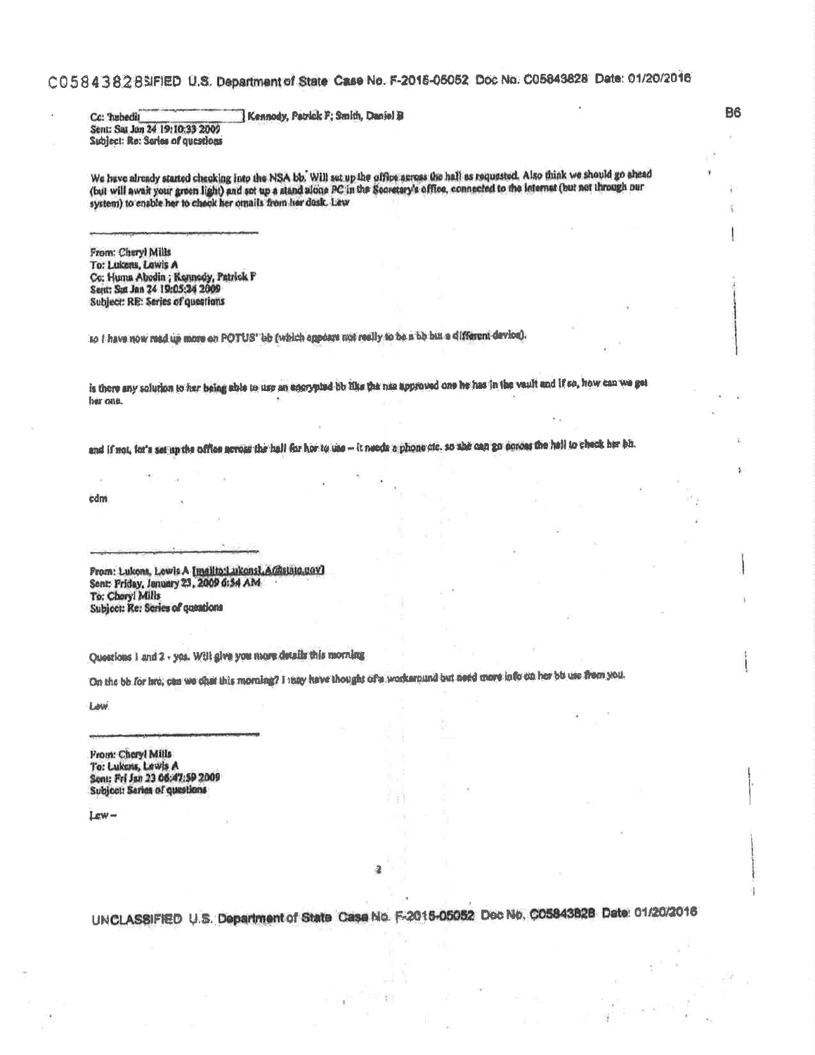Cc: 'habedi[ ] Kennedy, Patrick F; Smith, Daniel B

B6

Sent: Sat Jan 24 19:10:33 2009
Subject: Re: Series of questions

We have already started checking into the NSA bb. Will set up the office across the hall as requested. Also think we should go ahead (but will await your green light) and set up a stand alone PC in the Secretary's office, connected to the Internet (but not through our system) to enable her to check her emails from her desk. Lew

---

From: Cheryl Mills
To: Lukens, Lewis A
Cc: Huma Abedin ; Kennedy, Patrick F
Sent: Sat Jan 24 19:05:24 2009
Subject: RE: Series of questions

so I have now read up more on POTUS' bb (which appears not really to be a bb but a different device).

is there any solution to her being able to use an encrypted bb like the nsa approved one he has in the vault and if so, how can we get her one.

and if not, let's set up the office across the hall for her to use -- it needs a phone etc. so she can go across the hall to check her bb.

cdm

---

From: Lukens, Lewis A [mailto:LukensLA@state.gov]
Sent: Friday, January 23, 2009 6:54 AM
To: Cheryl Mills
Subject: Re: Series of questions

Questions 1 and 2 - yes. Will give you more details this morning

On the bb for hrc, can we chat this morning? I may have thought of a workaround but need more info on her bb use from you.

Lew

---

From: Cheryl Mills
To: Lukens, Lewis A
Sent: Fri Jan 23 06:47:59 2009
Subject: Series of questions

Lew --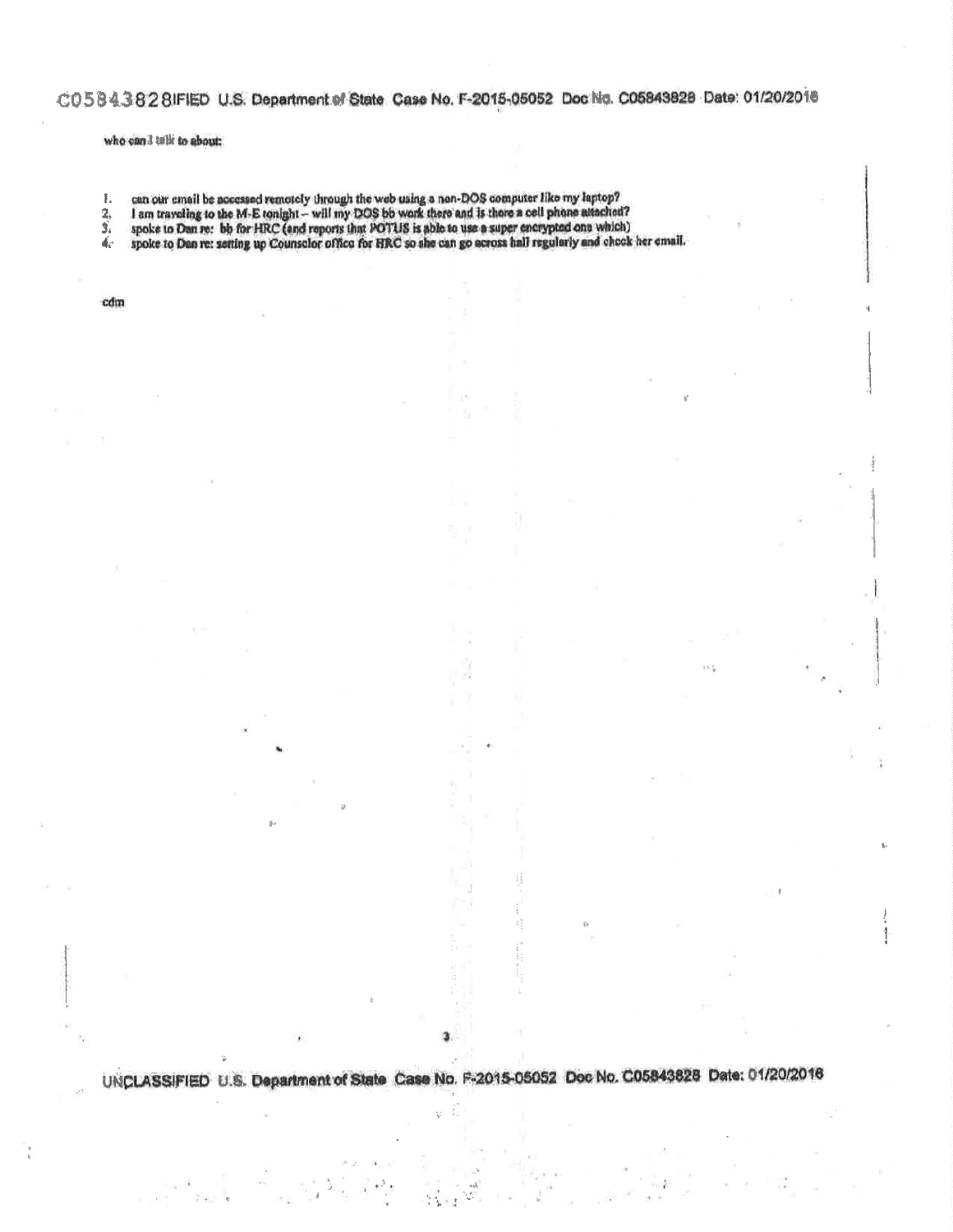who can I talk to about:

1. can our email be accessed remotely through the web using a non-DOS computer like my laptop?
2. I am traveling to the M-E tonight – will my DOS bb work there and is there a cell phone attached?
3. spoke to Dan re: bb for HRC (and reports that POTUS is able to use a super encrypted one which)
4. spoke to Dan re: setting up Counselor office for HRC so she can go across hall regularly and check her email.

cdm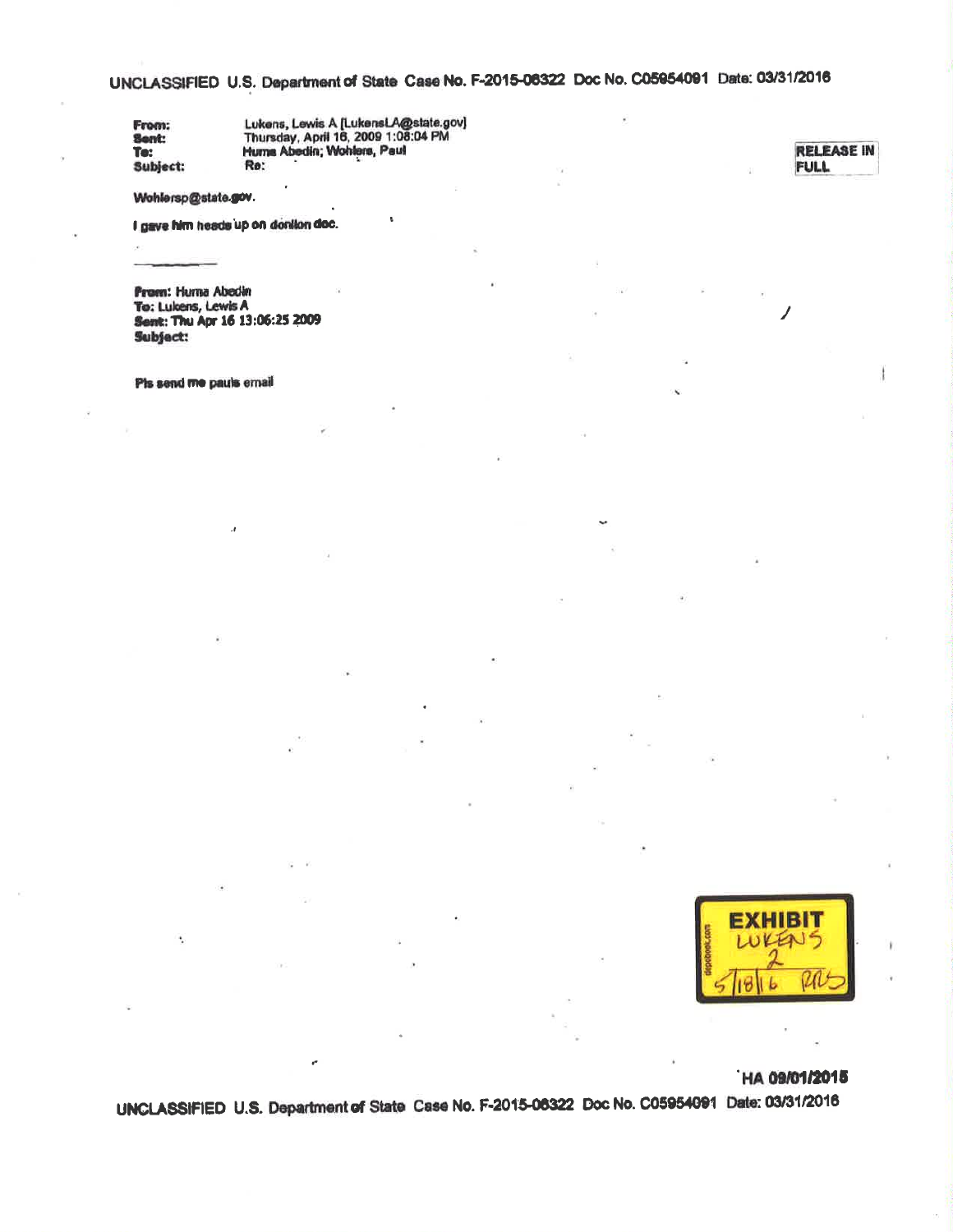RELEASE IN FULL

**From:** Lukens, Lewis A [LukensLA@state.gov]
**Sent:** Thursday, April 16, 2009 1:08:04 PM
**To:** Huma Abedin; Wohlers, Paul
**Subject:** Re:

Wohlersp@state.gov.

I gave him heads up on donilon doc.

---

**From:** Huma Abedin
**To:** Lukens, Lewis A
**Sent:** Thu Apr 16 13:06:25 2009
**Subject:**

Pls send me pauls email

EXHIBIT
LUKENS
2
5/18/16 RRS

HA 09/01/2015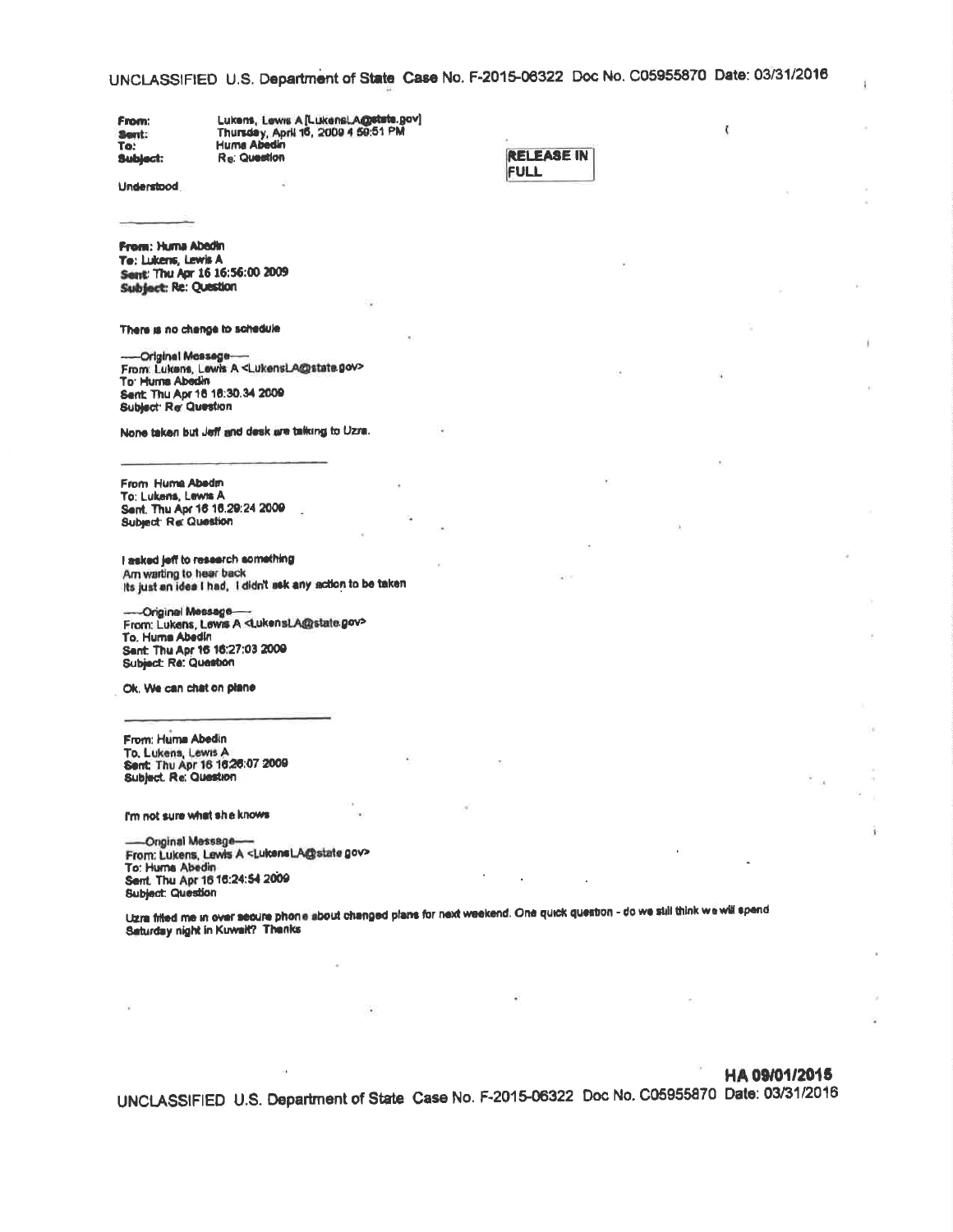**From:** Lukens, Lewis A [LukensLA@state.gov]
**Sent:** Thursday, April 16, 2009 4:59:51 PM
**To:** Huma Abedin
**Subject:** Re: Question

RELEASE IN FULL

Understood

---

**From:** Huma Abedin
**To:** Lukens, Lewis A
**Sent:** Thu Apr 16 16:56:00 2009
**Subject:** Re: Question

There is no change to schedule

-----Original Message-----
From: Lukens, Lewis A <LukensLA@state.gov>
To: Huma Abedin
Sent: Thu Apr 16 16:30:34 2009
Subject: Re: Question

None taken but Jeff and desk are talking to Uzra.

---

From: Huma Abedin
To: Lukens, Lewis A
Sent: Thu Apr 16 16:29:24 2009
Subject: Re: Question

I asked jeff to research something
Am waiting to hear back
Its just an idea I had, I didn't ask any action to be taken

-----Original Message-----
From: Lukens, Lewis A <LukensLA@state.gov>
To: Huma Abedin
Sent: Thu Apr 16 16:27:03 2009
Subject: Re: Question

Ok. We can chat on plane

---

From: Huma Abedin
To: Lukens, Lewis A
Sent: Thu Apr 16 16:26:07 2009
Subject: Re: Question

I'm not sure what she knows

-----Original Message-----
From: Lukens, Lewis A <LukensLA@state.gov>
To: Huma Abedin
Sent: Thu Apr 16 16:24:54 2009
Subject: Question

Uzra filled me in over secure phone about changed plans for next weekend. One quick question - do we still think we will spend Saturday night in Kuwait? Thanks

HA 09/01/2015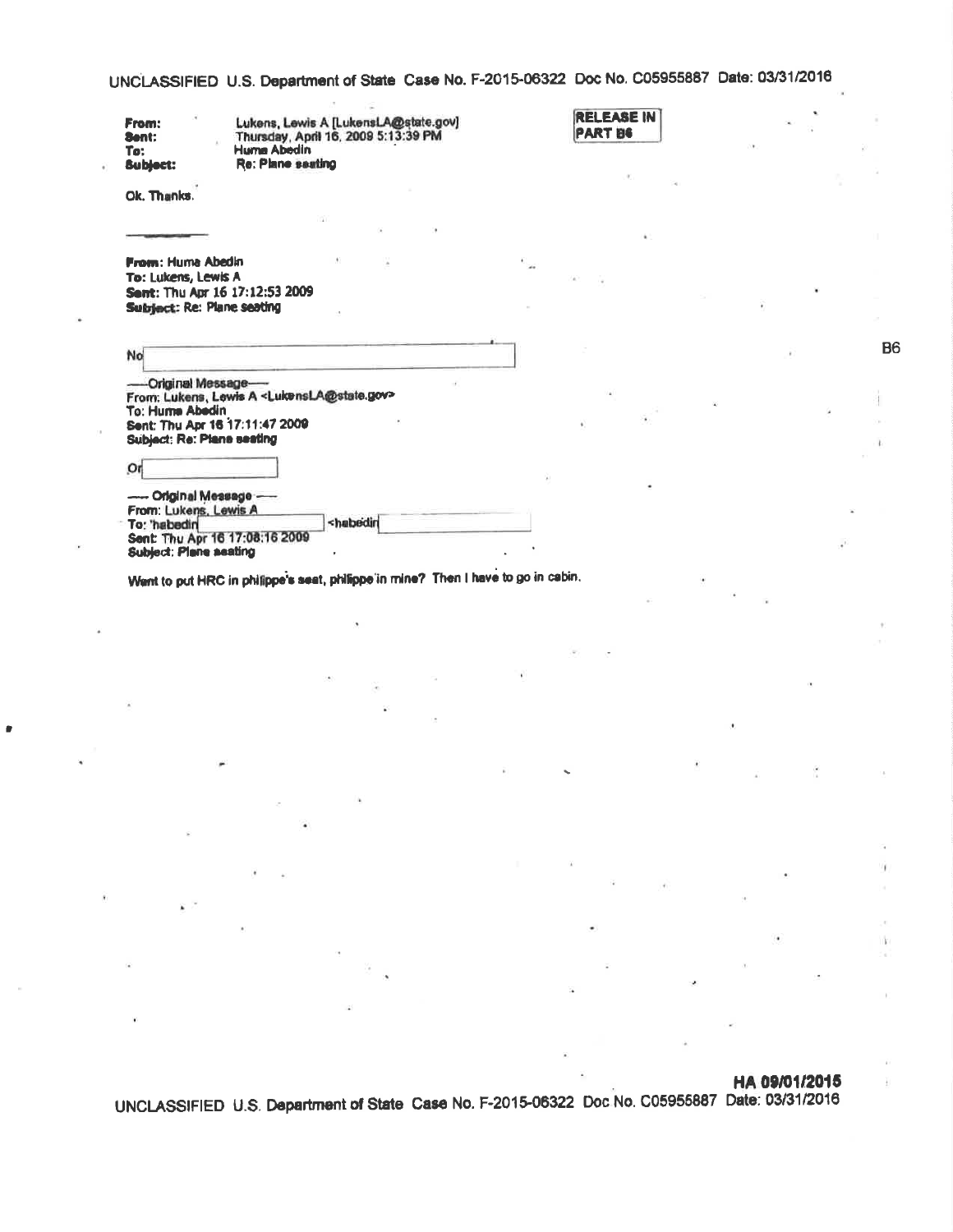RELEASE IN PART B6

**From:** Lukens, Lewis A [LukensLA@state.gov]
**Sent:** Thursday, April 16, 2009 5:13:39 PM
**To:** Huma Abedin
**Subject:** Re: Plane seating

Ok. Thanks.

---

**From:** Huma Abedin
**To:** Lukens, Lewis A
**Sent:** Thu Apr 16 17:12:53 2009
**Subject:** Re: Plane seating

No [ ]

B6

-----Original Message-----
From: Lukens, Lewis A <LukensLA@state.gov>
To: Huma Abedin
Sent: Thu Apr 16 17:11:47 2009
Subject: Re: Plane seating

Or [ ]

----- Original Message -----
From: Lukens, Lewis A
To: 'habedin[ ]' <habedin[ ]
Sent: Thu Apr 16 17:08:16 2009
Subject: Plane seating

Want to put HRC in philippe's seat, philippe in mine? Then I have to go in cabin.

HA 09/01/2015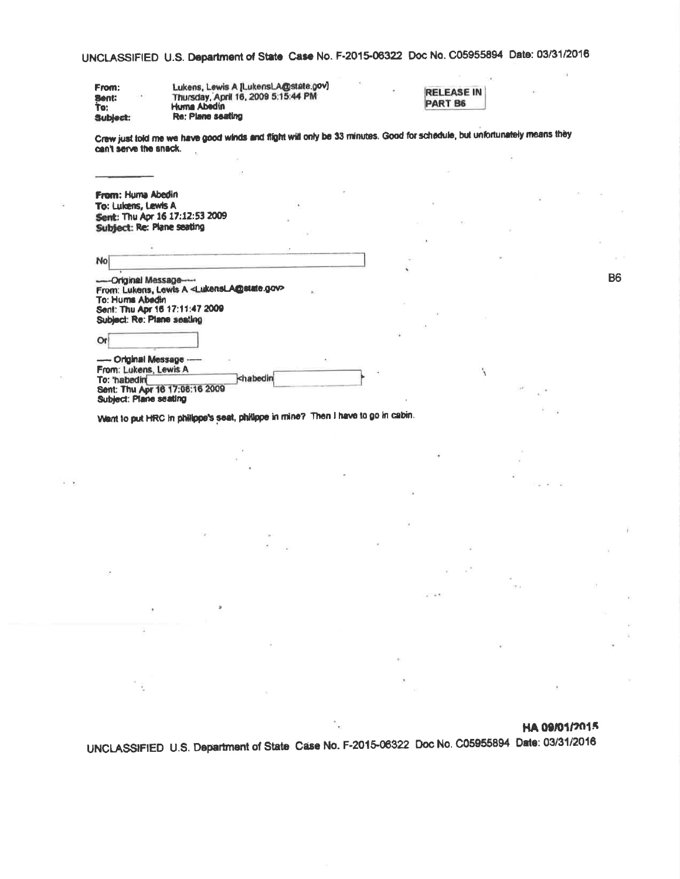| | |
|---|---|
| **From:** | Lukens, Lewis A [LukensLA@state.gov] |
| **Sent:** | Thursday, April 16, 2009 5:15:44 PM |
| **To:** | Huma Abedin |
| **Subject:** | Re: Plane seating |

RELEASE IN PART B6

Crew just told me we have good winds and flight will only be 33 minutes. Good for schedule, but unfortunately means they can't serve the snack.

---

**From:** Huma Abedin
**To:** Lukens, Lewis A
**Sent:** Thu Apr 16 17:12:53 2009
**Subject:** Re: Plane seating

No [ ]

B6

-----Original Message-----
From: Lukens, Lewis A <LukensLA@state.gov>
To: Huma Abedin
Sent: Thu Apr 16 17:11:47 2009
Subject: Re: Plane seating

Or [ ]

----- Original Message -----
From: Lukens, Lewis A
To: 'habedin[ ] <habedin[ ]>
Sent: Thu Apr 16 17:08:16 2009
Subject: Plane seating

Want to put HRC in philippe's seat, philippe in mine? Then I have to go in cabin.

HA 09/01/2015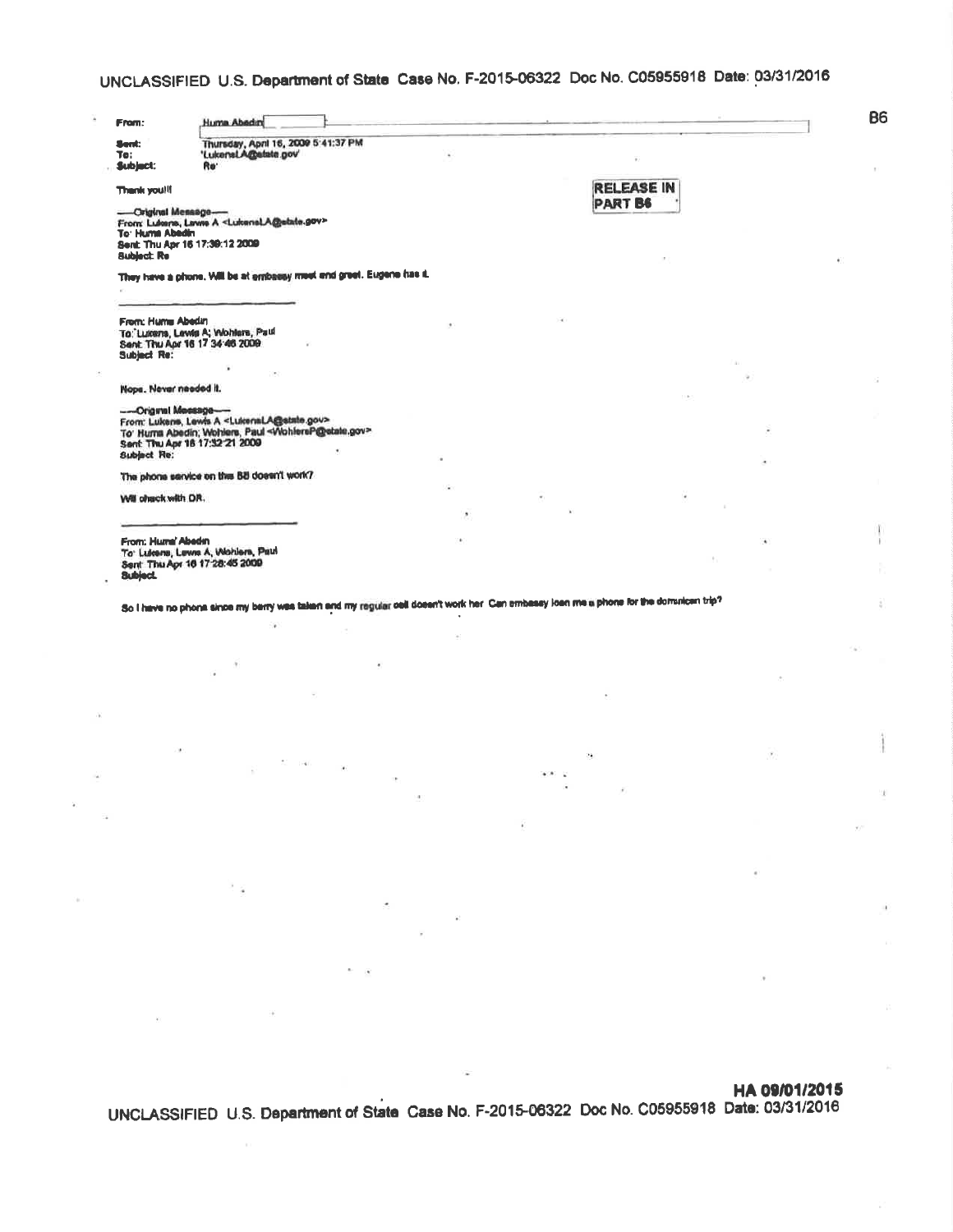UNCLASSIFIED U.S. Department of State Case No. F-2015-06322 Doc No. C05955918 Date: 03/31/2016

**From:** Huma Abedin

**Sent:** Thursday, April 16, 2009 5:41:37 PM

**To:** 'LukensLA@state.gov'

**Subject:** Re:

B6

RELEASE IN PART B6

Thank you!!

-----Original Message-----
From: Lukens, Lewis A <LukensLA@state.gov>
To: Huma Abedin
Sent: Thu Apr 16 17:39:12 2009
Subject: Re:

They have a phone. Will be at embassy meet and greet. Eugene has it.

---

From: Huma Abedin
To: Lukens, Lewis A; Wohlers, Paul
Sent: Thu Apr 16 17:34:46 2009
Subject: Re:

Nope. Never needed it.

-----Original Message-----
From: Lukens, Lewis A <LukensLA@state.gov>
To: Huma Abedin; Wohlers, Paul <WohlersP@state.gov>
Sent: Thu Apr 16 17:32:21 2009
Subject: Re:

The phone service on the BB doesn't work?

Will check with DR.

---

From: Huma Abedin
To: Lukens, Lewis A, Wohlers, Paul
Sent: Thu Apr 16 17:28:45 2009
Subject:

So I have no phone since my berry was taken and my regular cell doesn't work her Can embassy loan me a phone for the dominican trip?

HA 09/01/2015

UNCLASSIFIED U.S. Department of State Case No. F-2015-06322 Doc No. C05955918 Date: 03/31/2016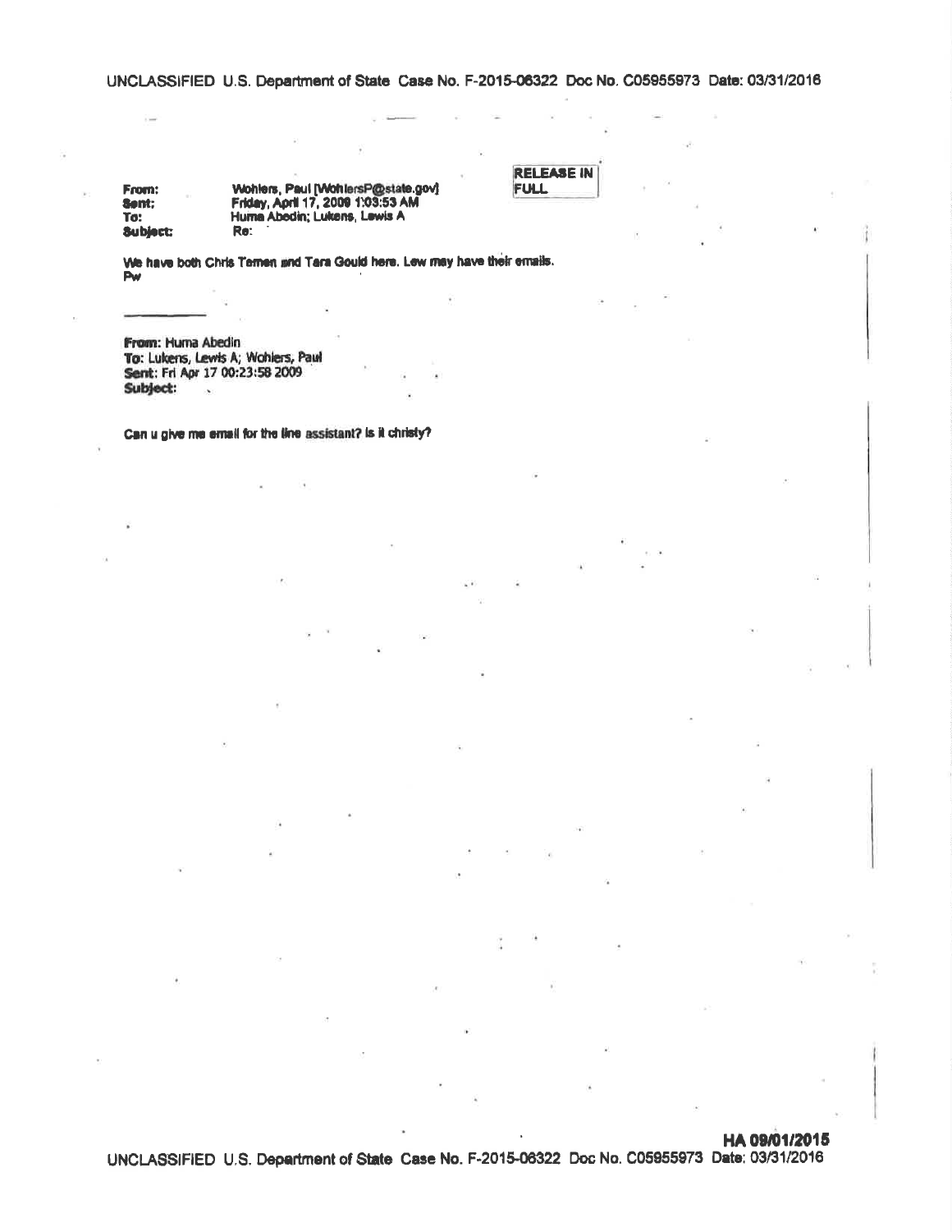RELEASE IN FULL

**From:** Wohlers, Paul [WohlersP@state.gov]
**Sent:** Friday, April 17, 2009 1:03:53 AM
**To:** Huma Abedin; Lukens, Lewis A
**Subject:** Re:

We have both Chris Temen and Tara Gould here. Lew may have their emails.
Pw

---

**From:** Huma Abedin
**To:** Lukens, Lewis A; Wohlers, Paul
**Sent:** Fri Apr 17 00:23:58 2009
**Subject:**

Can u give me email for the line assistant? Is it christy?

HA 09/01/2015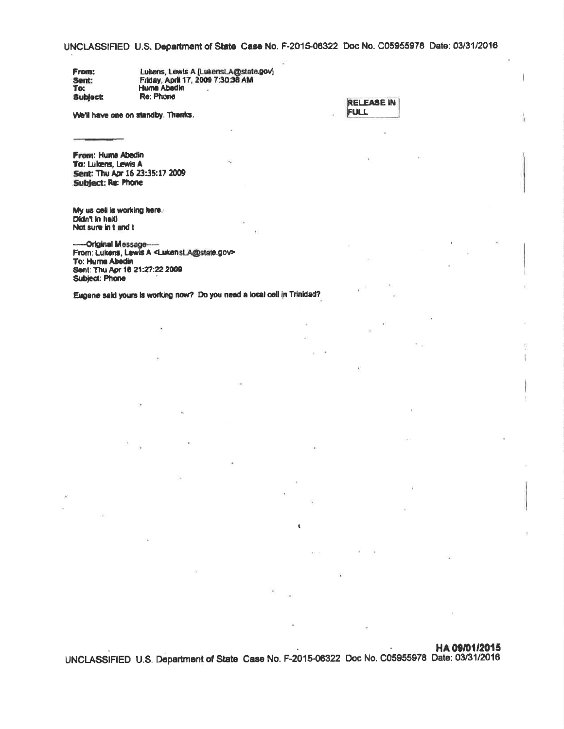**From:** Lukens, Lewis A [LukensLA@state.gov]
**Sent:** Friday, April 17, 2009 7:30:38 AM
**To:** Huma Abedin
**Subject:** Re: Phone

RELEASE IN FULL

We'll have one on standby. Thanks.

---

**From:** Huma Abedin
**To:** Lukens, Lewis A
**Sent:** Thu Apr 16 23:35:17 2009
**Subject:** Re: Phone

My us cell is working here.
Didn't in haiti
Not sure in t and t

-----Original Message-----
From: Lukens, Lewis A <LukensLA@state.gov>
To: Huma Abedin
Sent: Thu Apr 16 21:27:22 2009
Subject: Phone

Eugene said yours is working now? Do you need a local cell in Trinidad?

HA 09/01/2015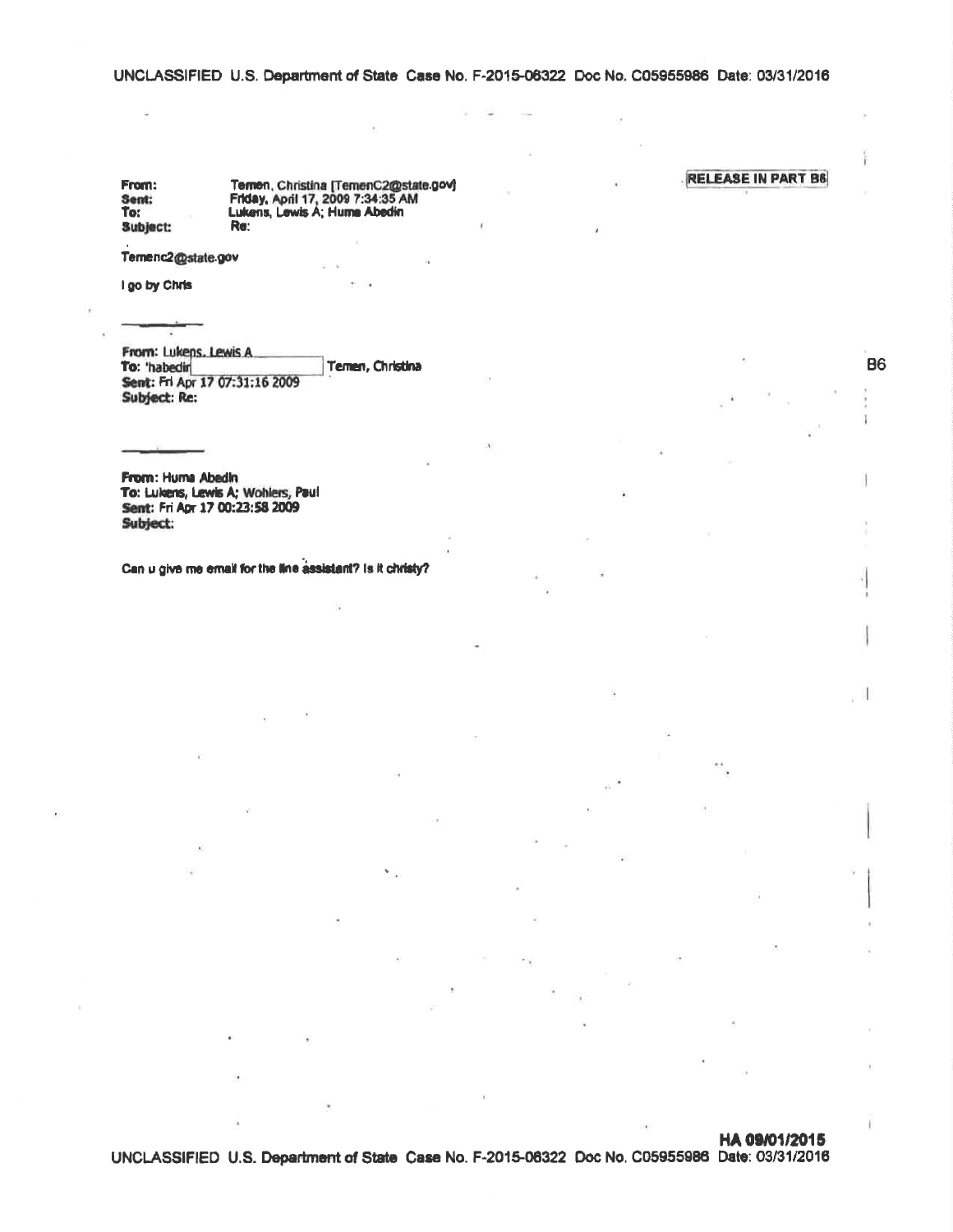RELEASE IN PART B6

**From:** Temen, Christina [TemenC2@state.gov]
**Sent:** Friday, April 17, 2009 7:34:35 AM
**To:** Lukens, Lewis A; Huma Abedin
**Subject:** Re:

Temenc2@state.gov

I go by Chris

---

**From:** Lukens, Lewis A
**To:** 'habedin[REDACTED] Temen, Christina
**Sent:** Fri Apr 17 07:31:16 2009
**Subject:** Re:

B6

---

**From:** Huma Abedin
**To:** Lukens, Lewis A; Wohlers, Paul
**Sent:** Fri Apr 17 00:23:58 2009
**Subject:**

Can u give me email for the line assistant? Is it christy?

HA 09/01/2015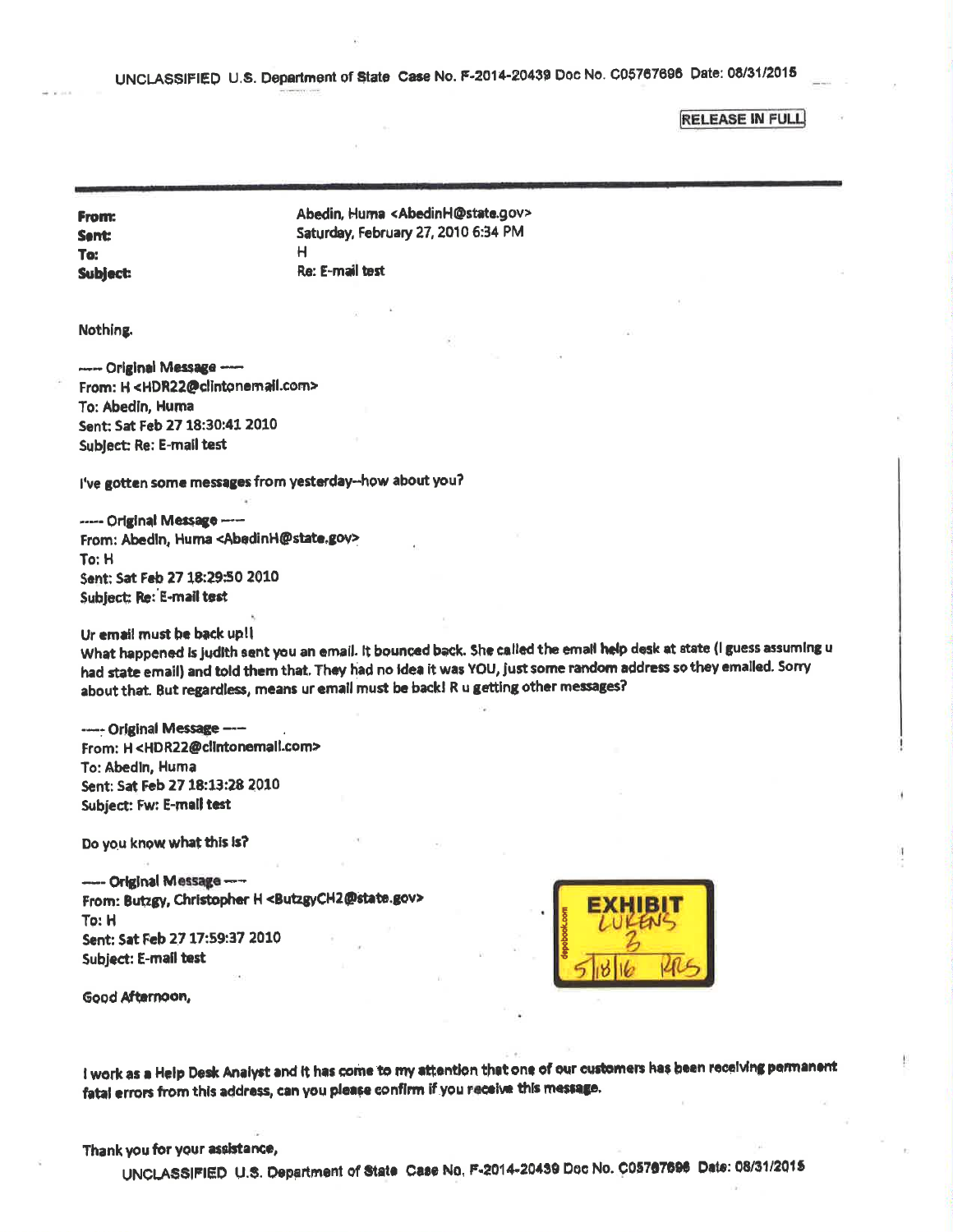UNCLASSIFIED U.S. Department of State Case No. F-2014-20439 Doc No. C05767696 Date: 08/31/2015

RELEASE IN FULL

**From:** Abedin, Huma <AbedinH@state.gov>
**Sent:** Saturday, February 27, 2010 6:34 PM
**To:** H
**Subject:** Re: E-mail test

Nothing.

----- Original Message -----
From: H <HDR22@clintonemail.com>
To: Abedin, Huma
Sent: Sat Feb 27 18:30:41 2010
Subject: Re: E-mail test

I've gotten some messages from yesterday--how about you?

----- Original Message -----
From: Abedin, Huma <AbedinH@state.gov>
To: H
Sent: Sat Feb 27 18:29:50 2010
Subject: Re: E-mail test

Ur email must be back up!!
What happened is judith sent you an email. It bounced back. She called the email help desk at state (I guess assuming u had state email) and told them that. They had no idea it was YOU, just some random address so they emailed. Sorry about that. But regardless, means ur email must be back! R u getting other messages?

----- Original Message -----
From: H <HDR22@clintonemail.com>
To: Abedin, Huma
Sent: Sat Feb 27 18:13:28 2010
Subject: Fw: E-mail test

Do you know what this is?

----- Original Message -----
From: Butzgy, Christopher H <ButzgyCH2@state.gov>
To: H
Sent: Sat Feb 27 17:59:37 2010
Subject: E-mail test

EXHIBIT LUKENS 3 5/18/16 RRS

Good Afternoon,

I work as a Help Desk Analyst and it has come to my attention that one of our customers has been receiving permanent fatal errors from this address, can you please confirm if you receive this message.

Thank you for your assistance,

UNCLASSIFIED U.S. Department of State Case No. F-2014-20439 Doc No. C05767696 Date: 08/31/2015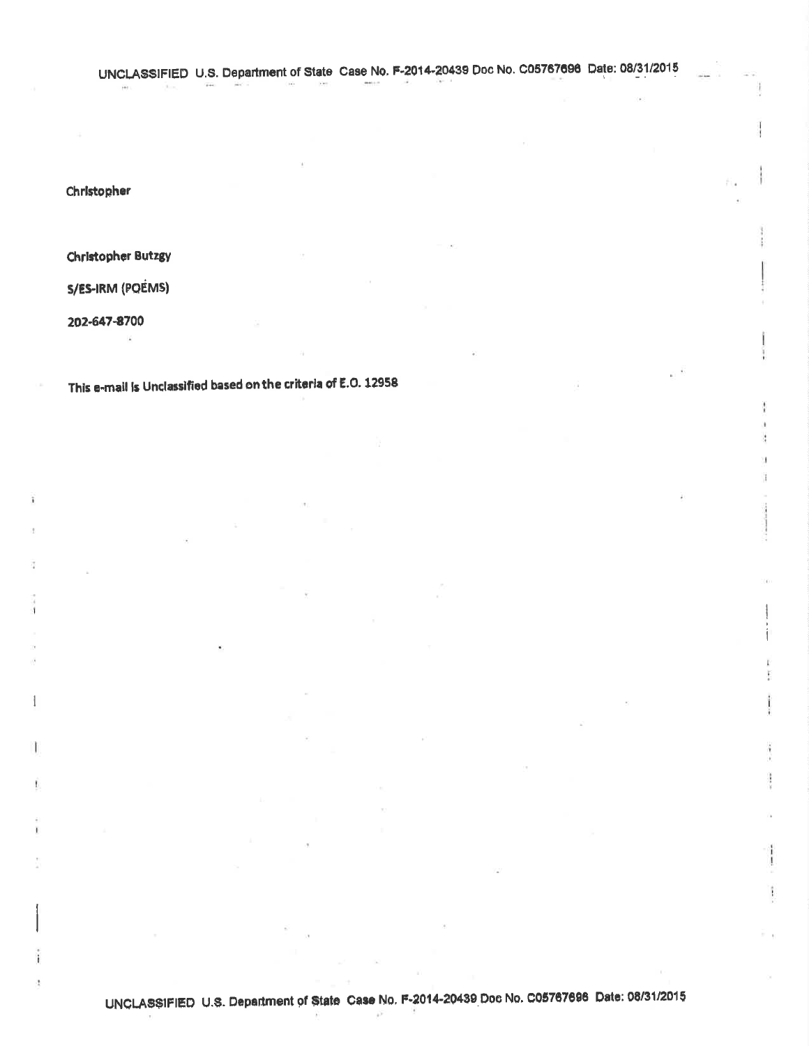Christopher

Christopher Butzgy

S/ES-IRM (POEMS)

202-647-8700

This e-mail is Unclassified based on the criteria of E.O. 12958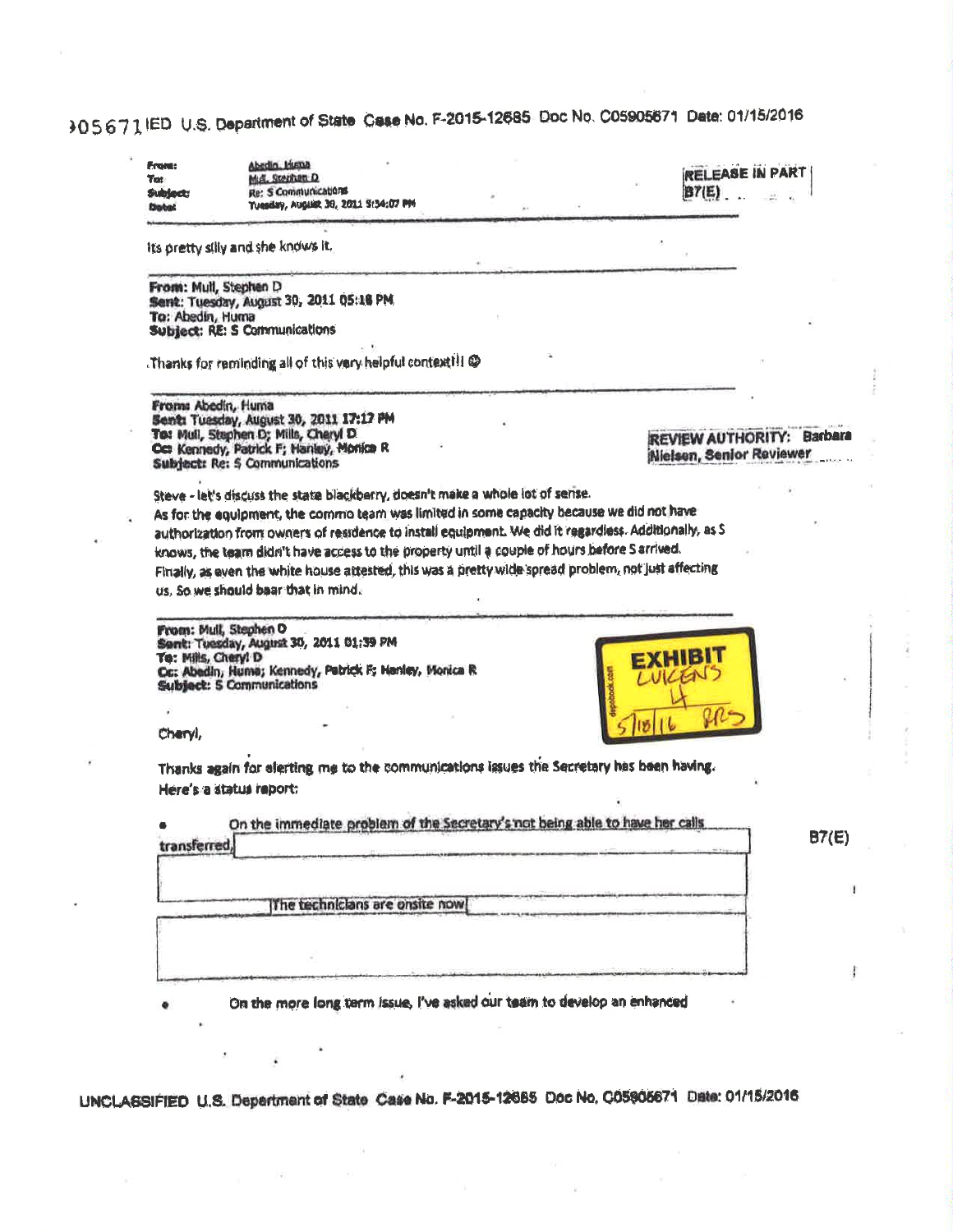UNCLASSIFIED U.S. Department of State Case No. F-2015-12685 Doc No. C05905671 Date: 01/15/2016

**From:** Abedin, Huma
**To:** Mull, Stephen D
**Subject:** Re: S Communications
**Date:** Tuesday, August 30, 2011 5:34:07 PM

RELEASE IN PART B7(E)

Its pretty silly and she knows it.

---

**From:** Mull, Stephen D
**Sent:** Tuesday, August 30, 2011 05:18 PM
**To:** Abedin, Huma
**Subject:** RE: S Communications

Thanks for reminding all of this very helpful context!!! ☺

---

**From:** Abedin, Huma
**Sent:** Tuesday, August 30, 2011 17:17 PM
**To:** Mull, Stephen D; Mills, Cheryl D
**Cc:** Kennedy, Patrick F; Hanley, Monica R
**Subject:** Re: S Communications

REVIEW AUTHORITY: Barbara Nielsen, Senior Reviewer

Steve - let's discuss the state blackberry, doesn't make a whole lot of sense.
As for the equipment, the commo team was limited in some capacity because we did not have authorization from owners of residence to install equipment. We did it regardless. Additionally, as S knows, the team didn't have access to the property until a couple of hours before S arrived.
Finally, as even the white house attested, this was a pretty wide spread problem, not just affecting us. So we should bear that in mind.

---

**From:** Mull, Stephen D
**Sent:** Tuesday, August 30, 2011 01:39 PM
**To:** Mills, Cheryl D
**Cc:** Abedin, Huma; Kennedy, Patrick F; Hanley, Monica R
**Subject:** S Communications

EXHIBIT LUKENS 4 5/18/16

Cheryl,

Thanks again for alerting me to the communications issues the Secretary has been having.
Here's a status report:

- On the immediate problem of the Secretary's not being able to have her calls transferred, [REDACTED] The technicians are onsite now [REDACTED] B7(E)

- On the more long term issue, I've asked our team to develop an enhanced

UNCLASSIFIED U.S. Department of State Case No. F-2015-12685 Doc No. C05905671 Date: 01/15/2016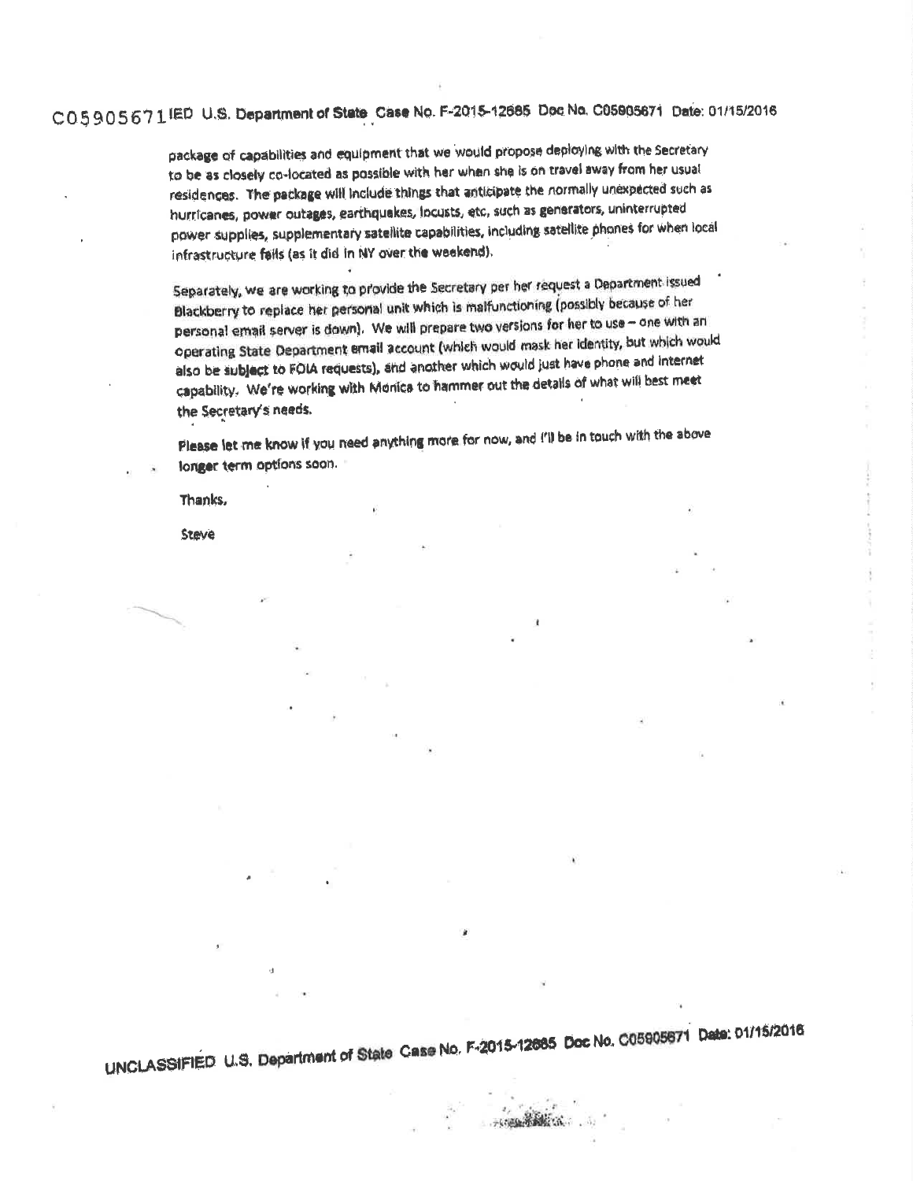package of capabilities and equipment that we would propose deploying with the Secretary to be as closely co-located as possible with her when she is on travel away from her usual residences. The package will include things that anticipate the normally unexpected such as hurricanes, power outages, earthquakes, locusts, etc, such as generators, uninterrupted power supplies, supplementary satellite capabilities, including satellite phones for when local infrastructure fails (as it did in NY over the weekend).

Separately, we are working to provide the Secretary per her request a Department issued Blackberry to replace her personal unit which is malfunctioning (possibly because of her personal email server is down). We will prepare two versions for her to use – one with an operating State Department email account (which would mask her identity, but which would also be subject to FOIA requests), and another which would just have phone and internet capability. We're working with Monica to hammer out the details of what will best meet the Secretary's needs.

Please let me know if you need anything more for now, and I'll be in touch with the above longer term options soon.

Thanks,

Steve